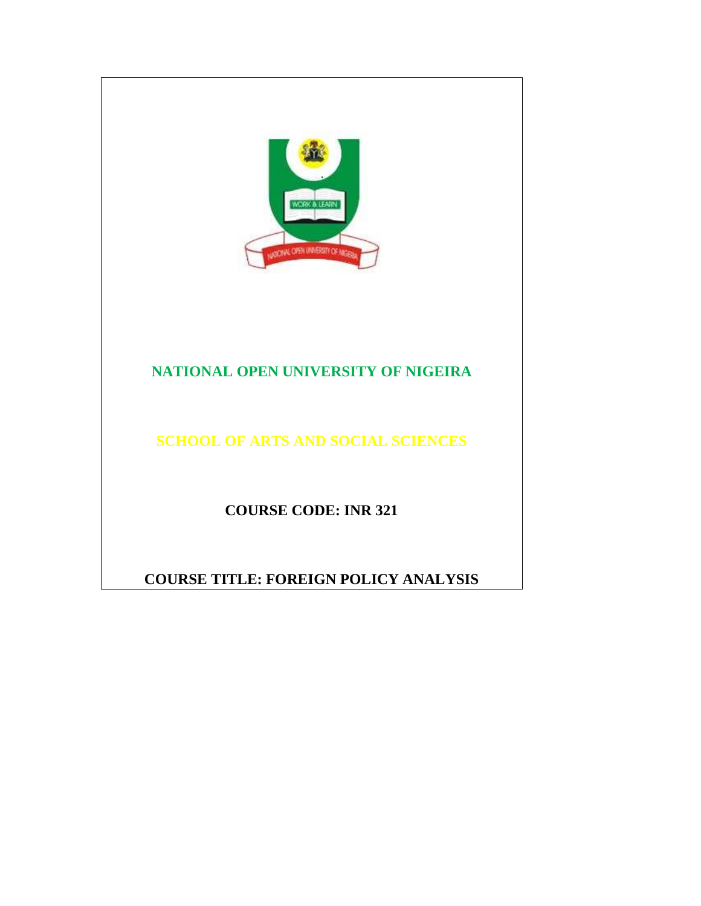# NATIONAL OPEN UNIVERSITY OF NIGEIRA

## SCHOOL OF ARTS AND SOCIAL SCIENCES

**COURSE CODE: INR 321**

**COURSE TITLE: FOREIGN POLICY ANALYSIS**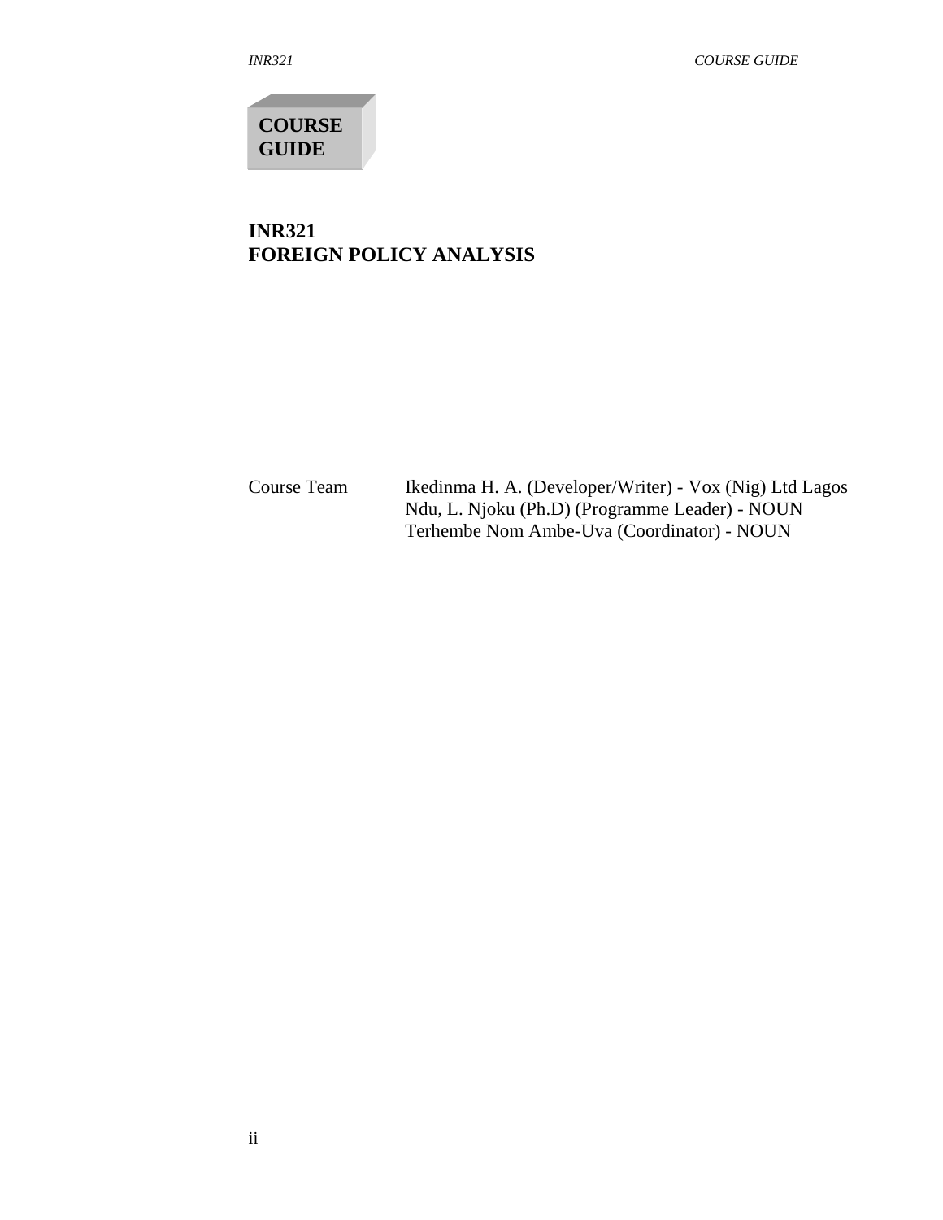**COURSE GUIDE**

# INR321
# FOREIGN POLICY ANALYSIS

| Course Team | |
|---|---|
| | Ikedinma H. A. (Developer/Writer) - Vox (Nig) Ltd Lagos |
| | Ndu, L. Njoku (Ph.D) (Programme Leader) - NOUN |
| | Terhembe Nom Ambe-Uva (Coordinator) - NOUN |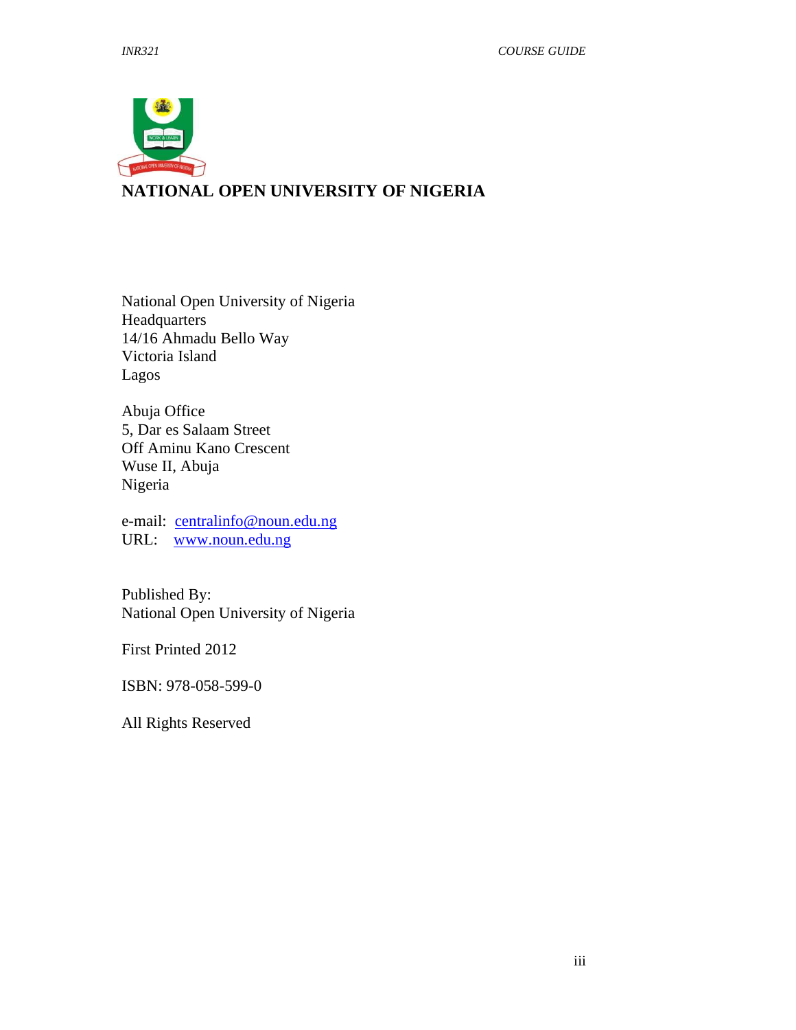# NATIONAL OPEN UNIVERSITY OF NIGERIA

National Open University of Nigeria
Headquarters
14/16 Ahmadu Bello Way
Victoria Island
Lagos

Abuja Office
5, Dar es Salaam Street
Off Aminu Kano Crescent
Wuse II, Abuja
Nigeria

e-mail: centralinfo@noun.edu.ng
URL: www.noun.edu.ng

Published By:
National Open University of Nigeria

First Printed 2012

ISBN: 978-058-599-0

All Rights Reserved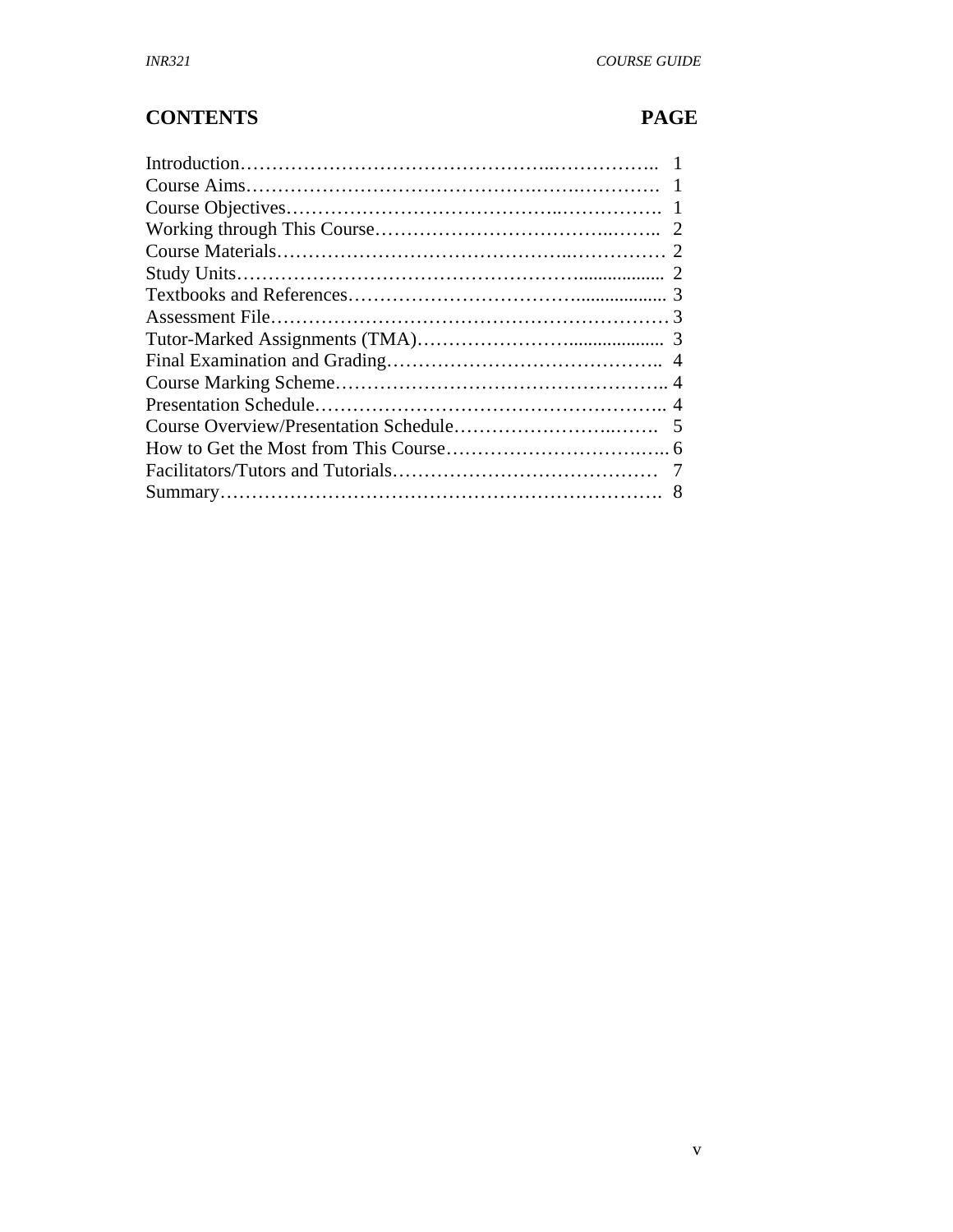## CONTENTS PAGE

| CONTENTS | PAGE |
|---|---|
| Introduction | 1 |
| Course Aims | 1 |
| Course Objectives | 1 |
| Working through This Course | 2 |
| Course Materials | 2 |
| Study Units | 2 |
| Textbooks and References | 3 |
| Assessment File | 3 |
| Tutor-Marked Assignments (TMA) | 3 |
| Final Examination and Grading | 4 |
| Course Marking Scheme | 4 |
| Presentation Schedule | 4 |
| Course Overview/Presentation Schedule | 5 |
| How to Get the Most from This Course | 6 |
| Facilitators/Tutors and Tutorials | 7 |
| Summary | 8 |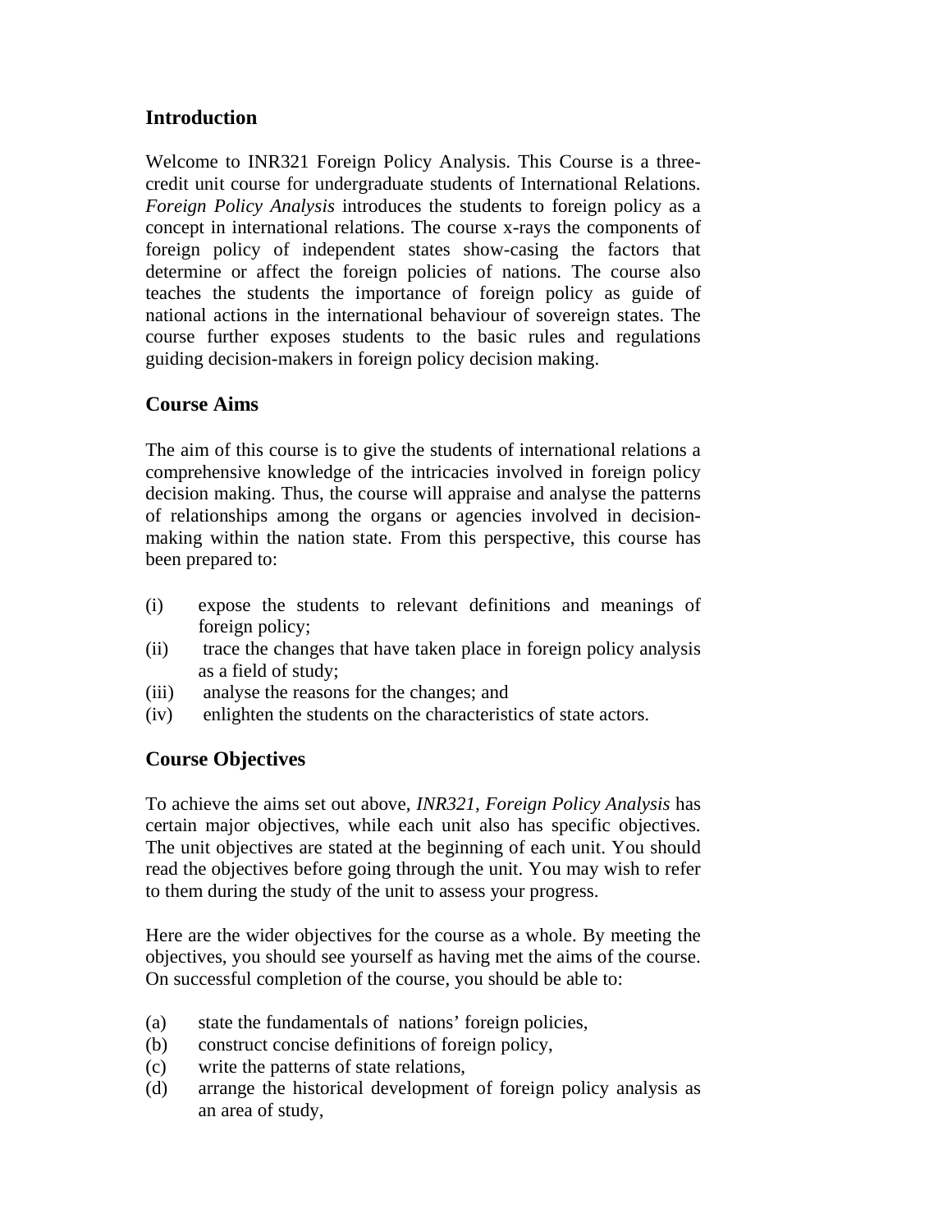## Introduction

Welcome to INR321 Foreign Policy Analysis. This Course is a three-credit unit course for undergraduate students of International Relations. *Foreign Policy Analysis* introduces the students to foreign policy as a concept in international relations. The course x-rays the components of foreign policy of independent states show-casing the factors that determine or affect the foreign policies of nations. The course also teaches the students the importance of foreign policy as guide of national actions in the international behaviour of sovereign states. The course further exposes students to the basic rules and regulations guiding decision-makers in foreign policy decision making.

## Course Aims

The aim of this course is to give the students of international relations a comprehensive knowledge of the intricacies involved in foreign policy decision making. Thus, the course will appraise and analyse the patterns of relationships among the organs or agencies involved in decision-making within the nation state. From this perspective, this course has been prepared to:

(i) expose the students to relevant definitions and meanings of foreign policy;
(ii) trace the changes that have taken place in foreign policy analysis as a field of study;
(iii) analyse the reasons for the changes; and
(iv) enlighten the students on the characteristics of state actors.

## Course Objectives

To achieve the aims set out above, *INR321, Foreign Policy Analysis* has certain major objectives, while each unit also has specific objectives. The unit objectives are stated at the beginning of each unit. You should read the objectives before going through the unit. You may wish to refer to them during the study of the unit to assess your progress.

Here are the wider objectives for the course as a whole. By meeting the objectives, you should see yourself as having met the aims of the course. On successful completion of the course, you should be able to:

(a) state the fundamentals of nations' foreign policies,
(b) construct concise definitions of foreign policy,
(c) write the patterns of state relations,
(d) arrange the historical development of foreign policy analysis as an area of study,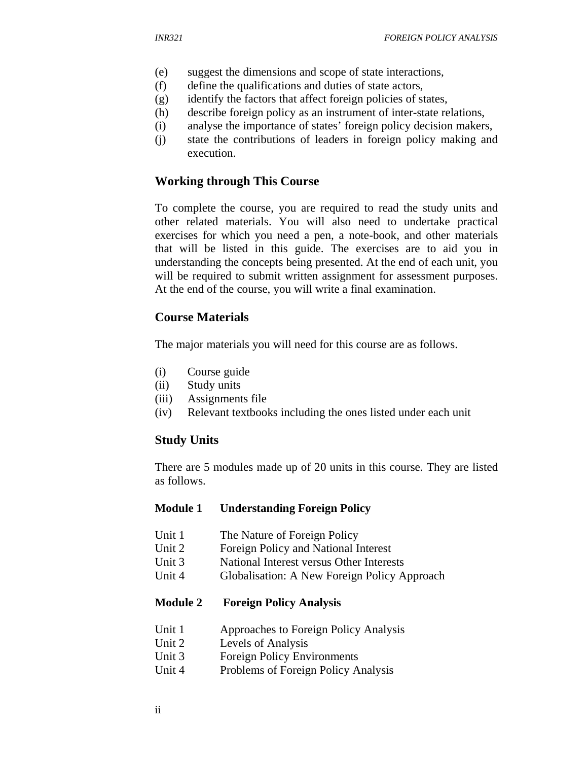(e) suggest the dimensions and scope of state interactions,
(f) define the qualifications and duties of state actors,
(g) identify the factors that affect foreign policies of states,
(h) describe foreign policy as an instrument of inter-state relations,
(i) analyse the importance of states' foreign policy decision makers,
(j) state the contributions of leaders in foreign policy making and execution.

## Working through This Course

To complete the course, you are required to read the study units and other related materials. You will also need to undertake practical exercises for which you need a pen, a note-book, and other materials that will be listed in this guide. The exercises are to aid you in understanding the concepts being presented. At the end of each unit, you will be required to submit written assignment for assessment purposes. At the end of the course, you will write a final examination.

## Course Materials

The major materials you will need for this course are as follows.

(i) Course guide
(ii) Study units
(iii) Assignments file
(iv) Relevant textbooks including the ones listed under each unit

## Study Units

There are 5 modules made up of 20 units in this course. They are listed as follows.

**Module 1 Understanding Foreign Policy**

Unit 1 The Nature of Foreign Policy
Unit 2 Foreign Policy and National Interest
Unit 3 National Interest versus Other Interests
Unit 4 Globalisation: A New Foreign Policy Approach

**Module 2 Foreign Policy Analysis**

Unit 1 Approaches to Foreign Policy Analysis
Unit 2 Levels of Analysis
Unit 3 Foreign Policy Environments
Unit 4 Problems of Foreign Policy Analysis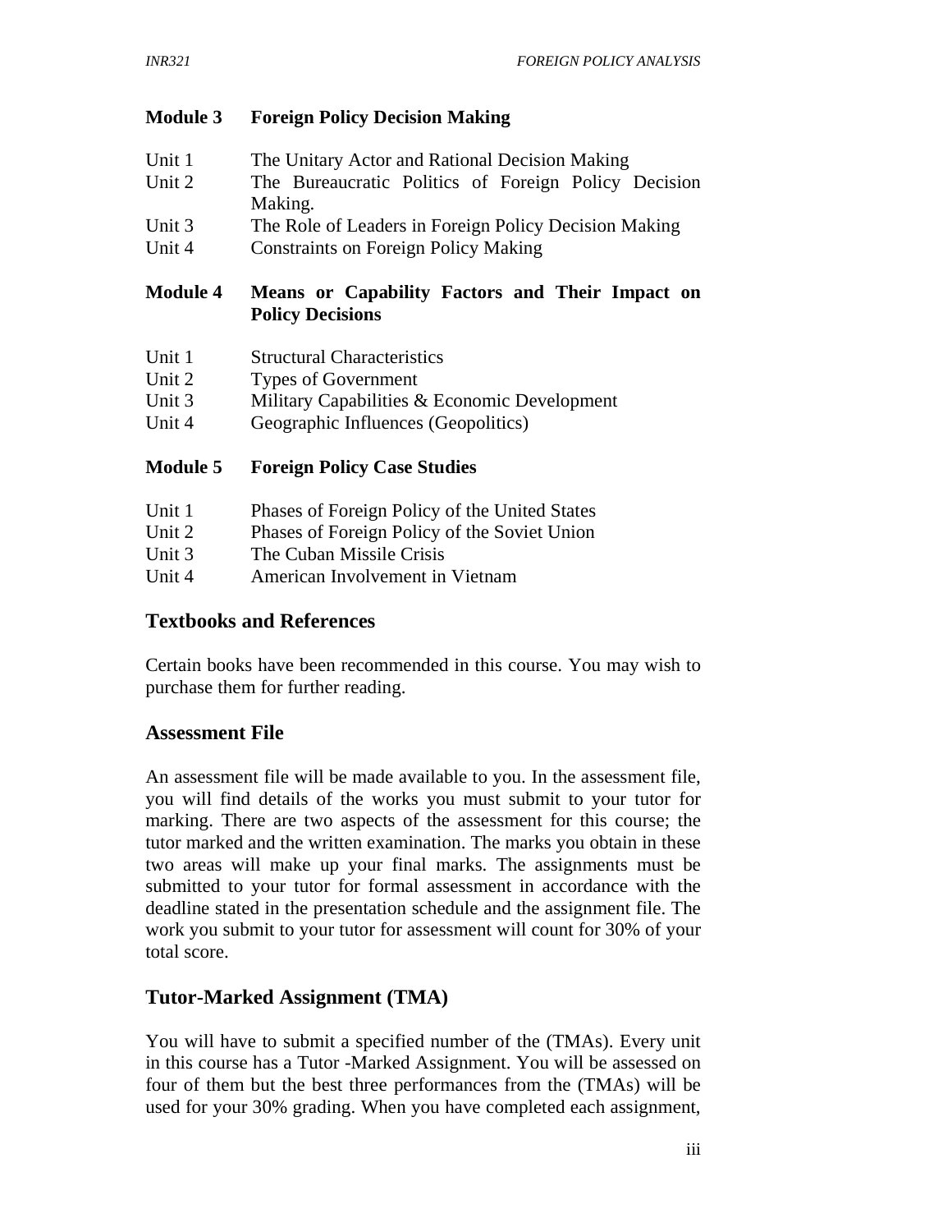**Module 3 Foreign Policy Decision Making**

Unit 1 The Unitary Actor and Rational Decision Making
Unit 2 The Bureaucratic Politics of Foreign Policy Decision Making.
Unit 3 The Role of Leaders in Foreign Policy Decision Making
Unit 4 Constraints on Foreign Policy Making

**Module 4 Means or Capability Factors and Their Impact on Policy Decisions**

Unit 1 Structural Characteristics
Unit 2 Types of Government
Unit 3 Military Capabilities & Economic Development
Unit 4 Geographic Influences (Geopolitics)

**Module 5 Foreign Policy Case Studies**

Unit 1 Phases of Foreign Policy of the United States
Unit 2 Phases of Foreign Policy of the Soviet Union
Unit 3 The Cuban Missile Crisis
Unit 4 American Involvement in Vietnam

## Textbooks and References

Certain books have been recommended in this course. You may wish to purchase them for further reading.

## Assessment File

An assessment file will be made available to you. In the assessment file, you will find details of the works you must submit to your tutor for marking. There are two aspects of the assessment for this course; the tutor marked and the written examination. The marks you obtain in these two areas will make up your final marks. The assignments must be submitted to your tutor for formal assessment in accordance with the deadline stated in the presentation schedule and the assignment file. The work you submit to your tutor for assessment will count for 30% of your total score.

## Tutor-Marked Assignment (TMA)

You will have to submit a specified number of the (TMAs). Every unit in this course has a Tutor -Marked Assignment. You will be assessed on four of them but the best three performances from the (TMAs) will be used for your 30% grading. When you have completed each assignment,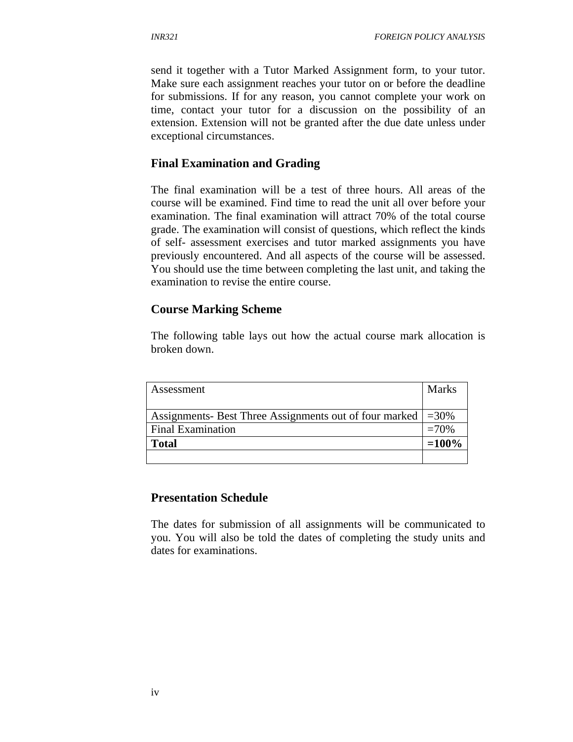send it together with a Tutor Marked Assignment form, to your tutor. Make sure each assignment reaches your tutor on or before the deadline for submissions. If for any reason, you cannot complete your work on time, contact your tutor for a discussion on the possibility of an extension. Extension will not be granted after the due date unless under exceptional circumstances.

## Final Examination and Grading

The final examination will be a test of three hours. All areas of the course will be examined. Find time to read the unit all over before your examination. The final examination will attract 70% of the total course grade. The examination will consist of questions, which reflect the kinds of self- assessment exercises and tutor marked assignments you have previously encountered. And all aspects of the course will be assessed. You should use the time between completing the last unit, and taking the examination to revise the entire course.

## Course Marking Scheme

The following table lays out how the actual course mark allocation is broken down.

| Assessment | Marks |
|---|---|
| Assignments- Best Three Assignments out of four marked | =30% |
| Final Examination | =70% |
| **Total** | **=100%** |
| | |

## Presentation Schedule

The dates for submission of all assignments will be communicated to you. You will also be told the dates of completing the study units and dates for examinations.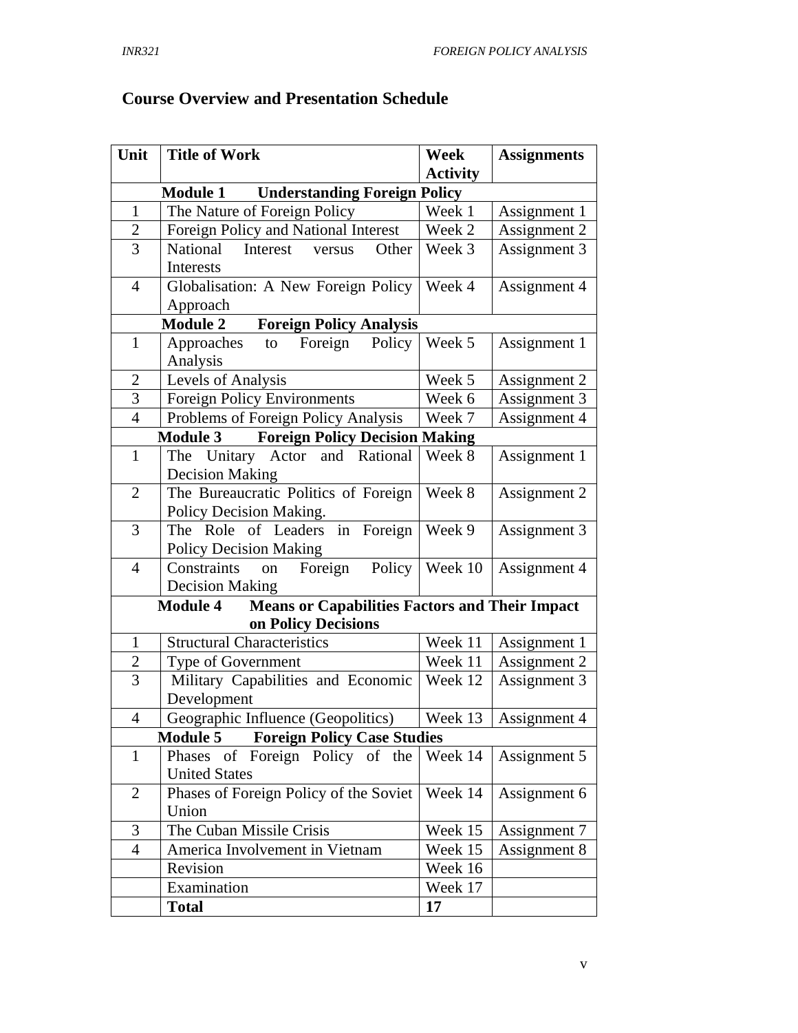## Course Overview and Presentation Schedule

| Unit | Title of Work | Week Activity | Assignments |
|---|---|---|---|
| | **Module 1 Understanding Foreign Policy** | | |
| 1 | The Nature of Foreign Policy | Week 1 | Assignment 1 |
| 2 | Foreign Policy and National Interest | Week 2 | Assignment 2 |
| 3 | National Interest versus Other Interests | Week 3 | Assignment 3 |
| 4 | Globalisation: A New Foreign Policy Approach | Week 4 | Assignment 4 |
| | **Module 2 Foreign Policy Analysis** | | |
| 1 | Approaches to Foreign Policy Analysis | Week 5 | Assignment 1 |
| 2 | Levels of Analysis | Week 5 | Assignment 2 |
| 3 | Foreign Policy Environments | Week 6 | Assignment 3 |
| 4 | Problems of Foreign Policy Analysis | Week 7 | Assignment 4 |
| | **Module 3 Foreign Policy Decision Making** | | |
| 1 | The Unitary Actor and Rational Decision Making | Week 8 | Assignment 1 |
| 2 | The Bureaucratic Politics of Foreign Policy Decision Making. | Week 8 | Assignment 2 |
| 3 | The Role of Leaders in Foreign Policy Decision Making | Week 9 | Assignment 3 |
| 4 | Constraints on Foreign Policy Decision Making | Week 10 | Assignment 4 |
| | **Module 4 Means or Capabilities Factors and Their Impact on Policy Decisions** | | |
| 1 | Structural Characteristics | Week 11 | Assignment 1 |
| 2 | Type of Government | Week 11 | Assignment 2 |
| 3 | Military Capabilities and Economic Development | Week 12 | Assignment 3 |
| 4 | Geographic Influence (Geopolitics) | Week 13 | Assignment 4 |
| | **Module 5 Foreign Policy Case Studies** | | |
| 1 | Phases of Foreign Policy of the United States | Week 14 | Assignment 5 |
| 2 | Phases of Foreign Policy of the Soviet Union | Week 14 | Assignment 6 |
| 3 | The Cuban Missile Crisis | Week 15 | Assignment 7 |
| 4 | America Involvement in Vietnam | Week 15 | Assignment 8 |
| | Revision | Week 16 | |
| | Examination | Week 17 | |
| | **Total** | **17** | |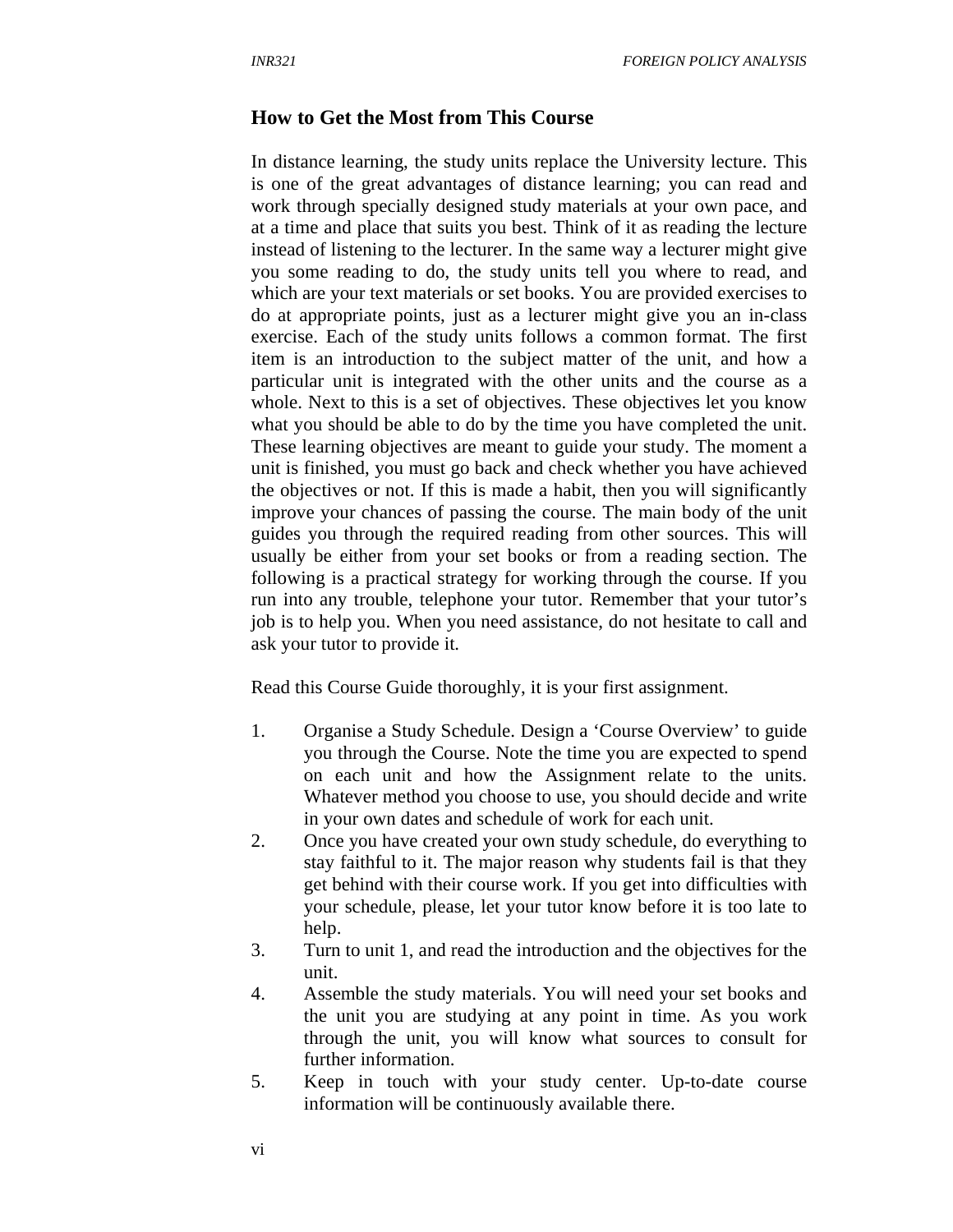## How to Get the Most from This Course

In distance learning, the study units replace the University lecture. This is one of the great advantages of distance learning; you can read and work through specially designed study materials at your own pace, and at a time and place that suits you best. Think of it as reading the lecture instead of listening to the lecturer. In the same way a lecturer might give you some reading to do, the study units tell you where to read, and which are your text materials or set books. You are provided exercises to do at appropriate points, just as a lecturer might give you an in-class exercise. Each of the study units follows a common format. The first item is an introduction to the subject matter of the unit, and how a particular unit is integrated with the other units and the course as a whole. Next to this is a set of objectives. These objectives let you know what you should be able to do by the time you have completed the unit. These learning objectives are meant to guide your study. The moment a unit is finished, you must go back and check whether you have achieved the objectives or not. If this is made a habit, then you will significantly improve your chances of passing the course. The main body of the unit guides you through the required reading from other sources. This will usually be either from your set books or from a reading section. The following is a practical strategy for working through the course. If you run into any trouble, telephone your tutor. Remember that your tutor's job is to help you. When you need assistance, do not hesitate to call and ask your tutor to provide it.

Read this Course Guide thoroughly, it is your first assignment.

1. Organise a Study Schedule. Design a 'Course Overview' to guide you through the Course. Note the time you are expected to spend on each unit and how the Assignment relate to the units. Whatever method you choose to use, you should decide and write in your own dates and schedule of work for each unit.
2. Once you have created your own study schedule, do everything to stay faithful to it. The major reason why students fail is that they get behind with their course work. If you get into difficulties with your schedule, please, let your tutor know before it is too late to help.
3. Turn to unit 1, and read the introduction and the objectives for the unit.
4. Assemble the study materials. You will need your set books and the unit you are studying at any point in time. As you work through the unit, you will know what sources to consult for further information.
5. Keep in touch with your study center. Up-to-date course information will be continuously available there.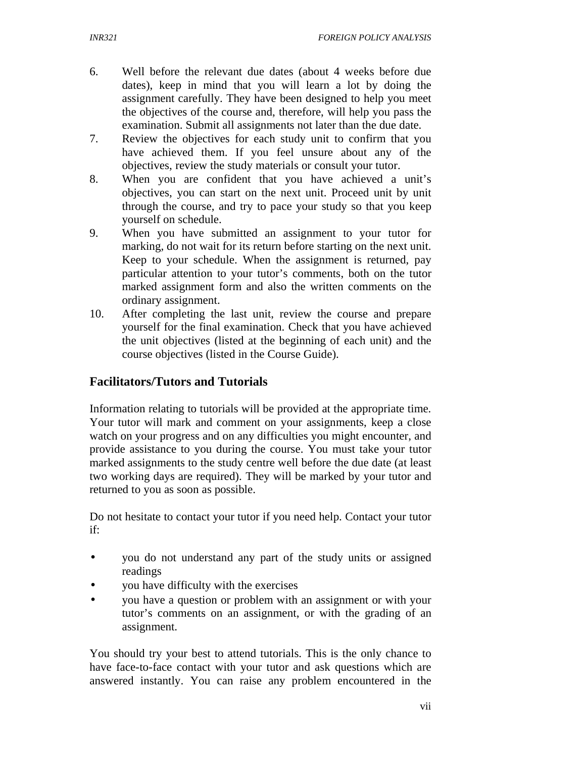6. Well before the relevant due dates (about 4 weeks before due dates), keep in mind that you will learn a lot by doing the assignment carefully. They have been designed to help you meet the objectives of the course and, therefore, will help you pass the examination. Submit all assignments not later than the due date.
7. Review the objectives for each study unit to confirm that you have achieved them. If you feel unsure about any of the objectives, review the study materials or consult your tutor.
8. When you are confident that you have achieved a unit's objectives, you can start on the next unit. Proceed unit by unit through the course, and try to pace your study so that you keep yourself on schedule.
9. When you have submitted an assignment to your tutor for marking, do not wait for its return before starting on the next unit. Keep to your schedule. When the assignment is returned, pay particular attention to your tutor's comments, both on the tutor marked assignment form and also the written comments on the ordinary assignment.
10. After completing the last unit, review the course and prepare yourself for the final examination. Check that you have achieved the unit objectives (listed at the beginning of each unit) and the course objectives (listed in the Course Guide).

## Facilitators/Tutors and Tutorials

Information relating to tutorials will be provided at the appropriate time. Your tutor will mark and comment on your assignments, keep a close watch on your progress and on any difficulties you might encounter, and provide assistance to you during the course. You must take your tutor marked assignments to the study centre well before the due date (at least two working days are required). They will be marked by your tutor and returned to you as soon as possible.

Do not hesitate to contact your tutor if you need help. Contact your tutor if:

- you do not understand any part of the study units or assigned readings
- you have difficulty with the exercises
- you have a question or problem with an assignment or with your tutor's comments on an assignment, or with the grading of an assignment.

You should try your best to attend tutorials. This is the only chance to have face-to-face contact with your tutor and ask questions which are answered instantly. You can raise any problem encountered in the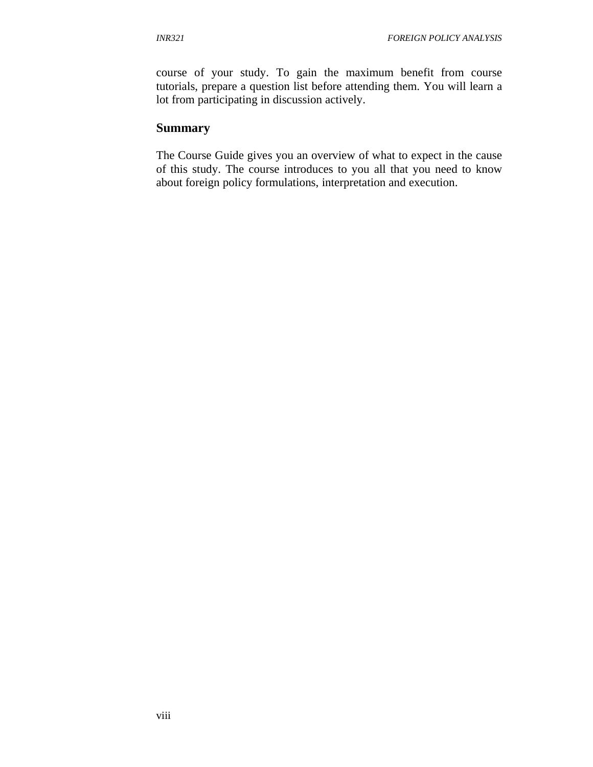course of your study. To gain the maximum benefit from course tutorials, prepare a question list before attending them. You will learn a lot from participating in discussion actively.

## Summary

The Course Guide gives you an overview of what to expect in the cause of this study. The course introduces to you all that you need to know about foreign policy formulations, interpretation and execution.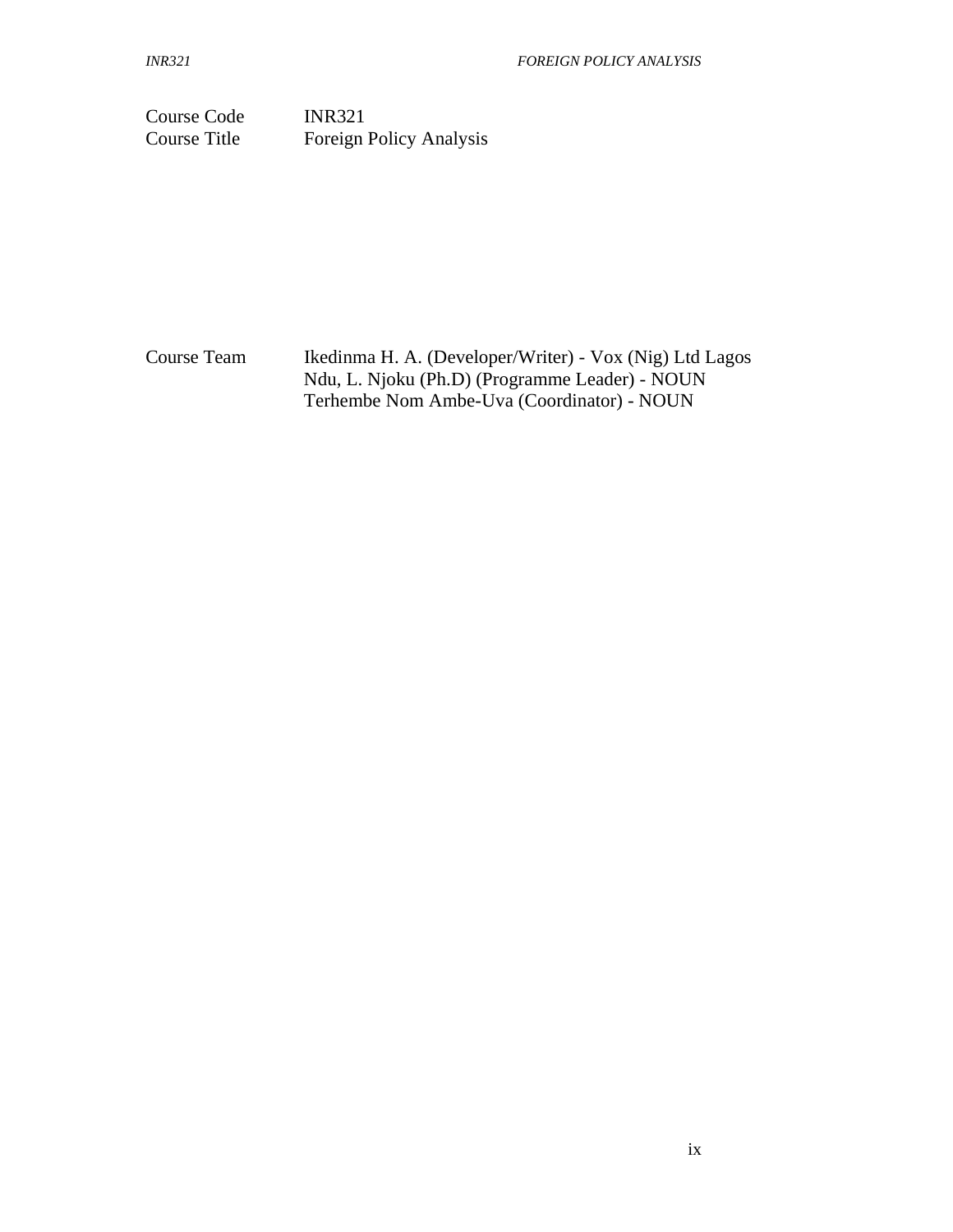| | |
|---|---|
| Course Code | INR321 |
| Course Title | Foreign Policy Analysis |

| | |
|---|---|
| Course Team | Ikedinma H. A. (Developer/Writer) - Vox (Nig) Ltd Lagos<br>Ndu, L. Njoku (Ph.D) (Programme Leader) - NOUN<br>Terhembe Nom Ambe-Uva (Coordinator) - NOUN |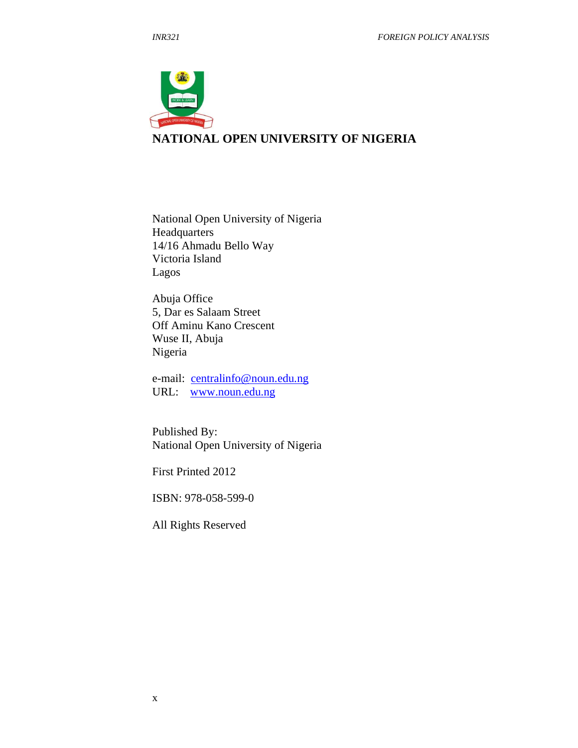**NATIONAL OPEN UNIVERSITY OF NIGERIA**

National Open University of Nigeria
Headquarters
14/16 Ahmadu Bello Way
Victoria Island
Lagos

Abuja Office
5, Dar es Salaam Street
Off Aminu Kano Crescent
Wuse II, Abuja
Nigeria

e-mail: centralinfo@noun.edu.ng
URL: www.noun.edu.ng

Published By:
National Open University of Nigeria

First Printed 2012

ISBN: 978-058-599-0

All Rights Reserved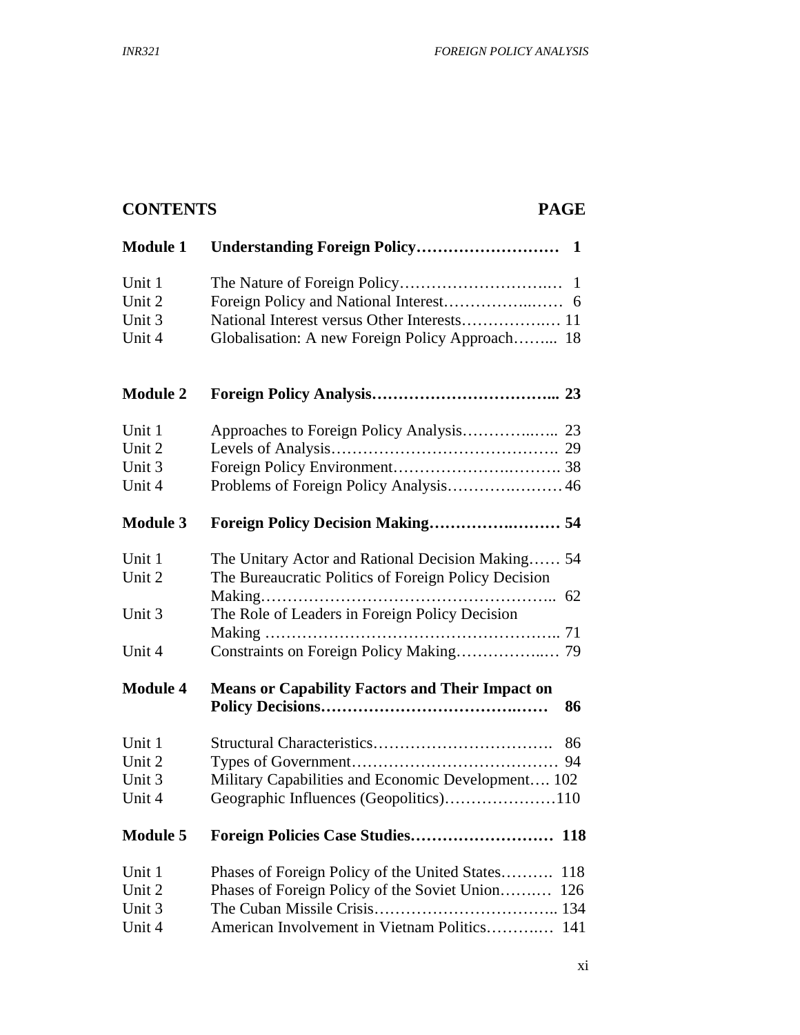## CONTENTS

| | | PAGE |
|---|---|---|
| **Module 1** | **Understanding Foreign Policy** | **1** |
| Unit 1 | The Nature of Foreign Policy | 1 |
| Unit 2 | Foreign Policy and National Interest | 6 |
| Unit 3 | National Interest versus Other Interests | 11 |
| Unit 4 | Globalisation: A new Foreign Policy Approach | 18 |
| **Module 2** | **Foreign Policy Analysis** | **23** |
| Unit 1 | Approaches to Foreign Policy Analysis | 23 |
| Unit 2 | Levels of Analysis | 29 |
| Unit 3 | Foreign Policy Environment | 38 |
| Unit 4 | Problems of Foreign Policy Analysis | 46 |
| **Module 3** | **Foreign Policy Decision Making** | **54** |
| Unit 1 | The Unitary Actor and Rational Decision Making | 54 |
| Unit 2 | The Bureaucratic Politics of Foreign Policy Decision Making | 62 |
| Unit 3 | The Role of Leaders in Foreign Policy Decision Making | 71 |
| Unit 4 | Constraints on Foreign Policy Making | 79 |
| **Module 4** | **Means or Capability Factors and Their Impact on Policy Decisions** | **86** |
| Unit 1 | Structural Characteristics | 86 |
| Unit 2 | Types of Government | 94 |
| Unit 3 | Military Capabilities and Economic Development | 102 |
| Unit 4 | Geographic Influences (Geopolitics) | 110 |
| **Module 5** | **Foreign Policies Case Studies** | **118** |
| Unit 1 | Phases of Foreign Policy of the United States | 118 |
| Unit 2 | Phases of Foreign Policy of the Soviet Union | 126 |
| Unit 3 | The Cuban Missile Crisis | 134 |
| Unit 4 | American Involvement in Vietnam Politics | 141 |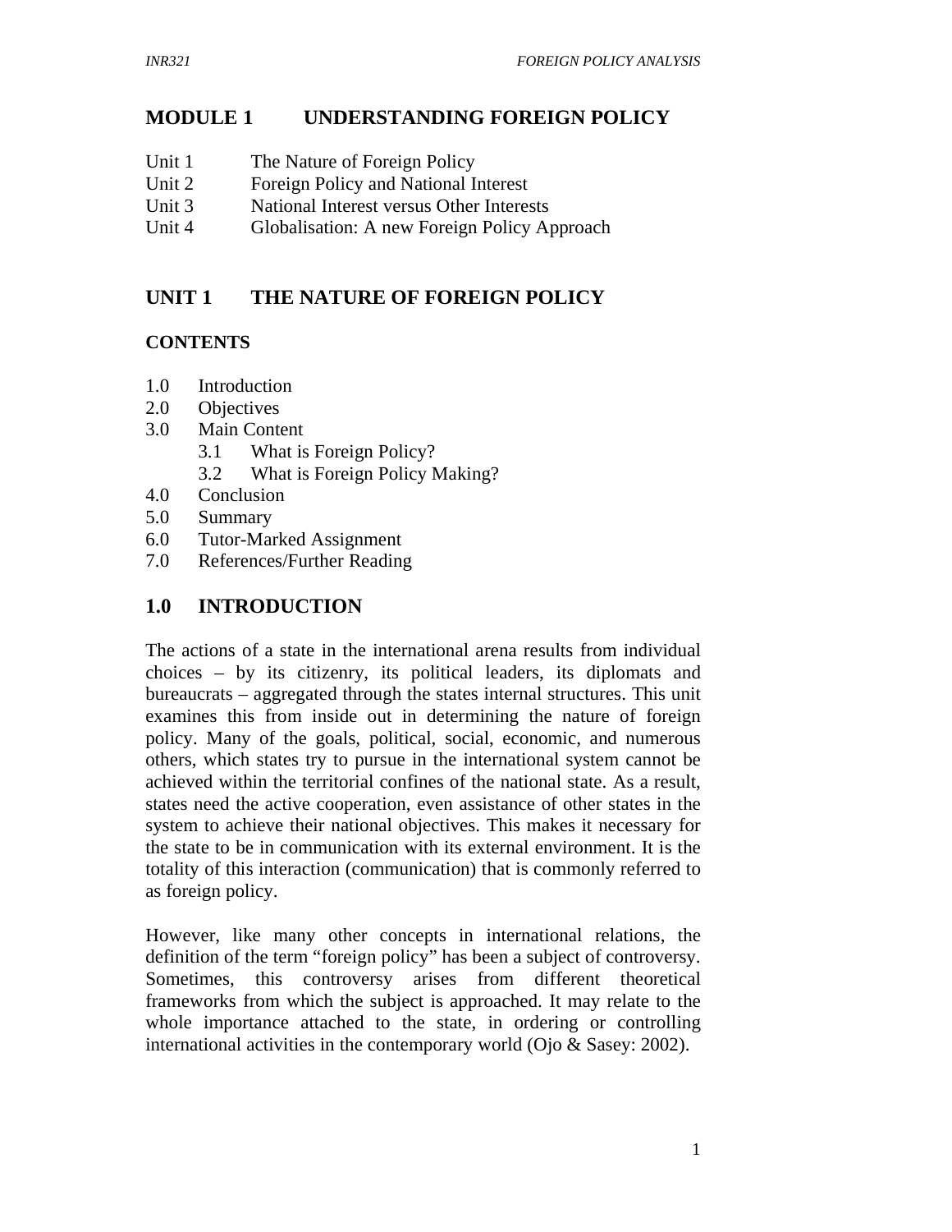# MODULE 1 UNDERSTANDING FOREIGN POLICY

Unit 1 The Nature of Foreign Policy
Unit 2 Foreign Policy and National Interest
Unit 3 National Interest versus Other Interests
Unit 4 Globalisation: A new Foreign Policy Approach

## UNIT 1 THE NATURE OF FOREIGN POLICY

### CONTENTS

1.0 Introduction
2.0 Objectives
3.0 Main Content
 3.1 What is Foreign Policy?
 3.2 What is Foreign Policy Making?
4.0 Conclusion
5.0 Summary
6.0 Tutor-Marked Assignment
7.0 References/Further Reading

## 1.0 INTRODUCTION

The actions of a state in the international arena results from individual choices – by its citizenry, its political leaders, its diplomats and bureaucrats – aggregated through the states internal structures. This unit examines this from inside out in determining the nature of foreign policy. Many of the goals, political, social, economic, and numerous others, which states try to pursue in the international system cannot be achieved within the territorial confines of the national state. As a result, states need the active cooperation, even assistance of other states in the system to achieve their national objectives. This makes it necessary for the state to be in communication with its external environment. It is the totality of this interaction (communication) that is commonly referred to as foreign policy.

However, like many other concepts in international relations, the definition of the term "foreign policy" has been a subject of controversy. Sometimes, this controversy arises from different theoretical frameworks from which the subject is approached. It may relate to the whole importance attached to the state, in ordering or controlling international activities in the contemporary world (Ojo & Sasey: 2002).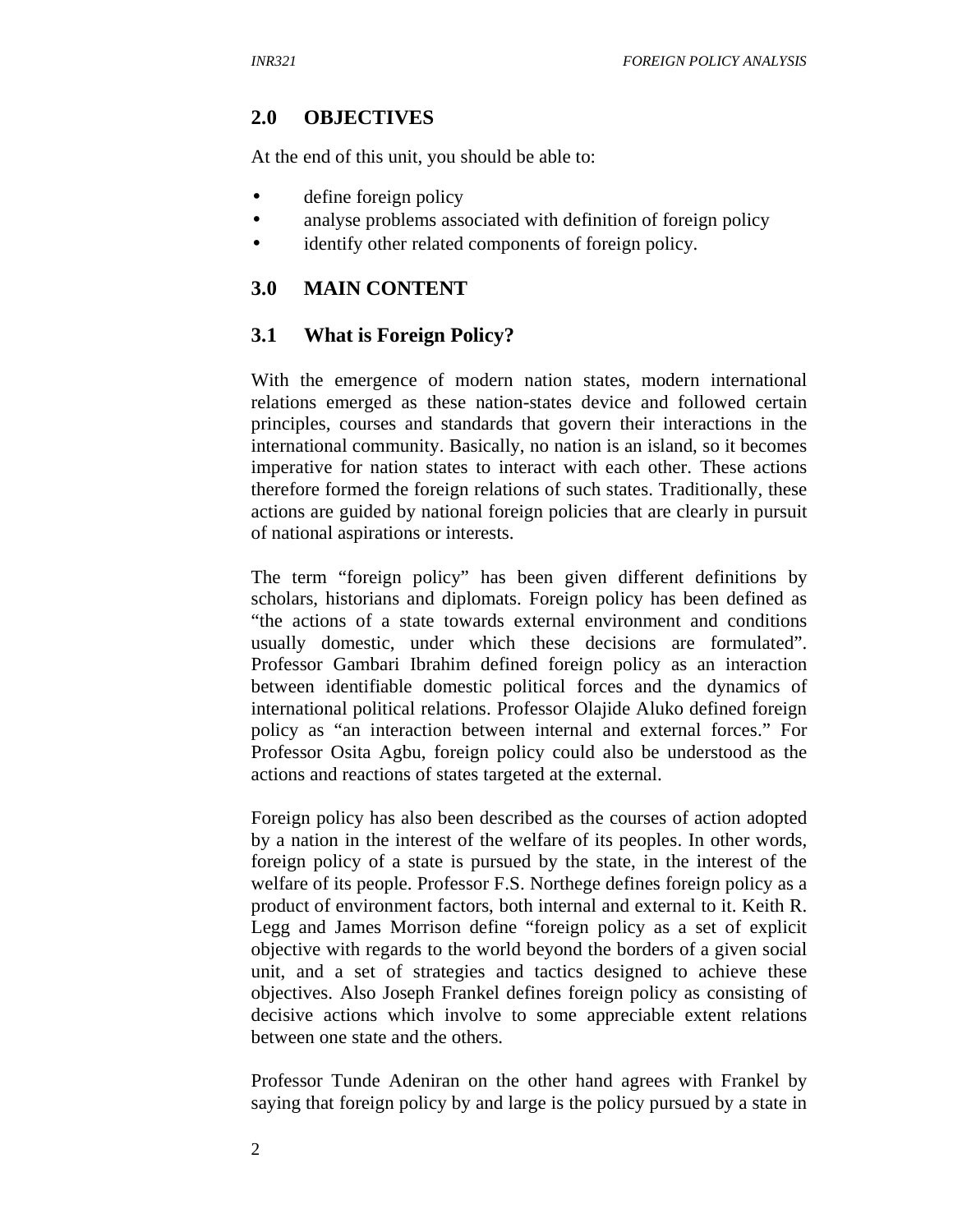## 2.0 OBJECTIVES

At the end of this unit, you should be able to:

- define foreign policy
- analyse problems associated with definition of foreign policy
- identify other related components of foreign policy.

## 3.0 MAIN CONTENT

### 3.1 What is Foreign Policy?

With the emergence of modern nation states, modern international relations emerged as these nation-states device and followed certain principles, courses and standards that govern their interactions in the international community. Basically, no nation is an island, so it becomes imperative for nation states to interact with each other. These actions therefore formed the foreign relations of such states. Traditionally, these actions are guided by national foreign policies that are clearly in pursuit of national aspirations or interests.

The term “foreign policy” has been given different definitions by scholars, historians and diplomats. Foreign policy has been defined as “the actions of a state towards external environment and conditions usually domestic, under which these decisions are formulated”. Professor Gambari Ibrahim defined foreign policy as an interaction between identifiable domestic political forces and the dynamics of international political relations. Professor Olajide Aluko defined foreign policy as “an interaction between internal and external forces.” For Professor Osita Agbu, foreign policy could also be understood as the actions and reactions of states targeted at the external.

Foreign policy has also been described as the courses of action adopted by a nation in the interest of the welfare of its peoples. In other words, foreign policy of a state is pursued by the state, in the interest of the welfare of its people. Professor F.S. Northege defines foreign policy as a product of environment factors, both internal and external to it. Keith R. Legg and James Morrison define “foreign policy as a set of explicit objective with regards to the world beyond the borders of a given social unit, and a set of strategies and tactics designed to achieve these objectives. Also Joseph Frankel defines foreign policy as consisting of decisive actions which involve to some appreciable extent relations between one state and the others.

Professor Tunde Adeniran on the other hand agrees with Frankel by saying that foreign policy by and large is the policy pursued by a state in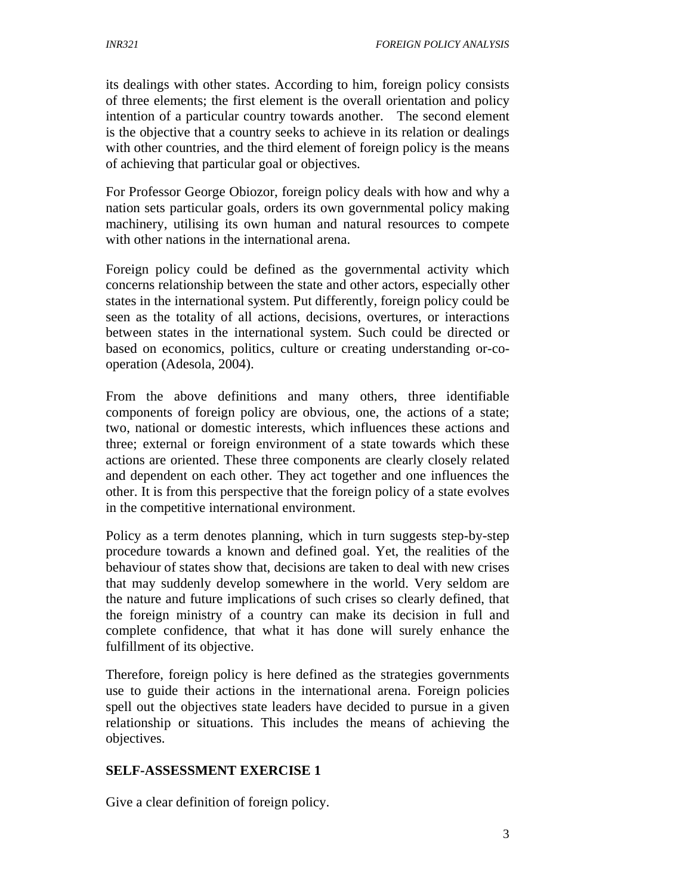its dealings with other states. According to him, foreign policy consists of three elements; the first element is the overall orientation and policy intention of a particular country towards another. The second element is the objective that a country seeks to achieve in its relation or dealings with other countries, and the third element of foreign policy is the means of achieving that particular goal or objectives.

For Professor George Obiozor, foreign policy deals with how and why a nation sets particular goals, orders its own governmental policy making machinery, utilising its own human and natural resources to compete with other nations in the international arena.

Foreign policy could be defined as the governmental activity which concerns relationship between the state and other actors, especially other states in the international system. Put differently, foreign policy could be seen as the totality of all actions, decisions, overtures, or interactions between states in the international system. Such could be directed or based on economics, politics, culture or creating understanding or-co-operation (Adesola, 2004).

From the above definitions and many others, three identifiable components of foreign policy are obvious, one, the actions of a state; two, national or domestic interests, which influences these actions and three; external or foreign environment of a state towards which these actions are oriented. These three components are clearly closely related and dependent on each other. They act together and one influences the other. It is from this perspective that the foreign policy of a state evolves in the competitive international environment.

Policy as a term denotes planning, which in turn suggests step-by-step procedure towards a known and defined goal. Yet, the realities of the behaviour of states show that, decisions are taken to deal with new crises that may suddenly develop somewhere in the world. Very seldom are the nature and future implications of such crises so clearly defined, that the foreign ministry of a country can make its decision in full and complete confidence, that what it has done will surely enhance the fulfillment of its objective.

Therefore, foreign policy is here defined as the strategies governments use to guide their actions in the international arena. Foreign policies spell out the objectives state leaders have decided to pursue in a given relationship or situations. This includes the means of achieving the objectives.

**SELF-ASSESSMENT EXERCISE 1**

Give a clear definition of foreign policy.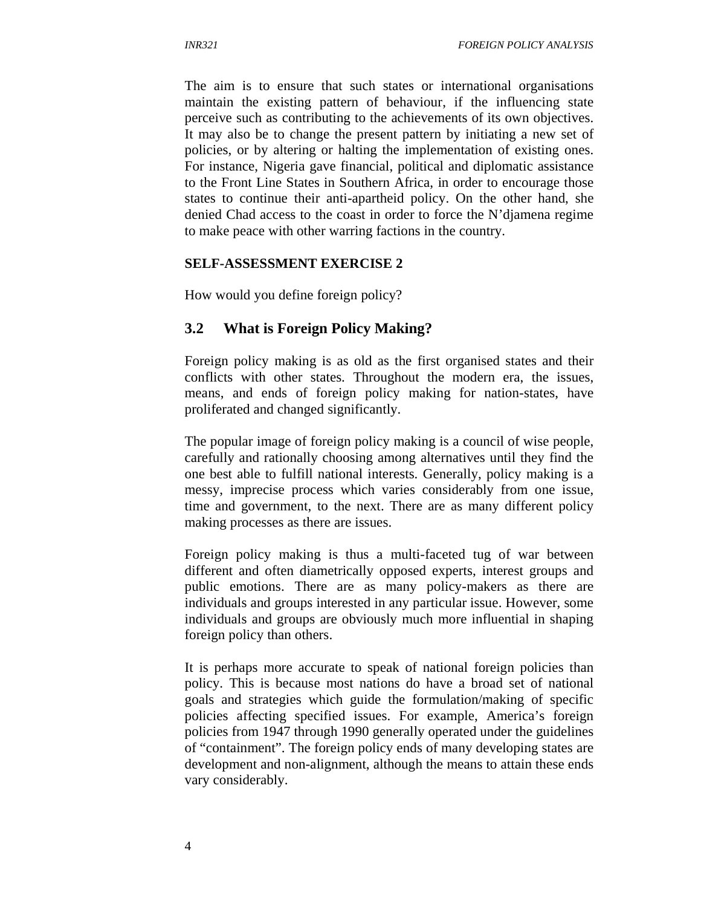The aim is to ensure that such states or international organisations maintain the existing pattern of behaviour, if the influencing state perceive such as contributing to the achievements of its own objectives. It may also be to change the present pattern by initiating a new set of policies, or by altering or halting the implementation of existing ones. For instance, Nigeria gave financial, political and diplomatic assistance to the Front Line States in Southern Africa, in order to encourage those states to continue their anti-apartheid policy. On the other hand, she denied Chad access to the coast in order to force the N'djamena regime to make peace with other warring factions in the country.

**SELF-ASSESSMENT EXERCISE 2**

How would you define foreign policy?

## 3.2 What is Foreign Policy Making?

Foreign policy making is as old as the first organised states and their conflicts with other states. Throughout the modern era, the issues, means, and ends of foreign policy making for nation-states, have proliferated and changed significantly.

The popular image of foreign policy making is a council of wise people, carefully and rationally choosing among alternatives until they find the one best able to fulfill national interests. Generally, policy making is a messy, imprecise process which varies considerably from one issue, time and government, to the next. There are as many different policy making processes as there are issues.

Foreign policy making is thus a multi-faceted tug of war between different and often diametrically opposed experts, interest groups and public emotions. There are as many policy-makers as there are individuals and groups interested in any particular issue. However, some individuals and groups are obviously much more influential in shaping foreign policy than others.

It is perhaps more accurate to speak of national foreign policies than policy. This is because most nations do have a broad set of national goals and strategies which guide the formulation/making of specific policies affecting specified issues. For example, America's foreign policies from 1947 through 1990 generally operated under the guidelines of "containment". The foreign policy ends of many developing states are development and non-alignment, although the means to attain these ends vary considerably.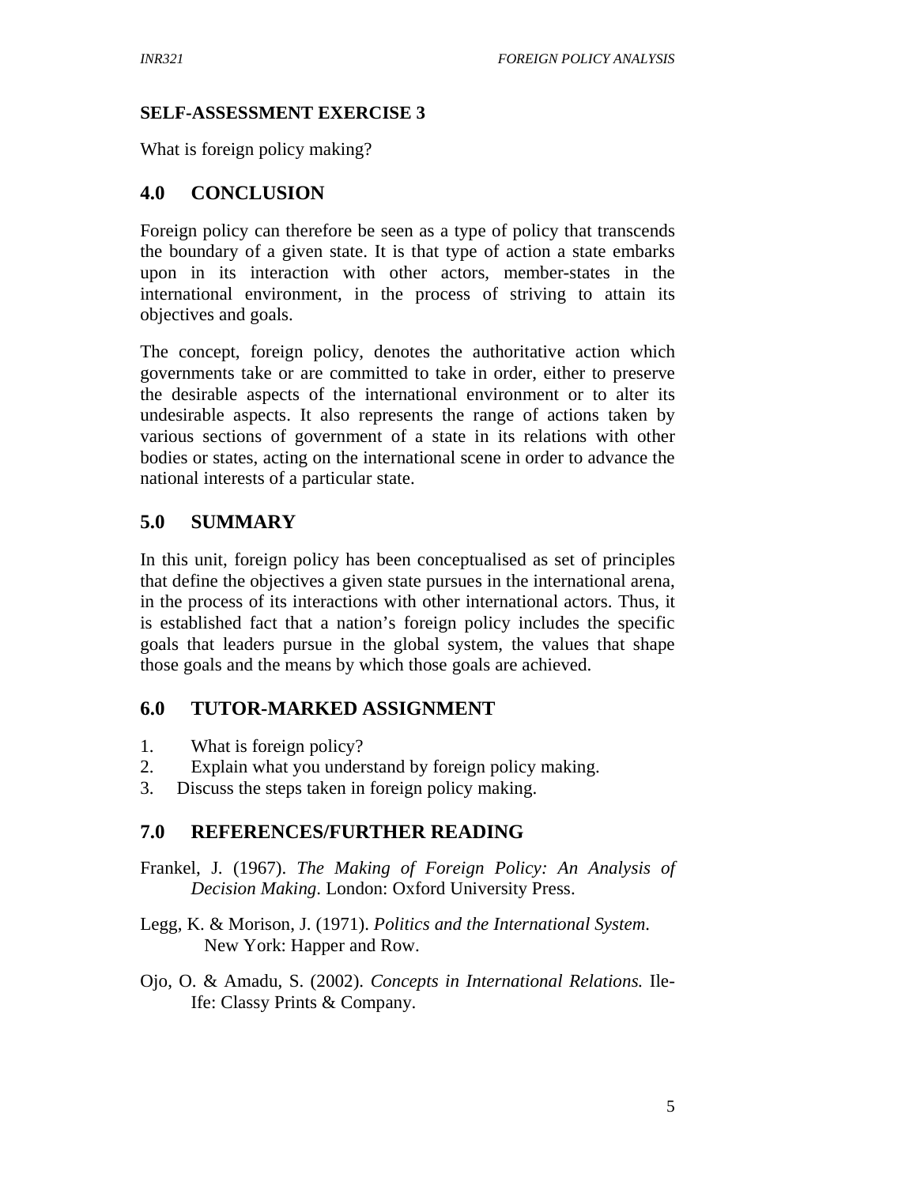**SELF-ASSESSMENT EXERCISE 3**

What is foreign policy making?

## 4.0 CONCLUSION

Foreign policy can therefore be seen as a type of policy that transcends the boundary of a given state. It is that type of action a state embarks upon in its interaction with other actors, member-states in the international environment, in the process of striving to attain its objectives and goals.

The concept, foreign policy, denotes the authoritative action which governments take or are committed to take in order, either to preserve the desirable aspects of the international environment or to alter its undesirable aspects. It also represents the range of actions taken by various sections of government of a state in its relations with other bodies or states, acting on the international scene in order to advance the national interests of a particular state.

## 5.0 SUMMARY

In this unit, foreign policy has been conceptualised as set of principles that define the objectives a given state pursues in the international arena, in the process of its interactions with other international actors. Thus, it is established fact that a nation's foreign policy includes the specific goals that leaders pursue in the global system, the values that shape those goals and the means by which those goals are achieved.

## 6.0 TUTOR-MARKED ASSIGNMENT

1. What is foreign policy?
2. Explain what you understand by foreign policy making.
3. Discuss the steps taken in foreign policy making.

## 7.0 REFERENCES/FURTHER READING

Frankel, J. (1967). *The Making of Foreign Policy: An Analysis of Decision Making*. London: Oxford University Press.

Legg, K. & Morison, J. (1971). *Politics and the International System.* New York: Happer and Row.

Ojo, O. & Amadu, S. (2002). *Concepts in International Relations.* Ile-Ife: Classy Prints & Company.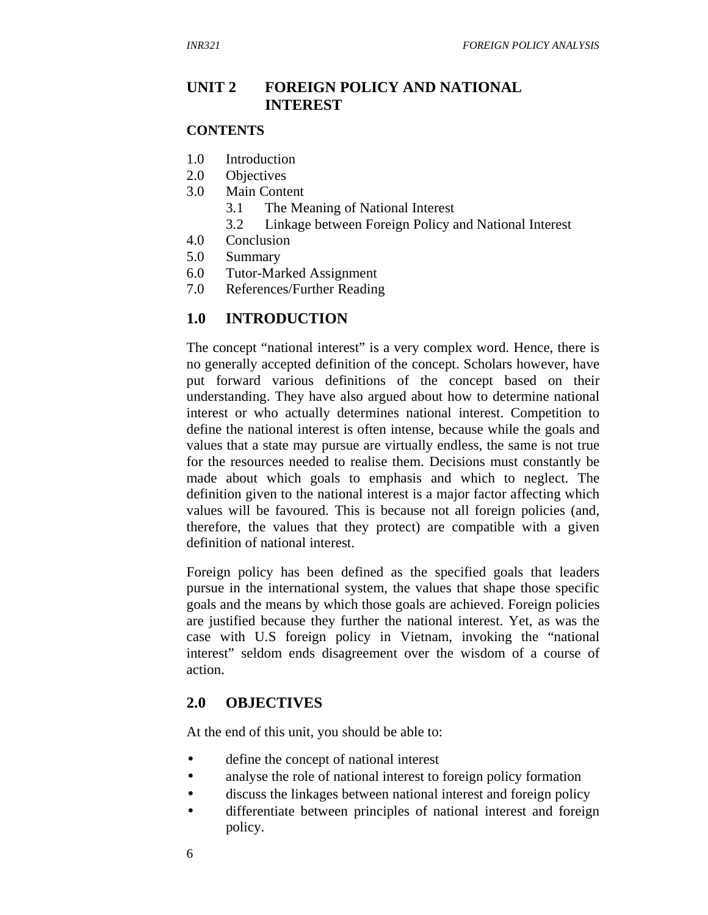# UNIT 2 FOREIGN POLICY AND NATIONAL INTEREST

**CONTENTS**

1.0 Introduction
2.0 Objectives
3.0 Main Content
    3.1 The Meaning of National Interest
    3.2 Linkage between Foreign Policy and National Interest
4.0 Conclusion
5.0 Summary
6.0 Tutor-Marked Assignment
7.0 References/Further Reading

## 1.0 INTRODUCTION

The concept "national interest" is a very complex word. Hence, there is no generally accepted definition of the concept. Scholars however, have put forward various definitions of the concept based on their understanding. They have also argued about how to determine national interest or who actually determines national interest. Competition to define the national interest is often intense, because while the goals and values that a state may pursue are virtually endless, the same is not true for the resources needed to realise them. Decisions must constantly be made about which goals to emphasis and which to neglect. The definition given to the national interest is a major factor affecting which values will be favoured. This is because not all foreign policies (and, therefore, the values that they protect) are compatible with a given definition of national interest.

Foreign policy has been defined as the specified goals that leaders pursue in the international system, the values that shape those specific goals and the means by which those goals are achieved. Foreign policies are justified because they further the national interest. Yet, as was the case with U.S foreign policy in Vietnam, invoking the "national interest" seldom ends disagreement over the wisdom of a course of action.

## 2.0 OBJECTIVES

At the end of this unit, you should be able to:

- define the concept of national interest
- analyse the role of national interest to foreign policy formation
- discuss the linkages between national interest and foreign policy
- differentiate between principles of national interest and foreign policy.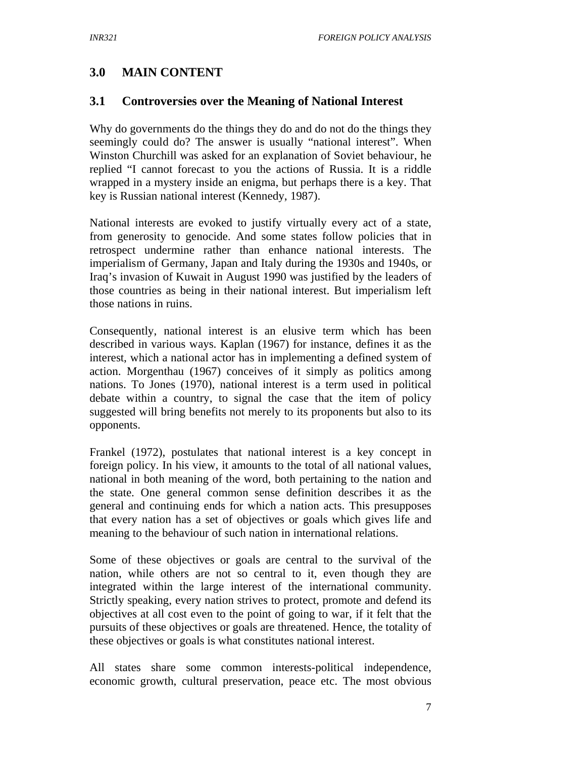## 3.0 MAIN CONTENT

### 3.1 Controversies over the Meaning of National Interest

Why do governments do the things they do and do not do the things they seemingly could do? The answer is usually "national interest". When Winston Churchill was asked for an explanation of Soviet behaviour, he replied "I cannot forecast to you the actions of Russia. It is a riddle wrapped in a mystery inside an enigma, but perhaps there is a key. That key is Russian national interest (Kennedy, 1987).

National interests are evoked to justify virtually every act of a state, from generosity to genocide. And some states follow policies that in retrospect undermine rather than enhance national interests. The imperialism of Germany, Japan and Italy during the 1930s and 1940s, or Iraq's invasion of Kuwait in August 1990 was justified by the leaders of those countries as being in their national interest. But imperialism left those nations in ruins.

Consequently, national interest is an elusive term which has been described in various ways. Kaplan (1967) for instance, defines it as the interest, which a national actor has in implementing a defined system of action. Morgenthau (1967) conceives of it simply as politics among nations. To Jones (1970), national interest is a term used in political debate within a country, to signal the case that the item of policy suggested will bring benefits not merely to its proponents but also to its opponents.

Frankel (1972), postulates that national interest is a key concept in foreign policy. In his view, it amounts to the total of all national values, national in both meaning of the word, both pertaining to the nation and the state. One general common sense definition describes it as the general and continuing ends for which a nation acts. This presupposes that every nation has a set of objectives or goals which gives life and meaning to the behaviour of such nation in international relations.

Some of these objectives or goals are central to the survival of the nation, while others are not so central to it, even though they are integrated within the large interest of the international community. Strictly speaking, every nation strives to protect, promote and defend its objectives at all cost even to the point of going to war, if it felt that the pursuits of these objectives or goals are threatened. Hence, the totality of these objectives or goals is what constitutes national interest.

All states share some common interests-political independence, economic growth, cultural preservation, peace etc. The most obvious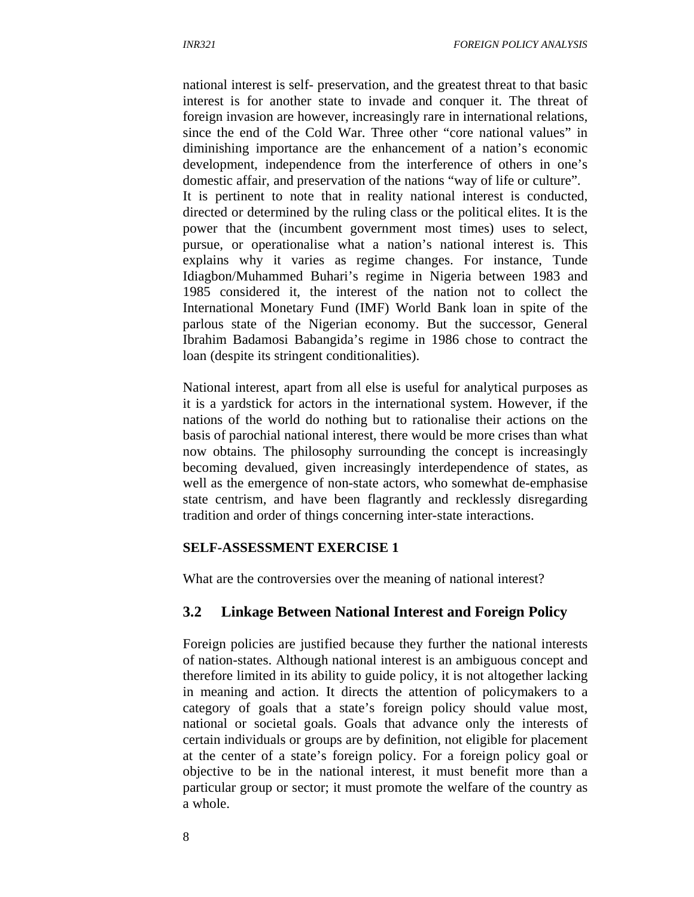national interest is self- preservation, and the greatest threat to that basic interest is for another state to invade and conquer it. The threat of foreign invasion are however, increasingly rare in international relations, since the end of the Cold War. Three other "core national values" in diminishing importance are the enhancement of a nation's economic development, independence from the interference of others in one's domestic affair, and preservation of the nations "way of life or culture".
It is pertinent to note that in reality national interest is conducted, directed or determined by the ruling class or the political elites. It is the power that the (incumbent government most times) uses to select, pursue, or operationalise what a nation's national interest is. This explains why it varies as regime changes. For instance, Tunde Idiagbon/Muhammed Buhari's regime in Nigeria between 1983 and 1985 considered it, the interest of the nation not to collect the International Monetary Fund (IMF) World Bank loan in spite of the parlous state of the Nigerian economy. But the successor, General Ibrahim Badamosi Babangida's regime in 1986 chose to contract the loan (despite its stringent conditionalities).

National interest, apart from all else is useful for analytical purposes as it is a yardstick for actors in the international system. However, if the nations of the world do nothing but to rationalise their actions on the basis of parochial national interest, there would be more crises than what now obtains. The philosophy surrounding the concept is increasingly becoming devalued, given increasingly interdependence of states, as well as the emergence of non-state actors, who somewhat de-emphasise state centrism, and have been flagrantly and recklessly disregarding tradition and order of things concerning inter-state interactions.

**SELF-ASSESSMENT EXERCISE 1**

What are the controversies over the meaning of national interest?

## 3.2 Linkage Between National Interest and Foreign Policy

Foreign policies are justified because they further the national interests of nation-states. Although national interest is an ambiguous concept and therefore limited in its ability to guide policy, it is not altogether lacking in meaning and action. It directs the attention of policymakers to a category of goals that a state's foreign policy should value most, national or societal goals. Goals that advance only the interests of certain individuals or groups are by definition, not eligible for placement at the center of a state's foreign policy. For a foreign policy goal or objective to be in the national interest, it must benefit more than a particular group or sector; it must promote the welfare of the country as a whole.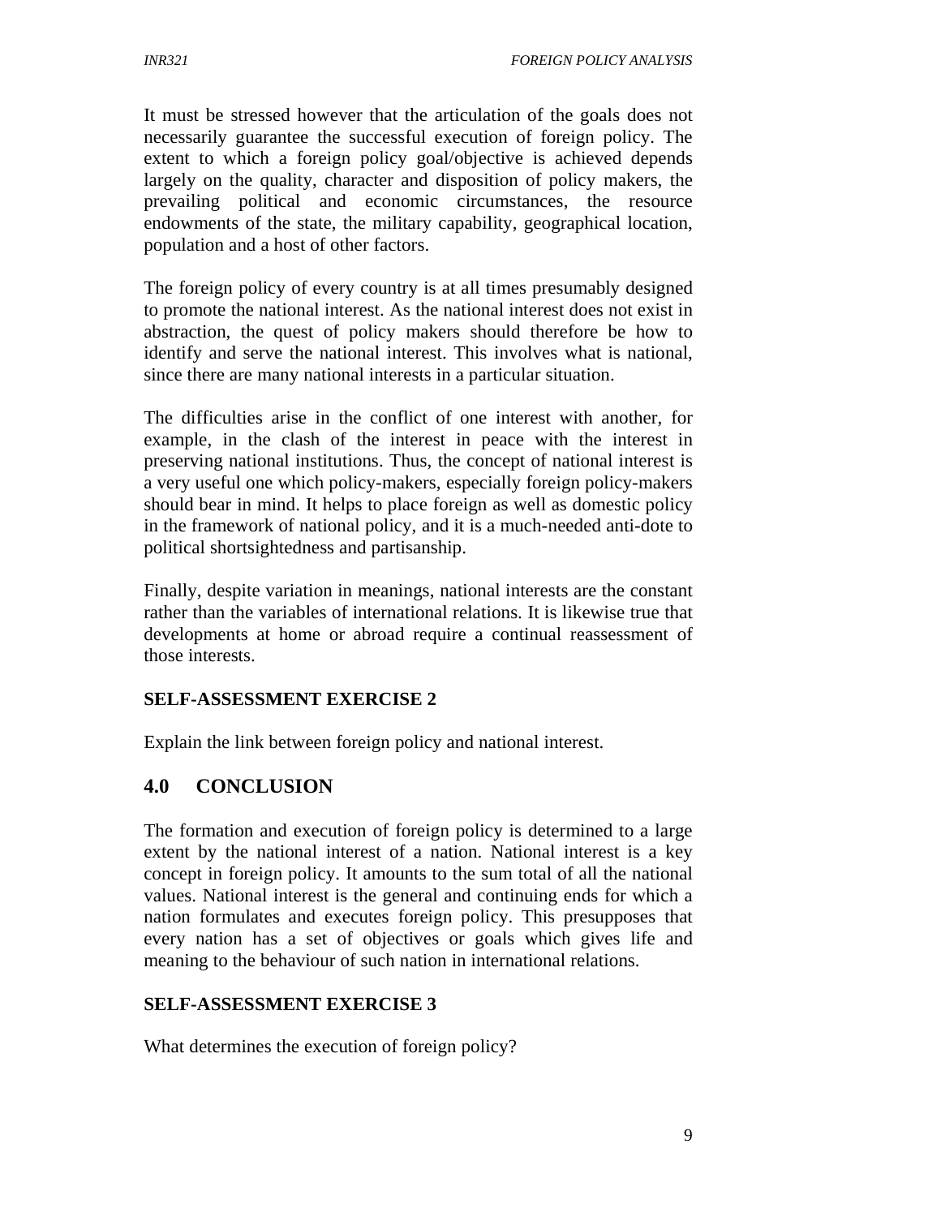It must be stressed however that the articulation of the goals does not necessarily guarantee the successful execution of foreign policy. The extent to which a foreign policy goal/objective is achieved depends largely on the quality, character and disposition of policy makers, the prevailing political and economic circumstances, the resource endowments of the state, the military capability, geographical location, population and a host of other factors.

The foreign policy of every country is at all times presumably designed to promote the national interest. As the national interest does not exist in abstraction, the quest of policy makers should therefore be how to identify and serve the national interest. This involves what is national, since there are many national interests in a particular situation.

The difficulties arise in the conflict of one interest with another, for example, in the clash of the interest in peace with the interest in preserving national institutions. Thus, the concept of national interest is a very useful one which policy-makers, especially foreign policy-makers should bear in mind. It helps to place foreign as well as domestic policy in the framework of national policy, and it is a much-needed anti-dote to political shortsightedness and partisanship.

Finally, despite variation in meanings, national interests are the constant rather than the variables of international relations. It is likewise true that developments at home or abroad require a continual reassessment of those interests.

**SELF-ASSESSMENT EXERCISE 2**

Explain the link between foreign policy and national interest.

## 4.0 CONCLUSION

The formation and execution of foreign policy is determined to a large extent by the national interest of a nation. National interest is a key concept in foreign policy. It amounts to the sum total of all the national values. National interest is the general and continuing ends for which a nation formulates and executes foreign policy. This presupposes that every nation has a set of objectives or goals which gives life and meaning to the behaviour of such nation in international relations.

**SELF-ASSESSMENT EXERCISE 3**

What determines the execution of foreign policy?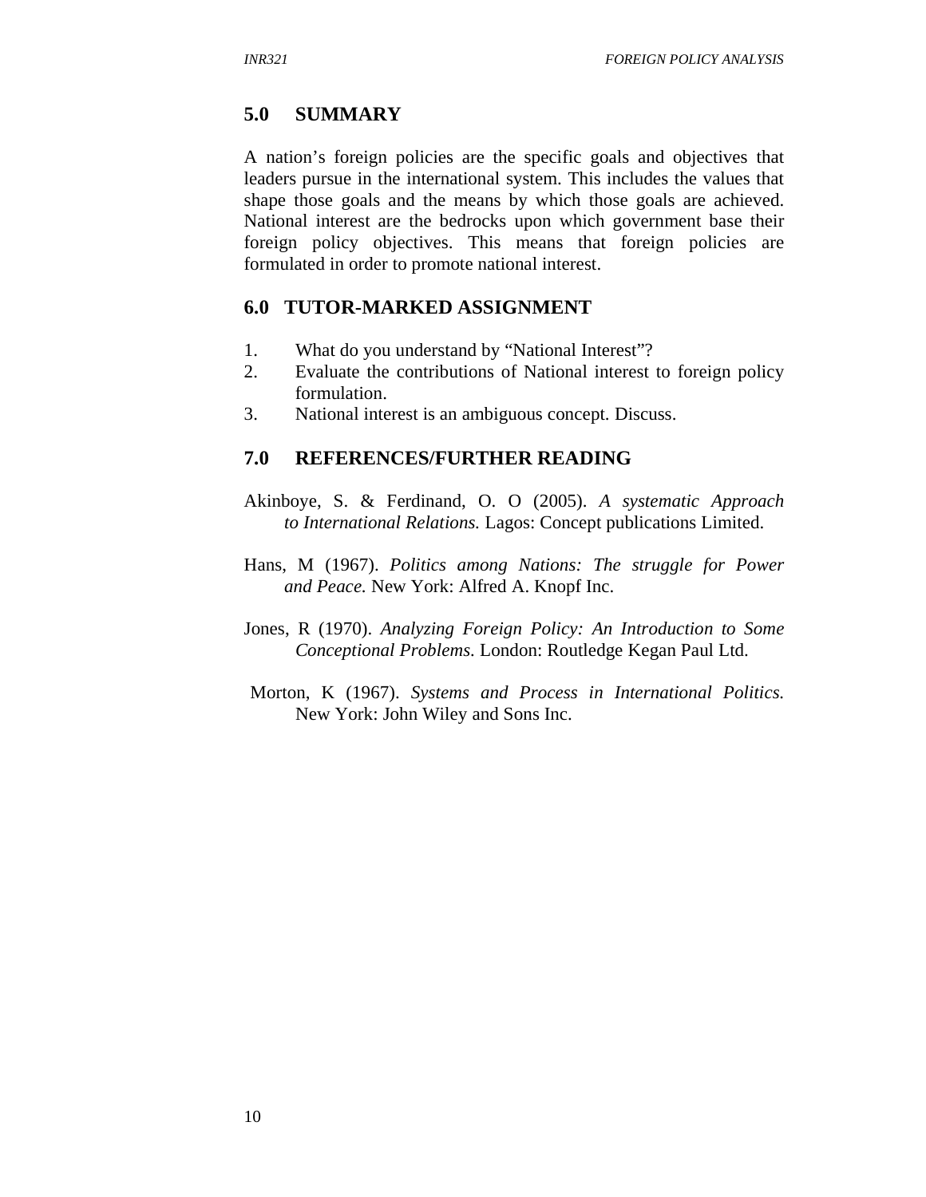## 5.0 SUMMARY

A nation's foreign policies are the specific goals and objectives that leaders pursue in the international system. This includes the values that shape those goals and the means by which those goals are achieved. National interest are the bedrocks upon which government base their foreign policy objectives. This means that foreign policies are formulated in order to promote national interest.

## 6.0 TUTOR-MARKED ASSIGNMENT

1. What do you understand by "National Interest"?
2. Evaluate the contributions of National interest to foreign policy formulation.
3. National interest is an ambiguous concept. Discuss.

## 7.0 REFERENCES/FURTHER READING

Akinboye, S. & Ferdinand, O. O (2005). *A systematic Approach to International Relations.* Lagos: Concept publications Limited.

Hans, M (1967). *Politics among Nations: The struggle for Power and Peace.* New York: Alfred A. Knopf Inc.

Jones, R (1970). *Analyzing Foreign Policy: An Introduction to Some Conceptional Problems*. London: Routledge Kegan Paul Ltd.

Morton, K (1967). *Systems and Process in International Politics.* New York: John Wiley and Sons Inc.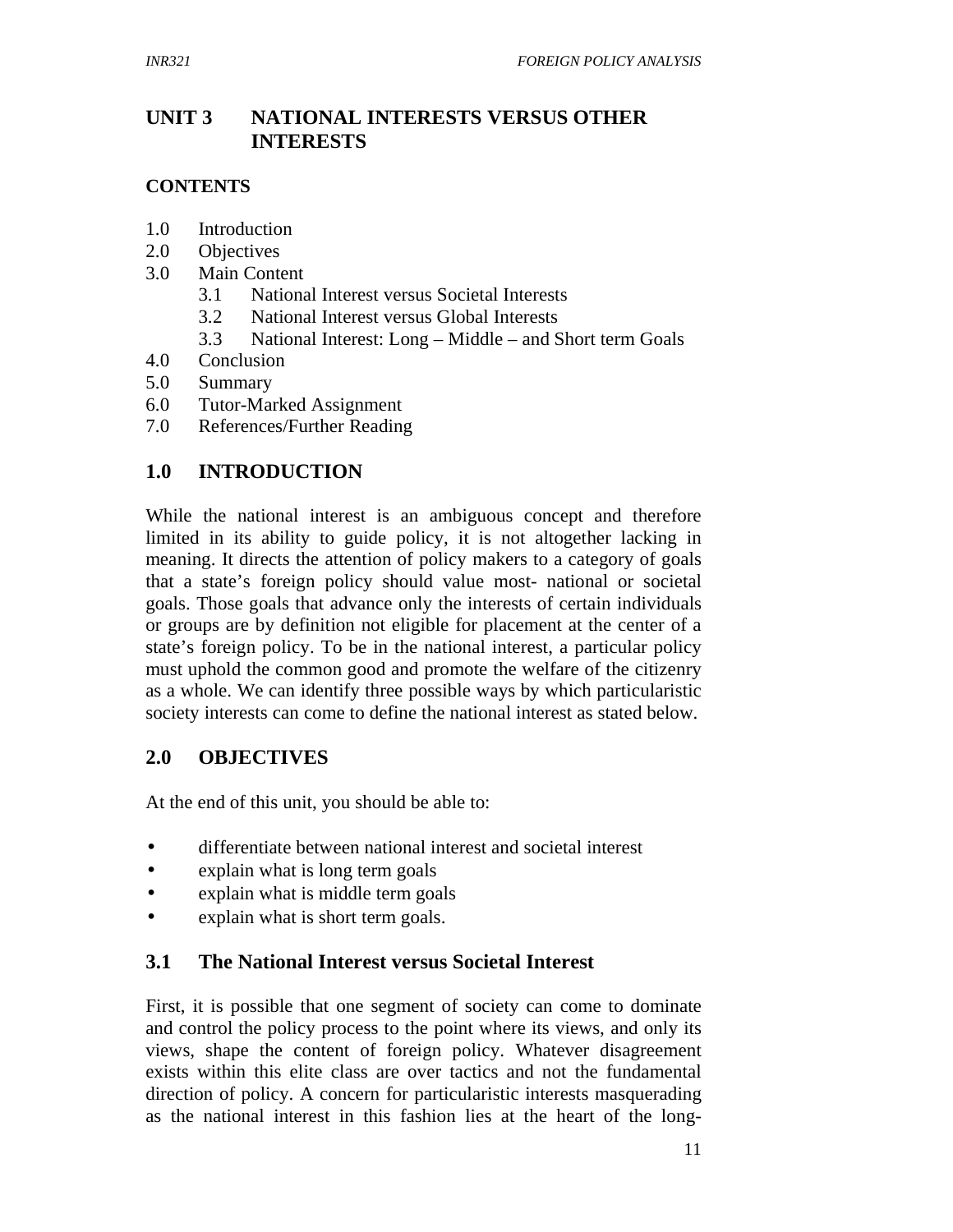# UNIT 3 NATIONAL INTERESTS VERSUS OTHER INTERESTS

**CONTENTS**

1.0 Introduction
2.0 Objectives
3.0 Main Content
  3.1 National Interest versus Societal Interests
  3.2 National Interest versus Global Interests
  3.3 National Interest: Long – Middle – and Short term Goals
4.0 Conclusion
5.0 Summary
6.0 Tutor-Marked Assignment
7.0 References/Further Reading

## 1.0 INTRODUCTION

While the national interest is an ambiguous concept and therefore limited in its ability to guide policy, it is not altogether lacking in meaning. It directs the attention of policy makers to a category of goals that a state's foreign policy should value most- national or societal goals. Those goals that advance only the interests of certain individuals or groups are by definition not eligible for placement at the center of a state's foreign policy. To be in the national interest, a particular policy must uphold the common good and promote the welfare of the citizenry as a whole. We can identify three possible ways by which particularistic society interests can come to define the national interest as stated below.

## 2.0 OBJECTIVES

At the end of this unit, you should be able to:

- differentiate between national interest and societal interest
- explain what is long term goals
- explain what is middle term goals
- explain what is short term goals.

### 3.1 The National Interest versus Societal Interest

First, it is possible that one segment of society can come to dominate and control the policy process to the point where its views, and only its views, shape the content of foreign policy. Whatever disagreement exists within this elite class are over tactics and not the fundamental direction of policy. A concern for particularistic interests masquerading as the national interest in this fashion lies at the heart of the long-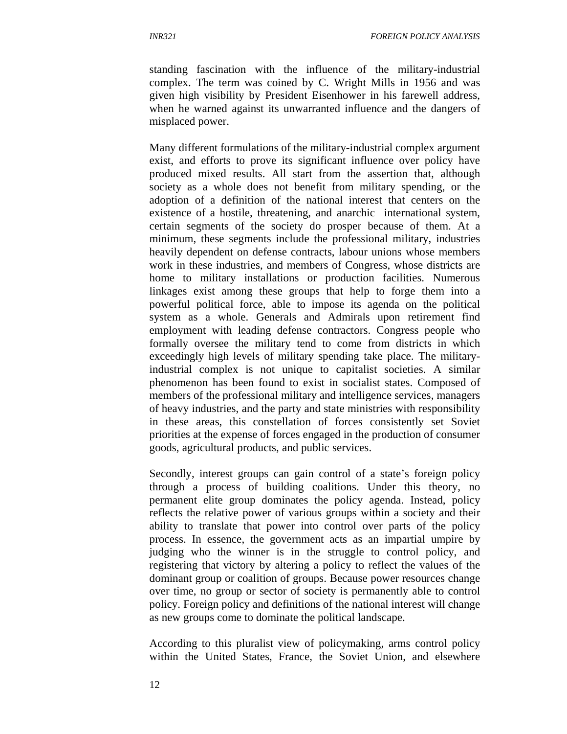standing fascination with the influence of the military-industrial complex. The term was coined by C. Wright Mills in 1956 and was given high visibility by President Eisenhower in his farewell address, when he warned against its unwarranted influence and the dangers of misplaced power.

Many different formulations of the military-industrial complex argument exist, and efforts to prove its significant influence over policy have produced mixed results. All start from the assertion that, although society as a whole does not benefit from military spending, or the adoption of a definition of the national interest that centers on the existence of a hostile, threatening, and anarchic international system, certain segments of the society do prosper because of them. At a minimum, these segments include the professional military, industries heavily dependent on defense contracts, labour unions whose members work in these industries, and members of Congress, whose districts are home to military installations or production facilities. Numerous linkages exist among these groups that help to forge them into a powerful political force, able to impose its agenda on the political system as a whole. Generals and Admirals upon retirement find employment with leading defense contractors. Congress people who formally oversee the military tend to come from districts in which exceedingly high levels of military spending take place. The military-industrial complex is not unique to capitalist societies. A similar phenomenon has been found to exist in socialist states. Composed of members of the professional military and intelligence services, managers of heavy industries, and the party and state ministries with responsibility in these areas, this constellation of forces consistently set Soviet priorities at the expense of forces engaged in the production of consumer goods, agricultural products, and public services.

Secondly, interest groups can gain control of a state's foreign policy through a process of building coalitions. Under this theory, no permanent elite group dominates the policy agenda. Instead, policy reflects the relative power of various groups within a society and their ability to translate that power into control over parts of the policy process. In essence, the government acts as an impartial umpire by judging who the winner is in the struggle to control policy, and registering that victory by altering a policy to reflect the values of the dominant group or coalition of groups. Because power resources change over time, no group or sector of society is permanently able to control policy. Foreign policy and definitions of the national interest will change as new groups come to dominate the political landscape.

According to this pluralist view of policymaking, arms control policy within the United States, France, the Soviet Union, and elsewhere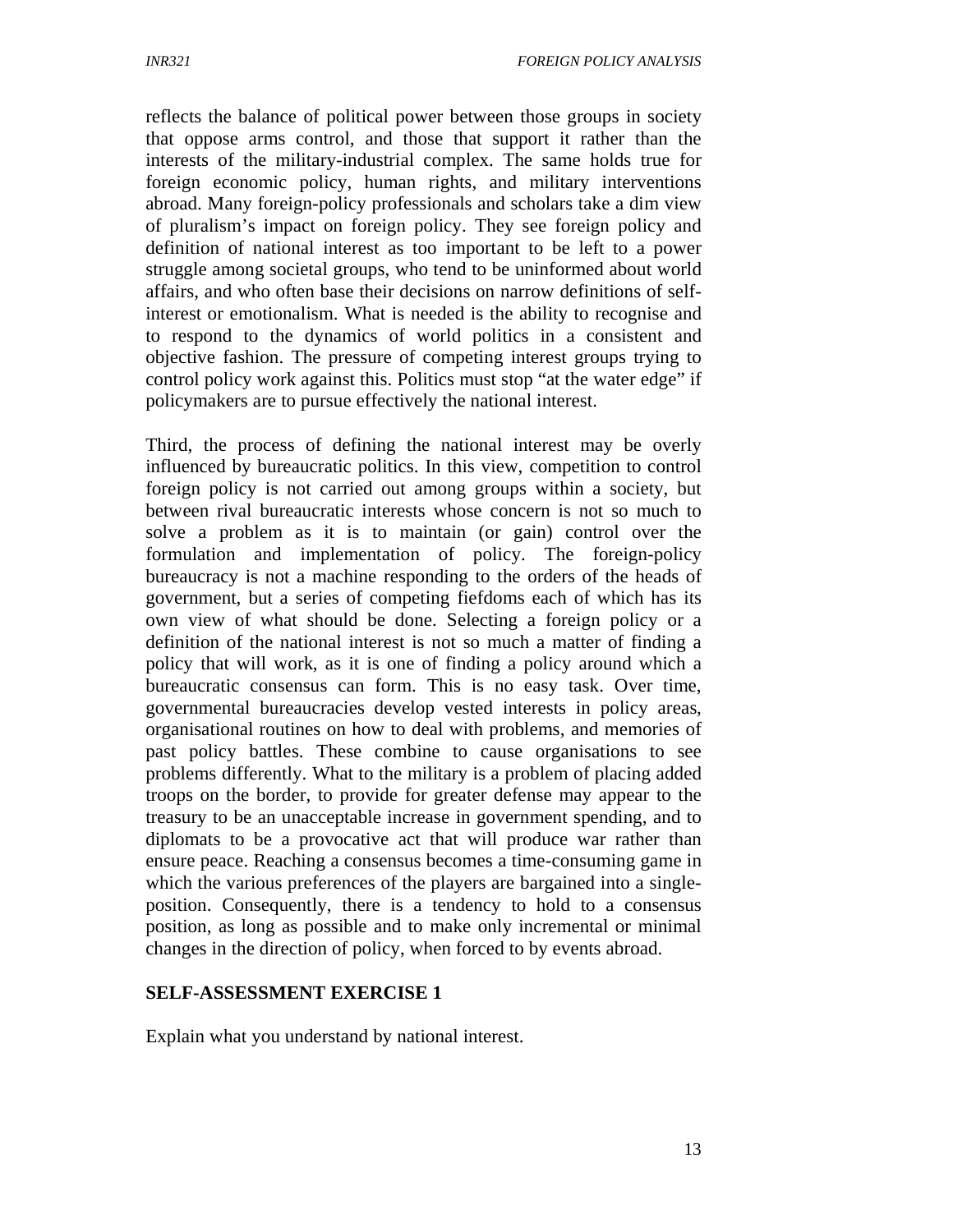reflects the balance of political power between those groups in society that oppose arms control, and those that support it rather than the interests of the military-industrial complex. The same holds true for foreign economic policy, human rights, and military interventions abroad. Many foreign-policy professionals and scholars take a dim view of pluralism's impact on foreign policy. They see foreign policy and definition of national interest as too important to be left to a power struggle among societal groups, who tend to be uninformed about world affairs, and who often base their decisions on narrow definitions of self-interest or emotionalism. What is needed is the ability to recognise and to respond to the dynamics of world politics in a consistent and objective fashion. The pressure of competing interest groups trying to control policy work against this. Politics must stop "at the water edge" if policymakers are to pursue effectively the national interest.

Third, the process of defining the national interest may be overly influenced by bureaucratic politics. In this view, competition to control foreign policy is not carried out among groups within a society, but between rival bureaucratic interests whose concern is not so much to solve a problem as it is to maintain (or gain) control over the formulation and implementation of policy. The foreign-policy bureaucracy is not a machine responding to the orders of the heads of government, but a series of competing fiefdoms each of which has its own view of what should be done. Selecting a foreign policy or a definition of the national interest is not so much a matter of finding a policy that will work, as it is one of finding a policy around which a bureaucratic consensus can form. This is no easy task. Over time, governmental bureaucracies develop vested interests in policy areas, organisational routines on how to deal with problems, and memories of past policy battles. These combine to cause organisations to see problems differently. What to the military is a problem of placing added troops on the border, to provide for greater defense may appear to the treasury to be an unacceptable increase in government spending, and to diplomats to be a provocative act that will produce war rather than ensure peace. Reaching a consensus becomes a time-consuming game in which the various preferences of the players are bargained into a single-position. Consequently, there is a tendency to hold to a consensus position, as long as possible and to make only incremental or minimal changes in the direction of policy, when forced to by events abroad.

## SELF-ASSESSMENT EXERCISE 1

Explain what you understand by national interest.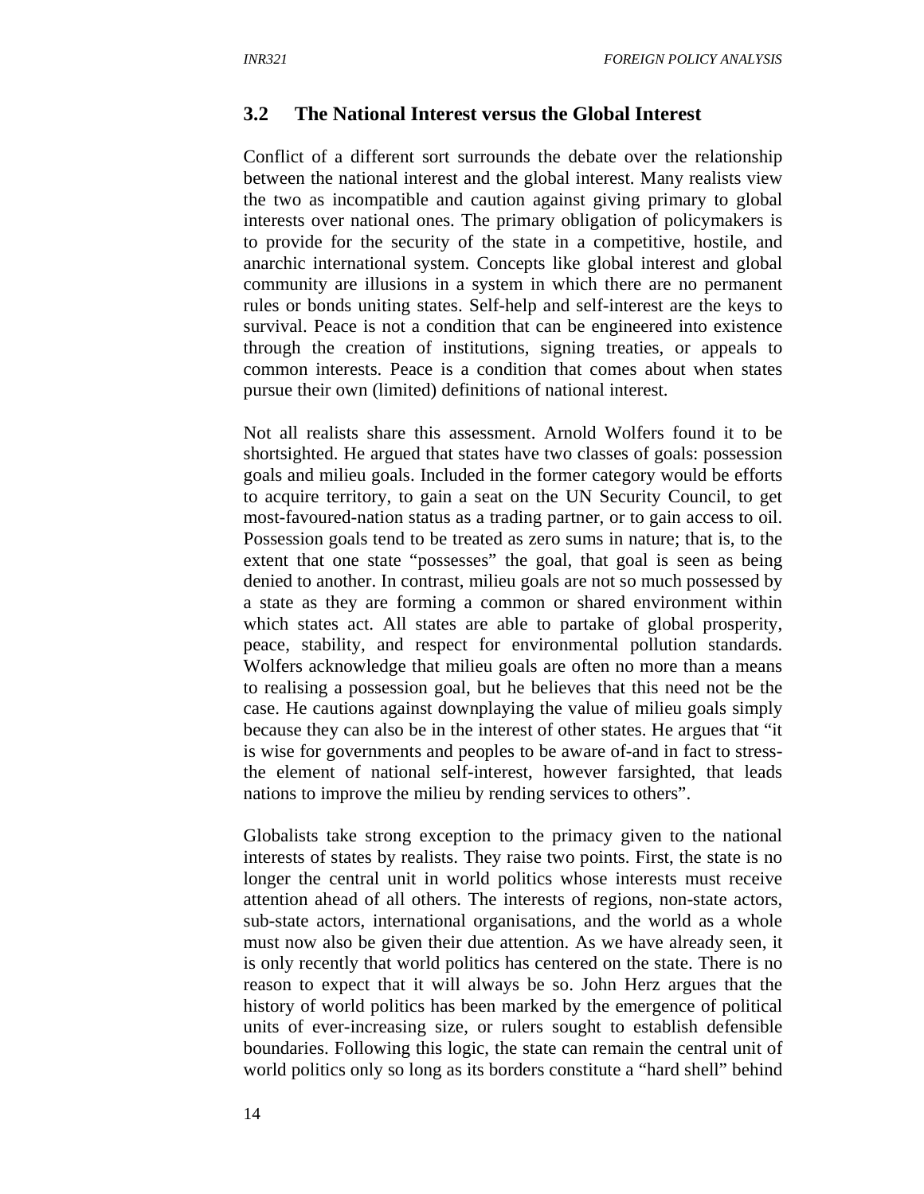### 3.2 The National Interest versus the Global Interest

Conflict of a different sort surrounds the debate over the relationship between the national interest and the global interest. Many realists view the two as incompatible and caution against giving primary to global interests over national ones. The primary obligation of policymakers is to provide for the security of the state in a competitive, hostile, and anarchic international system. Concepts like global interest and global community are illusions in a system in which there are no permanent rules or bonds uniting states. Self-help and self-interest are the keys to survival. Peace is not a condition that can be engineered into existence through the creation of institutions, signing treaties, or appeals to common interests. Peace is a condition that comes about when states pursue their own (limited) definitions of national interest.

Not all realists share this assessment. Arnold Wolfers found it to be shortsighted. He argued that states have two classes of goals: possession goals and milieu goals. Included in the former category would be efforts to acquire territory, to gain a seat on the UN Security Council, to get most-favoured-nation status as a trading partner, or to gain access to oil. Possession goals tend to be treated as zero sums in nature; that is, to the extent that one state "possesses" the goal, that goal is seen as being denied to another. In contrast, milieu goals are not so much possessed by a state as they are forming a common or shared environment within which states act. All states are able to partake of global prosperity, peace, stability, and respect for environmental pollution standards. Wolfers acknowledge that milieu goals are often no more than a means to realising a possession goal, but he believes that this need not be the case. He cautions against downplaying the value of milieu goals simply because they can also be in the interest of other states. He argues that "it is wise for governments and peoples to be aware of-and in fact to stress-the element of national self-interest, however farsighted, that leads nations to improve the milieu by rending services to others".

Globalists take strong exception to the primacy given to the national interests of states by realists. They raise two points. First, the state is no longer the central unit in world politics whose interests must receive attention ahead of all others. The interests of regions, non-state actors, sub-state actors, international organisations, and the world as a whole must now also be given their due attention. As we have already seen, it is only recently that world politics has centered on the state. There is no reason to expect that it will always be so. John Herz argues that the history of world politics has been marked by the emergence of political units of ever-increasing size, or rulers sought to establish defensible boundaries. Following this logic, the state can remain the central unit of world politics only so long as its borders constitute a "hard shell" behind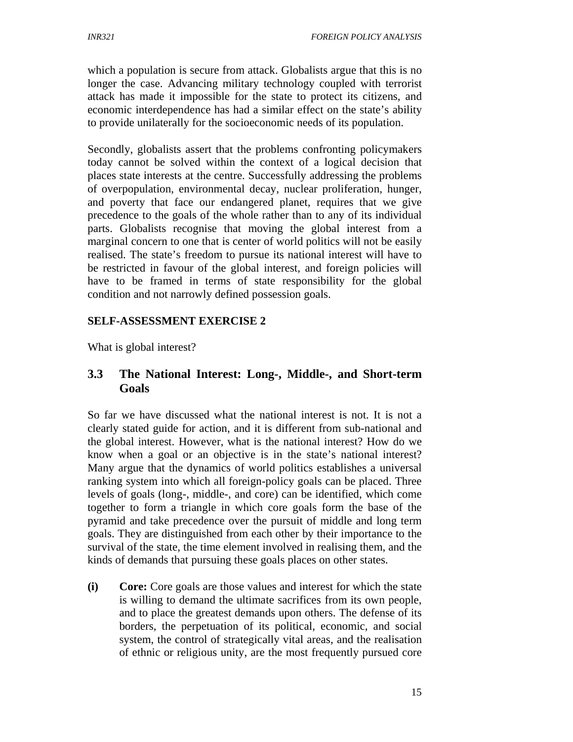which a population is secure from attack. Globalists argue that this is no longer the case. Advancing military technology coupled with terrorist attack has made it impossible for the state to protect its citizens, and economic interdependence has had a similar effect on the state's ability to provide unilaterally for the socioeconomic needs of its population.

Secondly, globalists assert that the problems confronting policymakers today cannot be solved within the context of a logical decision that places state interests at the centre. Successfully addressing the problems of overpopulation, environmental decay, nuclear proliferation, hunger, and poverty that face our endangered planet, requires that we give precedence to the goals of the whole rather than to any of its individual parts. Globalists recognise that moving the global interest from a marginal concern to one that is center of world politics will not be easily realised. The state's freedom to pursue its national interest will have to be restricted in favour of the global interest, and foreign policies will have to be framed in terms of state responsibility for the global condition and not narrowly defined possession goals.

**SELF-ASSESSMENT EXERCISE 2**

What is global interest?

## 3.3 The National Interest: Long-, Middle-, and Short-term Goals

So far we have discussed what the national interest is not. It is not a clearly stated guide for action, and it is different from sub-national and the global interest. However, what is the national interest? How do we know when a goal or an objective is in the state's national interest? Many argue that the dynamics of world politics establishes a universal ranking system into which all foreign-policy goals can be placed. Three levels of goals (long-, middle-, and core) can be identified, which come together to form a triangle in which core goals form the base of the pyramid and take precedence over the pursuit of middle and long term goals. They are distinguished from each other by their importance to the survival of the state, the time element involved in realising them, and the kinds of demands that pursuing these goals places on other states.

**(i)** **Core:** Core goals are those values and interest for which the state is willing to demand the ultimate sacrifices from its own people, and to place the greatest demands upon others. The defense of its borders, the perpetuation of its political, economic, and social system, the control of strategically vital areas, and the realisation of ethnic or religious unity, are the most frequently pursued core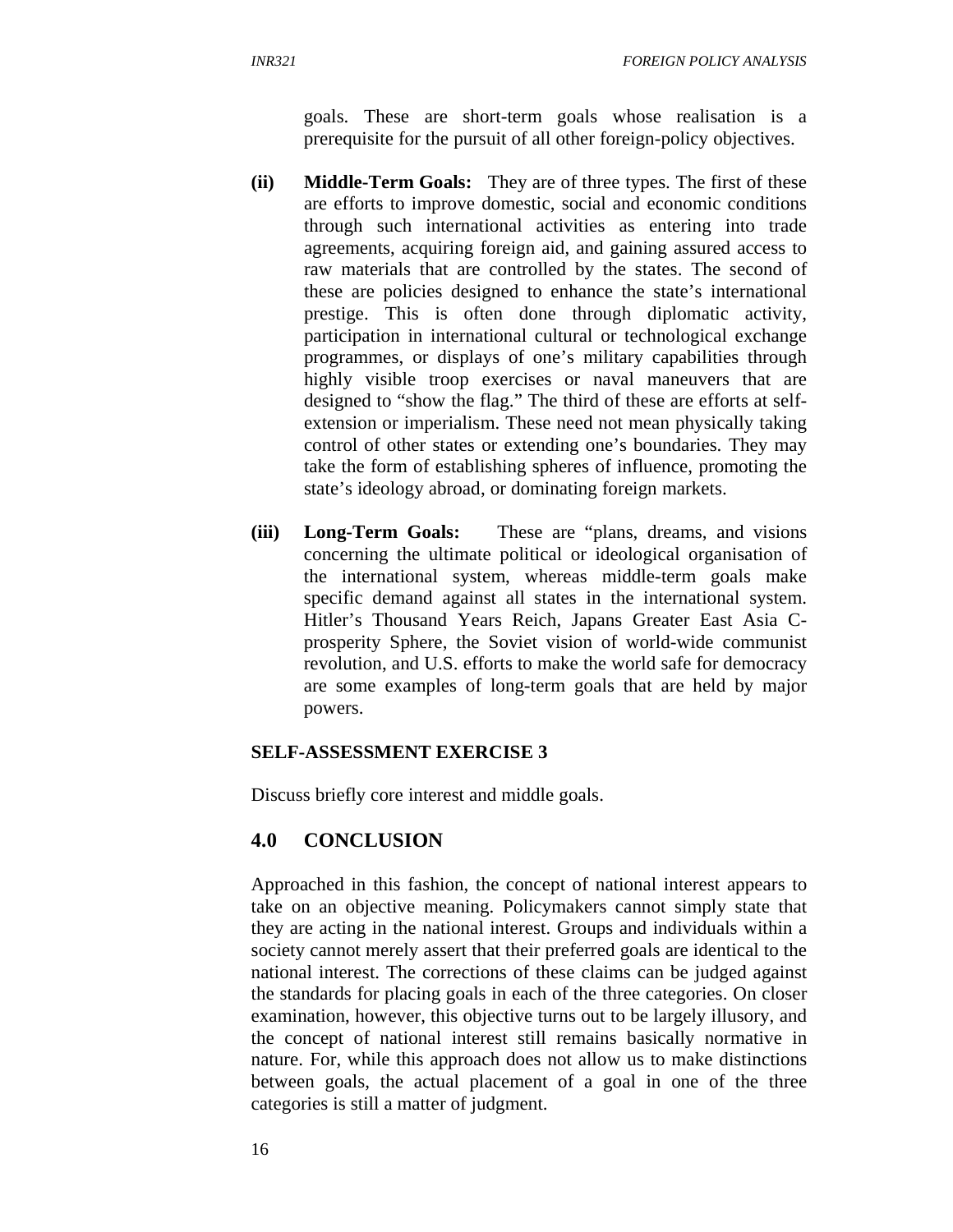goals. These are short-term goals whose realisation is a prerequisite for the pursuit of all other foreign-policy objectives.

**(ii) Middle-Term Goals:** They are of three types. The first of these are efforts to improve domestic, social and economic conditions through such international activities as entering into trade agreements, acquiring foreign aid, and gaining assured access to raw materials that are controlled by the states. The second of these are policies designed to enhance the state's international prestige. This is often done through diplomatic activity, participation in international cultural or technological exchange programmes, or displays of one's military capabilities through highly visible troop exercises or naval maneuvers that are designed to "show the flag." The third of these are efforts at self-extension or imperialism. These need not mean physically taking control of other states or extending one's boundaries. They may take the form of establishing spheres of influence, promoting the state's ideology abroad, or dominating foreign markets.

**(iii) Long-Term Goals:** These are "plans, dreams, and visions concerning the ultimate political or ideological organisation of the international system, whereas middle-term goals make specific demand against all states in the international system. Hitler's Thousand Years Reich, Japans Greater East Asia C-prosperity Sphere, the Soviet vision of world-wide communist revolution, and U.S. efforts to make the world safe for democracy are some examples of long-term goals that are held by major powers.

**SELF-ASSESSMENT EXERCISE 3**

Discuss briefly core interest and middle goals.

## 4.0 CONCLUSION

Approached in this fashion, the concept of national interest appears to take on an objective meaning. Policymakers cannot simply state that they are acting in the national interest. Groups and individuals within a society cannot merely assert that their preferred goals are identical to the national interest. The corrections of these claims can be judged against the standards for placing goals in each of the three categories. On closer examination, however, this objective turns out to be largely illusory, and the concept of national interest still remains basically normative in nature. For, while this approach does not allow us to make distinctions between goals, the actual placement of a goal in one of the three categories is still a matter of judgment.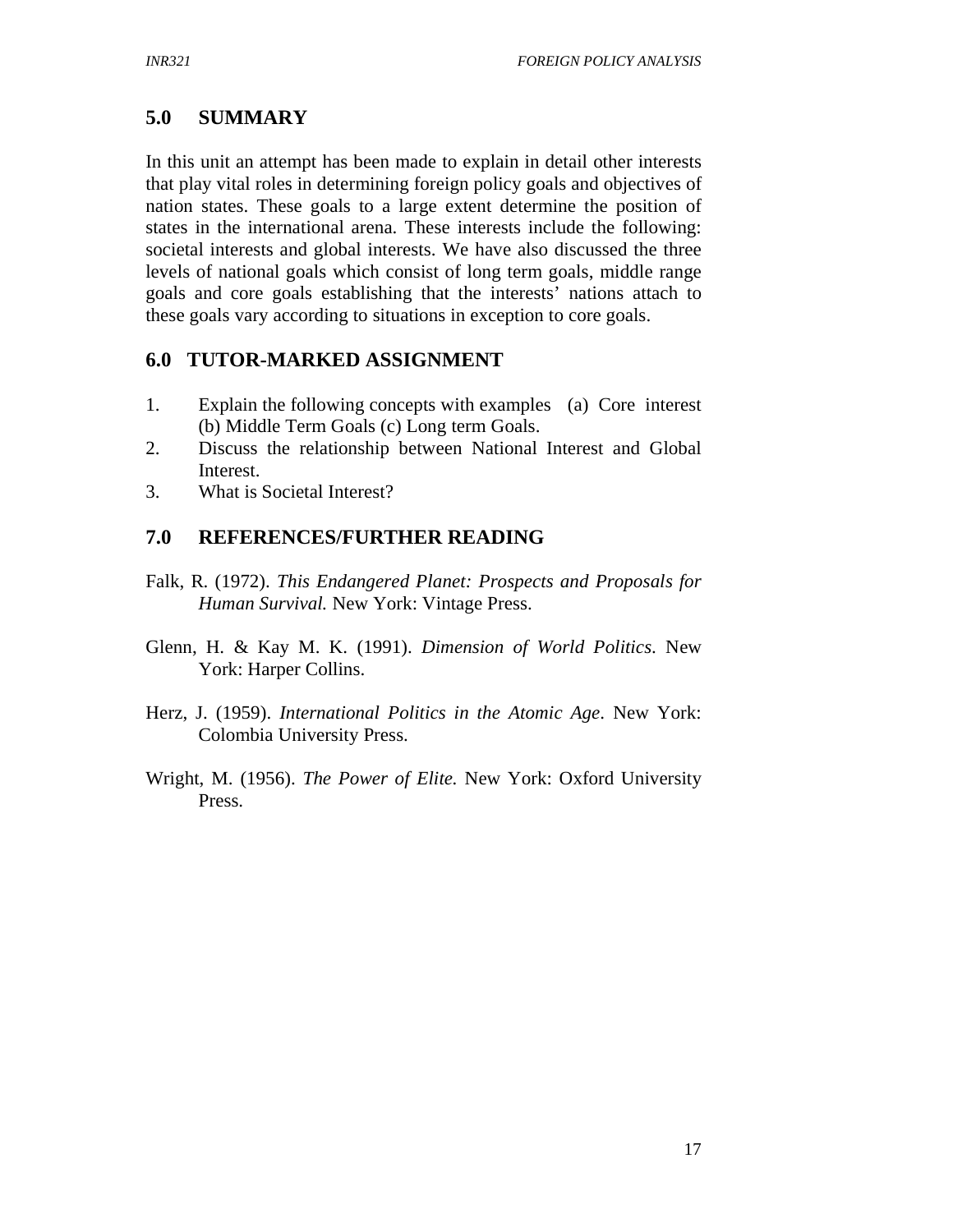## 5.0 SUMMARY

In this unit an attempt has been made to explain in detail other interests that play vital roles in determining foreign policy goals and objectives of nation states. These goals to a large extent determine the position of states in the international arena. These interests include the following: societal interests and global interests. We have also discussed the three levels of national goals which consist of long term goals, middle range goals and core goals establishing that the interests' nations attach to these goals vary according to situations in exception to core goals.

## 6.0 TUTOR-MARKED ASSIGNMENT

1. Explain the following concepts with examples (a) Core interest (b) Middle Term Goals (c) Long term Goals.
2. Discuss the relationship between National Interest and Global Interest.
3. What is Societal Interest?

## 7.0 REFERENCES/FURTHER READING

Falk, R. (1972). *This Endangered Planet: Prospects and Proposals for Human Survival.* New York: Vintage Press.

Glenn, H. & Kay M. K. (1991). *Dimension of World Politics*. New York: Harper Collins.

Herz, J. (1959). *International Politics in the Atomic Age*. New York: Colombia University Press.

Wright, M. (1956). *The Power of Elite.* New York: Oxford University Press.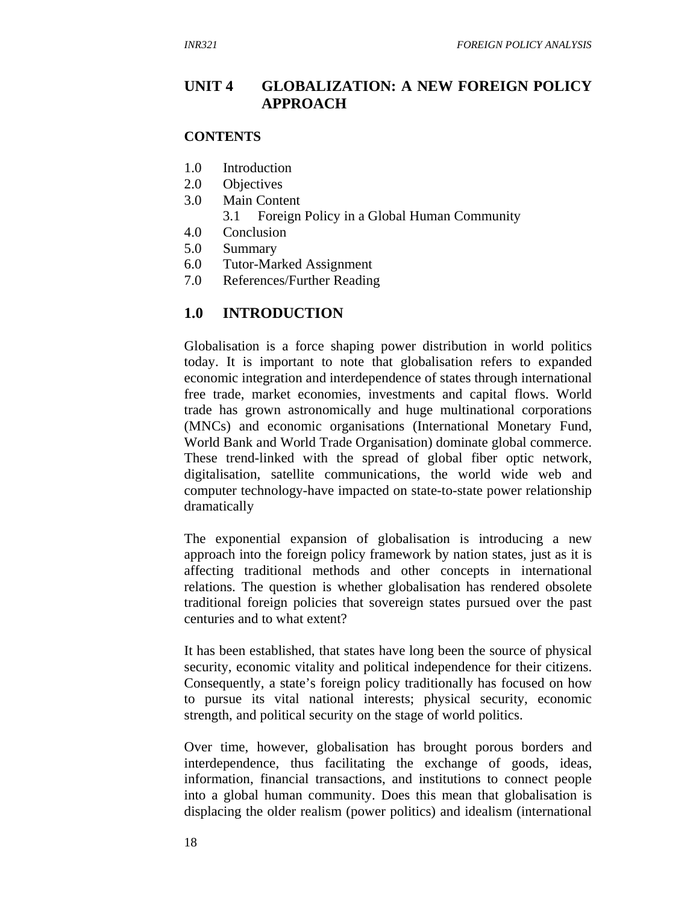# UNIT 4 GLOBALIZATION: A NEW FOREIGN POLICY APPROACH

## CONTENTS

1.0 Introduction
2.0 Objectives
3.0 Main Content
    3.1 Foreign Policy in a Global Human Community
4.0 Conclusion
5.0 Summary
6.0 Tutor-Marked Assignment
7.0 References/Further Reading

## 1.0 INTRODUCTION

Globalisation is a force shaping power distribution in world politics today. It is important to note that globalisation refers to expanded economic integration and interdependence of states through international free trade, market economies, investments and capital flows. World trade has grown astronomically and huge multinational corporations (MNCs) and economic organisations (International Monetary Fund, World Bank and World Trade Organisation) dominate global commerce. These trend-linked with the spread of global fiber optic network, digitalisation, satellite communications, the world wide web and computer technology-have impacted on state-to-state power relationship dramatically

The exponential expansion of globalisation is introducing a new approach into the foreign policy framework by nation states, just as it is affecting traditional methods and other concepts in international relations. The question is whether globalisation has rendered obsolete traditional foreign policies that sovereign states pursued over the past centuries and to what extent?

It has been established, that states have long been the source of physical security, economic vitality and political independence for their citizens. Consequently, a state's foreign policy traditionally has focused on how to pursue its vital national interests; physical security, economic strength, and political security on the stage of world politics.

Over time, however, globalisation has brought porous borders and interdependence, thus facilitating the exchange of goods, ideas, information, financial transactions, and institutions to connect people into a global human community. Does this mean that globalisation is displacing the older realism (power politics) and idealism (international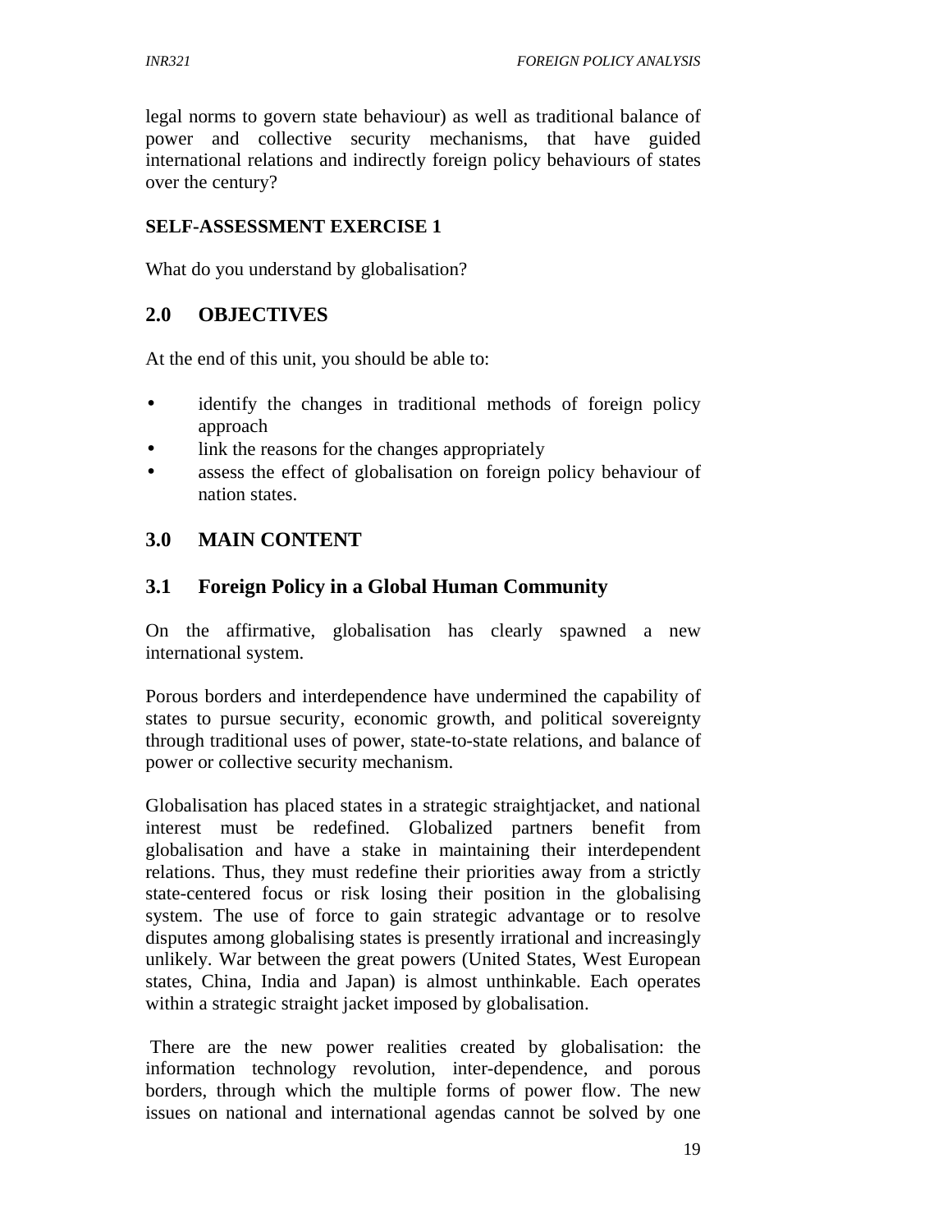legal norms to govern state behaviour) as well as traditional balance of power and collective security mechanisms, that have guided international relations and indirectly foreign policy behaviours of states over the century?

**SELF-ASSESSMENT EXERCISE 1**

What do you understand by globalisation?

## 2.0 OBJECTIVES

At the end of this unit, you should be able to:

- identify the changes in traditional methods of foreign policy approach
- link the reasons for the changes appropriately
- assess the effect of globalisation on foreign policy behaviour of nation states.

## 3.0 MAIN CONTENT

### 3.1 Foreign Policy in a Global Human Community

On the affirmative, globalisation has clearly spawned a new international system.

Porous borders and interdependence have undermined the capability of states to pursue security, economic growth, and political sovereignty through traditional uses of power, state-to-state relations, and balance of power or collective security mechanism.

Globalisation has placed states in a strategic straightjacket, and national interest must be redefined. Globalized partners benefit from globalisation and have a stake in maintaining their interdependent relations. Thus, they must redefine their priorities away from a strictly state-centered focus or risk losing their position in the globalising system. The use of force to gain strategic advantage or to resolve disputes among globalising states is presently irrational and increasingly unlikely. War between the great powers (United States, West European states, China, India and Japan) is almost unthinkable. Each operates within a strategic straight jacket imposed by globalisation.

There are the new power realities created by globalisation: the information technology revolution, inter-dependence, and porous borders, through which the multiple forms of power flow. The new issues on national and international agendas cannot be solved by one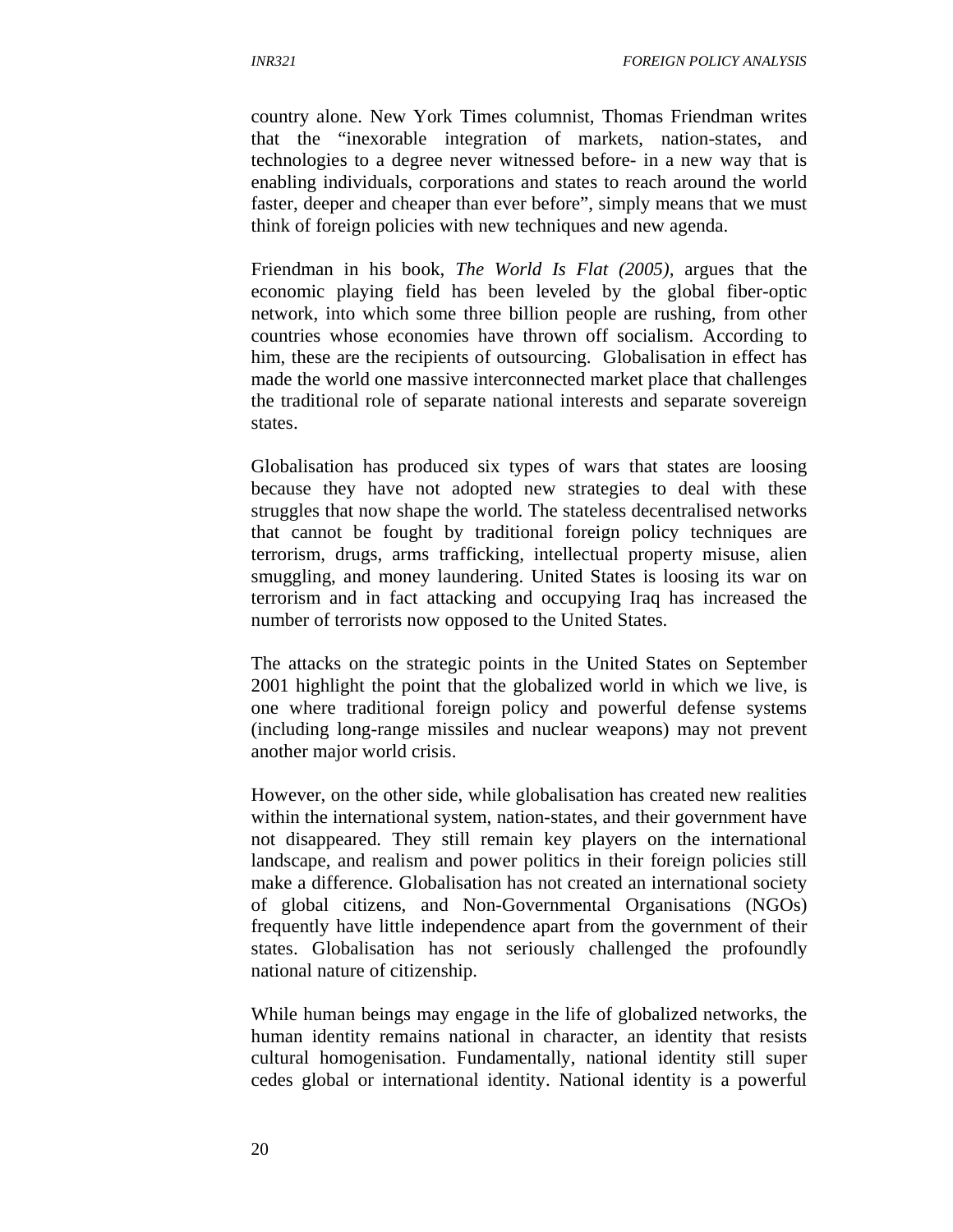country alone. New York Times columnist, Thomas Friendman writes that the "inexorable integration of markets, nation-states, and technologies to a degree never witnessed before- in a new way that is enabling individuals, corporations and states to reach around the world faster, deeper and cheaper than ever before", simply means that we must think of foreign policies with new techniques and new agenda.

Friendman in his book, *The World Is Flat (2005)*, argues that the economic playing field has been leveled by the global fiber-optic network, into which some three billion people are rushing, from other countries whose economies have thrown off socialism. According to him, these are the recipients of outsourcing. Globalisation in effect has made the world one massive interconnected market place that challenges the traditional role of separate national interests and separate sovereign states.

Globalisation has produced six types of wars that states are loosing because they have not adopted new strategies to deal with these struggles that now shape the world. The stateless decentralised networks that cannot be fought by traditional foreign policy techniques are terrorism, drugs, arms trafficking, intellectual property misuse, alien smuggling, and money laundering. United States is loosing its war on terrorism and in fact attacking and occupying Iraq has increased the number of terrorists now opposed to the United States.

The attacks on the strategic points in the United States on September 2001 highlight the point that the globalized world in which we live, is one where traditional foreign policy and powerful defense systems (including long-range missiles and nuclear weapons) may not prevent another major world crisis.

However, on the other side, while globalisation has created new realities within the international system, nation-states, and their government have not disappeared. They still remain key players on the international landscape, and realism and power politics in their foreign policies still make a difference. Globalisation has not created an international society of global citizens, and Non-Governmental Organisations (NGOs) frequently have little independence apart from the government of their states. Globalisation has not seriously challenged the profoundly national nature of citizenship.

While human beings may engage in the life of globalized networks, the human identity remains national in character, an identity that resists cultural homogenisation. Fundamentally, national identity still super cedes global or international identity. National identity is a powerful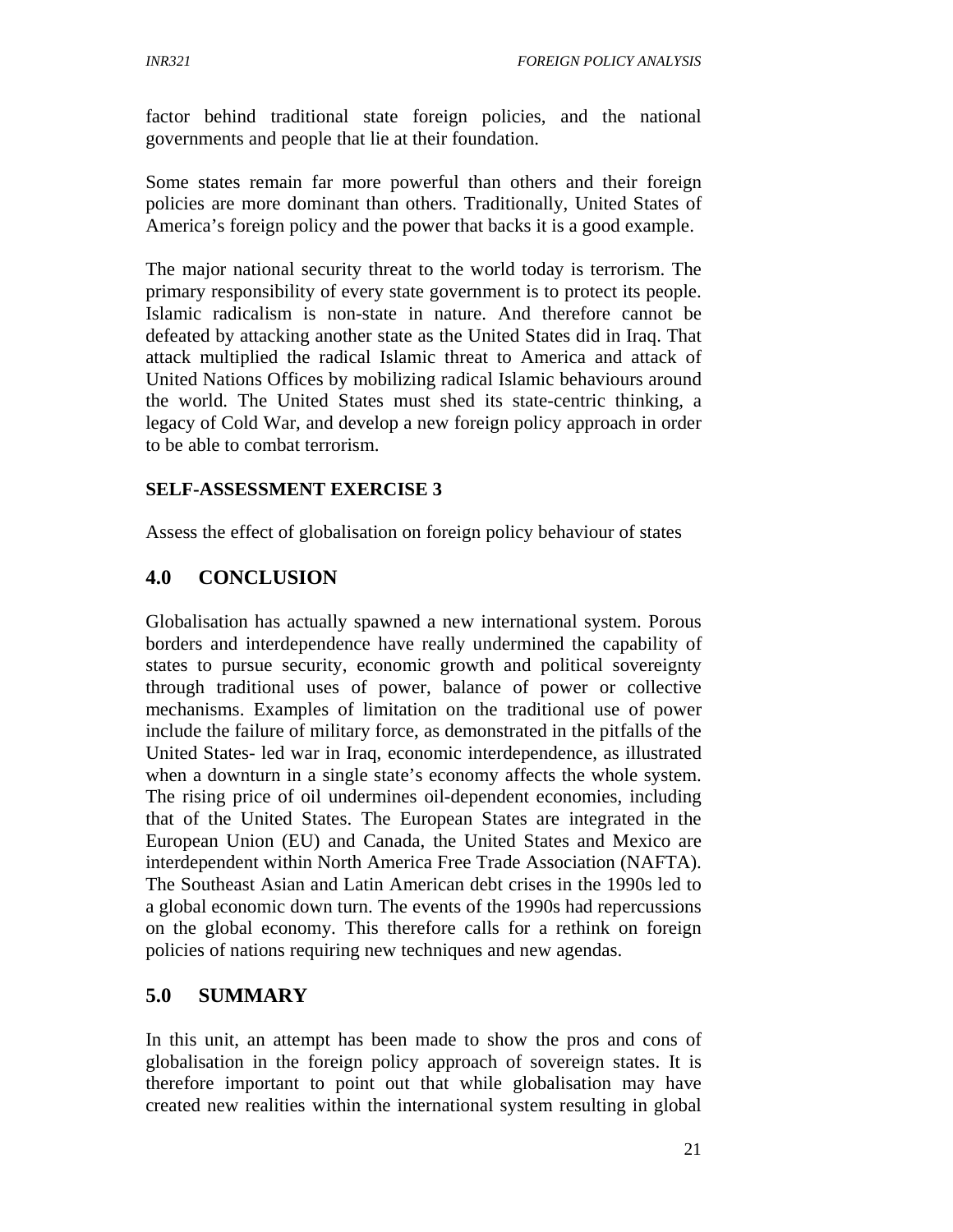factor behind traditional state foreign policies, and the national governments and people that lie at their foundation.

Some states remain far more powerful than others and their foreign policies are more dominant than others. Traditionally, United States of America's foreign policy and the power that backs it is a good example.

The major national security threat to the world today is terrorism. The primary responsibility of every state government is to protect its people. Islamic radicalism is non-state in nature. And therefore cannot be defeated by attacking another state as the United States did in Iraq. That attack multiplied the radical Islamic threat to America and attack of United Nations Offices by mobilizing radical Islamic behaviours around the world. The United States must shed its state-centric thinking, a legacy of Cold War, and develop a new foreign policy approach in order to be able to combat terrorism.

**SELF-ASSESSMENT EXERCISE 3**

Assess the effect of globalisation on foreign policy behaviour of states

## 4.0 CONCLUSION

Globalisation has actually spawned a new international system. Porous borders and interdependence have really undermined the capability of states to pursue security, economic growth and political sovereignty through traditional uses of power, balance of power or collective mechanisms. Examples of limitation on the traditional use of power include the failure of military force, as demonstrated in the pitfalls of the United States- led war in Iraq, economic interdependence, as illustrated when a downturn in a single state's economy affects the whole system. The rising price of oil undermines oil-dependent economies, including that of the United States. The European States are integrated in the European Union (EU) and Canada, the United States and Mexico are interdependent within North America Free Trade Association (NAFTA). The Southeast Asian and Latin American debt crises in the 1990s led to a global economic down turn. The events of the 1990s had repercussions on the global economy. This therefore calls for a rethink on foreign policies of nations requiring new techniques and new agendas.

## 5.0 SUMMARY

In this unit, an attempt has been made to show the pros and cons of globalisation in the foreign policy approach of sovereign states. It is therefore important to point out that while globalisation may have created new realities within the international system resulting in global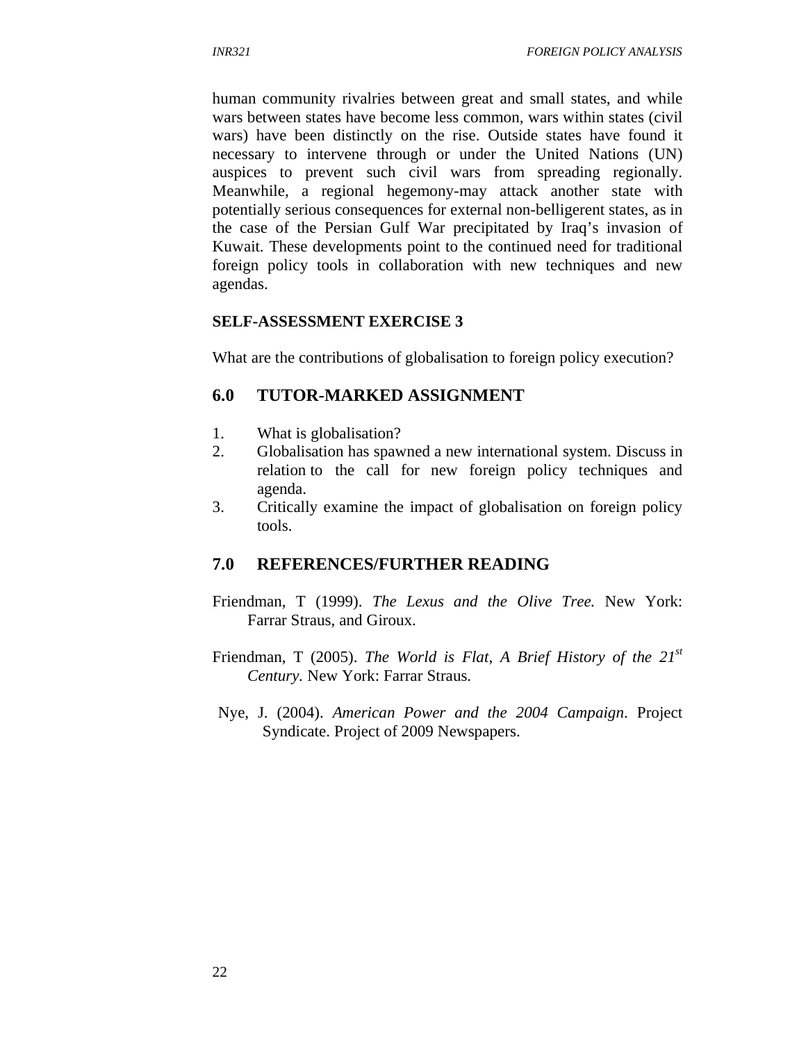human community rivalries between great and small states, and while wars between states have become less common, wars within states (civil wars) have been distinctly on the rise. Outside states have found it necessary to intervene through or under the United Nations (UN) auspices to prevent such civil wars from spreading regionally. Meanwhile, a regional hegemony-may attack another state with potentially serious consequences for external non-belligerent states, as in the case of the Persian Gulf War precipitated by Iraq's invasion of Kuwait. These developments point to the continued need for traditional foreign policy tools in collaboration with new techniques and new agendas.

**SELF-ASSESSMENT EXERCISE 3**

What are the contributions of globalisation to foreign policy execution?

## 6.0 TUTOR-MARKED ASSIGNMENT

1. What is globalisation?
2. Globalisation has spawned a new international system. Discuss in relation to the call for new foreign policy techniques and agenda.
3. Critically examine the impact of globalisation on foreign policy tools.

## 7.0 REFERENCES/FURTHER READING

Friendman, T (1999). *The Lexus and the Olive Tree.* New York: Farrar Straus, and Giroux.

Friendman, T (2005). *The World is Flat, A Brief History of the 21st Century.* New York: Farrar Straus.

Nye, J. (2004). *American Power and the 2004 Campaign*. Project Syndicate. Project of 2009 Newspapers.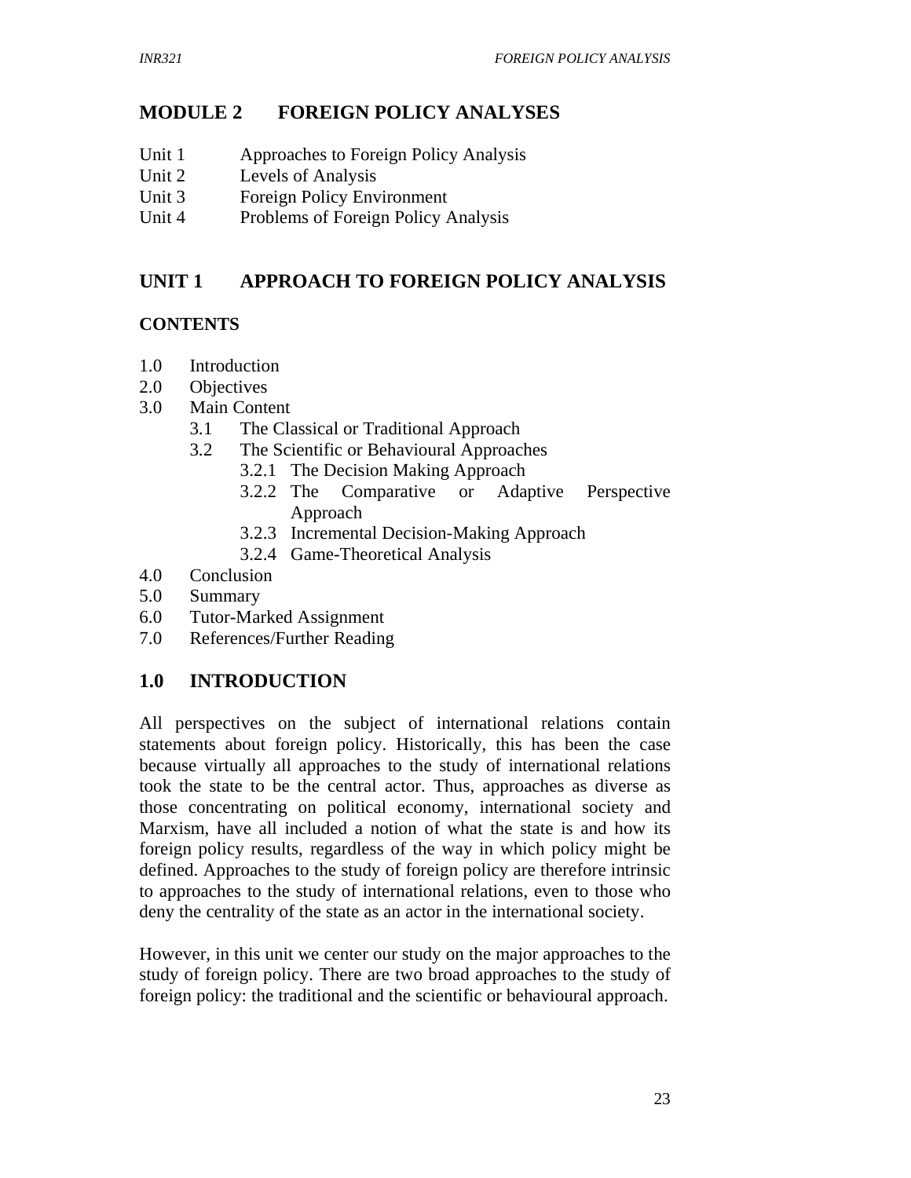# MODULE 2 FOREIGN POLICY ANALYSES

Unit 1 Approaches to Foreign Policy Analysis
Unit 2 Levels of Analysis
Unit 3 Foreign Policy Environment
Unit 4 Problems of Foreign Policy Analysis

## UNIT 1 APPROACH TO FOREIGN POLICY ANALYSIS

**CONTENTS**

- 1.0 Introduction
- 2.0 Objectives
- 3.0 Main Content
    - 3.1 The Classical or Traditional Approach
    - 3.2 The Scientific or Behavioural Approaches
        - 3.2.1 The Decision Making Approach
        - 3.2.2 The Comparative or Adaptive Perspective Approach
        - 3.2.3 Incremental Decision-Making Approach
        - 3.2.4 Game-Theoretical Analysis
- 4.0 Conclusion
- 5.0 Summary
- 6.0 Tutor-Marked Assignment
- 7.0 References/Further Reading

## 1.0 INTRODUCTION

All perspectives on the subject of international relations contain statements about foreign policy. Historically, this has been the case because virtually all approaches to the study of international relations took the state to be the central actor. Thus, approaches as diverse as those concentrating on political economy, international society and Marxism, have all included a notion of what the state is and how its foreign policy results, regardless of the way in which policy might be defined. Approaches to the study of foreign policy are therefore intrinsic to approaches to the study of international relations, even to those who deny the centrality of the state as an actor in the international society.

However, in this unit we center our study on the major approaches to the study of foreign policy. There are two broad approaches to the study of foreign policy: the traditional and the scientific or behavioural approach.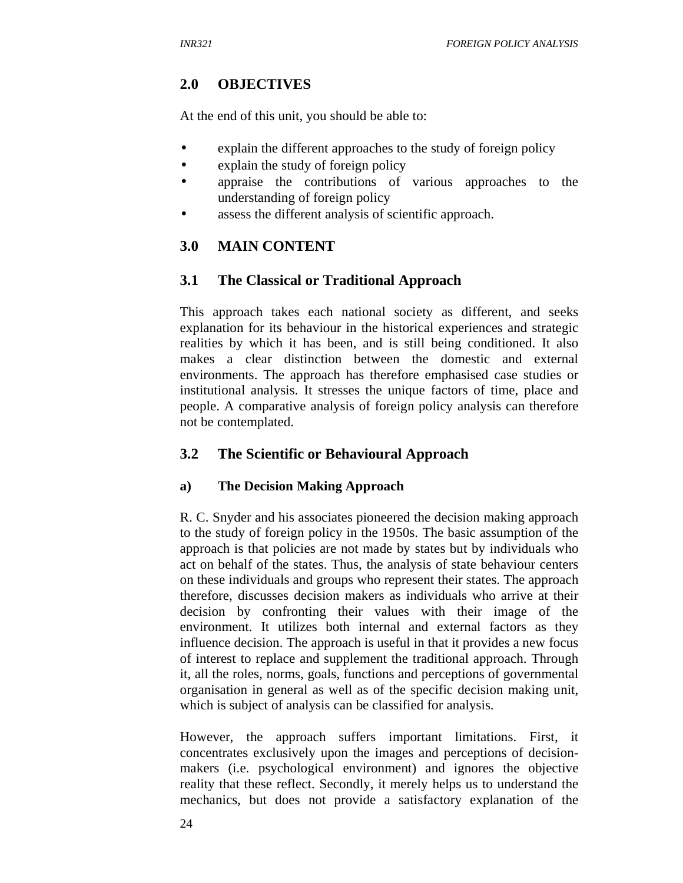## 2.0 OBJECTIVES

At the end of this unit, you should be able to:

- explain the different approaches to the study of foreign policy
- explain the study of foreign policy
- appraise the contributions of various approaches to the understanding of foreign policy
- assess the different analysis of scientific approach.

## 3.0 MAIN CONTENT

### 3.1 The Classical or Traditional Approach

This approach takes each national society as different, and seeks explanation for its behaviour in the historical experiences and strategic realities by which it has been, and is still being conditioned. It also makes a clear distinction between the domestic and external environments. The approach has therefore emphasised case studies or institutional analysis. It stresses the unique factors of time, place and people. A comparative analysis of foreign policy analysis can therefore not be contemplated.

### 3.2 The Scientific or Behavioural Approach

#### a) The Decision Making Approach

R. C. Snyder and his associates pioneered the decision making approach to the study of foreign policy in the 1950s. The basic assumption of the approach is that policies are not made by states but by individuals who act on behalf of the states. Thus, the analysis of state behaviour centers on these individuals and groups who represent their states. The approach therefore, discusses decision makers as individuals who arrive at their decision by confronting their values with their image of the environment. It utilizes both internal and external factors as they influence decision. The approach is useful in that it provides a new focus of interest to replace and supplement the traditional approach. Through it, all the roles, norms, goals, functions and perceptions of governmental organisation in general as well as of the specific decision making unit, which is subject of analysis can be classified for analysis.

However, the approach suffers important limitations. First, it concentrates exclusively upon the images and perceptions of decision-makers (i.e. psychological environment) and ignores the objective reality that these reflect. Secondly, it merely helps us to understand the mechanics, but does not provide a satisfactory explanation of the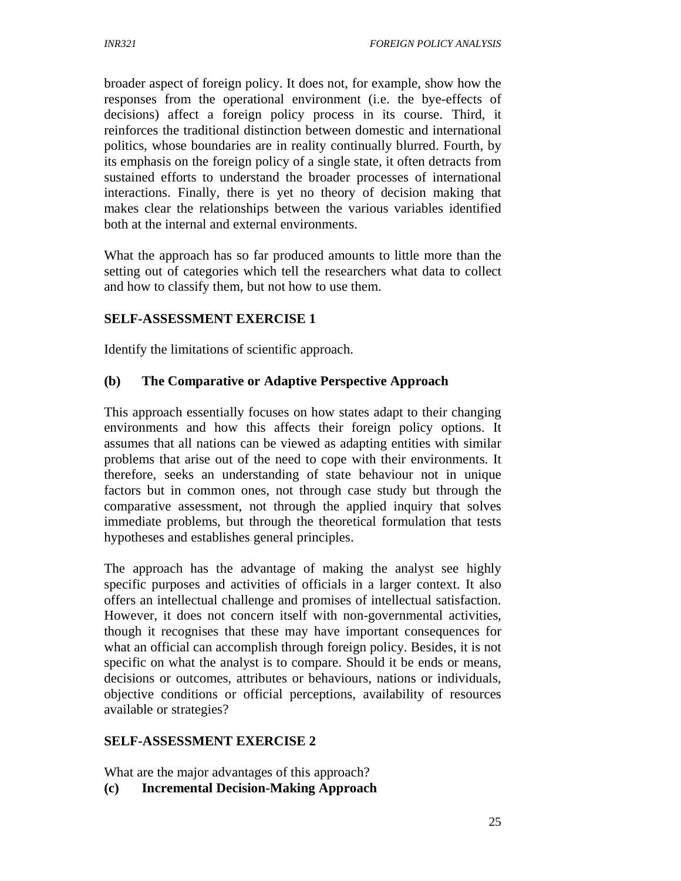broader aspect of foreign policy. It does not, for example, show how the responses from the operational environment (i.e. the bye-effects of decisions) affect a foreign policy process in its course. Third, it reinforces the traditional distinction between domestic and international politics, whose boundaries are in reality continually blurred. Fourth, by its emphasis on the foreign policy of a single state, it often detracts from sustained efforts to understand the broader processes of international interactions. Finally, there is yet no theory of decision making that makes clear the relationships between the various variables identified both at the internal and external environments.

What the approach has so far produced amounts to little more than the setting out of categories which tell the researchers what data to collect and how to classify them, but not how to use them.

**SELF-ASSESSMENT EXERCISE 1**

Identify the limitations of scientific approach.

**(b) The Comparative or Adaptive Perspective Approach**

This approach essentially focuses on how states adapt to their changing environments and how this affects their foreign policy options. It assumes that all nations can be viewed as adapting entities with similar problems that arise out of the need to cope with their environments. It therefore, seeks an understanding of state behaviour not in unique factors but in common ones, not through case study but through the comparative assessment, not through the applied inquiry that solves immediate problems, but through the theoretical formulation that tests hypotheses and establishes general principles.

The approach has the advantage of making the analyst see highly specific purposes and activities of officials in a larger context. It also offers an intellectual challenge and promises of intellectual satisfaction. However, it does not concern itself with non-governmental activities, though it recognises that these may have important consequences for what an official can accomplish through foreign policy. Besides, it is not specific on what the analyst is to compare. Should it be ends or means, decisions or outcomes, attributes or behaviours, nations or individuals, objective conditions or official perceptions, availability of resources available or strategies?

**SELF-ASSESSMENT EXERCISE 2**

What are the major advantages of this approach?

**(c) Incremental Decision-Making Approach**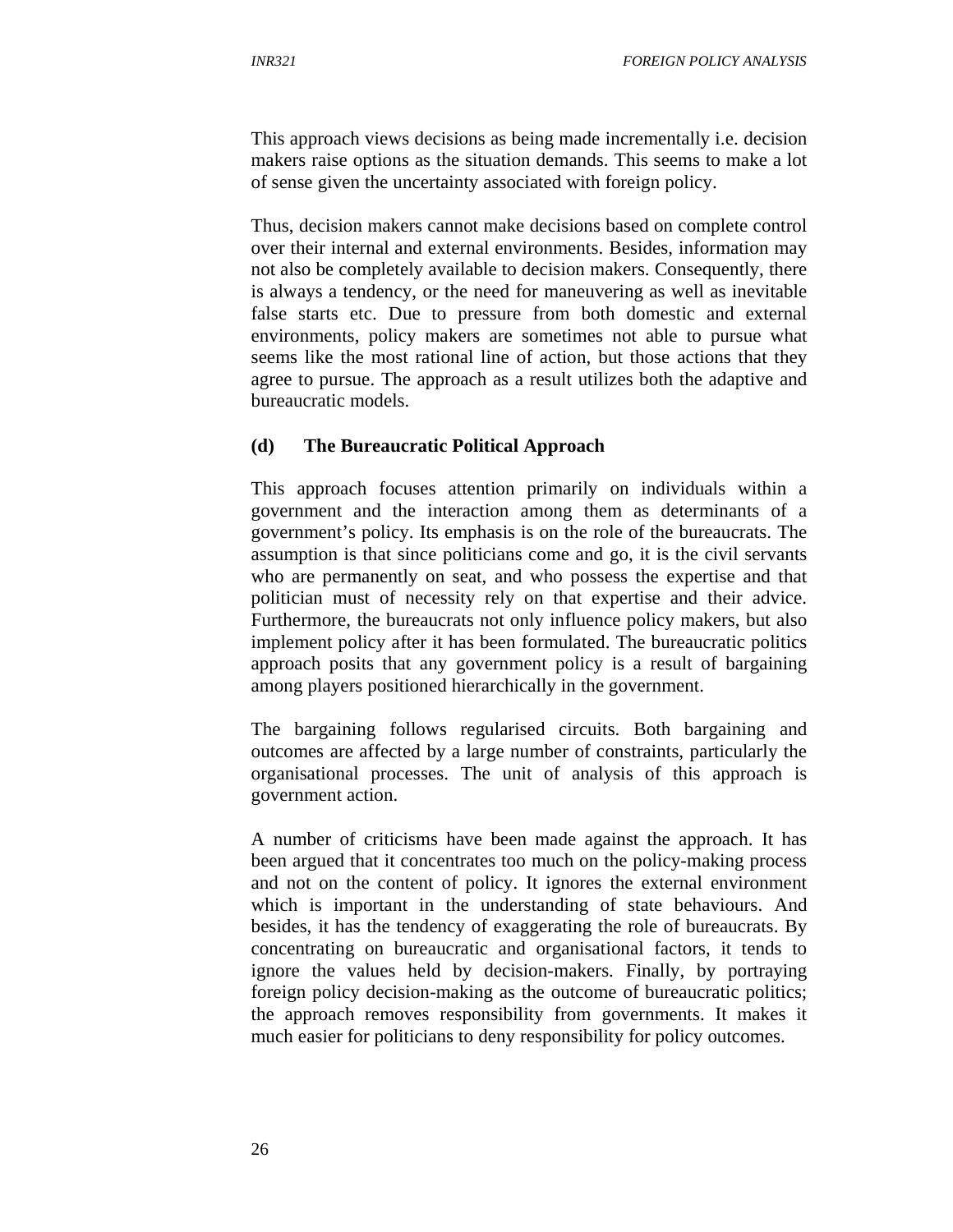This approach views decisions as being made incrementally i.e. decision makers raise options as the situation demands. This seems to make a lot of sense given the uncertainty associated with foreign policy.

Thus, decision makers cannot make decisions based on complete control over their internal and external environments. Besides, information may not also be completely available to decision makers. Consequently, there is always a tendency, or the need for maneuvering as well as inevitable false starts etc. Due to pressure from both domestic and external environments, policy makers are sometimes not able to pursue what seems like the most rational line of action, but those actions that they agree to pursue. The approach as a result utilizes both the adaptive and bureaucratic models.

**(d) The Bureaucratic Political Approach**

This approach focuses attention primarily on individuals within a government and the interaction among them as determinants of a government's policy. Its emphasis is on the role of the bureaucrats. The assumption is that since politicians come and go, it is the civil servants who are permanently on seat, and who possess the expertise and that politician must of necessity rely on that expertise and their advice. Furthermore, the bureaucrats not only influence policy makers, but also implement policy after it has been formulated. The bureaucratic politics approach posits that any government policy is a result of bargaining among players positioned hierarchically in the government.

The bargaining follows regularised circuits. Both bargaining and outcomes are affected by a large number of constraints, particularly the organisational processes. The unit of analysis of this approach is government action.

A number of criticisms have been made against the approach. It has been argued that it concentrates too much on the policy-making process and not on the content of policy. It ignores the external environment which is important in the understanding of state behaviours. And besides, it has the tendency of exaggerating the role of bureaucrats. By concentrating on bureaucratic and organisational factors, it tends to ignore the values held by decision-makers. Finally, by portraying foreign policy decision-making as the outcome of bureaucratic politics; the approach removes responsibility from governments. It makes it much easier for politicians to deny responsibility for policy outcomes.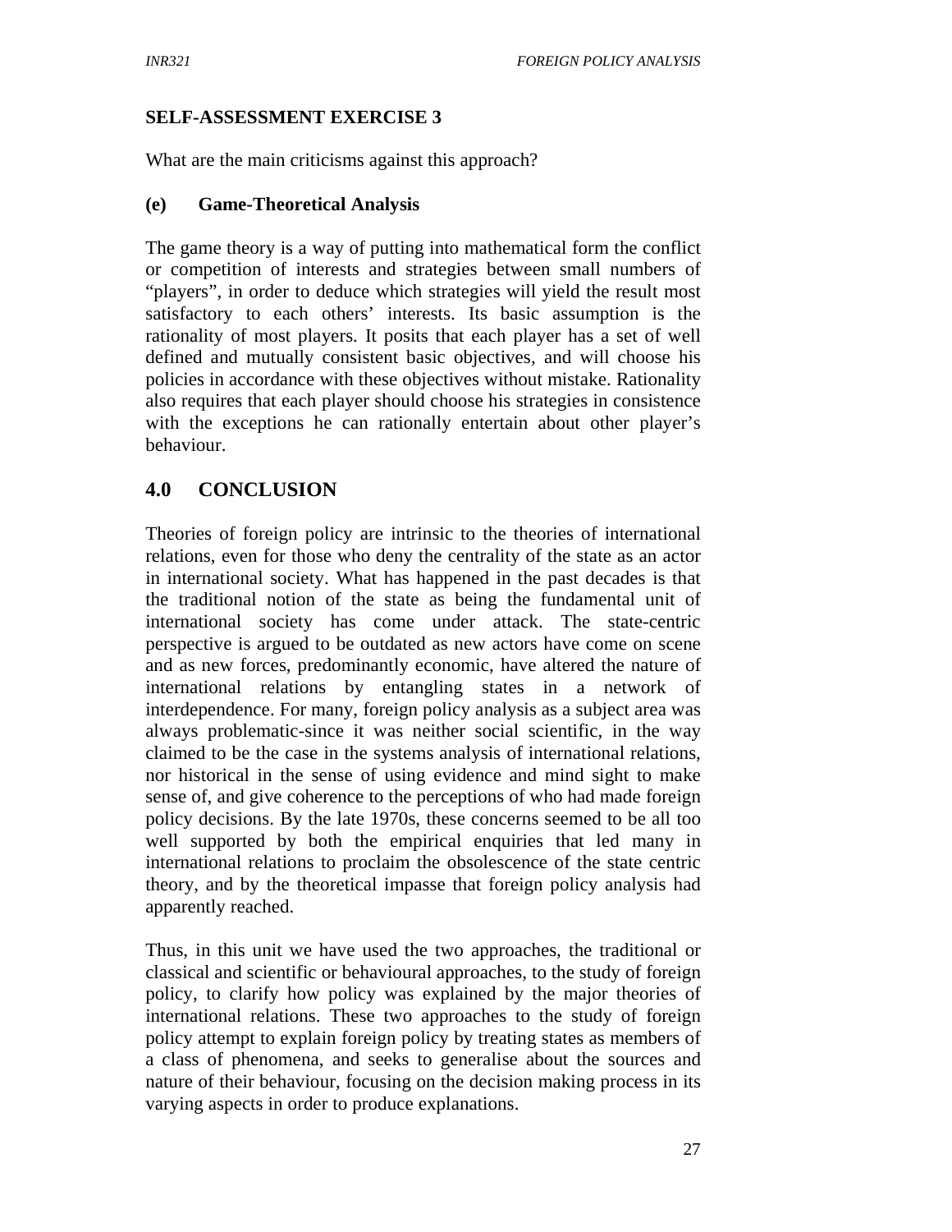**SELF-ASSESSMENT EXERCISE 3**

What are the main criticisms against this approach?

**(e) Game-Theoretical Analysis**

The game theory is a way of putting into mathematical form the conflict or competition of interests and strategies between small numbers of "players", in order to deduce which strategies will yield the result most satisfactory to each others' interests. Its basic assumption is the rationality of most players. It posits that each player has a set of well defined and mutually consistent basic objectives, and will choose his policies in accordance with these objectives without mistake. Rationality also requires that each player should choose his strategies in consistence with the exceptions he can rationally entertain about other player's behaviour.

## 4.0 CONCLUSION

Theories of foreign policy are intrinsic to the theories of international relations, even for those who deny the centrality of the state as an actor in international society. What has happened in the past decades is that the traditional notion of the state as being the fundamental unit of international society has come under attack. The state-centric perspective is argued to be outdated as new actors have come on scene and as new forces, predominantly economic, have altered the nature of international relations by entangling states in a network of interdependence. For many, foreign policy analysis as a subject area was always problematic-since it was neither social scientific, in the way claimed to be the case in the systems analysis of international relations, nor historical in the sense of using evidence and mind sight to make sense of, and give coherence to the perceptions of who had made foreign policy decisions. By the late 1970s, these concerns seemed to be all too well supported by both the empirical enquiries that led many in international relations to proclaim the obsolescence of the state centric theory, and by the theoretical impasse that foreign policy analysis had apparently reached.

Thus, in this unit we have used the two approaches, the traditional or classical and scientific or behavioural approaches, to the study of foreign policy, to clarify how policy was explained by the major theories of international relations. These two approaches to the study of foreign policy attempt to explain foreign policy by treating states as members of a class of phenomena, and seeks to generalise about the sources and nature of their behaviour, focusing on the decision making process in its varying aspects in order to produce explanations.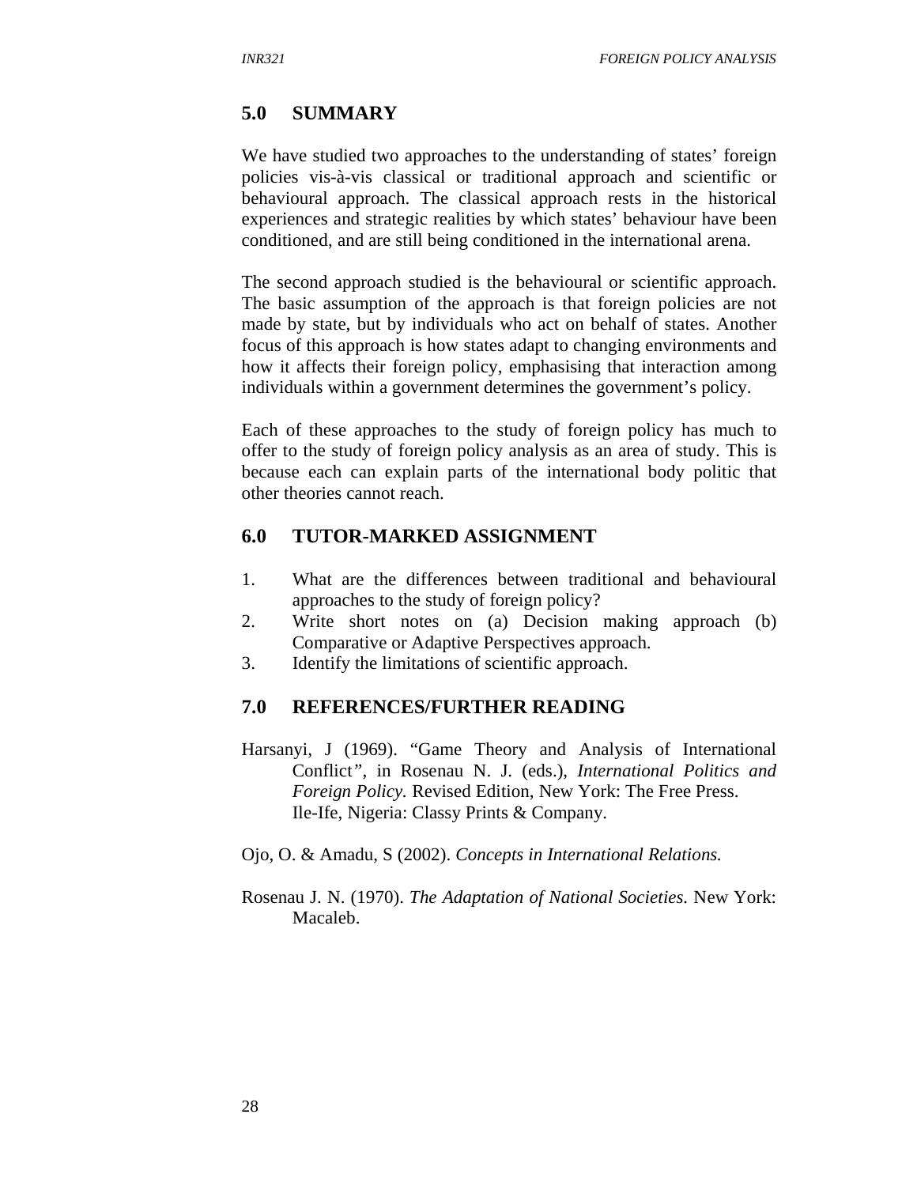## 5.0 SUMMARY

We have studied two approaches to the understanding of states' foreign policies vis-à-vis classical or traditional approach and scientific or behavioural approach. The classical approach rests in the historical experiences and strategic realities by which states' behaviour have been conditioned, and are still being conditioned in the international arena.

The second approach studied is the behavioural or scientific approach. The basic assumption of the approach is that foreign policies are not made by state, but by individuals who act on behalf of states. Another focus of this approach is how states adapt to changing environments and how it affects their foreign policy, emphasising that interaction among individuals within a government determines the government's policy.

Each of these approaches to the study of foreign policy has much to offer to the study of foreign policy analysis as an area of study. This is because each can explain parts of the international body politic that other theories cannot reach.

## 6.0 TUTOR-MARKED ASSIGNMENT

1. What are the differences between traditional and behavioural approaches to the study of foreign policy?
2. Write short notes on (a) Decision making approach (b) Comparative or Adaptive Perspectives approach.
3. Identify the limitations of scientific approach.

## 7.0 REFERENCES/FURTHER READING

Harsanyi, J (1969). "Game Theory and Analysis of International Conflict", in Rosenau N. J. (eds.), *International Politics and Foreign Policy.* Revised Edition, New York: The Free Press. Ile-Ife, Nigeria: Classy Prints & Company.

Ojo, O. & Amadu, S (2002). *Concepts in International Relations.*

Rosenau J. N. (1970). *The Adaptation of National Societies.* New York: Macaleb.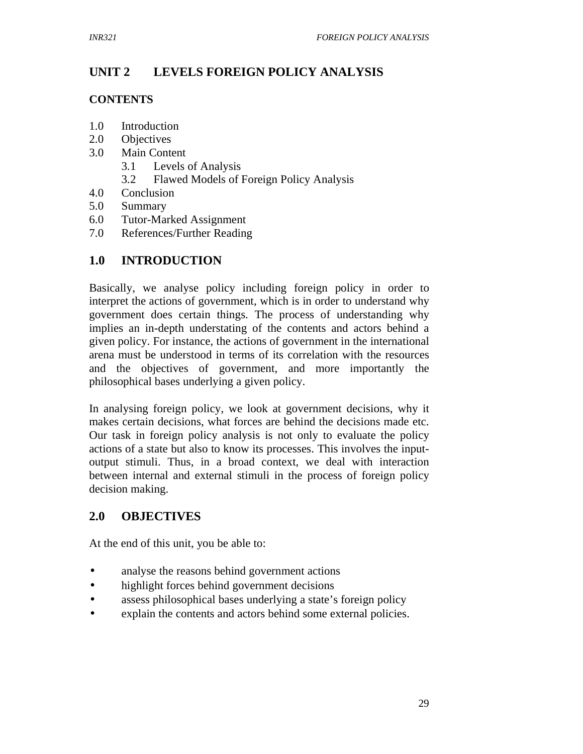## UNIT 2 LEVELS FOREIGN POLICY ANALYSIS

### CONTENTS

1.0 Introduction
2.0 Objectives
3.0 Main Content
  3.1 Levels of Analysis
  3.2 Flawed Models of Foreign Policy Analysis
4.0 Conclusion
5.0 Summary
6.0 Tutor-Marked Assignment
7.0 References/Further Reading

## 1.0 INTRODUCTION

Basically, we analyse policy including foreign policy in order to interpret the actions of government, which is in order to understand why government does certain things. The process of understanding why implies an in-depth understating of the contents and actors behind a given policy. For instance, the actions of government in the international arena must be understood in terms of its correlation with the resources and the objectives of government, and more importantly the philosophical bases underlying a given policy.

In analysing foreign policy, we look at government decisions, why it makes certain decisions, what forces are behind the decisions made etc. Our task in foreign policy analysis is not only to evaluate the policy actions of a state but also to know its processes. This involves the input-output stimuli. Thus, in a broad context, we deal with interaction between internal and external stimuli in the process of foreign policy decision making.

## 2.0 OBJECTIVES

At the end of this unit, you be able to:

- analyse the reasons behind government actions
- highlight forces behind government decisions
- assess philosophical bases underlying a state's foreign policy
- explain the contents and actors behind some external policies.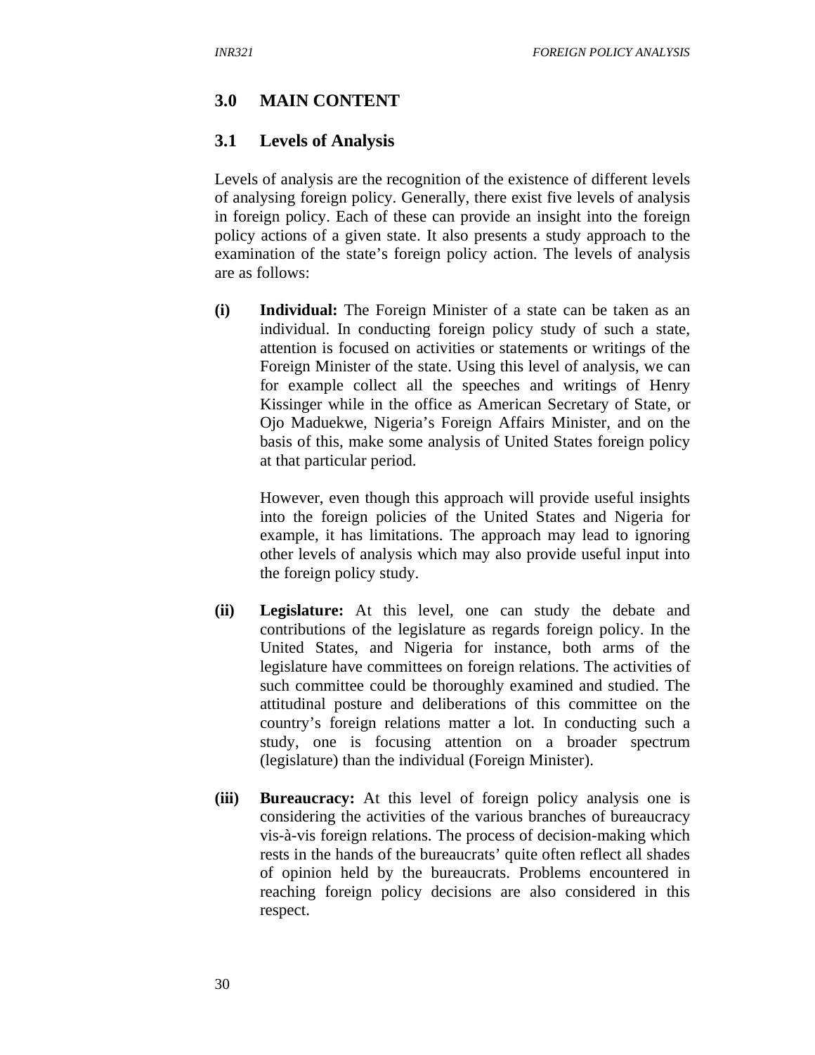## 3.0 MAIN CONTENT

### 3.1 Levels of Analysis

Levels of analysis are the recognition of the existence of different levels of analysing foreign policy. Generally, there exist five levels of analysis in foreign policy. Each of these can provide an insight into the foreign policy actions of a given state. It also presents a study approach to the examination of the state's foreign policy action. The levels of analysis are as follows:

**(i) Individual:** The Foreign Minister of a state can be taken as an individual. In conducting foreign policy study of such a state, attention is focused on activities or statements or writings of the Foreign Minister of the state. Using this level of analysis, we can for example collect all the speeches and writings of Henry Kissinger while in the office as American Secretary of State, or Ojo Maduekwe, Nigeria's Foreign Affairs Minister, and on the basis of this, make some analysis of United States foreign policy at that particular period.

However, even though this approach will provide useful insights into the foreign policies of the United States and Nigeria for example, it has limitations. The approach may lead to ignoring other levels of analysis which may also provide useful input into the foreign policy study.

**(ii) Legislature:** At this level, one can study the debate and contributions of the legislature as regards foreign policy. In the United States, and Nigeria for instance, both arms of the legislature have committees on foreign relations. The activities of such committee could be thoroughly examined and studied. The attitudinal posture and deliberations of this committee on the country's foreign relations matter a lot. In conducting such a study, one is focusing attention on a broader spectrum (legislature) than the individual (Foreign Minister).

**(iii) Bureaucracy:** At this level of foreign policy analysis one is considering the activities of the various branches of bureaucracy vis-à-vis foreign relations. The process of decision-making which rests in the hands of the bureaucrats' quite often reflect all shades of opinion held by the bureaucrats. Problems encountered in reaching foreign policy decisions are also considered in this respect.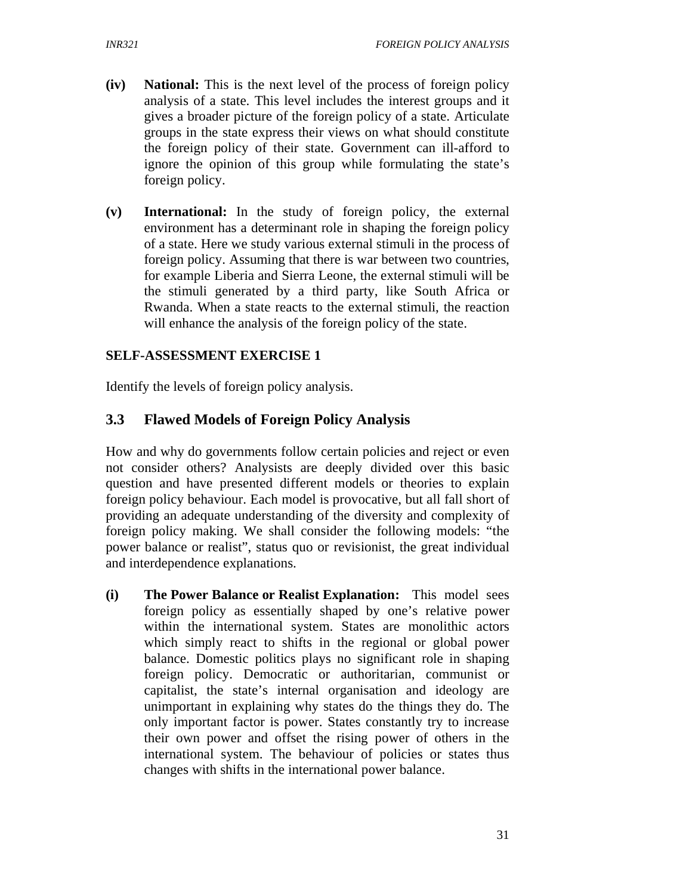**(iv) National:** This is the next level of the process of foreign policy analysis of a state. This level includes the interest groups and it gives a broader picture of the foreign policy of a state. Articulate groups in the state express their views on what should constitute the foreign policy of their state. Government can ill-afford to ignore the opinion of this group while formulating the state's foreign policy.

**(v) International:** In the study of foreign policy, the external environment has a determinant role in shaping the foreign policy of a state. Here we study various external stimuli in the process of foreign policy. Assuming that there is war between two countries, for example Liberia and Sierra Leone, the external stimuli will be the stimuli generated by a third party, like South Africa or Rwanda. When a state reacts to the external stimuli, the reaction will enhance the analysis of the foreign policy of the state.

**SELF-ASSESSMENT EXERCISE 1**

Identify the levels of foreign policy analysis.

## 3.3 Flawed Models of Foreign Policy Analysis

How and why do governments follow certain policies and reject or even not consider others? Analysists are deeply divided over this basic question and have presented different models or theories to explain foreign policy behaviour. Each model is provocative, but all fall short of providing an adequate understanding of the diversity and complexity of foreign policy making. We shall consider the following models: "the power balance or realist", status quo or revisionist, the great individual and interdependence explanations.

**(i) The Power Balance or Realist Explanation:** This model sees foreign policy as essentially shaped by one's relative power within the international system. States are monolithic actors which simply react to shifts in the regional or global power balance. Domestic politics plays no significant role in shaping foreign policy. Democratic or authoritarian, communist or capitalist, the state's internal organisation and ideology are unimportant in explaining why states do the things they do. The only important factor is power. States constantly try to increase their own power and offset the rising power of others in the international system. The behaviour of policies or states thus changes with shifts in the international power balance.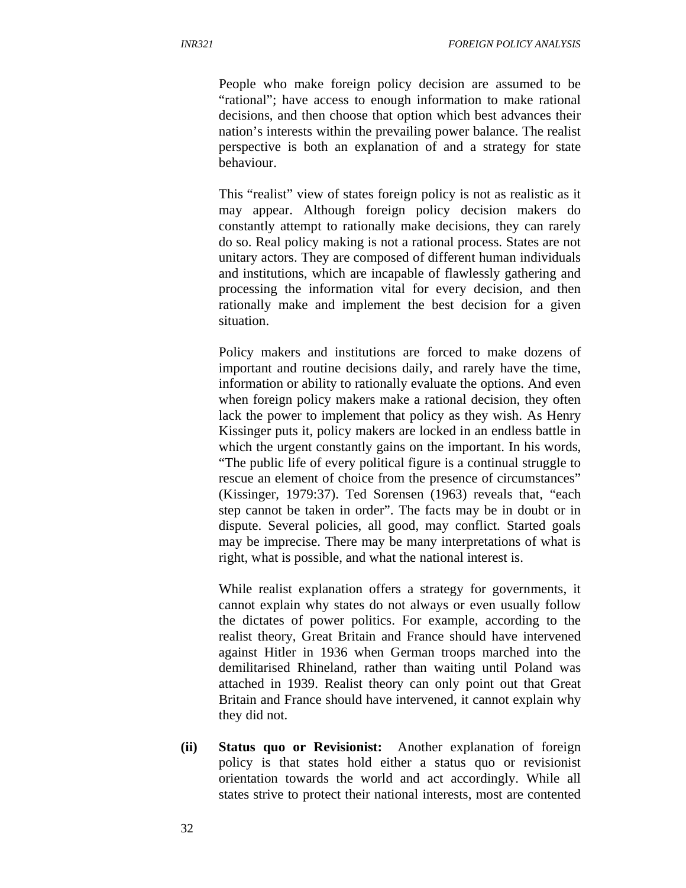People who make foreign policy decision are assumed to be "rational"; have access to enough information to make rational decisions, and then choose that option which best advances their nation's interests within the prevailing power balance. The realist perspective is both an explanation of and a strategy for state behaviour.

This "realist" view of states foreign policy is not as realistic as it may appear. Although foreign policy decision makers do constantly attempt to rationally make decisions, they can rarely do so. Real policy making is not a rational process. States are not unitary actors. They are composed of different human individuals and institutions, which are incapable of flawlessly gathering and processing the information vital for every decision, and then rationally make and implement the best decision for a given situation.

Policy makers and institutions are forced to make dozens of important and routine decisions daily, and rarely have the time, information or ability to rationally evaluate the options. And even when foreign policy makers make a rational decision, they often lack the power to implement that policy as they wish. As Henry Kissinger puts it, policy makers are locked in an endless battle in which the urgent constantly gains on the important. In his words, "The public life of every political figure is a continual struggle to rescue an element of choice from the presence of circumstances" (Kissinger, 1979:37). Ted Sorensen (1963) reveals that, "each step cannot be taken in order". The facts may be in doubt or in dispute. Several policies, all good, may conflict. Started goals may be imprecise. There may be many interpretations of what is right, what is possible, and what the national interest is.

While realist explanation offers a strategy for governments, it cannot explain why states do not always or even usually follow the dictates of power politics. For example, according to the realist theory, Great Britain and France should have intervened against Hitler in 1936 when German troops marched into the demilitarised Rhineland, rather than waiting until Poland was attached in 1939. Realist theory can only point out that Great Britain and France should have intervened, it cannot explain why they did not.

**(ii) Status quo or Revisionist:** Another explanation of foreign policy is that states hold either a status quo or revisionist orientation towards the world and act accordingly. While all states strive to protect their national interests, most are contented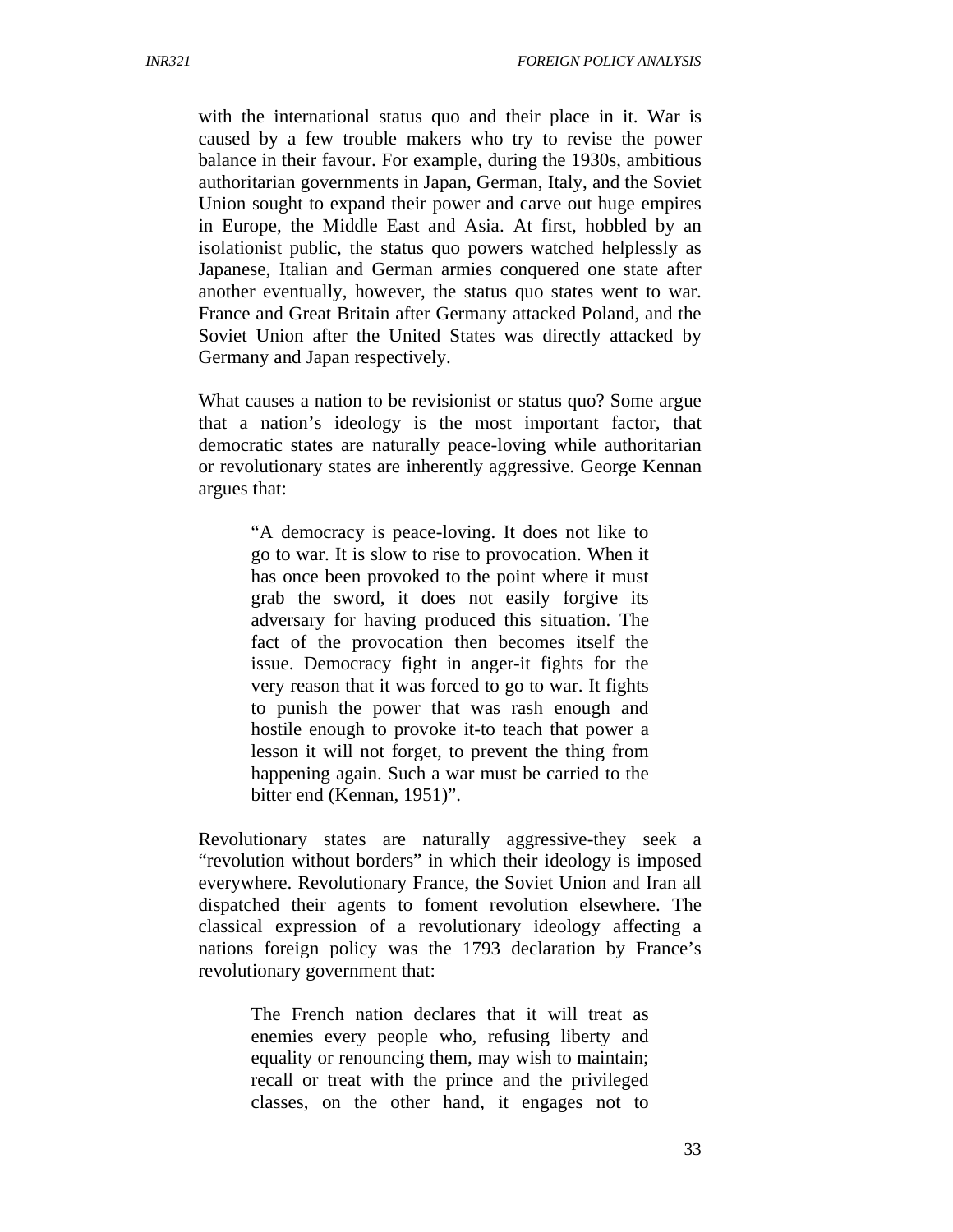with the international status quo and their place in it. War is caused by a few trouble makers who try to revise the power balance in their favour. For example, during the 1930s, ambitious authoritarian governments in Japan, German, Italy, and the Soviet Union sought to expand their power and carve out huge empires in Europe, the Middle East and Asia. At first, hobbled by an isolationist public, the status quo powers watched helplessly as Japanese, Italian and German armies conquered one state after another eventually, however, the status quo states went to war. France and Great Britain after Germany attacked Poland, and the Soviet Union after the United States was directly attacked by Germany and Japan respectively.

What causes a nation to be revisionist or status quo? Some argue that a nation's ideology is the most important factor, that democratic states are naturally peace-loving while authoritarian or revolutionary states are inherently aggressive. George Kennan argues that:

> "A democracy is peace-loving. It does not like to go to war. It is slow to rise to provocation. When it has once been provoked to the point where it must grab the sword, it does not easily forgive its adversary for having produced this situation. The fact of the provocation then becomes itself the issue. Democracy fight in anger-it fights for the very reason that it was forced to go to war. It fights to punish the power that was rash enough and hostile enough to provoke it-to teach that power a lesson it will not forget, to prevent the thing from happening again. Such a war must be carried to the bitter end (Kennan, 1951)".

Revolutionary states are naturally aggressive-they seek a "revolution without borders" in which their ideology is imposed everywhere. Revolutionary France, the Soviet Union and Iran all dispatched their agents to foment revolution elsewhere. The classical expression of a revolutionary ideology affecting a nations foreign policy was the 1793 declaration by France's revolutionary government that:

> The French nation declares that it will treat as enemies every people who, refusing liberty and equality or renouncing them, may wish to maintain; recall or treat with the prince and the privileged classes, on the other hand, it engages not to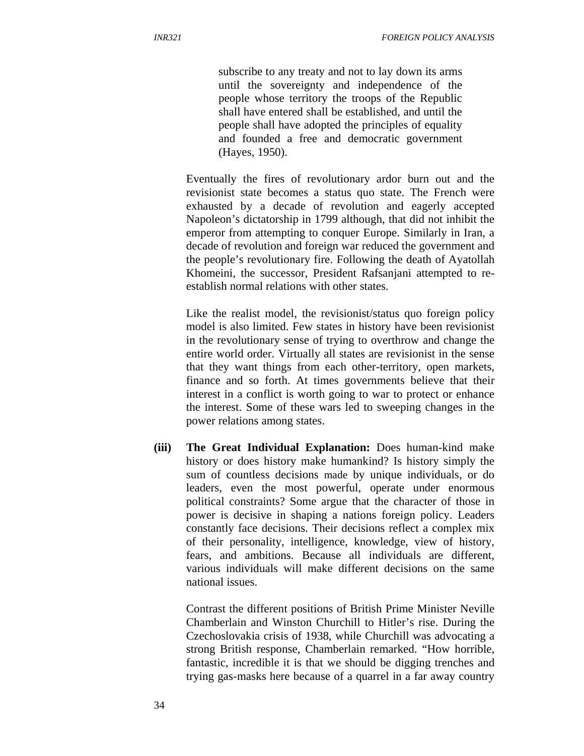> subscribe to any treaty and not to lay down its arms until the sovereignty and independence of the people whose territory the troops of the Republic shall have entered shall be established, and until the people shall have adopted the principles of equality and founded a free and democratic government (Hayes, 1950).

Eventually the fires of revolutionary ardor burn out and the revisionist state becomes a status quo state. The French were exhausted by a decade of revolution and eagerly accepted Napoleon's dictatorship in 1799 although, that did not inhibit the emperor from attempting to conquer Europe. Similarly in Iran, a decade of revolution and foreign war reduced the government and the people's revolutionary fire. Following the death of Ayatollah Khomeini, the successor, President Rafsanjani attempted to re-establish normal relations with other states.

Like the realist model, the revisionist/status quo foreign policy model is also limited. Few states in history have been revisionist in the revolutionary sense of trying to overthrow and change the entire world order. Virtually all states are revisionist in the sense that they want things from each other-territory, open markets, finance and so forth. At times governments believe that their interest in a conflict is worth going to war to protect or enhance the interest. Some of these wars led to sweeping changes in the power relations among states.

**(iii) The Great Individual Explanation:** Does human-kind make history or does history make humankind? Is history simply the sum of countless decisions made by unique individuals, or do leaders, even the most powerful, operate under enormous political constraints? Some argue that the character of those in power is decisive in shaping a nations foreign policy. Leaders constantly face decisions. Their decisions reflect a complex mix of their personality, intelligence, knowledge, view of history, fears, and ambitions. Because all individuals are different, various individuals will make different decisions on the same national issues.

Contrast the different positions of British Prime Minister Neville Chamberlain and Winston Churchill to Hitler's rise. During the Czechoslovakia crisis of 1938, while Churchill was advocating a strong British response, Chamberlain remarked. "How horrible, fantastic, incredible it is that we should be digging trenches and trying gas-masks here because of a quarrel in a far away country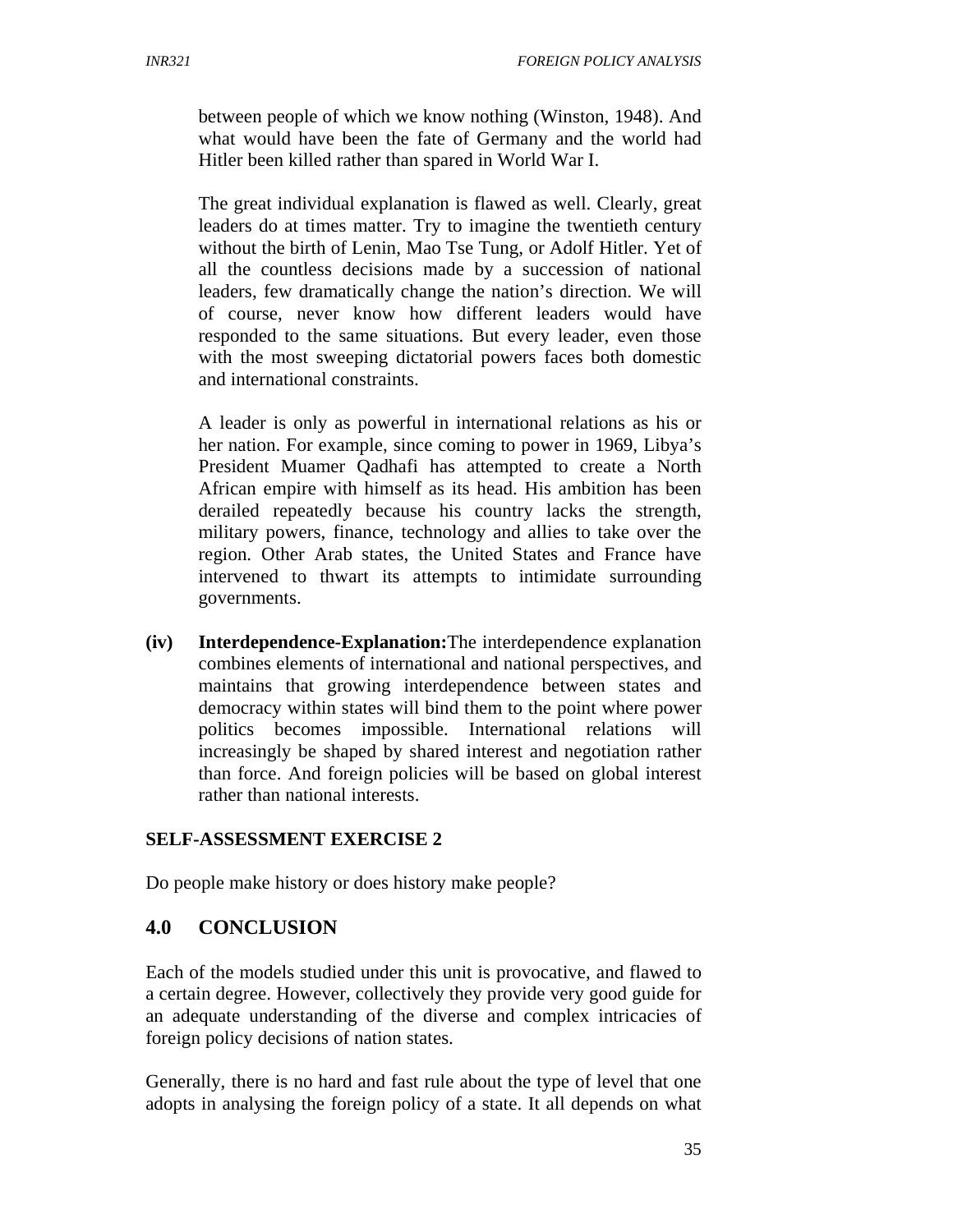between people of which we know nothing (Winston, 1948). And what would have been the fate of Germany and the world had Hitler been killed rather than spared in World War I.

The great individual explanation is flawed as well. Clearly, great leaders do at times matter. Try to imagine the twentieth century without the birth of Lenin, Mao Tse Tung, or Adolf Hitler. Yet of all the countless decisions made by a succession of national leaders, few dramatically change the nation's direction. We will of course, never know how different leaders would have responded to the same situations. But every leader, even those with the most sweeping dictatorial powers faces both domestic and international constraints.

A leader is only as powerful in international relations as his or her nation. For example, since coming to power in 1969, Libya's President Muamer Qadhafi has attempted to create a North African empire with himself as its head. His ambition has been derailed repeatedly because his country lacks the strength, military powers, finance, technology and allies to take over the region. Other Arab states, the United States and France have intervened to thwart its attempts to intimidate surrounding governments.

**(iv) Interdependence-Explanation:** The interdependence explanation combines elements of international and national perspectives, and maintains that growing interdependence between states and democracy within states will bind them to the point where power politics becomes impossible. International relations will increasingly be shaped by shared interest and negotiation rather than force. And foreign policies will be based on global interest rather than national interests.

**SELF-ASSESSMENT EXERCISE 2**

Do people make history or does history make people?

## 4.0 CONCLUSION

Each of the models studied under this unit is provocative, and flawed to a certain degree. However, collectively they provide very good guide for an adequate understanding of the diverse and complex intricacies of foreign policy decisions of nation states.

Generally, there is no hard and fast rule about the type of level that one adopts in analysing the foreign policy of a state. It all depends on what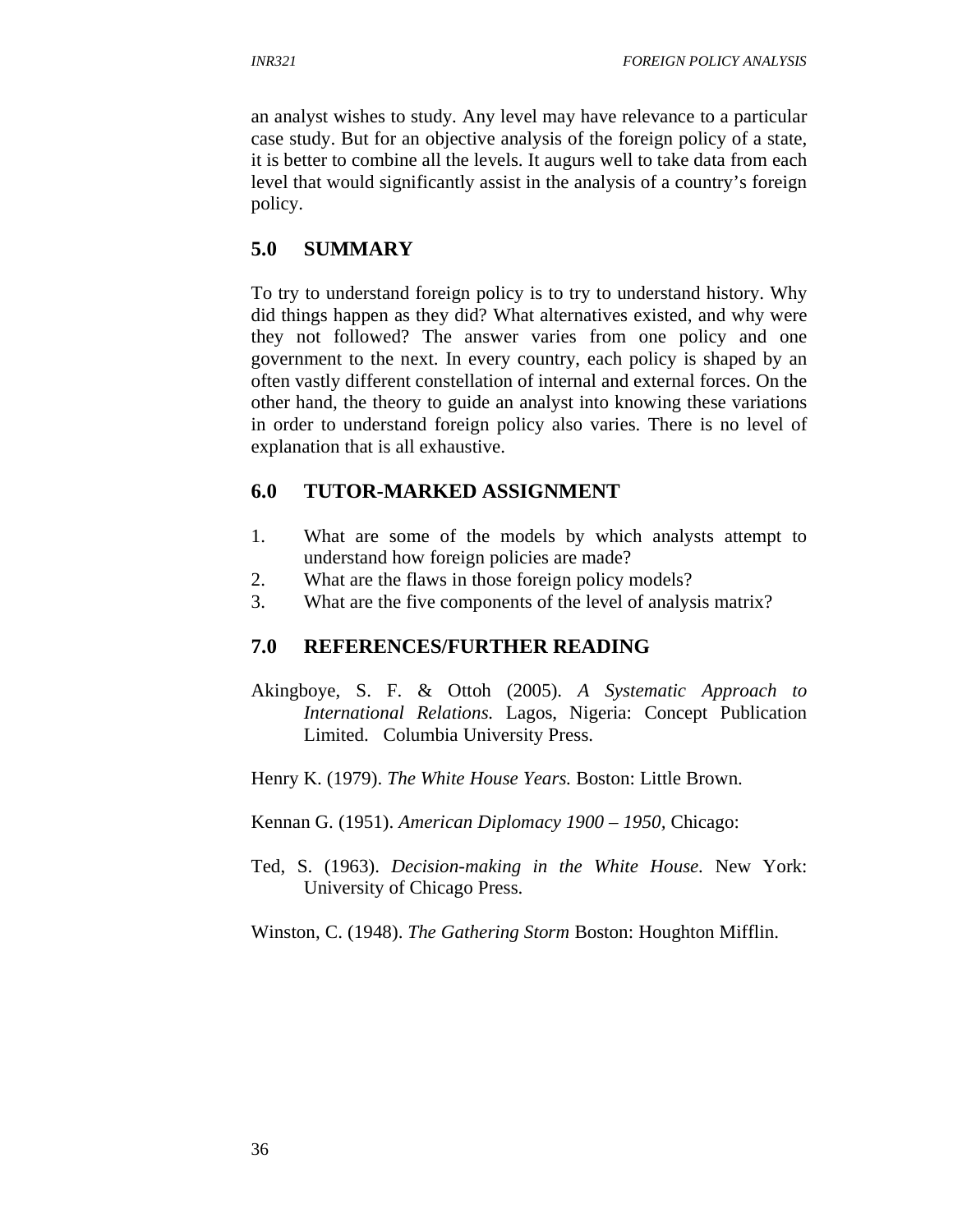an analyst wishes to study. Any level may have relevance to a particular case study. But for an objective analysis of the foreign policy of a state, it is better to combine all the levels. It augurs well to take data from each level that would significantly assist in the analysis of a country's foreign policy.

## 5.0 SUMMARY

To try to understand foreign policy is to try to understand history. Why did things happen as they did? What alternatives existed, and why were they not followed? The answer varies from one policy and one government to the next. In every country, each policy is shaped by an often vastly different constellation of internal and external forces. On the other hand, the theory to guide an analyst into knowing these variations in order to understand foreign policy also varies. There is no level of explanation that is all exhaustive.

## 6.0 TUTOR-MARKED ASSIGNMENT

1. What are some of the models by which analysts attempt to understand how foreign policies are made?
2. What are the flaws in those foreign policy models?
3. What are the five components of the level of analysis matrix?

## 7.0 REFERENCES/FURTHER READING

Akingboye, S. F. & Ottoh (2005). *A Systematic Approach to International Relations.* Lagos, Nigeria: Concept Publication Limited. Columbia University Press.

Henry K. (1979). *The White House Years.* Boston: Little Brown.

Kennan G. (1951). *American Diplomacy 1900 – 1950,* Chicago:

Ted, S. (1963). *Decision-making in the White House.* New York: University of Chicago Press.

Winston, C. (1948). *The Gathering Storm* Boston: Houghton Mifflin.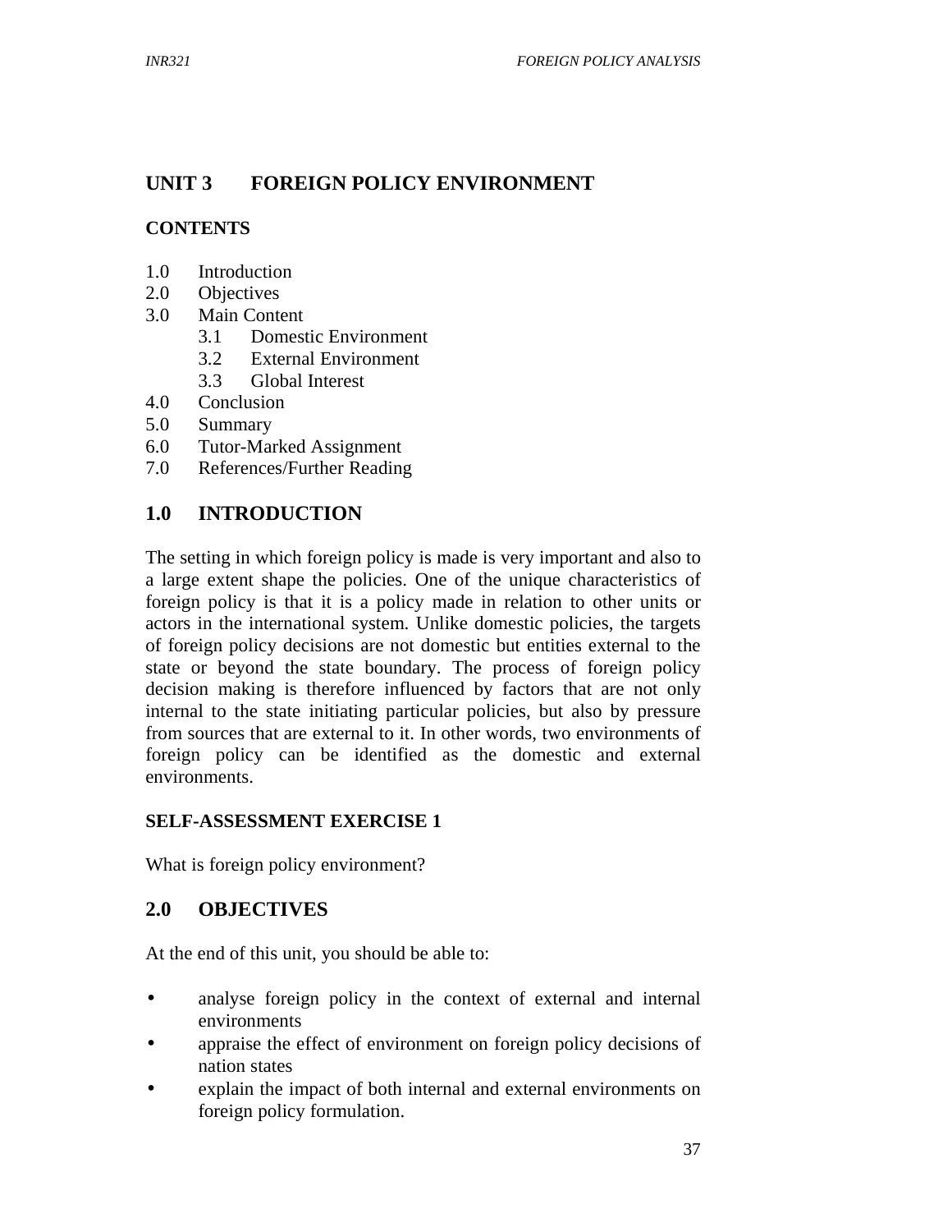## UNIT 3 FOREIGN POLICY ENVIRONMENT

### CONTENTS

1.0 Introduction
2.0 Objectives
3.0 Main Content
    3.1 Domestic Environment
    3.2 External Environment
    3.3 Global Interest
4.0 Conclusion
5.0 Summary
6.0 Tutor-Marked Assignment
7.0 References/Further Reading

## 1.0 INTRODUCTION

The setting in which foreign policy is made is very important and also to a large extent shape the policies. One of the unique characteristics of foreign policy is that it is a policy made in relation to other units or actors in the international system. Unlike domestic policies, the targets of foreign policy decisions are not domestic but entities external to the state or beyond the state boundary. The process of foreign policy decision making is therefore influenced by factors that are not only internal to the state initiating particular policies, but also by pressure from sources that are external to it. In other words, two environments of foreign policy can be identified as the domestic and external environments.

**SELF-ASSESSMENT EXERCISE 1**

What is foreign policy environment?

## 2.0 OBJECTIVES

At the end of this unit, you should be able to:

- analyse foreign policy in the context of external and internal environments
- appraise the effect of environment on foreign policy decisions of nation states
- explain the impact of both internal and external environments on foreign policy formulation.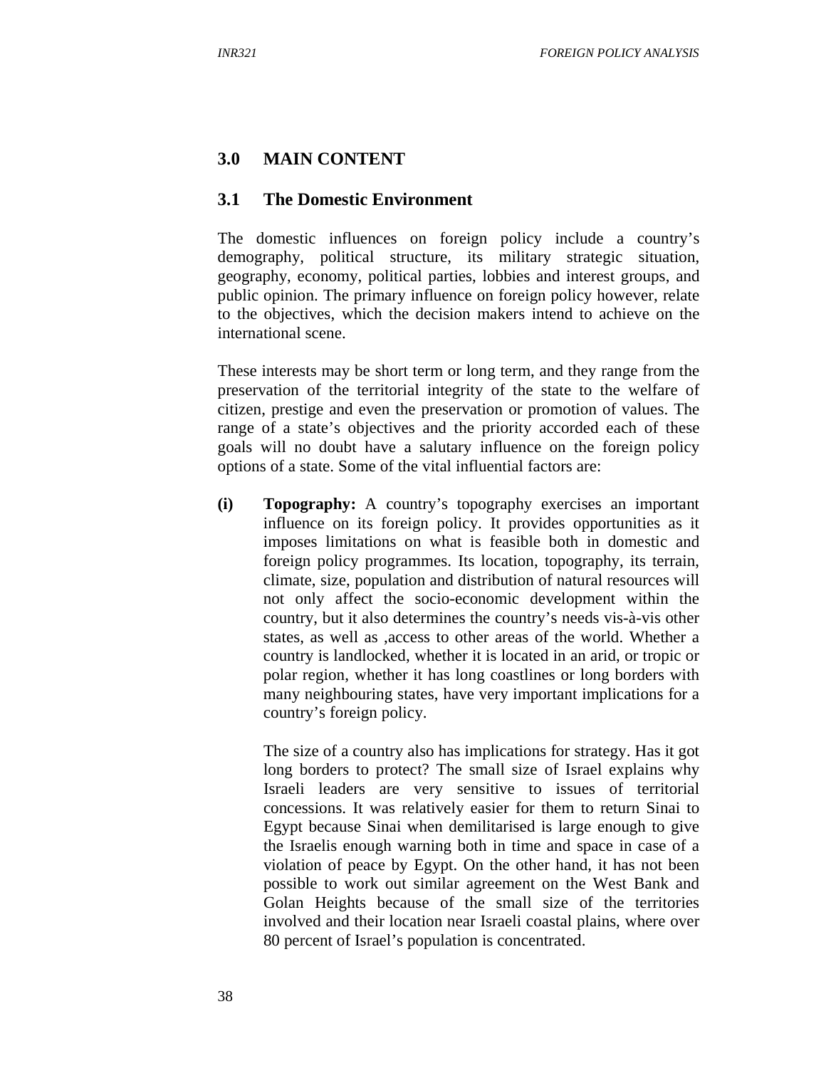## 3.0 MAIN CONTENT

### 3.1 The Domestic Environment

The domestic influences on foreign policy include a country's demography, political structure, its military strategic situation, geography, economy, political parties, lobbies and interest groups, and public opinion. The primary influence on foreign policy however, relate to the objectives, which the decision makers intend to achieve on the international scene.

These interests may be short term or long term, and they range from the preservation of the territorial integrity of the state to the welfare of citizen, prestige and even the preservation or promotion of values. The range of a state's objectives and the priority accorded each of these goals will no doubt have a salutary influence on the foreign policy options of a state. Some of the vital influential factors are:

**(i) Topography:** A country's topography exercises an important influence on its foreign policy. It provides opportunities as it imposes limitations on what is feasible both in domestic and foreign policy programmes. Its location, topography, its terrain, climate, size, population and distribution of natural resources will not only affect the socio-economic development within the country, but it also determines the country's needs vis-à-vis other states, as well as ,access to other areas of the world. Whether a country is landlocked, whether it is located in an arid, or tropic or polar region, whether it has long coastlines or long borders with many neighbouring states, have very important implications for a country's foreign policy.

The size of a country also has implications for strategy. Has it got long borders to protect? The small size of Israel explains why Israeli leaders are very sensitive to issues of territorial concessions. It was relatively easier for them to return Sinai to Egypt because Sinai when demilitarised is large enough to give the Israelis enough warning both in time and space in case of a violation of peace by Egypt. On the other hand, it has not been possible to work out similar agreement on the West Bank and Golan Heights because of the small size of the territories involved and their location near Israeli coastal plains, where over 80 percent of Israel's population is concentrated.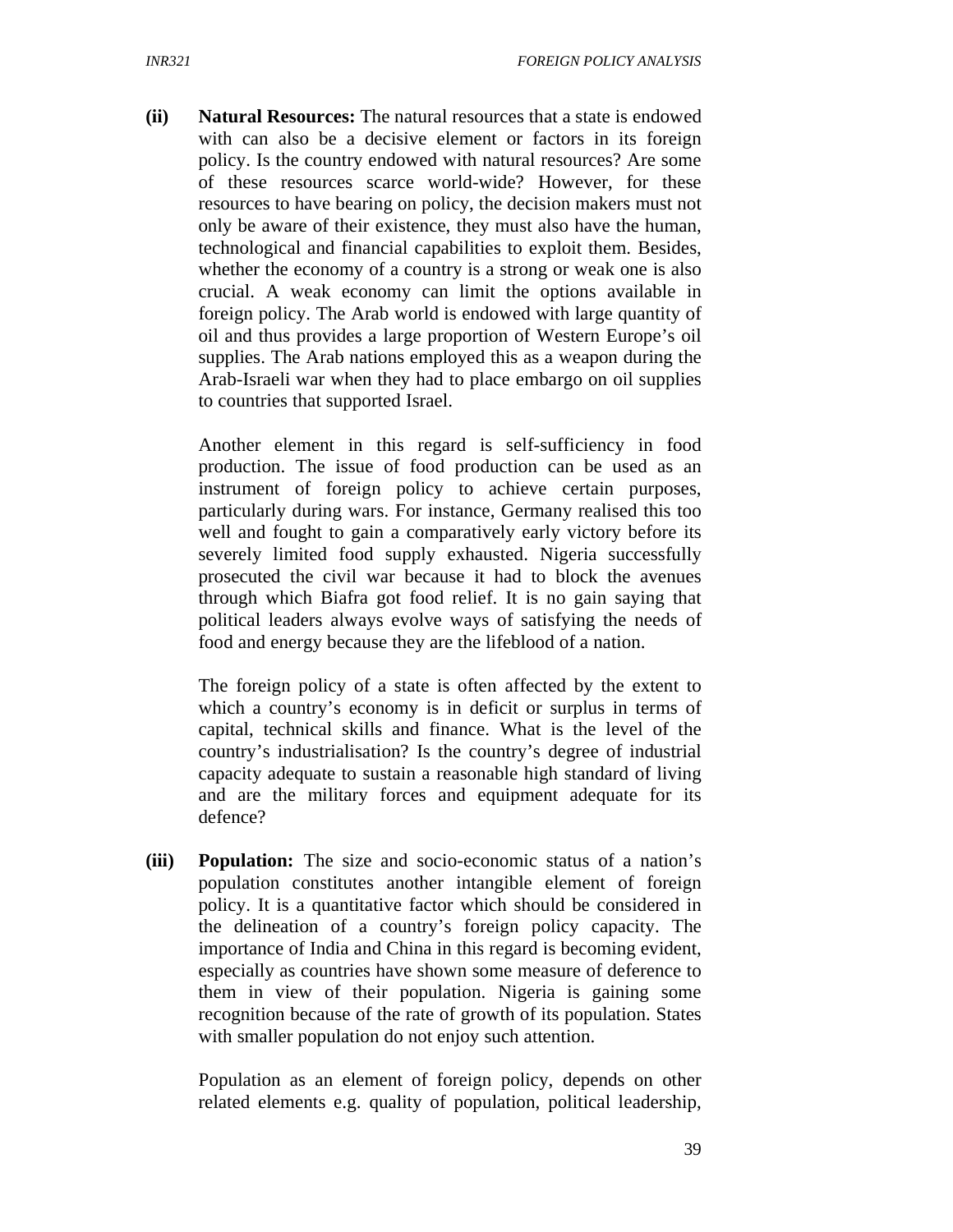**(ii) Natural Resources:** The natural resources that a state is endowed with can also be a decisive element or factors in its foreign policy. Is the country endowed with natural resources? Are some of these resources scarce world-wide? However, for these resources to have bearing on policy, the decision makers must not only be aware of their existence, they must also have the human, technological and financial capabilities to exploit them. Besides, whether the economy of a country is a strong or weak one is also crucial. A weak economy can limit the options available in foreign policy. The Arab world is endowed with large quantity of oil and thus provides a large proportion of Western Europe's oil supplies. The Arab nations employed this as a weapon during the Arab-Israeli war when they had to place embargo on oil supplies to countries that supported Israel.

Another element in this regard is self-sufficiency in food production. The issue of food production can be used as an instrument of foreign policy to achieve certain purposes, particularly during wars. For instance, Germany realised this too well and fought to gain a comparatively early victory before its severely limited food supply exhausted. Nigeria successfully prosecuted the civil war because it had to block the avenues through which Biafra got food relief. It is no gain saying that political leaders always evolve ways of satisfying the needs of food and energy because they are the lifeblood of a nation.

The foreign policy of a state is often affected by the extent to which a country's economy is in deficit or surplus in terms of capital, technical skills and finance. What is the level of the country's industrialisation? Is the country's degree of industrial capacity adequate to sustain a reasonable high standard of living and are the military forces and equipment adequate for its defence?

**(iii) Population:** The size and socio-economic status of a nation's population constitutes another intangible element of foreign policy. It is a quantitative factor which should be considered in the delineation of a country's foreign policy capacity. The importance of India and China in this regard is becoming evident, especially as countries have shown some measure of deference to them in view of their population. Nigeria is gaining some recognition because of the rate of growth of its population. States with smaller population do not enjoy such attention.

Population as an element of foreign policy, depends on other related elements e.g. quality of population, political leadership,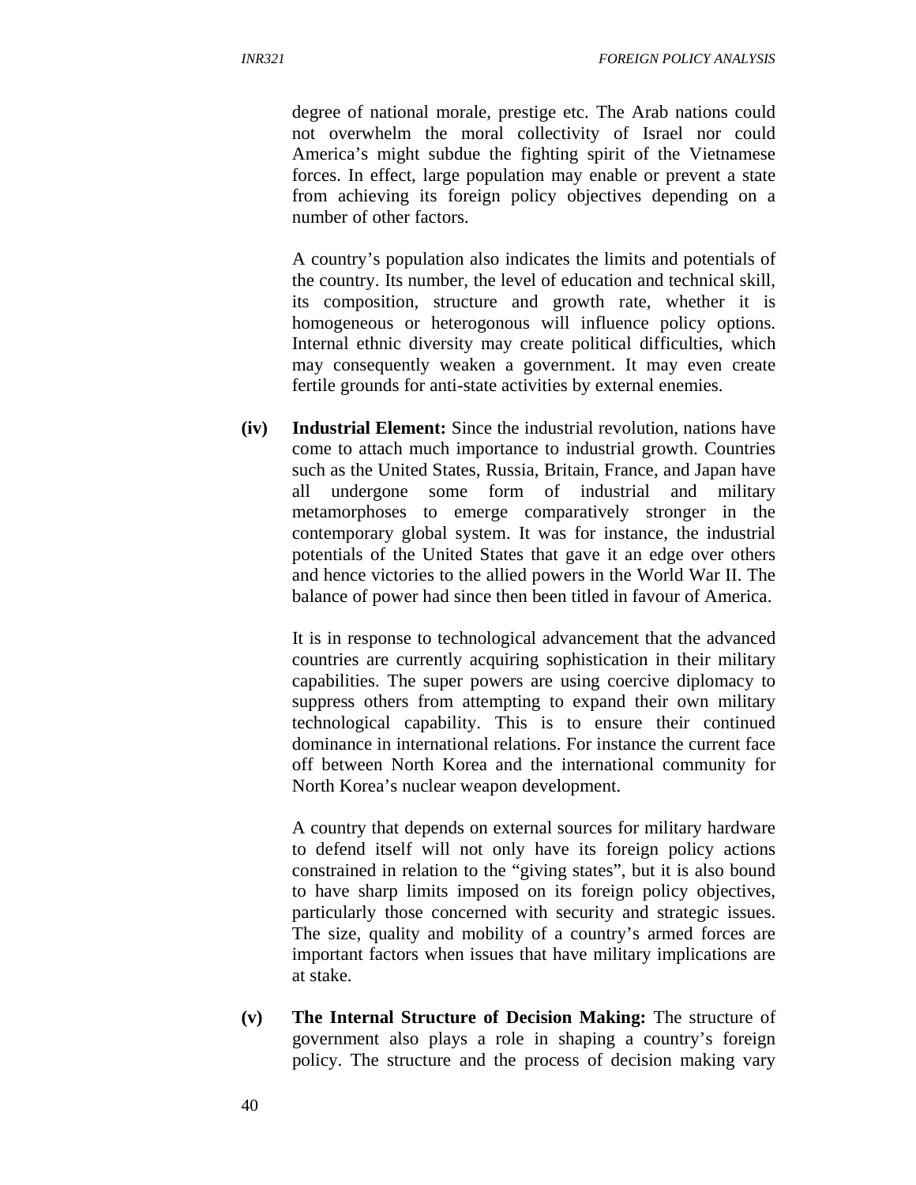degree of national morale, prestige etc. The Arab nations could not overwhelm the moral collectivity of Israel nor could America's might subdue the fighting spirit of the Vietnamese forces. In effect, large population may enable or prevent a state from achieving its foreign policy objectives depending on a number of other factors.

A country's population also indicates the limits and potentials of the country. Its number, the level of education and technical skill, its composition, structure and growth rate, whether it is homogeneous or heterogonous will influence policy options. Internal ethnic diversity may create political difficulties, which may consequently weaken a government. It may even create fertile grounds for anti-state activities by external enemies.

**(iv) Industrial Element:** Since the industrial revolution, nations have come to attach much importance to industrial growth. Countries such as the United States, Russia, Britain, France, and Japan have all undergone some form of industrial and military metamorphoses to emerge comparatively stronger in the contemporary global system. It was for instance, the industrial potentials of the United States that gave it an edge over others and hence victories to the allied powers in the World War II. The balance of power had since then been titled in favour of America.

It is in response to technological advancement that the advanced countries are currently acquiring sophistication in their military capabilities. The super powers are using coercive diplomacy to suppress others from attempting to expand their own military technological capability. This is to ensure their continued dominance in international relations. For instance the current face off between North Korea and the international community for North Korea's nuclear weapon development.

A country that depends on external sources for military hardware to defend itself will not only have its foreign policy actions constrained in relation to the "giving states", but it is also bound to have sharp limits imposed on its foreign policy objectives, particularly those concerned with security and strategic issues. The size, quality and mobility of a country's armed forces are important factors when issues that have military implications are at stake.

**(v) The Internal Structure of Decision Making:** The structure of government also plays a role in shaping a country's foreign policy. The structure and the process of decision making vary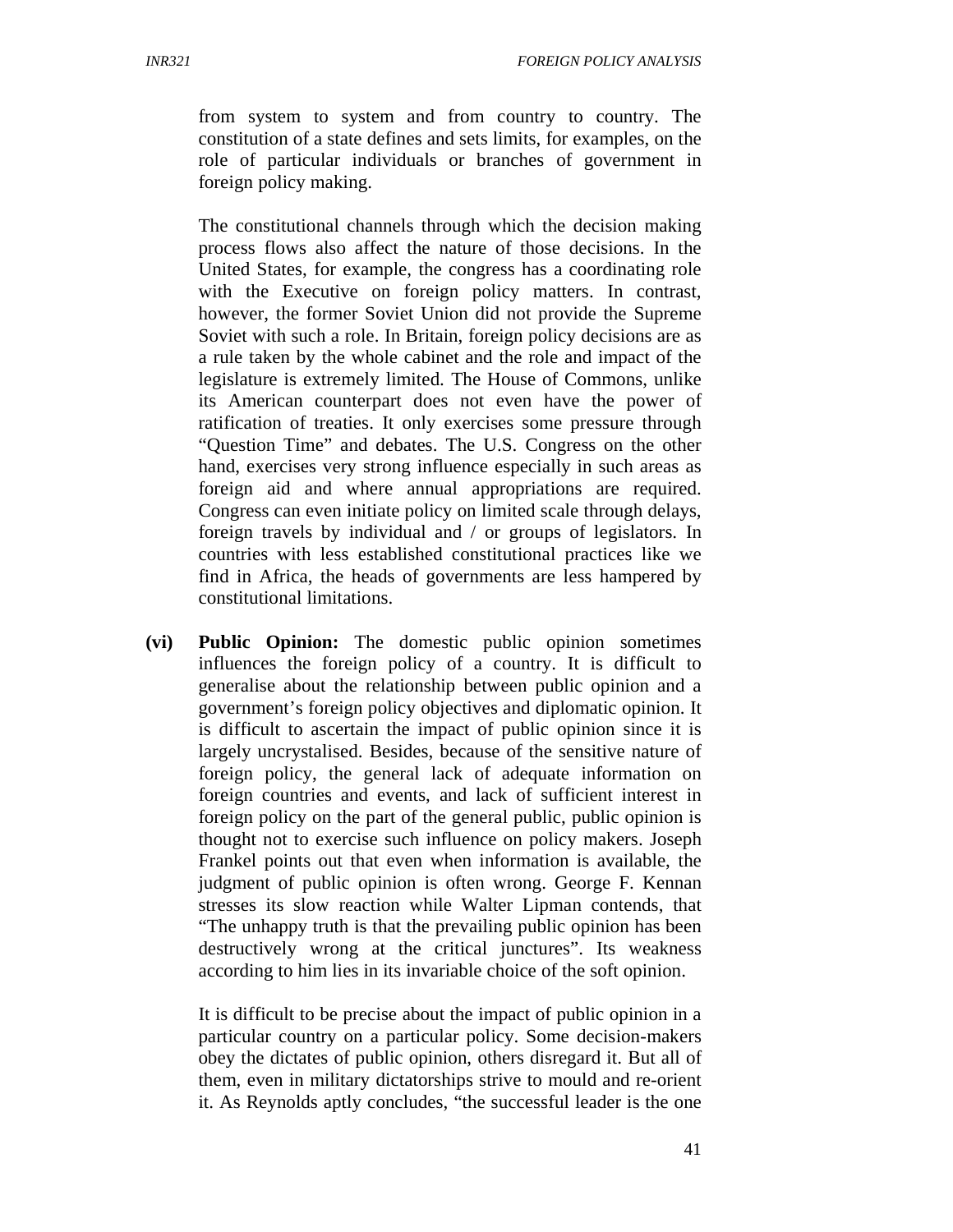from system to system and from country to country. The constitution of a state defines and sets limits, for examples, on the role of particular individuals or branches of government in foreign policy making.

The constitutional channels through which the decision making process flows also affect the nature of those decisions. In the United States, for example, the congress has a coordinating role with the Executive on foreign policy matters. In contrast, however, the former Soviet Union did not provide the Supreme Soviet with such a role. In Britain, foreign policy decisions are as a rule taken by the whole cabinet and the role and impact of the legislature is extremely limited. The House of Commons, unlike its American counterpart does not even have the power of ratification of treaties. It only exercises some pressure through "Question Time" and debates. The U.S. Congress on the other hand, exercises very strong influence especially in such areas as foreign aid and where annual appropriations are required. Congress can even initiate policy on limited scale through delays, foreign travels by individual and / or groups of legislators. In countries with less established constitutional practices like we find in Africa, the heads of governments are less hampered by constitutional limitations.

**(vi) Public Opinion:** The domestic public opinion sometimes influences the foreign policy of a country. It is difficult to generalise about the relationship between public opinion and a government's foreign policy objectives and diplomatic opinion. It is difficult to ascertain the impact of public opinion since it is largely uncrystalised. Besides, because of the sensitive nature of foreign policy, the general lack of adequate information on foreign countries and events, and lack of sufficient interest in foreign policy on the part of the general public, public opinion is thought not to exercise such influence on policy makers. Joseph Frankel points out that even when information is available, the judgment of public opinion is often wrong. George F. Kennan stresses its slow reaction while Walter Lipman contends, that "The unhappy truth is that the prevailing public opinion has been destructively wrong at the critical junctures". Its weakness according to him lies in its invariable choice of the soft opinion.

It is difficult to be precise about the impact of public opinion in a particular country on a particular policy. Some decision-makers obey the dictates of public opinion, others disregard it. But all of them, even in military dictatorships strive to mould and re-orient it. As Reynolds aptly concludes, "the successful leader is the one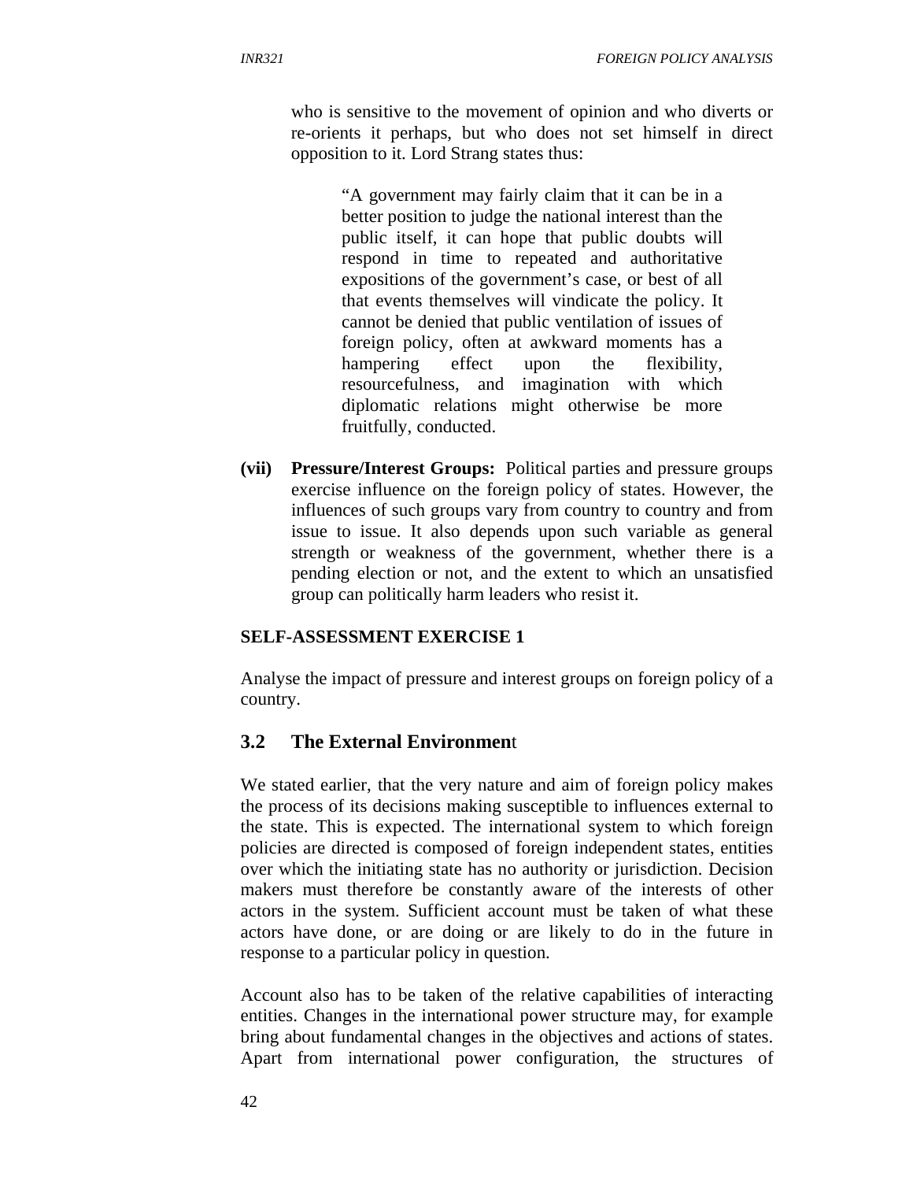who is sensitive to the movement of opinion and who diverts or re-orients it perhaps, but who does not set himself in direct opposition to it. Lord Strang states thus:

> "A government may fairly claim that it can be in a better position to judge the national interest than the public itself, it can hope that public doubts will respond in time to repeated and authoritative expositions of the government's case, or best of all that events themselves will vindicate the policy. It cannot be denied that public ventilation of issues of foreign policy, often at awkward moments has a hampering effect upon the flexibility, resourcefulness, and imagination with which diplomatic relations might otherwise be more fruitfully, conducted.

**(vii) Pressure/Interest Groups:** Political parties and pressure groups exercise influence on the foreign policy of states. However, the influences of such groups vary from country to country and from issue to issue. It also depends upon such variable as general strength or weakness of the government, whether there is a pending election or not, and the extent to which an unsatisfied group can politically harm leaders who resist it.

**SELF-ASSESSMENT EXERCISE 1**

Analyse the impact of pressure and interest groups on foreign policy of a country.

## 3.2 The External Environment

We stated earlier, that the very nature and aim of foreign policy makes the process of its decisions making susceptible to influences external to the state. This is expected. The international system to which foreign policies are directed is composed of foreign independent states, entities over which the initiating state has no authority or jurisdiction. Decision makers must therefore be constantly aware of the interests of other actors in the system. Sufficient account must be taken of what these actors have done, or are doing or are likely to do in the future in response to a particular policy in question.

Account also has to be taken of the relative capabilities of interacting entities. Changes in the international power structure may, for example bring about fundamental changes in the objectives and actions of states. Apart from international power configuration, the structures of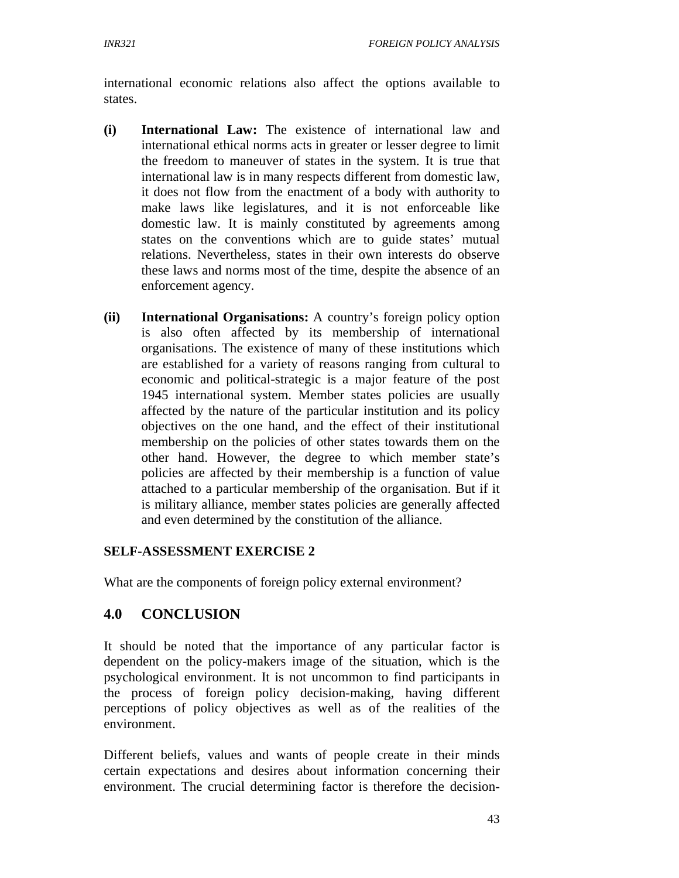international economic relations also affect the options available to states.

**(i)** **International Law:** The existence of international law and international ethical norms acts in greater or lesser degree to limit the freedom to maneuver of states in the system. It is true that international law is in many respects different from domestic law, it does not flow from the enactment of a body with authority to make laws like legislatures, and it is not enforceable like domestic law. It is mainly constituted by agreements among states on the conventions which are to guide states' mutual relations. Nevertheless, states in their own interests do observe these laws and norms most of the time, despite the absence of an enforcement agency.

**(ii)** **International Organisations:** A country's foreign policy option is also often affected by its membership of international organisations. The existence of many of these institutions which are established for a variety of reasons ranging from cultural to economic and political-strategic is a major feature of the post 1945 international system. Member states policies are usually affected by the nature of the particular institution and its policy objectives on the one hand, and the effect of their institutional membership on the policies of other states towards them on the other hand. However, the degree to which member state's policies are affected by their membership is a function of value attached to a particular membership of the organisation. But if it is military alliance, member states policies are generally affected and even determined by the constitution of the alliance.

**SELF-ASSESSMENT EXERCISE 2**

What are the components of foreign policy external environment?

## 4.0 CONCLUSION

It should be noted that the importance of any particular factor is dependent on the policy-makers image of the situation, which is the psychological environment. It is not uncommon to find participants in the process of foreign policy decision-making, having different perceptions of policy objectives as well as of the realities of the environment.

Different beliefs, values and wants of people create in their minds certain expectations and desires about information concerning their environment. The crucial determining factor is therefore the decision-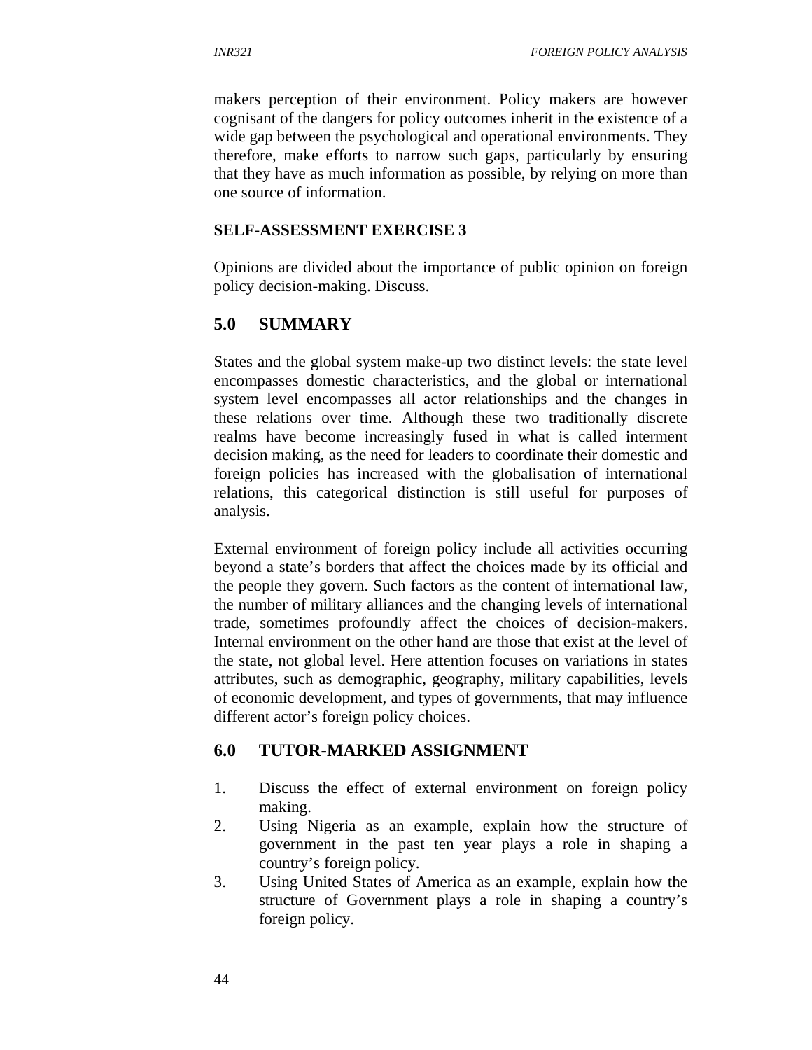makers perception of their environment. Policy makers are however cognisant of the dangers for policy outcomes inherit in the existence of a wide gap between the psychological and operational environments. They therefore, make efforts to narrow such gaps, particularly by ensuring that they have as much information as possible, by relying on more than one source of information.

**SELF-ASSESSMENT EXERCISE 3**

Opinions are divided about the importance of public opinion on foreign policy decision-making. Discuss.

## 5.0 SUMMARY

States and the global system make-up two distinct levels: the state level encompasses domestic characteristics, and the global or international system level encompasses all actor relationships and the changes in these relations over time. Although these two traditionally discrete realms have become increasingly fused in what is called interment decision making, as the need for leaders to coordinate their domestic and foreign policies has increased with the globalisation of international relations, this categorical distinction is still useful for purposes of analysis.

External environment of foreign policy include all activities occurring beyond a state's borders that affect the choices made by its official and the people they govern. Such factors as the content of international law, the number of military alliances and the changing levels of international trade, sometimes profoundly affect the choices of decision-makers. Internal environment on the other hand are those that exist at the level of the state, not global level. Here attention focuses on variations in states attributes, such as demographic, geography, military capabilities, levels of economic development, and types of governments, that may influence different actor's foreign policy choices.

## 6.0 TUTOR-MARKED ASSIGNMENT

1. Discuss the effect of external environment on foreign policy making.
2. Using Nigeria as an example, explain how the structure of government in the past ten year plays a role in shaping a country's foreign policy.
3. Using United States of America as an example, explain how the structure of Government plays a role in shaping a country's foreign policy.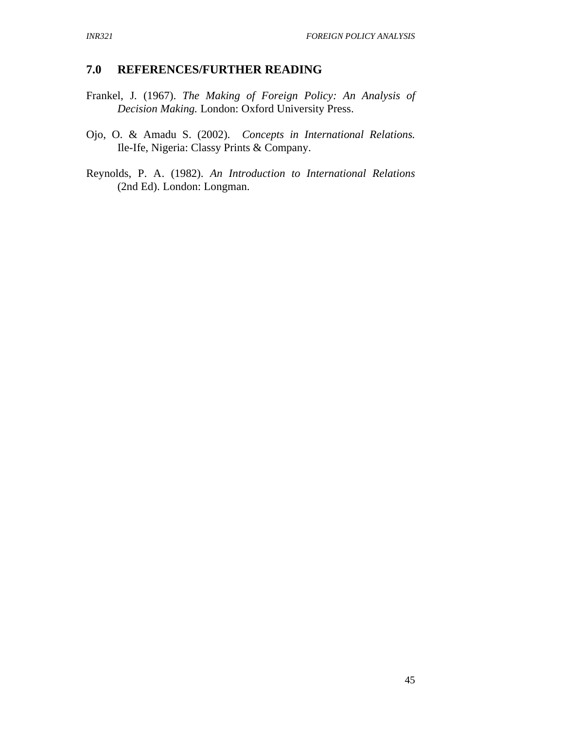## 7.0 REFERENCES/FURTHER READING

Frankel, J. (1967). *The Making of Foreign Policy: An Analysis of Decision Making.* London: Oxford University Press.

Ojo, O. & Amadu S. (2002). *Concepts in International Relations.* Ile-Ife, Nigeria: Classy Prints & Company.

Reynolds, P. A. (1982). *An Introduction to International Relations* (2nd Ed). London: Longman.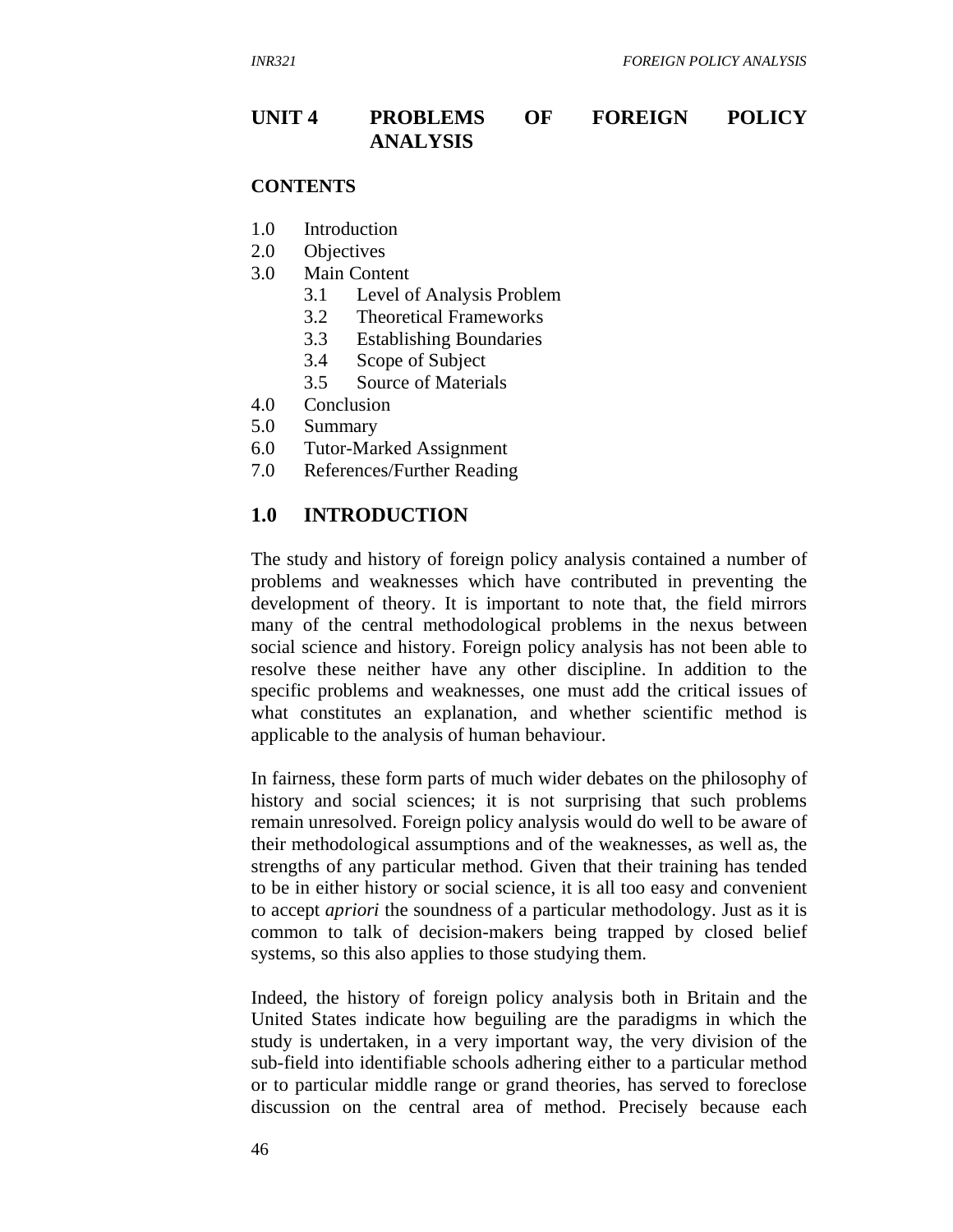# UNIT 4 PROBLEMS OF FOREIGN POLICY ANALYSIS

**CONTENTS**

1.0 Introduction
2.0 Objectives
3.0 Main Content
   3.1 Level of Analysis Problem
   3.2 Theoretical Frameworks
   3.3 Establishing Boundaries
   3.4 Scope of Subject
   3.5 Source of Materials
4.0 Conclusion
5.0 Summary
6.0 Tutor-Marked Assignment
7.0 References/Further Reading

## 1.0 INTRODUCTION

The study and history of foreign policy analysis contained a number of problems and weaknesses which have contributed in preventing the development of theory. It is important to note that, the field mirrors many of the central methodological problems in the nexus between social science and history. Foreign policy analysis has not been able to resolve these neither have any other discipline. In addition to the specific problems and weaknesses, one must add the critical issues of what constitutes an explanation, and whether scientific method is applicable to the analysis of human behaviour.

In fairness, these form parts of much wider debates on the philosophy of history and social sciences; it is not surprising that such problems remain unresolved. Foreign policy analysis would do well to be aware of their methodological assumptions and of the weaknesses, as well as, the strengths of any particular method. Given that their training has tended to be in either history or social science, it is all too easy and convenient to accept *apriori* the soundness of a particular methodology. Just as it is common to talk of decision-makers being trapped by closed belief systems, so this also applies to those studying them.

Indeed, the history of foreign policy analysis both in Britain and the United States indicate how beguiling are the paradigms in which the study is undertaken, in a very important way, the very division of the sub-field into identifiable schools adhering either to a particular method or to particular middle range or grand theories, has served to foreclose discussion on the central area of method. Precisely because each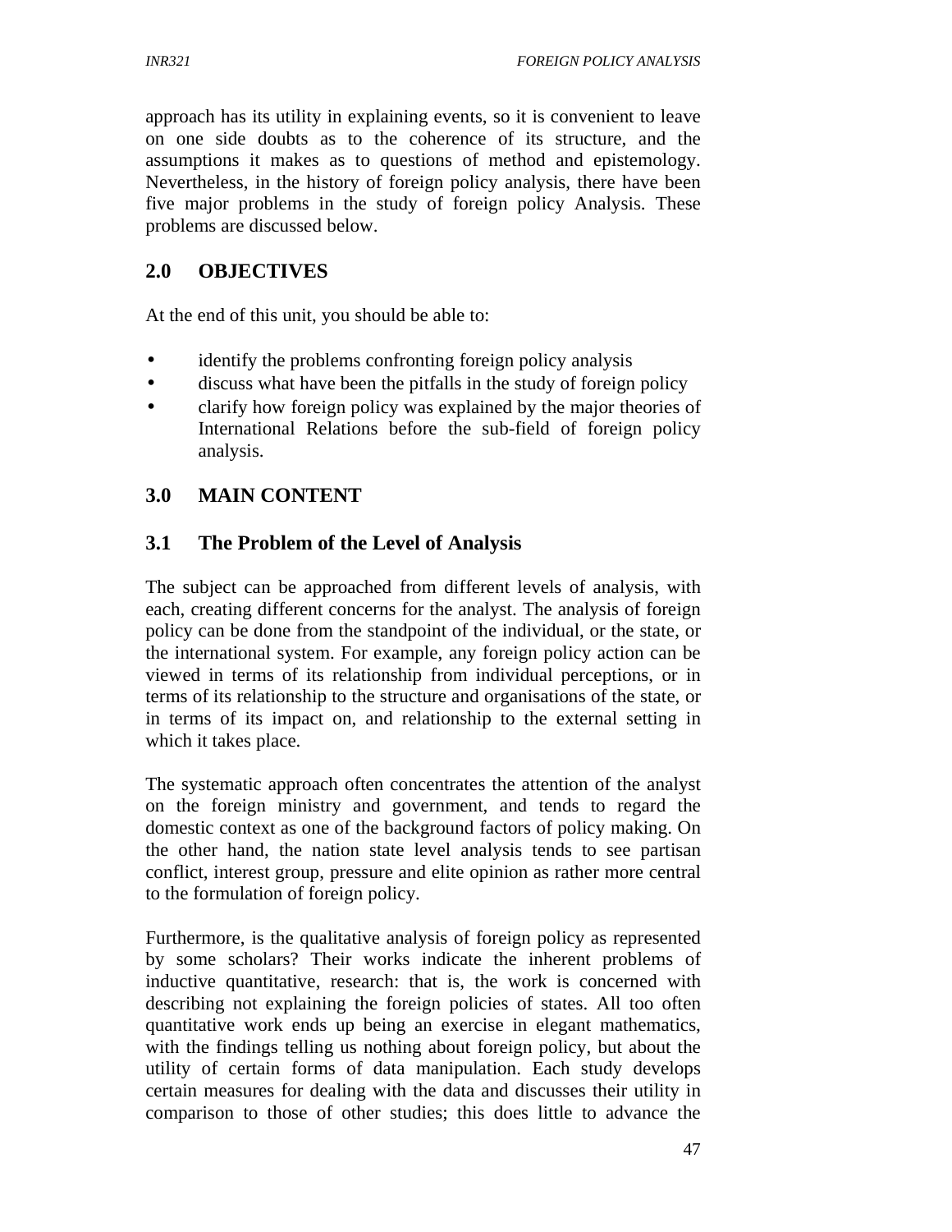approach has its utility in explaining events, so it is convenient to leave on one side doubts as to the coherence of its structure, and the assumptions it makes as to questions of method and epistemology. Nevertheless, in the history of foreign policy analysis, there have been five major problems in the study of foreign policy Analysis. These problems are discussed below.

## 2.0 OBJECTIVES

At the end of this unit, you should be able to:

- identify the problems confronting foreign policy analysis
- discuss what have been the pitfalls in the study of foreign policy
- clarify how foreign policy was explained by the major theories of International Relations before the sub-field of foreign policy analysis.

## 3.0 MAIN CONTENT

### 3.1 The Problem of the Level of Analysis

The subject can be approached from different levels of analysis, with each, creating different concerns for the analyst. The analysis of foreign policy can be done from the standpoint of the individual, or the state, or the international system. For example, any foreign policy action can be viewed in terms of its relationship from individual perceptions, or in terms of its relationship to the structure and organisations of the state, or in terms of its impact on, and relationship to the external setting in which it takes place.

The systematic approach often concentrates the attention of the analyst on the foreign ministry and government, and tends to regard the domestic context as one of the background factors of policy making. On the other hand, the nation state level analysis tends to see partisan conflict, interest group, pressure and elite opinion as rather more central to the formulation of foreign policy.

Furthermore, is the qualitative analysis of foreign policy as represented by some scholars? Their works indicate the inherent problems of inductive quantitative, research: that is, the work is concerned with describing not explaining the foreign policies of states. All too often quantitative work ends up being an exercise in elegant mathematics, with the findings telling us nothing about foreign policy, but about the utility of certain forms of data manipulation. Each study develops certain measures for dealing with the data and discusses their utility in comparison to those of other studies; this does little to advance the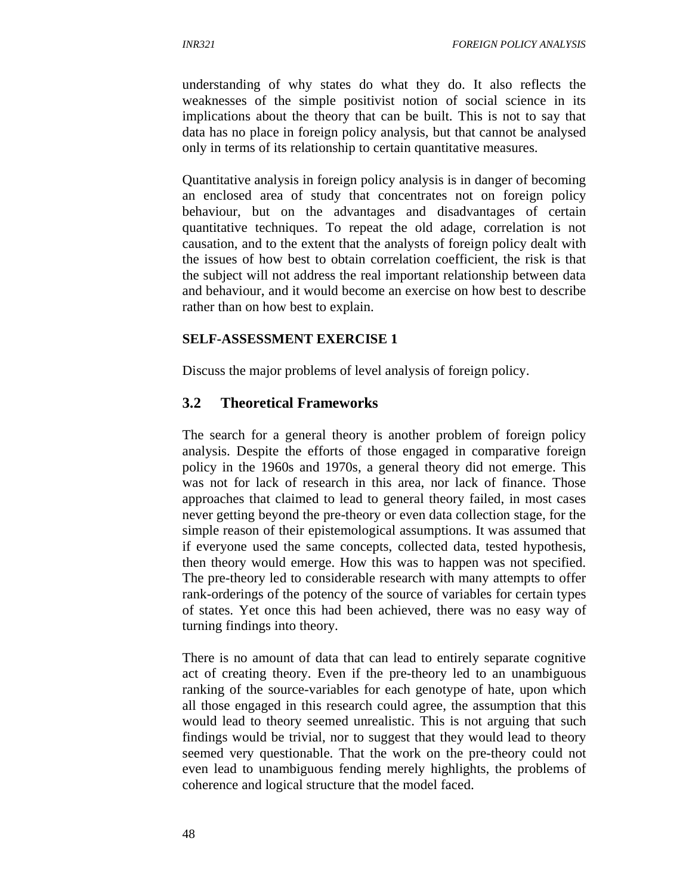understanding of why states do what they do. It also reflects the weaknesses of the simple positivist notion of social science in its implications about the theory that can be built. This is not to say that data has no place in foreign policy analysis, but that cannot be analysed only in terms of its relationship to certain quantitative measures.

Quantitative analysis in foreign policy analysis is in danger of becoming an enclosed area of study that concentrates not on foreign policy behaviour, but on the advantages and disadvantages of certain quantitative techniques. To repeat the old adage, correlation is not causation, and to the extent that the analysts of foreign policy dealt with the issues of how best to obtain correlation coefficient, the risk is that the subject will not address the real important relationship between data and behaviour, and it would become an exercise on how best to describe rather than on how best to explain.

**SELF-ASSESSMENT EXERCISE 1**

Discuss the major problems of level analysis of foreign policy.

## 3.2 Theoretical Frameworks

The search for a general theory is another problem of foreign policy analysis. Despite the efforts of those engaged in comparative foreign policy in the 1960s and 1970s, a general theory did not emerge. This was not for lack of research in this area, nor lack of finance. Those approaches that claimed to lead to general theory failed, in most cases never getting beyond the pre-theory or even data collection stage, for the simple reason of their epistemological assumptions. It was assumed that if everyone used the same concepts, collected data, tested hypothesis, then theory would emerge. How this was to happen was not specified. The pre-theory led to considerable research with many attempts to offer rank-orderings of the potency of the source of variables for certain types of states. Yet once this had been achieved, there was no easy way of turning findings into theory.

There is no amount of data that can lead to entirely separate cognitive act of creating theory. Even if the pre-theory led to an unambiguous ranking of the source-variables for each genotype of hate, upon which all those engaged in this research could agree, the assumption that this would lead to theory seemed unrealistic. This is not arguing that such findings would be trivial, nor to suggest that they would lead to theory seemed very questionable. That the work on the pre-theory could not even lead to unambiguous fending merely highlights, the problems of coherence and logical structure that the model faced.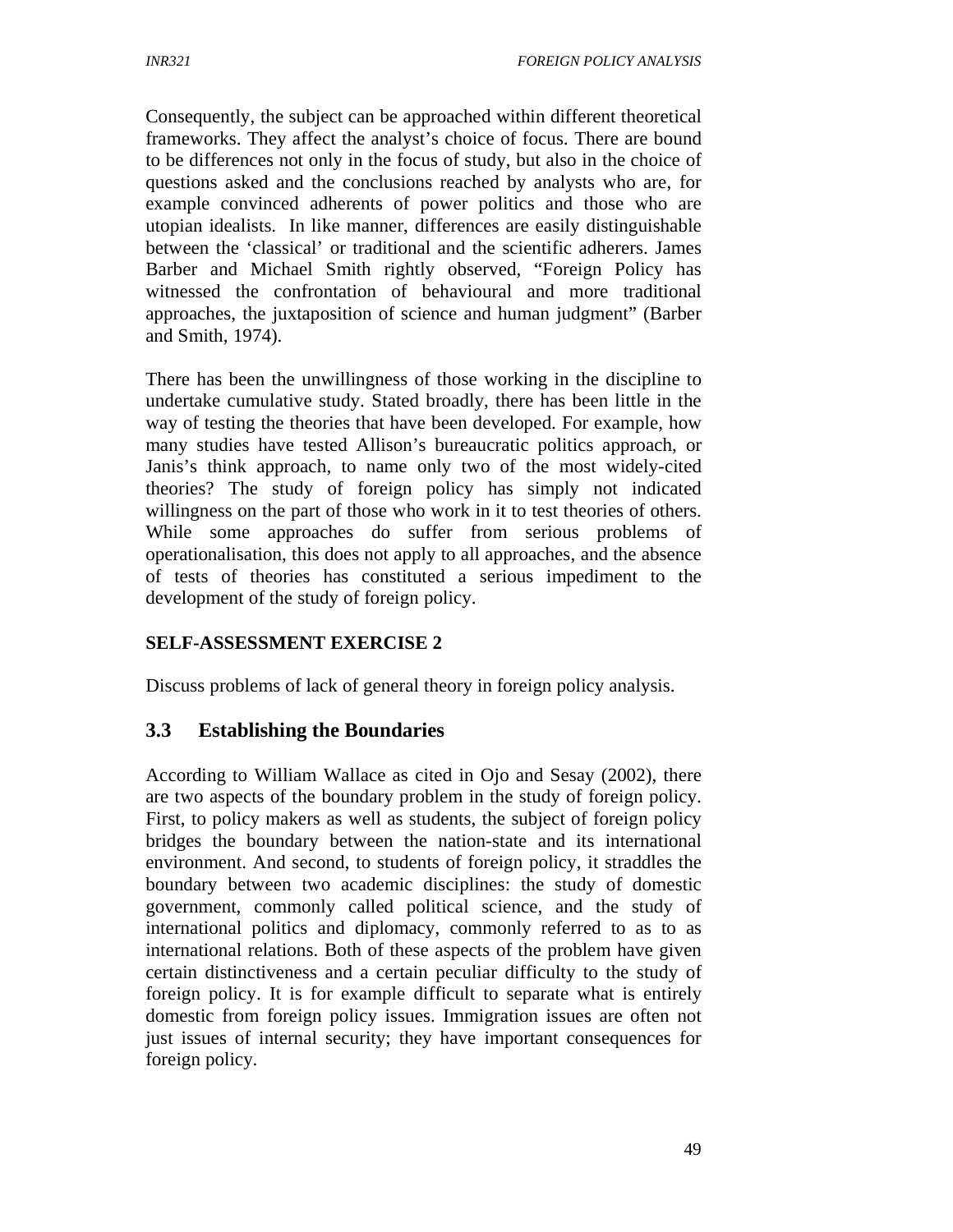Consequently, the subject can be approached within different theoretical frameworks. They affect the analyst's choice of focus. There are bound to be differences not only in the focus of study, but also in the choice of questions asked and the conclusions reached by analysts who are, for example convinced adherents of power politics and those who are utopian idealists. In like manner, differences are easily distinguishable between the 'classical' or traditional and the scientific adherers. James Barber and Michael Smith rightly observed, "Foreign Policy has witnessed the confrontation of behavioural and more traditional approaches, the juxtaposition of science and human judgment" (Barber and Smith, 1974).

There has been the unwillingness of those working in the discipline to undertake cumulative study. Stated broadly, there has been little in the way of testing the theories that have been developed. For example, how many studies have tested Allison's bureaucratic politics approach, or Janis's think approach, to name only two of the most widely-cited theories? The study of foreign policy has simply not indicated willingness on the part of those who work in it to test theories of others. While some approaches do suffer from serious problems of operationalisation, this does not apply to all approaches, and the absence of tests of theories has constituted a serious impediment to the development of the study of foreign policy.

**SELF-ASSESSMENT EXERCISE 2**

Discuss problems of lack of general theory in foreign policy analysis.

## 3.3 Establishing the Boundaries

According to William Wallace as cited in Ojo and Sesay (2002), there are two aspects of the boundary problem in the study of foreign policy. First, to policy makers as well as students, the subject of foreign policy bridges the boundary between the nation-state and its international environment. And second, to students of foreign policy, it straddles the boundary between two academic disciplines: the study of domestic government, commonly called political science, and the study of international politics and diplomacy, commonly referred to as to as international relations. Both of these aspects of the problem have given certain distinctiveness and a certain peculiar difficulty to the study of foreign policy. It is for example difficult to separate what is entirely domestic from foreign policy issues. Immigration issues are often not just issues of internal security; they have important consequences for foreign policy.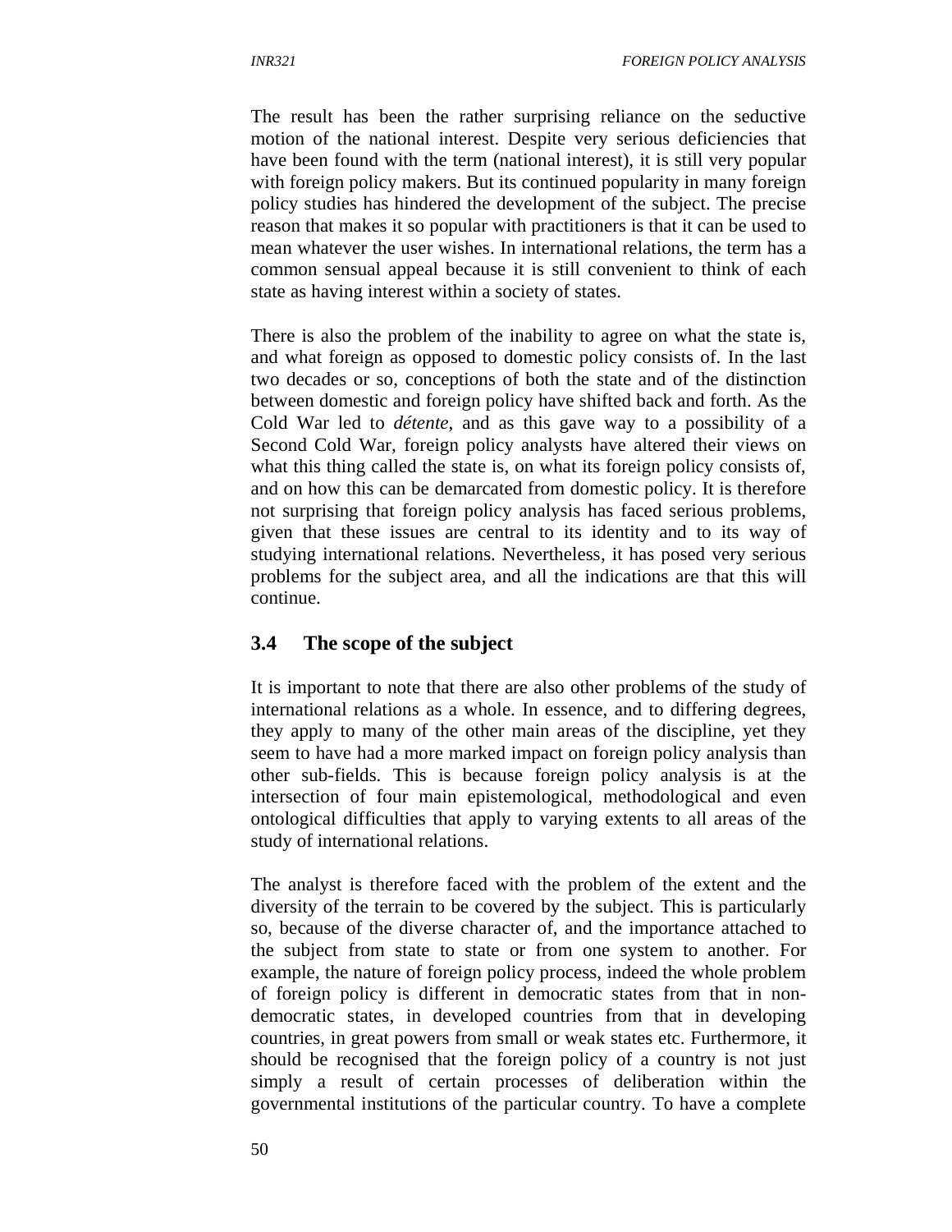The result has been the rather surprising reliance on the seductive motion of the national interest. Despite very serious deficiencies that have been found with the term (national interest), it is still very popular with foreign policy makers. But its continued popularity in many foreign policy studies has hindered the development of the subject. The precise reason that makes it so popular with practitioners is that it can be used to mean whatever the user wishes. In international relations, the term has a common sensual appeal because it is still convenient to think of each state as having interest within a society of states.

There is also the problem of the inability to agree on what the state is, and what foreign as opposed to domestic policy consists of. In the last two decades or so, conceptions of both the state and of the distinction between domestic and foreign policy have shifted back and forth. As the Cold War led to *détente*, and as this gave way to a possibility of a Second Cold War, foreign policy analysts have altered their views on what this thing called the state is, on what its foreign policy consists of, and on how this can be demarcated from domestic policy. It is therefore not surprising that foreign policy analysis has faced serious problems, given that these issues are central to its identity and to its way of studying international relations. Nevertheless, it has posed very serious problems for the subject area, and all the indications are that this will continue.

### 3.4 The scope of the subject

It is important to note that there are also other problems of the study of international relations as a whole. In essence, and to differing degrees, they apply to many of the other main areas of the discipline, yet they seem to have had a more marked impact on foreign policy analysis than other sub-fields. This is because foreign policy analysis is at the intersection of four main epistemological, methodological and even ontological difficulties that apply to varying extents to all areas of the study of international relations.

The analyst is therefore faced with the problem of the extent and the diversity of the terrain to be covered by the subject. This is particularly so, because of the diverse character of, and the importance attached to the subject from state to state or from one system to another. For example, the nature of foreign policy process, indeed the whole problem of foreign policy is different in democratic states from that in non-democratic states, in developed countries from that in developing countries, in great powers from small or weak states etc. Furthermore, it should be recognised that the foreign policy of a country is not just simply a result of certain processes of deliberation within the governmental institutions of the particular country. To have a complete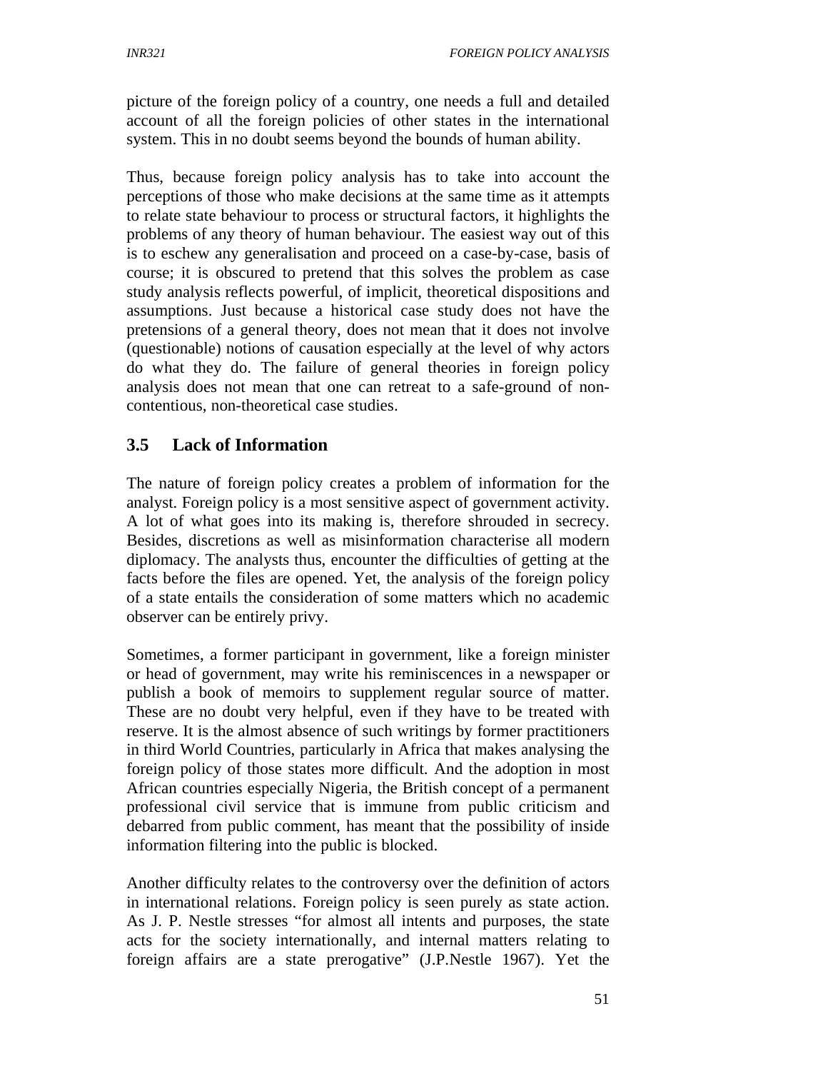picture of the foreign policy of a country, one needs a full and detailed account of all the foreign policies of other states in the international system. This in no doubt seems beyond the bounds of human ability.

Thus, because foreign policy analysis has to take into account the perceptions of those who make decisions at the same time as it attempts to relate state behaviour to process or structural factors, it highlights the problems of any theory of human behaviour. The easiest way out of this is to eschew any generalisation and proceed on a case-by-case, basis of course; it is obscured to pretend that this solves the problem as case study analysis reflects powerful, of implicit, theoretical dispositions and assumptions. Just because a historical case study does not have the pretensions of a general theory, does not mean that it does not involve (questionable) notions of causation especially at the level of why actors do what they do. The failure of general theories in foreign policy analysis does not mean that one can retreat to a safe-ground of non-contentious, non-theoretical case studies.

## 3.5 Lack of Information

The nature of foreign policy creates a problem of information for the analyst. Foreign policy is a most sensitive aspect of government activity. A lot of what goes into its making is, therefore shrouded in secrecy. Besides, discretions as well as misinformation characterise all modern diplomacy. The analysts thus, encounter the difficulties of getting at the facts before the files are opened. Yet, the analysis of the foreign policy of a state entails the consideration of some matters which no academic observer can be entirely privy.

Sometimes, a former participant in government, like a foreign minister or head of government, may write his reminiscences in a newspaper or publish a book of memoirs to supplement regular source of matter. These are no doubt very helpful, even if they have to be treated with reserve. It is the almost absence of such writings by former practitioners in third World Countries, particularly in Africa that makes analysing the foreign policy of those states more difficult. And the adoption in most African countries especially Nigeria, the British concept of a permanent professional civil service that is immune from public criticism and debarred from public comment, has meant that the possibility of inside information filtering into the public is blocked.

Another difficulty relates to the controversy over the definition of actors in international relations. Foreign policy is seen purely as state action. As J. P. Nestle stresses "for almost all intents and purposes, the state acts for the society internationally, and internal matters relating to foreign affairs are a state prerogative" (J.P.Nestle 1967). Yet the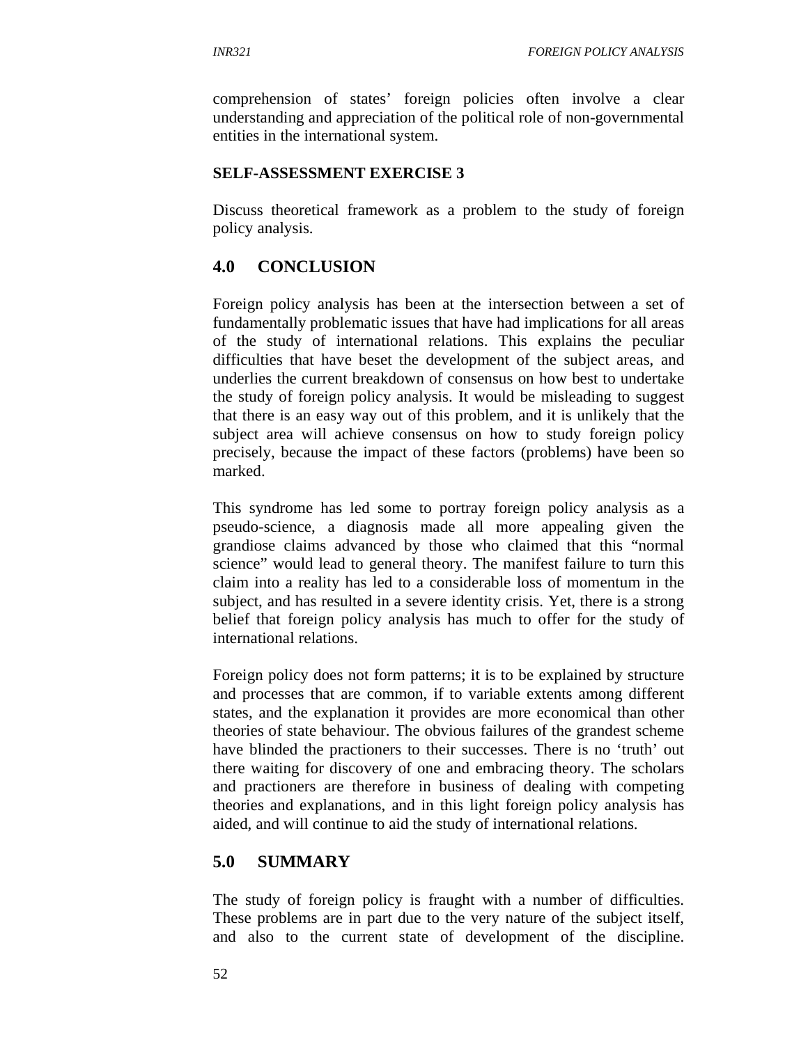comprehension of states' foreign policies often involve a clear understanding and appreciation of the political role of non-governmental entities in the international system.

**SELF-ASSESSMENT EXERCISE 3**

Discuss theoretical framework as a problem to the study of foreign policy analysis.

## 4.0 CONCLUSION

Foreign policy analysis has been at the intersection between a set of fundamentally problematic issues that have had implications for all areas of the study of international relations. This explains the peculiar difficulties that have beset the development of the subject areas, and underlies the current breakdown of consensus on how best to undertake the study of foreign policy analysis. It would be misleading to suggest that there is an easy way out of this problem, and it is unlikely that the subject area will achieve consensus on how to study foreign policy precisely, because the impact of these factors (problems) have been so marked.

This syndrome has led some to portray foreign policy analysis as a pseudo-science, a diagnosis made all more appealing given the grandiose claims advanced by those who claimed that this "normal science" would lead to general theory. The manifest failure to turn this claim into a reality has led to a considerable loss of momentum in the subject, and has resulted in a severe identity crisis. Yet, there is a strong belief that foreign policy analysis has much to offer for the study of international relations.

Foreign policy does not form patterns; it is to be explained by structure and processes that are common, if to variable extents among different states, and the explanation it provides are more economical than other theories of state behaviour. The obvious failures of the grandest scheme have blinded the practioners to their successes. There is no 'truth' out there waiting for discovery of one and embracing theory. The scholars and practioners are therefore in business of dealing with competing theories and explanations, and in this light foreign policy analysis has aided, and will continue to aid the study of international relations.

## 5.0 SUMMARY

The study of foreign policy is fraught with a number of difficulties. These problems are in part due to the very nature of the subject itself, and also to the current state of development of the discipline.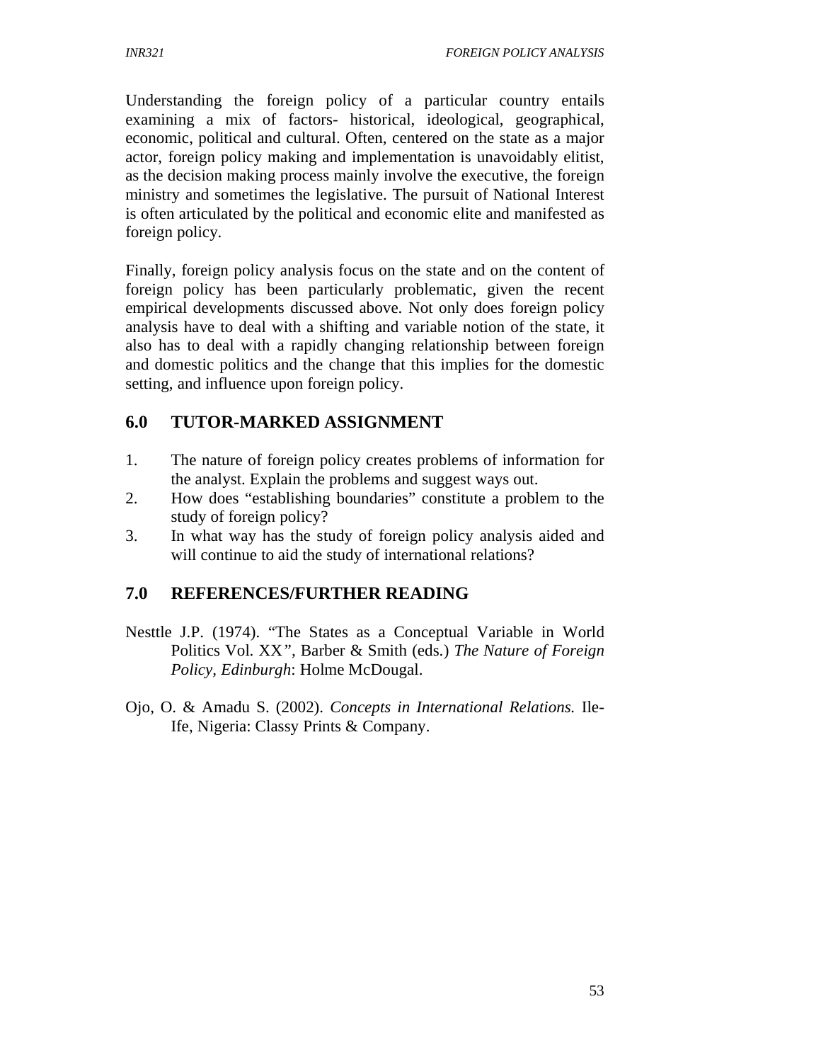Understanding the foreign policy of a particular country entails examining a mix of factors- historical, ideological, geographical, economic, political and cultural. Often, centered on the state as a major actor, foreign policy making and implementation is unavoidably elitist, as the decision making process mainly involve the executive, the foreign ministry and sometimes the legislative. The pursuit of National Interest is often articulated by the political and economic elite and manifested as foreign policy.

Finally, foreign policy analysis focus on the state and on the content of foreign policy has been particularly problematic, given the recent empirical developments discussed above. Not only does foreign policy analysis have to deal with a shifting and variable notion of the state, it also has to deal with a rapidly changing relationship between foreign and domestic politics and the change that this implies for the domestic setting, and influence upon foreign policy.

## 6.0 TUTOR-MARKED ASSIGNMENT

1. The nature of foreign policy creates problems of information for the analyst. Explain the problems and suggest ways out.
2. How does "establishing boundaries" constitute a problem to the study of foreign policy?
3. In what way has the study of foreign policy analysis aided and will continue to aid the study of international relations?

## 7.0 REFERENCES/FURTHER READING

Nesttle J.P. (1974). "The States as a Conceptual Variable in World Politics Vol. XX", Barber & Smith (eds.) *The Nature of Foreign Policy, Edinburgh*: Holme McDougal.

Ojo, O. & Amadu S. (2002). *Concepts in International Relations.* Ile-Ife, Nigeria: Classy Prints & Company.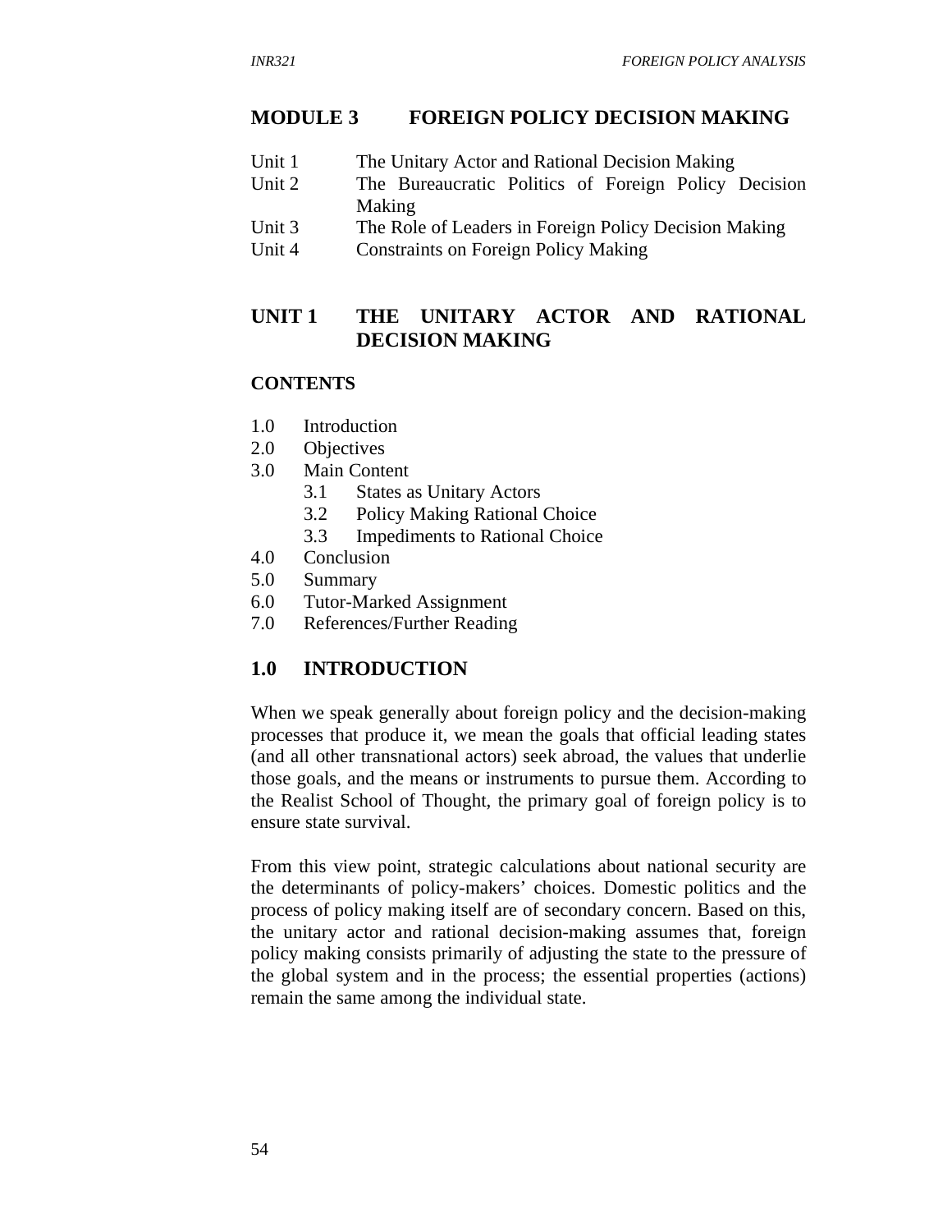## MODULE 3 FOREIGN POLICY DECISION MAKING

| | |
|---|---|
| Unit 1 | The Unitary Actor and Rational Decision Making |
| Unit 2 | The Bureaucratic Politics of Foreign Policy Decision Making |
| Unit 3 | The Role of Leaders in Foreign Policy Decision Making |
| Unit 4 | Constraints on Foreign Policy Making |

## UNIT 1 THE UNITARY ACTOR AND RATIONAL DECISION MAKING

**CONTENTS**

1.0 Introduction
2.0 Objectives
3.0 Main Content
 3.1 States as Unitary Actors
 3.2 Policy Making Rational Choice
 3.3 Impediments to Rational Choice
4.0 Conclusion
5.0 Summary
6.0 Tutor-Marked Assignment
7.0 References/Further Reading

## 1.0 INTRODUCTION

When we speak generally about foreign policy and the decision-making processes that produce it, we mean the goals that official leading states (and all other transnational actors) seek abroad, the values that underlie those goals, and the means or instruments to pursue them. According to the Realist School of Thought, the primary goal of foreign policy is to ensure state survival.

From this view point, strategic calculations about national security are the determinants of policy-makers' choices. Domestic politics and the process of policy making itself are of secondary concern. Based on this, the unitary actor and rational decision-making assumes that, foreign policy making consists primarily of adjusting the state to the pressure of the global system and in the process; the essential properties (actions) remain the same among the individual state.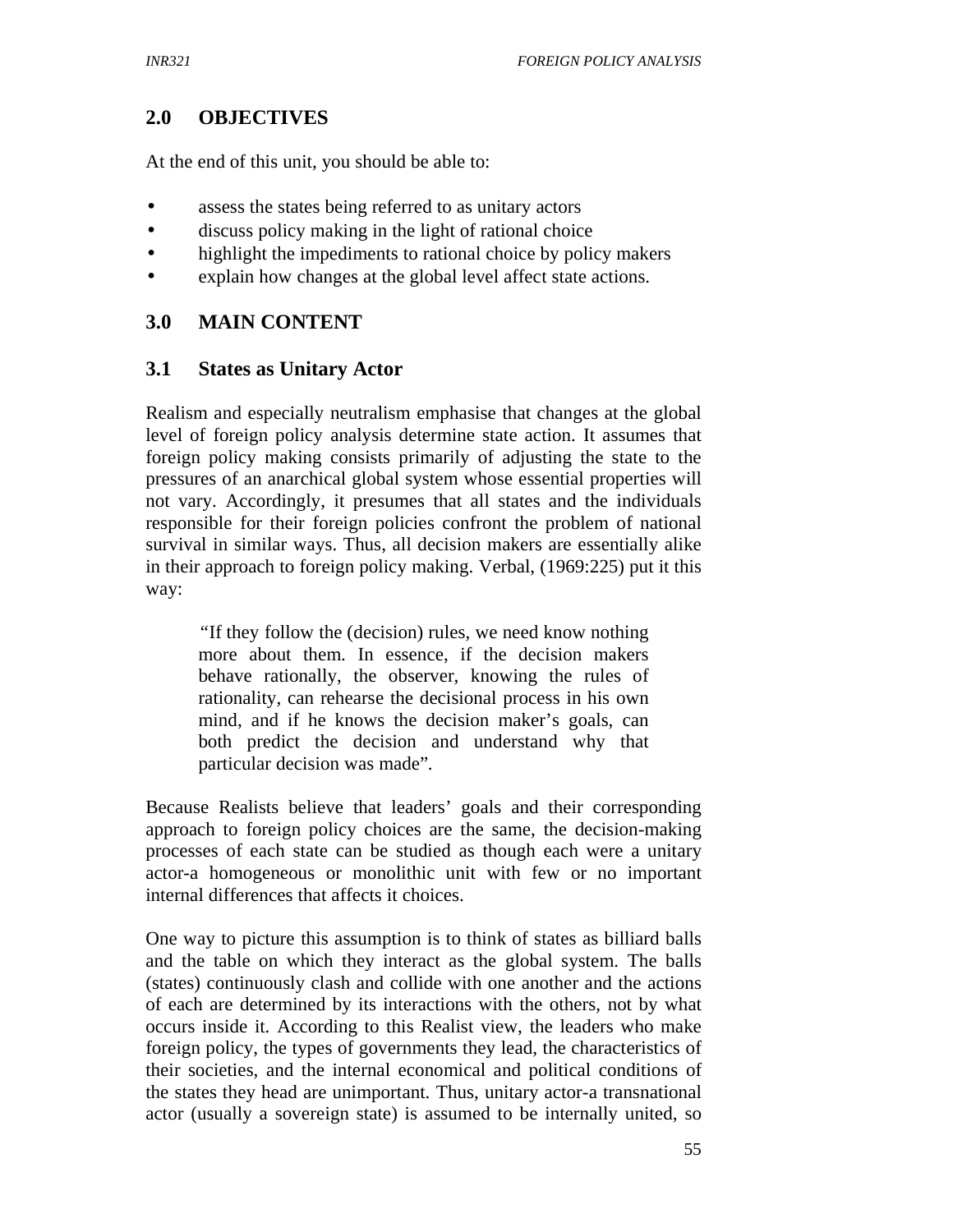## 2.0 OBJECTIVES

At the end of this unit, you should be able to:

- assess the states being referred to as unitary actors
- discuss policy making in the light of rational choice
- highlight the impediments to rational choice by policy makers
- explain how changes at the global level affect state actions.

## 3.0 MAIN CONTENT

### 3.1 States as Unitary Actor

Realism and especially neutralism emphasise that changes at the global level of foreign policy analysis determine state action. It assumes that foreign policy making consists primarily of adjusting the state to the pressures of an anarchical global system whose essential properties will not vary. Accordingly, it presumes that all states and the individuals responsible for their foreign policies confront the problem of national survival in similar ways. Thus, all decision makers are essentially alike in their approach to foreign policy making. Verbal, (1969:225) put it this way:

> "If they follow the (decision) rules, we need know nothing more about them. In essence, if the decision makers behave rationally, the observer, knowing the rules of rationality, can rehearse the decisional process in his own mind, and if he knows the decision maker's goals, can both predict the decision and understand why that particular decision was made".

Because Realists believe that leaders' goals and their corresponding approach to foreign policy choices are the same, the decision-making processes of each state can be studied as though each were a unitary actor-a homogeneous or monolithic unit with few or no important internal differences that affects it choices.

One way to picture this assumption is to think of states as billiard balls and the table on which they interact as the global system. The balls (states) continuously clash and collide with one another and the actions of each are determined by its interactions with the others, not by what occurs inside it. According to this Realist view, the leaders who make foreign policy, the types of governments they lead, the characteristics of their societies, and the internal economical and political conditions of the states they head are unimportant. Thus, unitary actor-a transnational actor (usually a sovereign state) is assumed to be internally united, so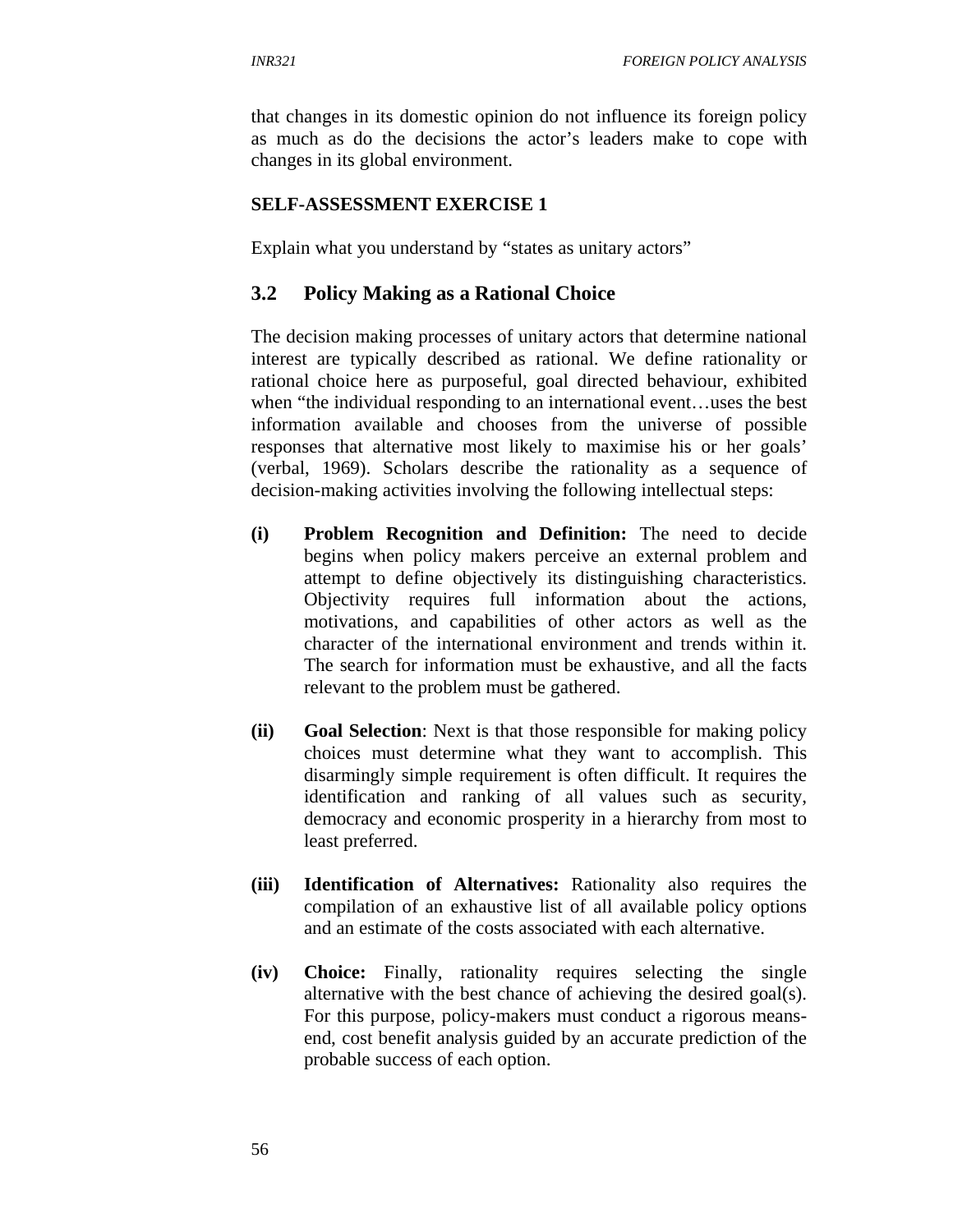that changes in its domestic opinion do not influence its foreign policy as much as do the decisions the actor's leaders make to cope with changes in its global environment.

**SELF-ASSESSMENT EXERCISE 1**

Explain what you understand by "states as unitary actors"

### 3.2 Policy Making as a Rational Choice

The decision making processes of unitary actors that determine national interest are typically described as rational. We define rationality or rational choice here as purposeful, goal directed behaviour, exhibited when "the individual responding to an international event…uses the best information available and chooses from the universe of possible responses that alternative most likely to maximise his or her goals' (verbal, 1969). Scholars describe the rationality as a sequence of decision-making activities involving the following intellectual steps:

**(i) Problem Recognition and Definition:** The need to decide begins when policy makers perceive an external problem and attempt to define objectively its distinguishing characteristics. Objectivity requires full information about the actions, motivations, and capabilities of other actors as well as the character of the international environment and trends within it. The search for information must be exhaustive, and all the facts relevant to the problem must be gathered.

**(ii) Goal Selection**: Next is that those responsible for making policy choices must determine what they want to accomplish. This disarmingly simple requirement is often difficult. It requires the identification and ranking of all values such as security, democracy and economic prosperity in a hierarchy from most to least preferred.

**(iii) Identification of Alternatives:** Rationality also requires the compilation of an exhaustive list of all available policy options and an estimate of the costs associated with each alternative.

**(iv) Choice:** Finally, rationality requires selecting the single alternative with the best chance of achieving the desired goal(s). For this purpose, policy-makers must conduct a rigorous means-end, cost benefit analysis guided by an accurate prediction of the probable success of each option.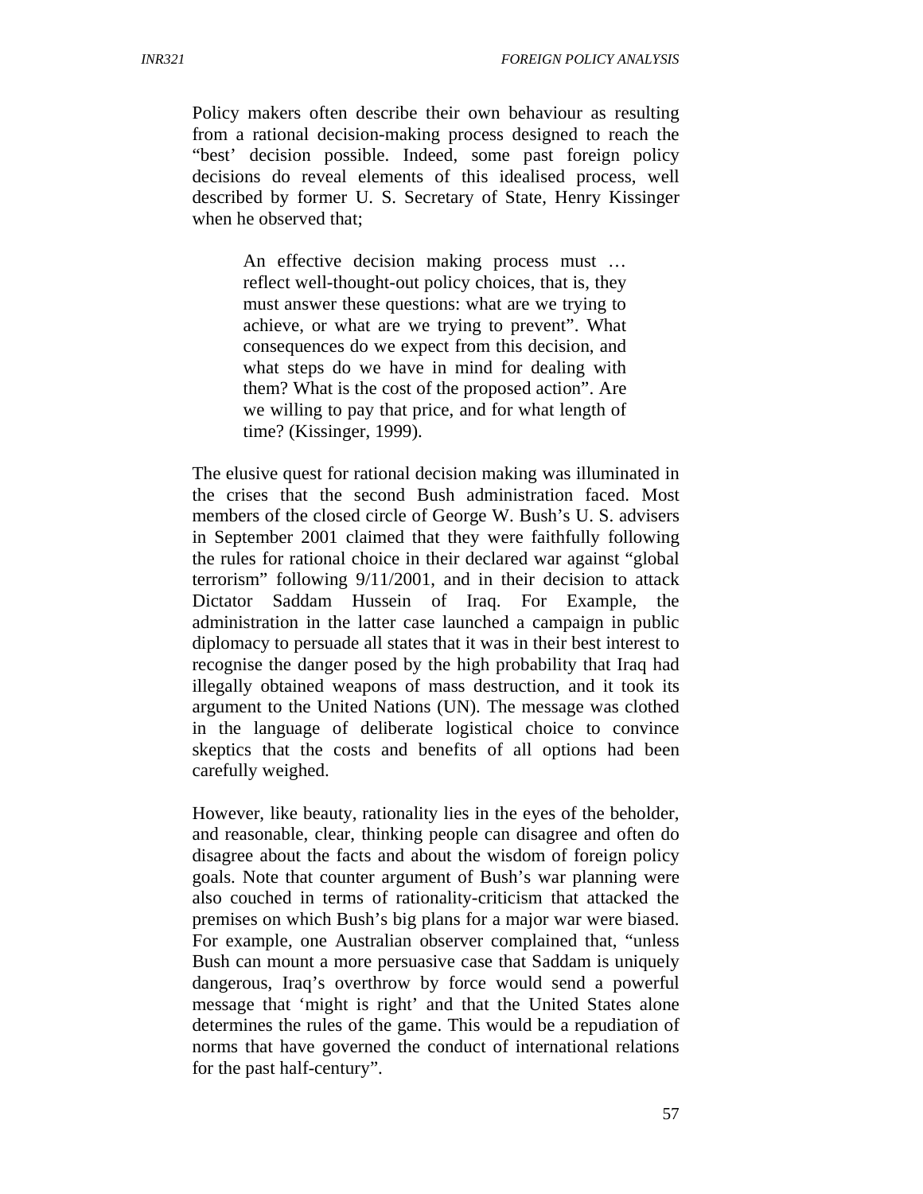Policy makers often describe their own behaviour as resulting from a rational decision-making process designed to reach the "best' decision possible. Indeed, some past foreign policy decisions do reveal elements of this idealised process, well described by former U. S. Secretary of State, Henry Kissinger when he observed that;

> An effective decision making process must … reflect well-thought-out policy choices, that is, they must answer these questions: what are we trying to achieve, or what are we trying to prevent". What consequences do we expect from this decision, and what steps do we have in mind for dealing with them? What is the cost of the proposed action". Are we willing to pay that price, and for what length of time? (Kissinger, 1999).

The elusive quest for rational decision making was illuminated in the crises that the second Bush administration faced. Most members of the closed circle of George W. Bush's U. S. advisers in September 2001 claimed that they were faithfully following the rules for rational choice in their declared war against "global terrorism" following 9/11/2001, and in their decision to attack Dictator Saddam Hussein of Iraq. For Example, the administration in the latter case launched a campaign in public diplomacy to persuade all states that it was in their best interest to recognise the danger posed by the high probability that Iraq had illegally obtained weapons of mass destruction, and it took its argument to the United Nations (UN). The message was clothed in the language of deliberate logistical choice to convince skeptics that the costs and benefits of all options had been carefully weighed.

However, like beauty, rationality lies in the eyes of the beholder, and reasonable, clear, thinking people can disagree and often do disagree about the facts and about the wisdom of foreign policy goals. Note that counter argument of Bush's war planning were also couched in terms of rationality-criticism that attacked the premises on which Bush's big plans for a major war were biased. For example, one Australian observer complained that, "unless Bush can mount a more persuasive case that Saddam is uniquely dangerous, Iraq's overthrow by force would send a powerful message that 'might is right' and that the United States alone determines the rules of the game. This would be a repudiation of norms that have governed the conduct of international relations for the past half-century".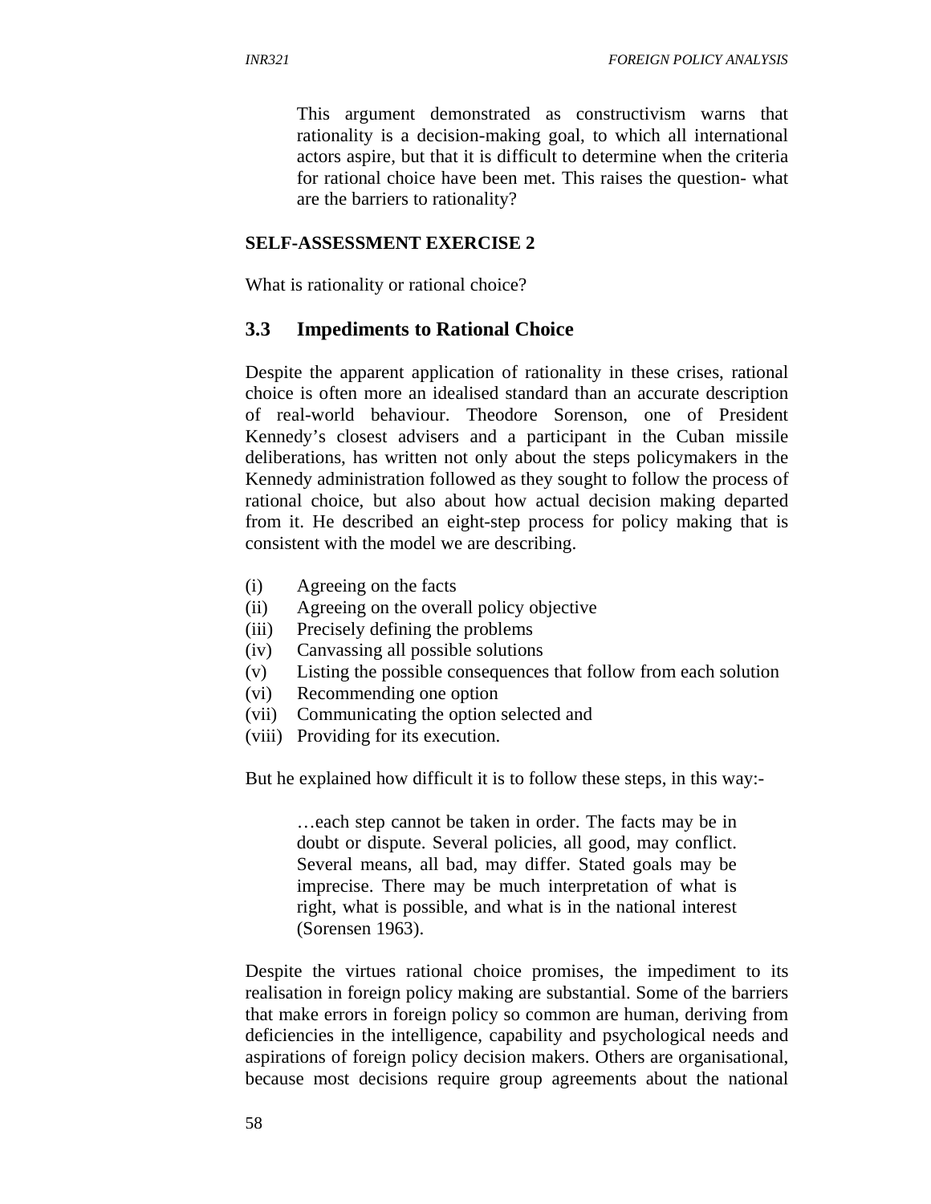This argument demonstrated as constructivism warns that rationality is a decision-making goal, to which all international actors aspire, but that it is difficult to determine when the criteria for rational choice have been met. This raises the question- what are the barriers to rationality?

**SELF-ASSESSMENT EXERCISE 2**

What is rationality or rational choice?

## 3.3 Impediments to Rational Choice

Despite the apparent application of rationality in these crises, rational choice is often more an idealised standard than an accurate description of real-world behaviour. Theodore Sorenson, one of President Kennedy's closest advisers and a participant in the Cuban missile deliberations, has written not only about the steps policymakers in the Kennedy administration followed as they sought to follow the process of rational choice, but also about how actual decision making departed from it. He described an eight-step process for policy making that is consistent with the model we are describing.

(i) Agreeing on the facts
(ii) Agreeing on the overall policy objective
(iii) Precisely defining the problems
(iv) Canvassing all possible solutions
(v) Listing the possible consequences that follow from each solution
(vi) Recommending one option
(vii) Communicating the option selected and
(viii) Providing for its execution.

But he explained how difficult it is to follow these steps, in this way:-

> …each step cannot be taken in order. The facts may be in doubt or dispute. Several policies, all good, may conflict. Several means, all bad, may differ. Stated goals may be imprecise. There may be much interpretation of what is right, what is possible, and what is in the national interest (Sorensen 1963).

Despite the virtues rational choice promises, the impediment to its realisation in foreign policy making are substantial. Some of the barriers that make errors in foreign policy so common are human, deriving from deficiencies in the intelligence, capability and psychological needs and aspirations of foreign policy decision makers. Others are organisational, because most decisions require group agreements about the national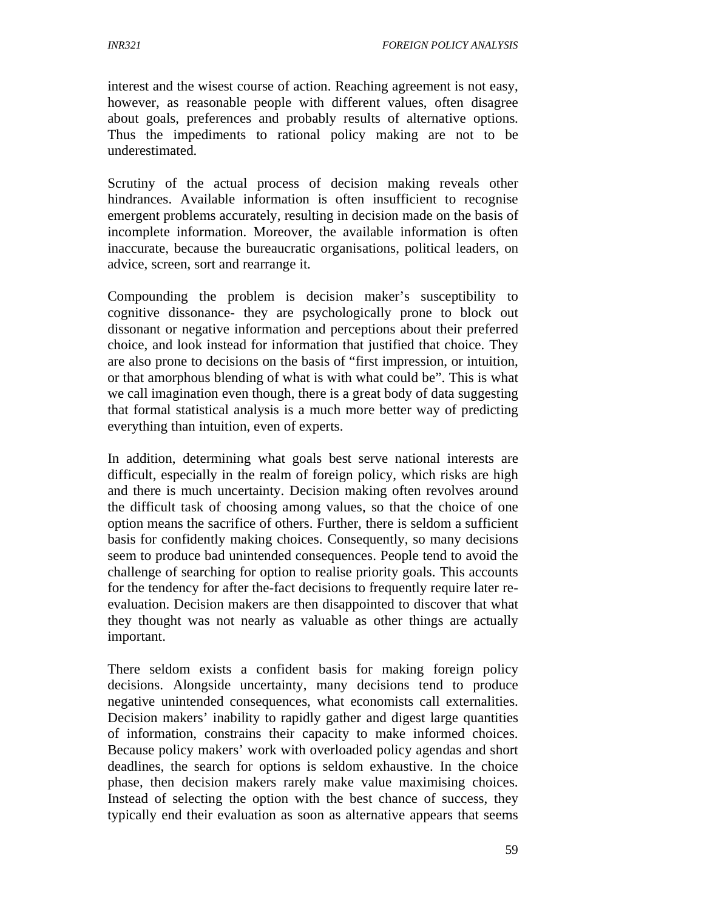interest and the wisest course of action. Reaching agreement is not easy, however, as reasonable people with different values, often disagree about goals, preferences and probably results of alternative options. Thus the impediments to rational policy making are not to be underestimated.

Scrutiny of the actual process of decision making reveals other hindrances. Available information is often insufficient to recognise emergent problems accurately, resulting in decision made on the basis of incomplete information. Moreover, the available information is often inaccurate, because the bureaucratic organisations, political leaders, on advice, screen, sort and rearrange it.

Compounding the problem is decision maker's susceptibility to cognitive dissonance- they are psychologically prone to block out dissonant or negative information and perceptions about their preferred choice, and look instead for information that justified that choice. They are also prone to decisions on the basis of "first impression, or intuition, or that amorphous blending of what is with what could be". This is what we call imagination even though, there is a great body of data suggesting that formal statistical analysis is a much more better way of predicting everything than intuition, even of experts.

In addition, determining what goals best serve national interests are difficult, especially in the realm of foreign policy, which risks are high and there is much uncertainty. Decision making often revolves around the difficult task of choosing among values, so that the choice of one option means the sacrifice of others. Further, there is seldom a sufficient basis for confidently making choices. Consequently, so many decisions seem to produce bad unintended consequences. People tend to avoid the challenge of searching for option to realise priority goals. This accounts for the tendency for after the-fact decisions to frequently require later re-evaluation. Decision makers are then disappointed to discover that what they thought was not nearly as valuable as other things are actually important.

There seldom exists a confident basis for making foreign policy decisions. Alongside uncertainty, many decisions tend to produce negative unintended consequences, what economists call externalities. Decision makers' inability to rapidly gather and digest large quantities of information, constrains their capacity to make informed choices. Because policy makers' work with overloaded policy agendas and short deadlines, the search for options is seldom exhaustive. In the choice phase, then decision makers rarely make value maximising choices. Instead of selecting the option with the best chance of success, they typically end their evaluation as soon as alternative appears that seems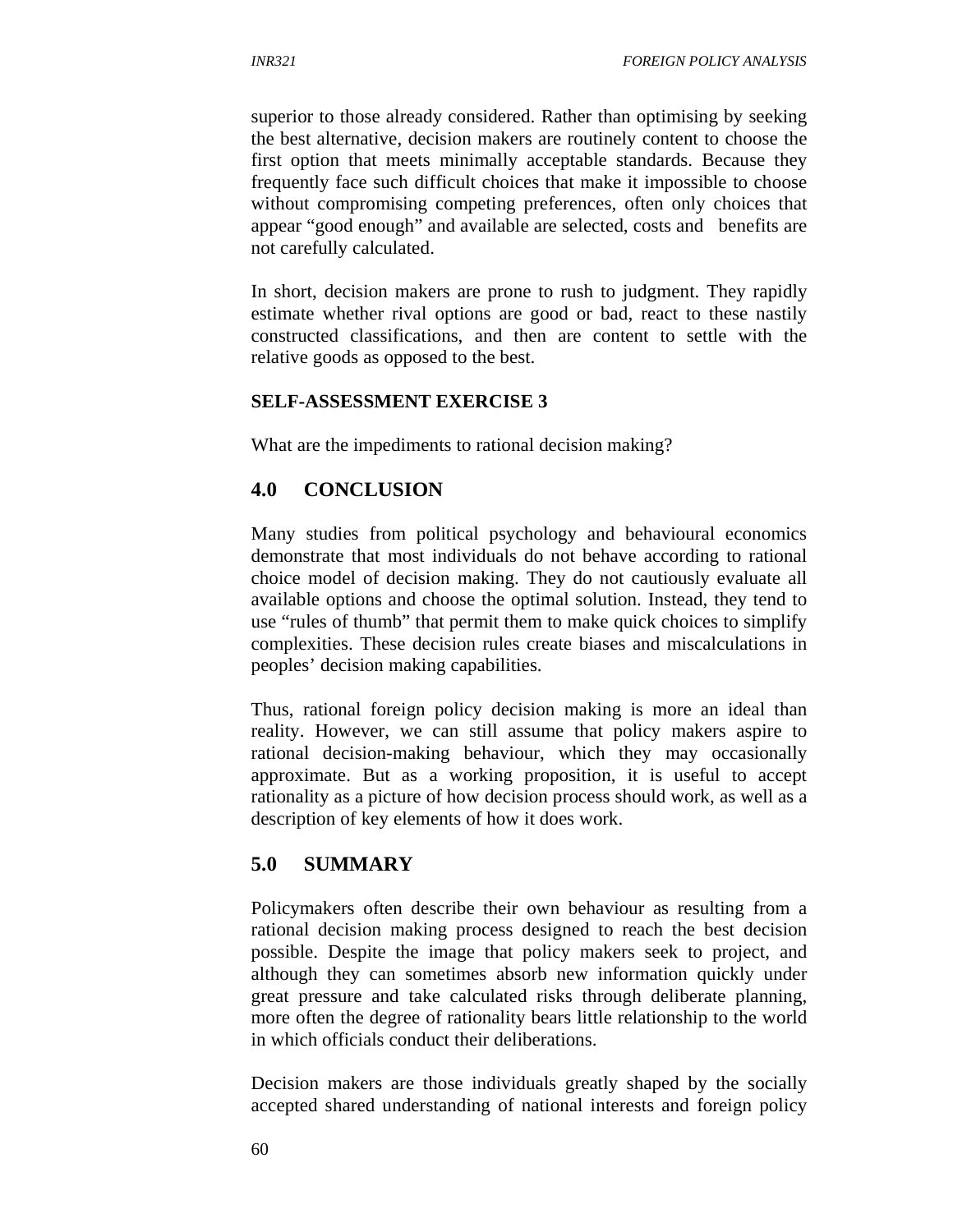superior to those already considered. Rather than optimising by seeking the best alternative, decision makers are routinely content to choose the first option that meets minimally acceptable standards. Because they frequently face such difficult choices that make it impossible to choose without compromising competing preferences, often only choices that appear "good enough" and available are selected, costs and benefits are not carefully calculated.

In short, decision makers are prone to rush to judgment. They rapidly estimate whether rival options are good or bad, react to these nastily constructed classifications, and then are content to settle with the relative goods as opposed to the best.

**SELF-ASSESSMENT EXERCISE 3**

What are the impediments to rational decision making?

## 4.0 CONCLUSION

Many studies from political psychology and behavioural economics demonstrate that most individuals do not behave according to rational choice model of decision making. They do not cautiously evaluate all available options and choose the optimal solution. Instead, they tend to use "rules of thumb" that permit them to make quick choices to simplify complexities. These decision rules create biases and miscalculations in peoples' decision making capabilities.

Thus, rational foreign policy decision making is more an ideal than reality. However, we can still assume that policy makers aspire to rational decision-making behaviour, which they may occasionally approximate. But as a working proposition, it is useful to accept rationality as a picture of how decision process should work, as well as a description of key elements of how it does work.

## 5.0 SUMMARY

Policymakers often describe their own behaviour as resulting from a rational decision making process designed to reach the best decision possible. Despite the image that policy makers seek to project, and although they can sometimes absorb new information quickly under great pressure and take calculated risks through deliberate planning, more often the degree of rationality bears little relationship to the world in which officials conduct their deliberations.

Decision makers are those individuals greatly shaped by the socially accepted shared understanding of national interests and foreign policy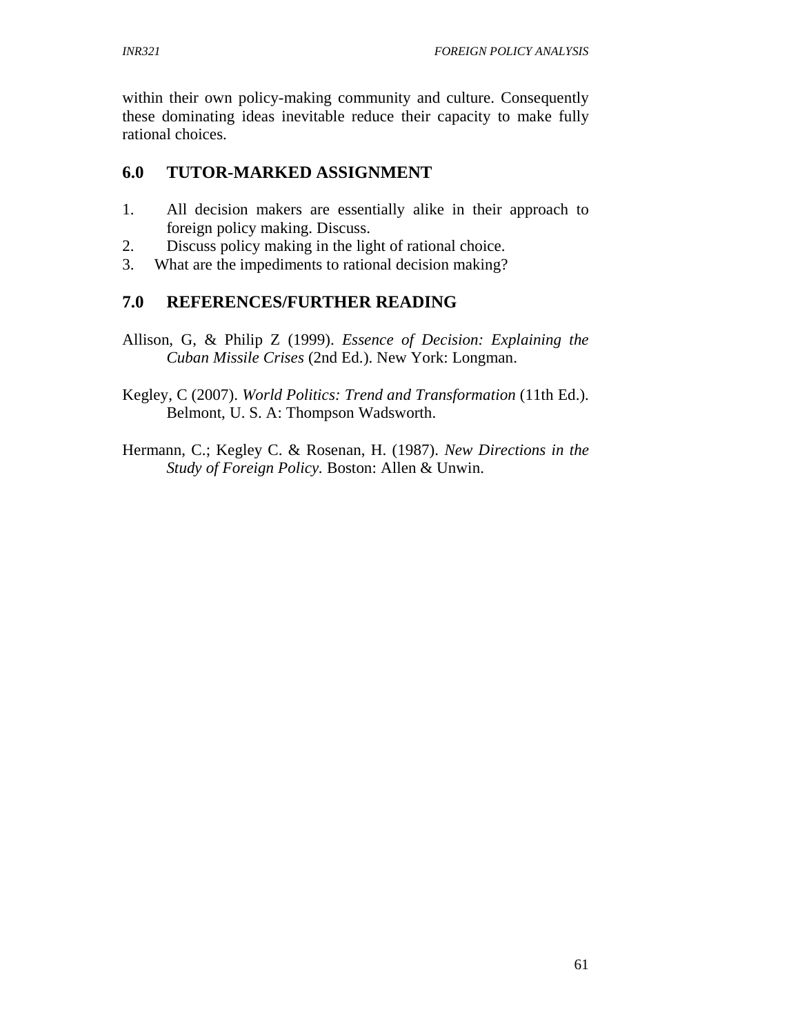within their own policy-making community and culture. Consequently these dominating ideas inevitable reduce their capacity to make fully rational choices.

## 6.0 TUTOR-MARKED ASSIGNMENT

1. All decision makers are essentially alike in their approach to foreign policy making. Discuss.
2. Discuss policy making in the light of rational choice.
3. What are the impediments to rational decision making?

## 7.0 REFERENCES/FURTHER READING

Allison, G, & Philip Z (1999). *Essence of Decision: Explaining the Cuban Missile Crises* (2nd Ed.). New York: Longman.

Kegley, C (2007). *World Politics: Trend and Transformation* (11th Ed.). Belmont, U. S. A: Thompson Wadsworth.

Hermann, C.; Kegley C. & Rosenan, H. (1987). *New Directions in the Study of Foreign Policy.* Boston: Allen & Unwin.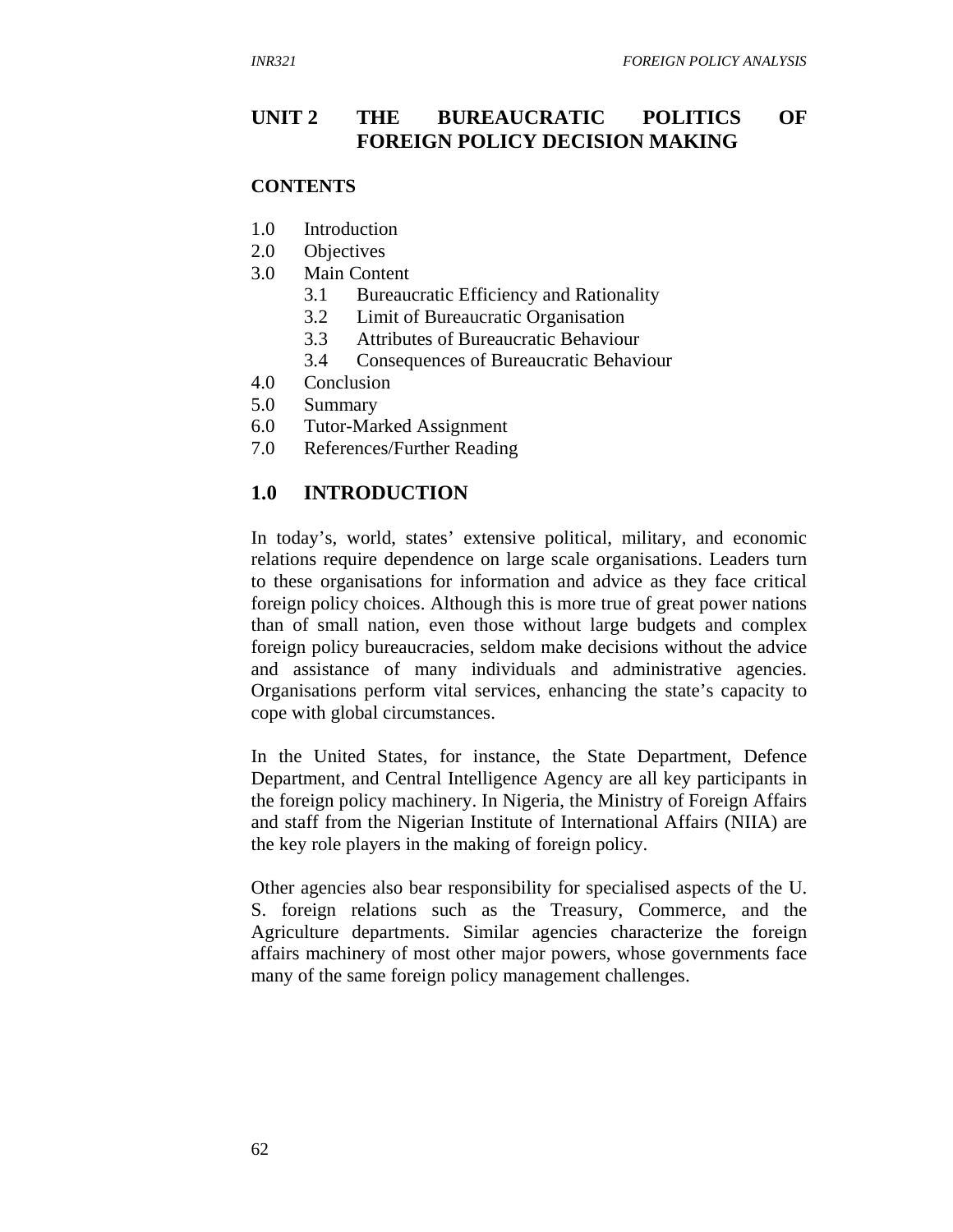# UNIT 2 THE BUREAUCRATIC POLITICS OF FOREIGN POLICY DECISION MAKING

**CONTENTS**

1.0 Introduction
2.0 Objectives
3.0 Main Content
    3.1 Bureaucratic Efficiency and Rationality
    3.2 Limit of Bureaucratic Organisation
    3.3 Attributes of Bureaucratic Behaviour
    3.4 Consequences of Bureaucratic Behaviour
4.0 Conclusion
5.0 Summary
6.0 Tutor-Marked Assignment
7.0 References/Further Reading

## 1.0 INTRODUCTION

In today's, world, states' extensive political, military, and economic relations require dependence on large scale organisations. Leaders turn to these organisations for information and advice as they face critical foreign policy choices. Although this is more true of great power nations than of small nation, even those without large budgets and complex foreign policy bureaucracies, seldom make decisions without the advice and assistance of many individuals and administrative agencies. Organisations perform vital services, enhancing the state's capacity to cope with global circumstances.

In the United States, for instance, the State Department, Defence Department, and Central Intelligence Agency are all key participants in the foreign policy machinery. In Nigeria, the Ministry of Foreign Affairs and staff from the Nigerian Institute of International Affairs (NIIA) are the key role players in the making of foreign policy.

Other agencies also bear responsibility for specialised aspects of the U. S. foreign relations such as the Treasury, Commerce, and the Agriculture departments. Similar agencies characterize the foreign affairs machinery of most other major powers, whose governments face many of the same foreign policy management challenges.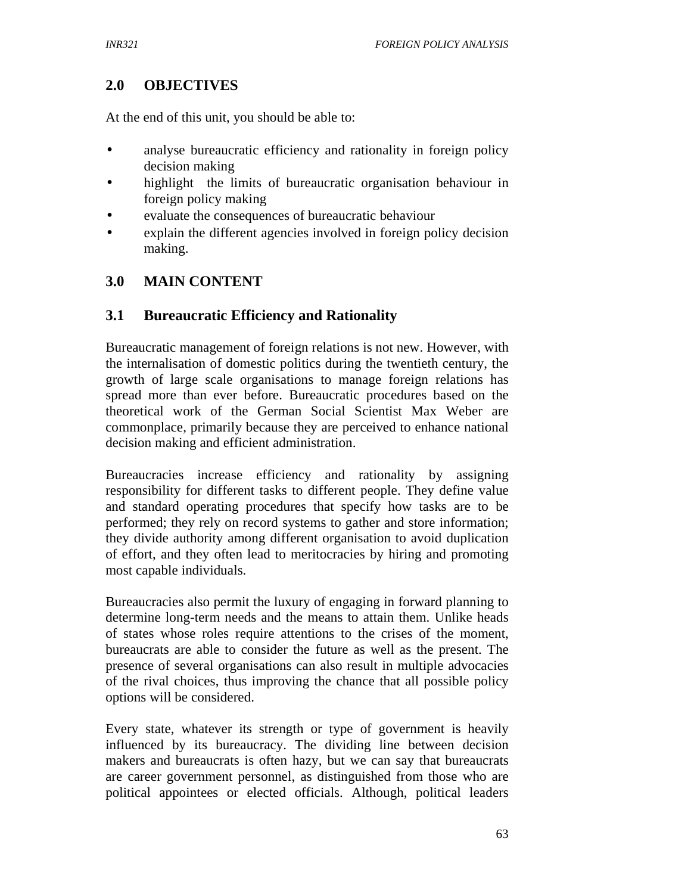## 2.0 OBJECTIVES

At the end of this unit, you should be able to:

- analyse bureaucratic efficiency and rationality in foreign policy decision making
- highlight the limits of bureaucratic organisation behaviour in foreign policy making
- evaluate the consequences of bureaucratic behaviour
- explain the different agencies involved in foreign policy decision making.

## 3.0 MAIN CONTENT

### 3.1 Bureaucratic Efficiency and Rationality

Bureaucratic management of foreign relations is not new. However, with the internalisation of domestic politics during the twentieth century, the growth of large scale organisations to manage foreign relations has spread more than ever before. Bureaucratic procedures based on the theoretical work of the German Social Scientist Max Weber are commonplace, primarily because they are perceived to enhance national decision making and efficient administration.

Bureaucracies increase efficiency and rationality by assigning responsibility for different tasks to different people. They define value and standard operating procedures that specify how tasks are to be performed; they rely on record systems to gather and store information; they divide authority among different organisation to avoid duplication of effort, and they often lead to meritocracies by hiring and promoting most capable individuals.

Bureaucracies also permit the luxury of engaging in forward planning to determine long-term needs and the means to attain them. Unlike heads of states whose roles require attentions to the crises of the moment, bureaucrats are able to consider the future as well as the present. The presence of several organisations can also result in multiple advocacies of the rival choices, thus improving the chance that all possible policy options will be considered.

Every state, whatever its strength or type of government is heavily influenced by its bureaucracy. The dividing line between decision makers and bureaucrats is often hazy, but we can say that bureaucrats are career government personnel, as distinguished from those who are political appointees or elected officials. Although, political leaders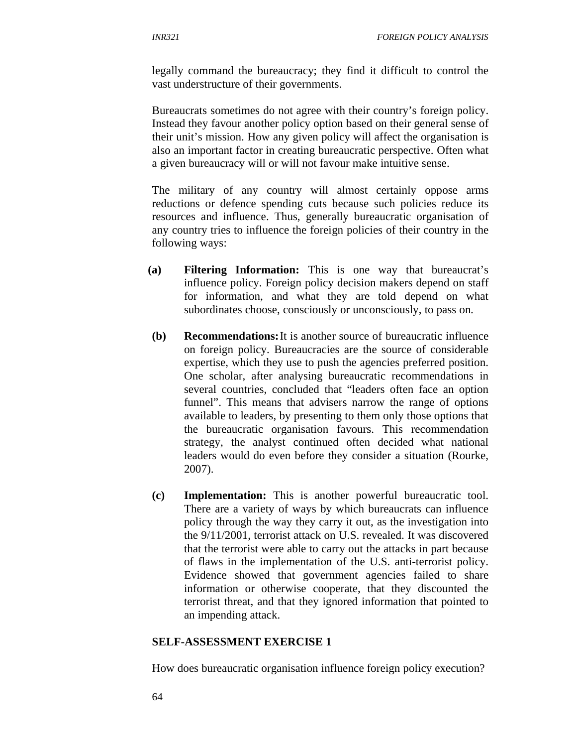legally command the bureaucracy; they find it difficult to control the vast understructure of their governments.

Bureaucrats sometimes do not agree with their country's foreign policy. Instead they favour another policy option based on their general sense of their unit's mission. How any given policy will affect the organisation is also an important factor in creating bureaucratic perspective. Often what a given bureaucracy will or will not favour make intuitive sense.

The military of any country will almost certainly oppose arms reductions or defence spending cuts because such policies reduce its resources and influence. Thus, generally bureaucratic organisation of any country tries to influence the foreign policies of their country in the following ways:

(a) **Filtering Information:** This is one way that bureaucrat's influence policy. Foreign policy decision makers depend on staff for information, and what they are told depend on what subordinates choose, consciously or unconsciously, to pass on.

(b) **Recommendations:** It is another source of bureaucratic influence on foreign policy. Bureaucracies are the source of considerable expertise, which they use to push the agencies preferred position. One scholar, after analysing bureaucratic recommendations in several countries, concluded that "leaders often face an option funnel". This means that advisers narrow the range of options available to leaders, by presenting to them only those options that the bureaucratic organisation favours. This recommendation strategy, the analyst continued often decided what national leaders would do even before they consider a situation (Rourke, 2007).

(c) **Implementation:** This is another powerful bureaucratic tool. There are a variety of ways by which bureaucrats can influence policy through the way they carry it out, as the investigation into the 9/11/2001, terrorist attack on U.S. revealed. It was discovered that the terrorist were able to carry out the attacks in part because of flaws in the implementation of the U.S. anti-terrorist policy. Evidence showed that government agencies failed to share information or otherwise cooperate, that they discounted the terrorist threat, and that they ignored information that pointed to an impending attack.

**SELF-ASSESSMENT EXERCISE 1**

How does bureaucratic organisation influence foreign policy execution?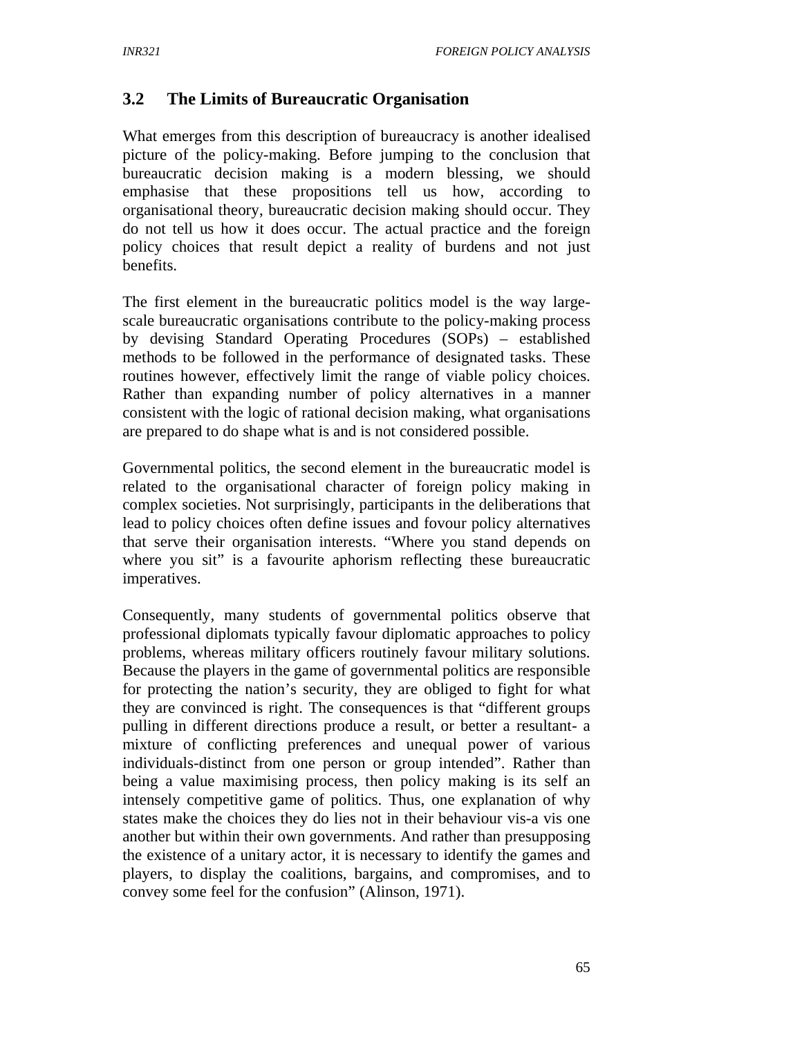### 3.2 The Limits of Bureaucratic Organisation

What emerges from this description of bureaucracy is another idealised picture of the policy-making. Before jumping to the conclusion that bureaucratic decision making is a modern blessing, we should emphasise that these propositions tell us how, according to organisational theory, bureaucratic decision making should occur. They do not tell us how it does occur. The actual practice and the foreign policy choices that result depict a reality of burdens and not just benefits.

The first element in the bureaucratic politics model is the way large-scale bureaucratic organisations contribute to the policy-making process by devising Standard Operating Procedures (SOPs) – established methods to be followed in the performance of designated tasks. These routines however, effectively limit the range of viable policy choices. Rather than expanding number of policy alternatives in a manner consistent with the logic of rational decision making, what organisations are prepared to do shape what is and is not considered possible.

Governmental politics, the second element in the bureaucratic model is related to the organisational character of foreign policy making in complex societies. Not surprisingly, participants in the deliberations that lead to policy choices often define issues and fovour policy alternatives that serve their organisation interests. "Where you stand depends on where you sit" is a favourite aphorism reflecting these bureaucratic imperatives.

Consequently, many students of governmental politics observe that professional diplomats typically favour diplomatic approaches to policy problems, whereas military officers routinely favour military solutions. Because the players in the game of governmental politics are responsible for protecting the nation's security, they are obliged to fight for what they are convinced is right. The consequences is that "different groups pulling in different directions produce a result, or better a resultant- a mixture of conflicting preferences and unequal power of various individuals-distinct from one person or group intended". Rather than being a value maximising process, then policy making is its self an intensely competitive game of politics. Thus, one explanation of why states make the choices they do lies not in their behaviour vis-a vis one another but within their own governments. And rather than presupposing the existence of a unitary actor, it is necessary to identify the games and players, to display the coalitions, bargains, and compromises, and to convey some feel for the confusion" (Alinson, 1971).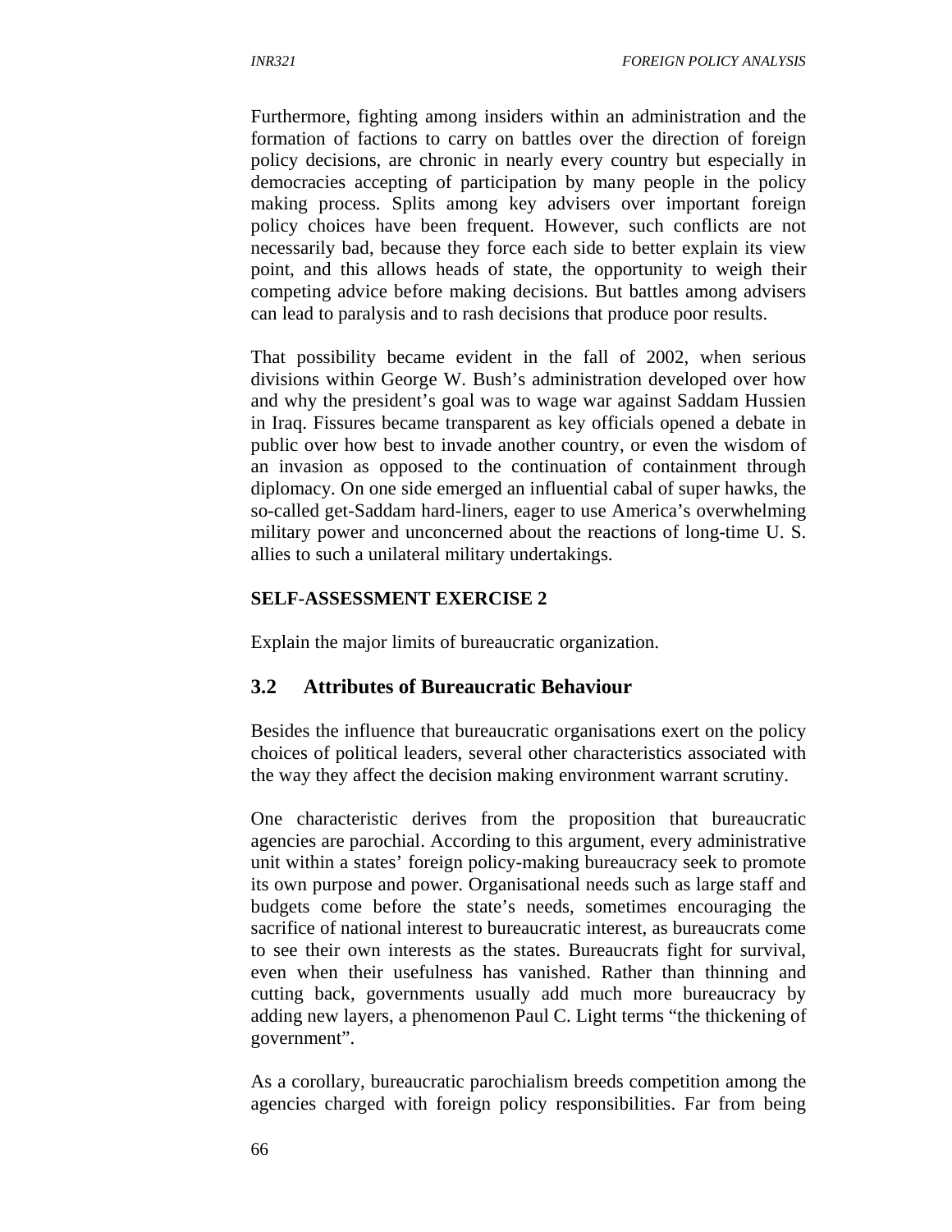Furthermore, fighting among insiders within an administration and the formation of factions to carry on battles over the direction of foreign policy decisions, are chronic in nearly every country but especially in democracies accepting of participation by many people in the policy making process. Splits among key advisers over important foreign policy choices have been frequent. However, such conflicts are not necessarily bad, because they force each side to better explain its view point, and this allows heads of state, the opportunity to weigh their competing advice before making decisions. But battles among advisers can lead to paralysis and to rash decisions that produce poor results.

That possibility became evident in the fall of 2002, when serious divisions within George W. Bush's administration developed over how and why the president's goal was to wage war against Saddam Hussien in Iraq. Fissures became transparent as key officials opened a debate in public over how best to invade another country, or even the wisdom of an invasion as opposed to the continuation of containment through diplomacy. On one side emerged an influential cabal of super hawks, the so-called get-Saddam hard-liners, eager to use America's overwhelming military power and unconcerned about the reactions of long-time U. S. allies to such a unilateral military undertakings.

**SELF-ASSESSMENT EXERCISE 2**

Explain the major limits of bureaucratic organization.

## 3.2 Attributes of Bureaucratic Behaviour

Besides the influence that bureaucratic organisations exert on the policy choices of political leaders, several other characteristics associated with the way they affect the decision making environment warrant scrutiny.

One characteristic derives from the proposition that bureaucratic agencies are parochial. According to this argument, every administrative unit within a states' foreign policy-making bureaucracy seek to promote its own purpose and power. Organisational needs such as large staff and budgets come before the state's needs, sometimes encouraging the sacrifice of national interest to bureaucratic interest, as bureaucrats come to see their own interests as the states. Bureaucrats fight for survival, even when their usefulness has vanished. Rather than thinning and cutting back, governments usually add much more bureaucracy by adding new layers, a phenomenon Paul C. Light terms "the thickening of government".

As a corollary, bureaucratic parochialism breeds competition among the agencies charged with foreign policy responsibilities. Far from being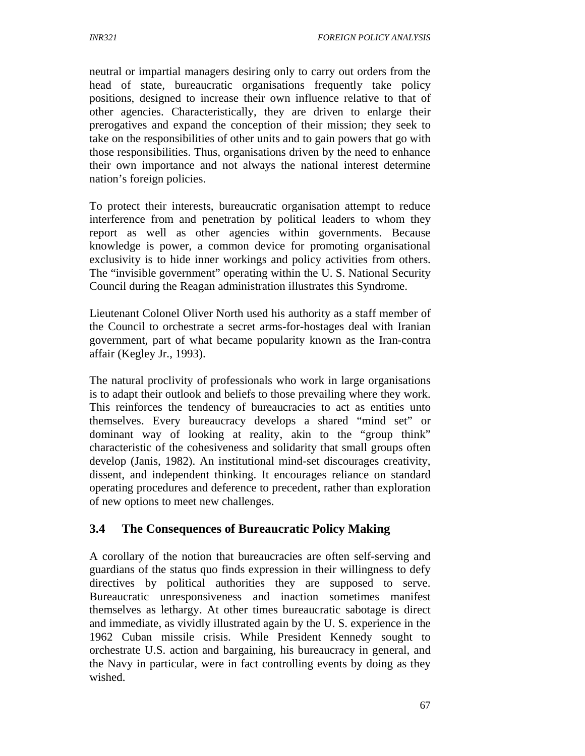neutral or impartial managers desiring only to carry out orders from the head of state, bureaucratic organisations frequently take policy positions, designed to increase their own influence relative to that of other agencies. Characteristically, they are driven to enlarge their prerogatives and expand the conception of their mission; they seek to take on the responsibilities of other units and to gain powers that go with those responsibilities. Thus, organisations driven by the need to enhance their own importance and not always the national interest determine nation's foreign policies.

To protect their interests, bureaucratic organisation attempt to reduce interference from and penetration by political leaders to whom they report as well as other agencies within governments. Because knowledge is power, a common device for promoting organisational exclusivity is to hide inner workings and policy activities from others. The "invisible government" operating within the U. S. National Security Council during the Reagan administration illustrates this Syndrome.

Lieutenant Colonel Oliver North used his authority as a staff member of the Council to orchestrate a secret arms-for-hostages deal with Iranian government, part of what became popularity known as the Iran-contra affair (Kegley Jr., 1993).

The natural proclivity of professionals who work in large organisations is to adapt their outlook and beliefs to those prevailing where they work. This reinforces the tendency of bureaucracies to act as entities unto themselves. Every bureaucracy develops a shared "mind set" or dominant way of looking at reality, akin to the "group think" characteristic of the cohesiveness and solidarity that small groups often develop (Janis, 1982). An institutional mind-set discourages creativity, dissent, and independent thinking. It encourages reliance on standard operating procedures and deference to precedent, rather than exploration of new options to meet new challenges.

### 3.4 The Consequences of Bureaucratic Policy Making

A corollary of the notion that bureaucracies are often self-serving and guardians of the status quo finds expression in their willingness to defy directives by political authorities they are supposed to serve. Bureaucratic unresponsiveness and inaction sometimes manifest themselves as lethargy. At other times bureaucratic sabotage is direct and immediate, as vividly illustrated again by the U. S. experience in the 1962 Cuban missile crisis. While President Kennedy sought to orchestrate U.S. action and bargaining, his bureaucracy in general, and the Navy in particular, were in fact controlling events by doing as they wished.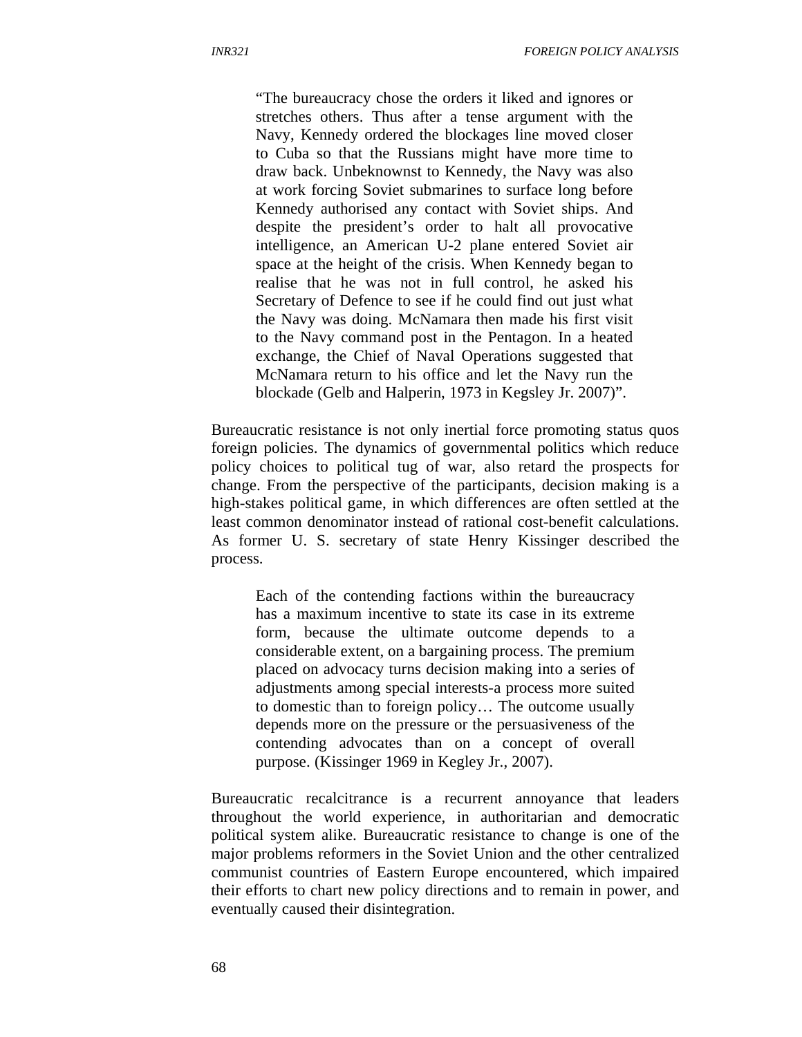> "The bureaucracy chose the orders it liked and ignores or stretches others. Thus after a tense argument with the Navy, Kennedy ordered the blockages line moved closer to Cuba so that the Russians might have more time to draw back. Unbeknownst to Kennedy, the Navy was also at work forcing Soviet submarines to surface long before Kennedy authorised any contact with Soviet ships. And despite the president's order to halt all provocative intelligence, an American U-2 plane entered Soviet air space at the height of the crisis. When Kennedy began to realise that he was not in full control, he asked his Secretary of Defence to see if he could find out just what the Navy was doing. McNamara then made his first visit to the Navy command post in the Pentagon. In a heated exchange, the Chief of Naval Operations suggested that McNamara return to his office and let the Navy run the blockade (Gelb and Halperin, 1973 in Kegsley Jr. 2007)".

Bureaucratic resistance is not only inertial force promoting status quos foreign policies. The dynamics of governmental politics which reduce policy choices to political tug of war, also retard the prospects for change. From the perspective of the participants, decision making is a high-stakes political game, in which differences are often settled at the least common denominator instead of rational cost-benefit calculations. As former U. S. secretary of state Henry Kissinger described the process.

> Each of the contending factions within the bureaucracy has a maximum incentive to state its case in its extreme form, because the ultimate outcome depends to a considerable extent, on a bargaining process. The premium placed on advocacy turns decision making into a series of adjustments among special interests-a process more suited to domestic than to foreign policy… The outcome usually depends more on the pressure or the persuasiveness of the contending advocates than on a concept of overall purpose. (Kissinger 1969 in Kegley Jr., 2007).

Bureaucratic recalcitrance is a recurrent annoyance that leaders throughout the world experience, in authoritarian and democratic political system alike. Bureaucratic resistance to change is one of the major problems reformers in the Soviet Union and the other centralized communist countries of Eastern Europe encountered, which impaired their efforts to chart new policy directions and to remain in power, and eventually caused their disintegration.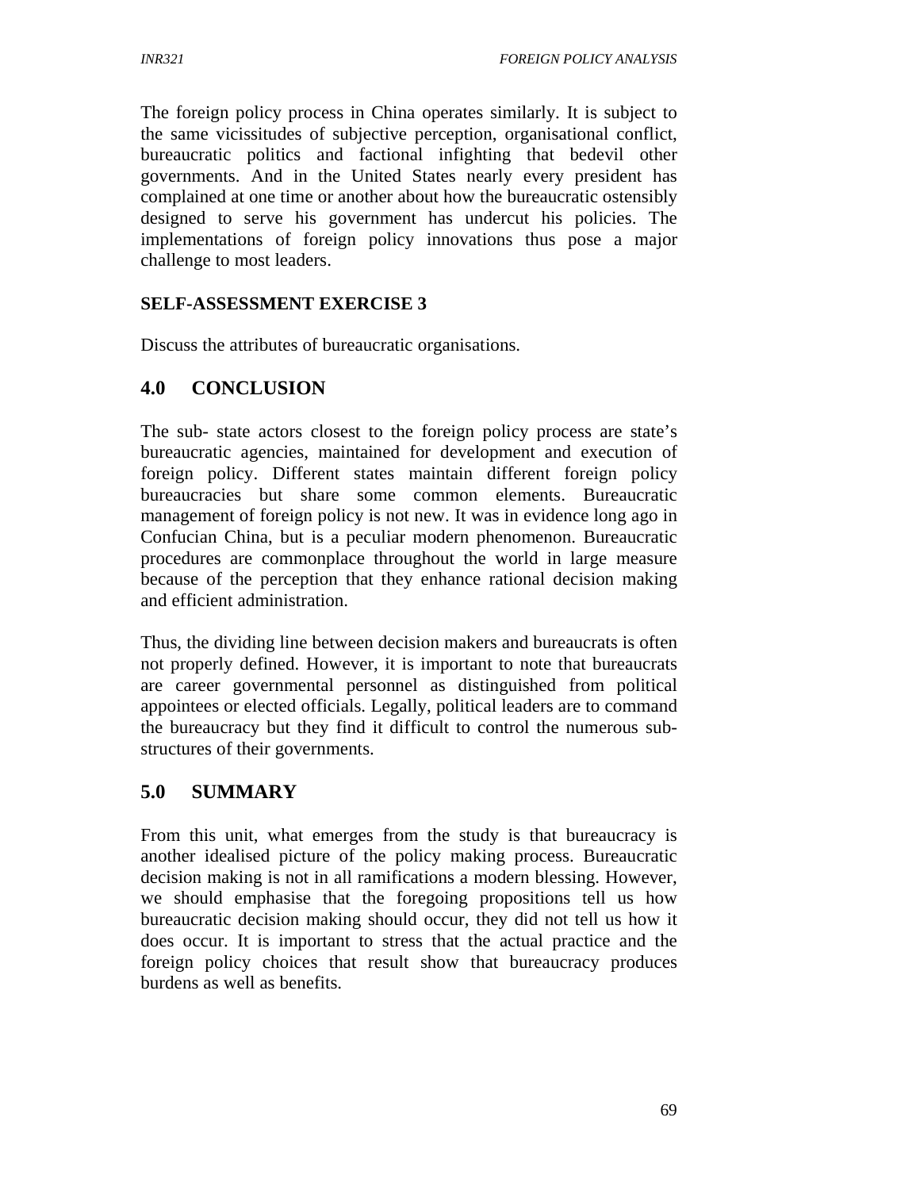The foreign policy process in China operates similarly. It is subject to the same vicissitudes of subjective perception, organisational conflict, bureaucratic politics and factional infighting that bedevil other governments. And in the United States nearly every president has complained at one time or another about how the bureaucratic ostensibly designed to serve his government has undercut his policies. The implementations of foreign policy innovations thus pose a major challenge to most leaders.

**SELF-ASSESSMENT EXERCISE 3**

Discuss the attributes of bureaucratic organisations.

## 4.0 CONCLUSION

The sub- state actors closest to the foreign policy process are state's bureaucratic agencies, maintained for development and execution of foreign policy. Different states maintain different foreign policy bureaucracies but share some common elements. Bureaucratic management of foreign policy is not new. It was in evidence long ago in Confucian China, but is a peculiar modern phenomenon. Bureaucratic procedures are commonplace throughout the world in large measure because of the perception that they enhance rational decision making and efficient administration.

Thus, the dividing line between decision makers and bureaucrats is often not properly defined. However, it is important to note that bureaucrats are career governmental personnel as distinguished from political appointees or elected officials. Legally, political leaders are to command the bureaucracy but they find it difficult to control the numerous sub-structures of their governments.

## 5.0 SUMMARY

From this unit, what emerges from the study is that bureaucracy is another idealised picture of the policy making process. Bureaucratic decision making is not in all ramifications a modern blessing. However, we should emphasise that the foregoing propositions tell us how bureaucratic decision making should occur, they did not tell us how it does occur. It is important to stress that the actual practice and the foreign policy choices that result show that bureaucracy produces burdens as well as benefits.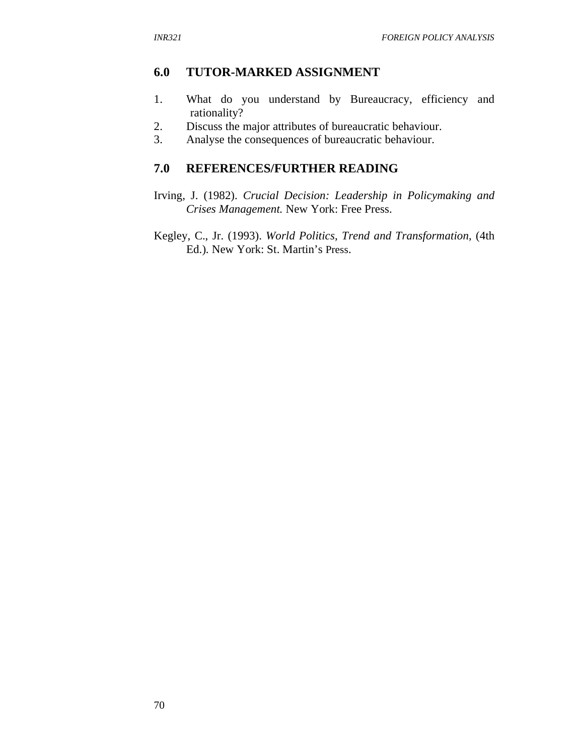## 6.0 TUTOR-MARKED ASSIGNMENT

1. What do you understand by Bureaucracy, efficiency and rationality?
2. Discuss the major attributes of bureaucratic behaviour.
3. Analyse the consequences of bureaucratic behaviour.

## 7.0 REFERENCES/FURTHER READING

Irving, J. (1982). *Crucial Decision: Leadership in Policymaking and Crises Management.* New York: Free Press.

Kegley, C., Jr. (1993). *World Politics, Trend and Transformation,* (4th Ed.). New York: St. Martin's Press.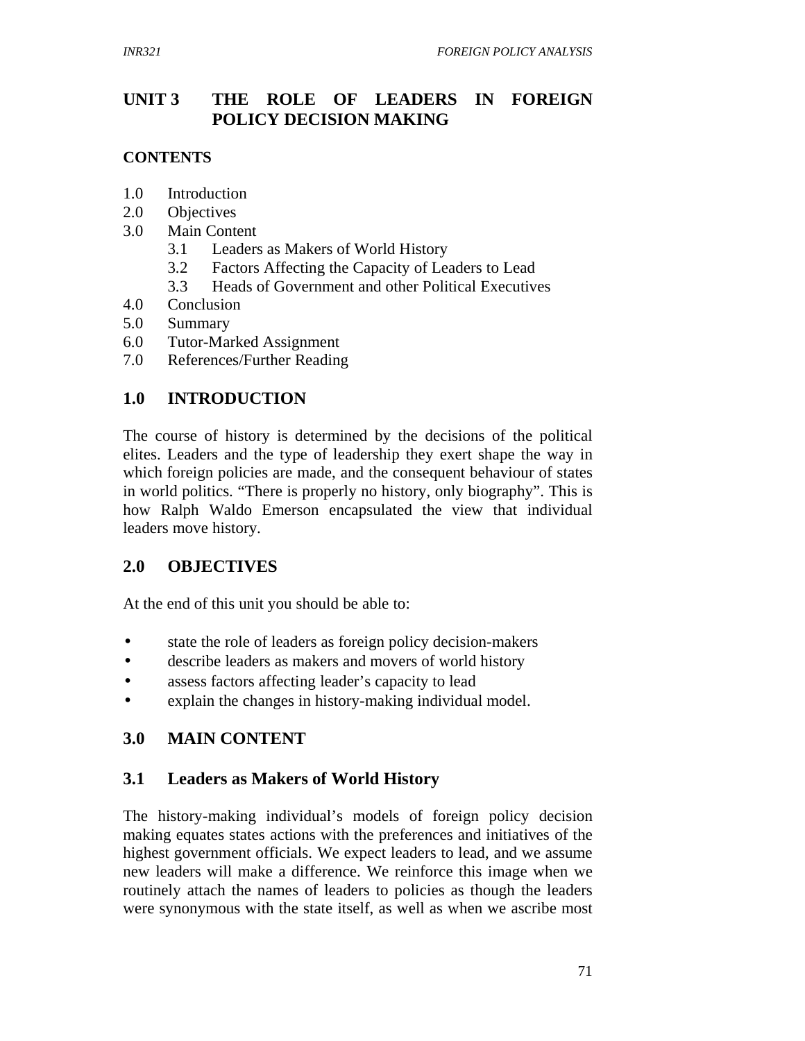# UNIT 3 THE ROLE OF LEADERS IN FOREIGN POLICY DECISION MAKING

**CONTENTS**

1.0 Introduction
2.0 Objectives
3.0 Main Content
 3.1 Leaders as Makers of World History
 3.2 Factors Affecting the Capacity of Leaders to Lead
 3.3 Heads of Government and other Political Executives
4.0 Conclusion
5.0 Summary
6.0 Tutor-Marked Assignment
7.0 References/Further Reading

## 1.0 INTRODUCTION

The course of history is determined by the decisions of the political elites. Leaders and the type of leadership they exert shape the way in which foreign policies are made, and the consequent behaviour of states in world politics. “There is properly no history, only biography”. This is how Ralph Waldo Emerson encapsulated the view that individual leaders move history.

## 2.0 OBJECTIVES

At the end of this unit you should be able to:

- state the role of leaders as foreign policy decision-makers
- describe leaders as makers and movers of world history
- assess factors affecting leader’s capacity to lead
- explain the changes in history-making individual model.

## 3.0 MAIN CONTENT

### 3.1 Leaders as Makers of World History

The history-making individual’s models of foreign policy decision making equates states actions with the preferences and initiatives of the highest government officials. We expect leaders to lead, and we assume new leaders will make a difference. We reinforce this image when we routinely attach the names of leaders to policies as though the leaders were synonymous with the state itself, as well as when we ascribe most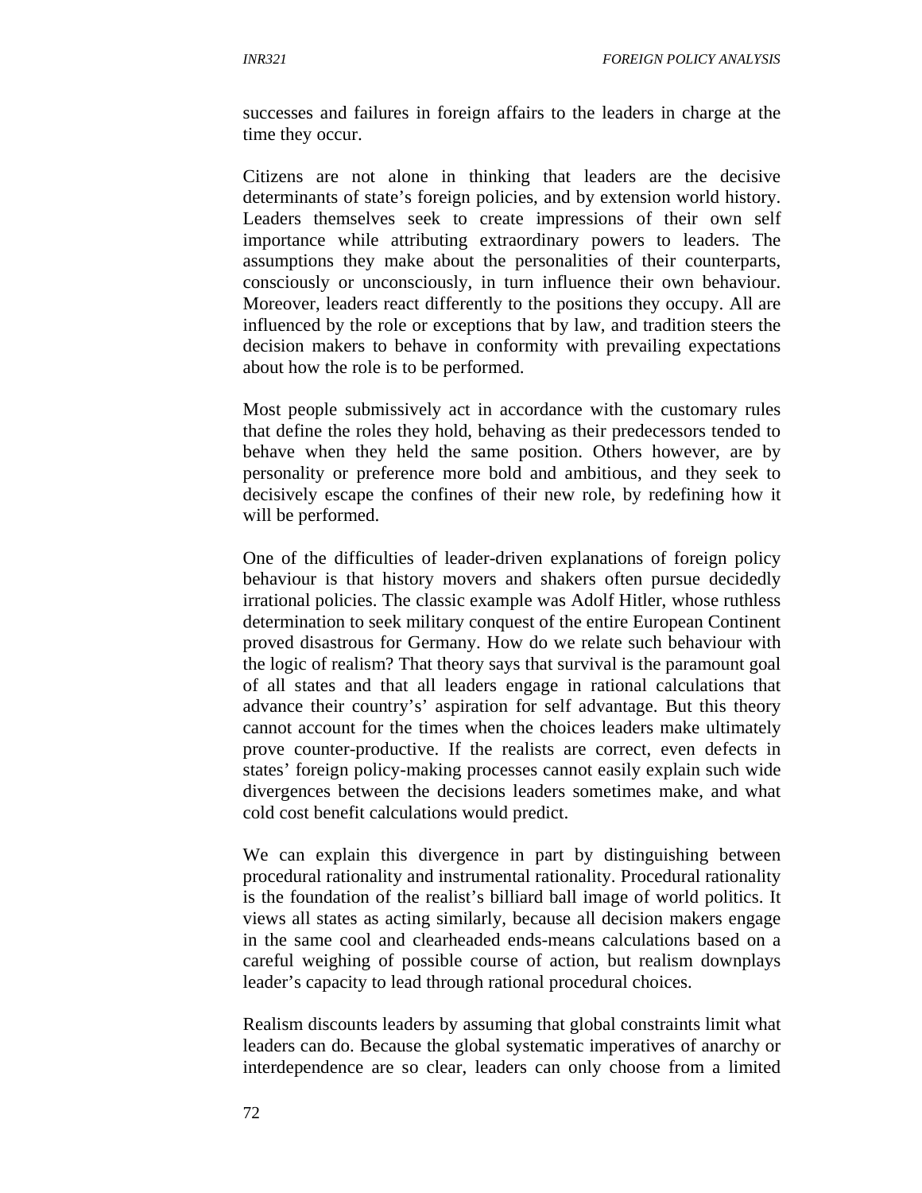successes and failures in foreign affairs to the leaders in charge at the time they occur.

Citizens are not alone in thinking that leaders are the decisive determinants of state's foreign policies, and by extension world history. Leaders themselves seek to create impressions of their own self importance while attributing extraordinary powers to leaders. The assumptions they make about the personalities of their counterparts, consciously or unconsciously, in turn influence their own behaviour. Moreover, leaders react differently to the positions they occupy. All are influenced by the role or exceptions that by law, and tradition steers the decision makers to behave in conformity with prevailing expectations about how the role is to be performed.

Most people submissively act in accordance with the customary rules that define the roles they hold, behaving as their predecessors tended to behave when they held the same position. Others however, are by personality or preference more bold and ambitious, and they seek to decisively escape the confines of their new role, by redefining how it will be performed.

One of the difficulties of leader-driven explanations of foreign policy behaviour is that history movers and shakers often pursue decidedly irrational policies. The classic example was Adolf Hitler, whose ruthless determination to seek military conquest of the entire European Continent proved disastrous for Germany. How do we relate such behaviour with the logic of realism? That theory says that survival is the paramount goal of all states and that all leaders engage in rational calculations that advance their country's' aspiration for self advantage. But this theory cannot account for the times when the choices leaders make ultimately prove counter-productive. If the realists are correct, even defects in states' foreign policy-making processes cannot easily explain such wide divergences between the decisions leaders sometimes make, and what cold cost benefit calculations would predict.

We can explain this divergence in part by distinguishing between procedural rationality and instrumental rationality. Procedural rationality is the foundation of the realist's billiard ball image of world politics. It views all states as acting similarly, because all decision makers engage in the same cool and clearheaded ends-means calculations based on a careful weighing of possible course of action, but realism downplays leader's capacity to lead through rational procedural choices.

Realism discounts leaders by assuming that global constraints limit what leaders can do. Because the global systematic imperatives of anarchy or interdependence are so clear, leaders can only choose from a limited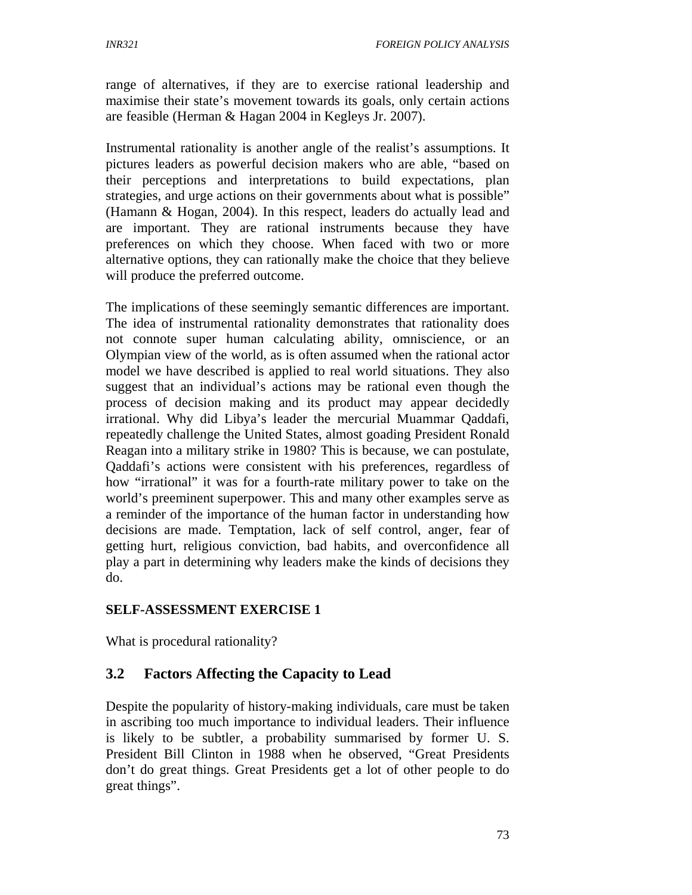range of alternatives, if they are to exercise rational leadership and maximise their state's movement towards its goals, only certain actions are feasible (Herman & Hagan 2004 in Kegleys Jr. 2007).

Instrumental rationality is another angle of the realist's assumptions. It pictures leaders as powerful decision makers who are able, "based on their perceptions and interpretations to build expectations, plan strategies, and urge actions on their governments about what is possible" (Hamann & Hogan, 2004). In this respect, leaders do actually lead and are important. They are rational instruments because they have preferences on which they choose. When faced with two or more alternative options, they can rationally make the choice that they believe will produce the preferred outcome.

The implications of these seemingly semantic differences are important. The idea of instrumental rationality demonstrates that rationality does not connote super human calculating ability, omniscience, or an Olympian view of the world, as is often assumed when the rational actor model we have described is applied to real world situations. They also suggest that an individual's actions may be rational even though the process of decision making and its product may appear decidedly irrational. Why did Libya's leader the mercurial Muammar Qaddafi, repeatedly challenge the United States, almost goading President Ronald Reagan into a military strike in 1980? This is because, we can postulate, Qaddafi's actions were consistent with his preferences, regardless of how "irrational" it was for a fourth-rate military power to take on the world's preeminent superpower. This and many other examples serve as a reminder of the importance of the human factor in understanding how decisions are made. Temptation, lack of self control, anger, fear of getting hurt, religious conviction, bad habits, and overconfidence all play a part in determining why leaders make the kinds of decisions they do.

**SELF-ASSESSMENT EXERCISE 1**

What is procedural rationality?

## 3.2 Factors Affecting the Capacity to Lead

Despite the popularity of history-making individuals, care must be taken in ascribing too much importance to individual leaders. Their influence is likely to be subtler, a probability summarised by former U. S. President Bill Clinton in 1988 when he observed, "Great Presidents don't do great things. Great Presidents get a lot of other people to do great things".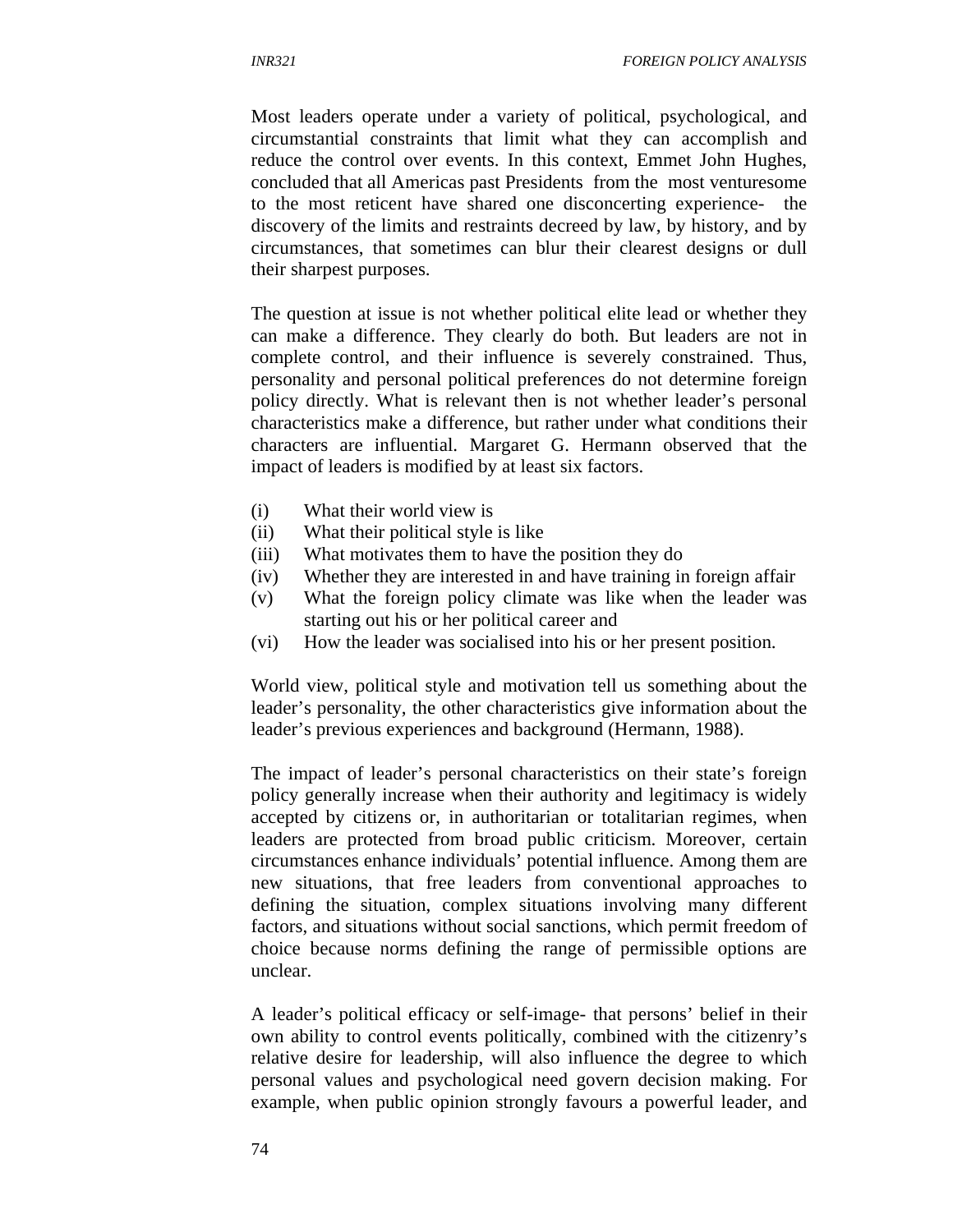Most leaders operate under a variety of political, psychological, and circumstantial constraints that limit what they can accomplish and reduce the control over events. In this context, Emmet John Hughes, concluded that all Americas past Presidents from the most venturesome to the most reticent have shared one disconcerting experience- the discovery of the limits and restraints decreed by law, by history, and by circumstances, that sometimes can blur their clearest designs or dull their sharpest purposes.

The question at issue is not whether political elite lead or whether they can make a difference. They clearly do both. But leaders are not in complete control, and their influence is severely constrained. Thus, personality and personal political preferences do not determine foreign policy directly. What is relevant then is not whether leader's personal characteristics make a difference, but rather under what conditions their characters are influential. Margaret G. Hermann observed that the impact of leaders is modified by at least six factors.

(i) What their world view is
(ii) What their political style is like
(iii) What motivates them to have the position they do
(iv) Whether they are interested in and have training in foreign affair
(v) What the foreign policy climate was like when the leader was starting out his or her political career and
(vi) How the leader was socialised into his or her present position.

World view, political style and motivation tell us something about the leader's personality, the other characteristics give information about the leader's previous experiences and background (Hermann, 1988).

The impact of leader's personal characteristics on their state's foreign policy generally increase when their authority and legitimacy is widely accepted by citizens or, in authoritarian or totalitarian regimes, when leaders are protected from broad public criticism. Moreover, certain circumstances enhance individuals' potential influence. Among them are new situations, that free leaders from conventional approaches to defining the situation, complex situations involving many different factors, and situations without social sanctions, which permit freedom of choice because norms defining the range of permissible options are unclear.

A leader's political efficacy or self-image- that persons' belief in their own ability to control events politically, combined with the citizenry's relative desire for leadership, will also influence the degree to which personal values and psychological need govern decision making. For example, when public opinion strongly favours a powerful leader, and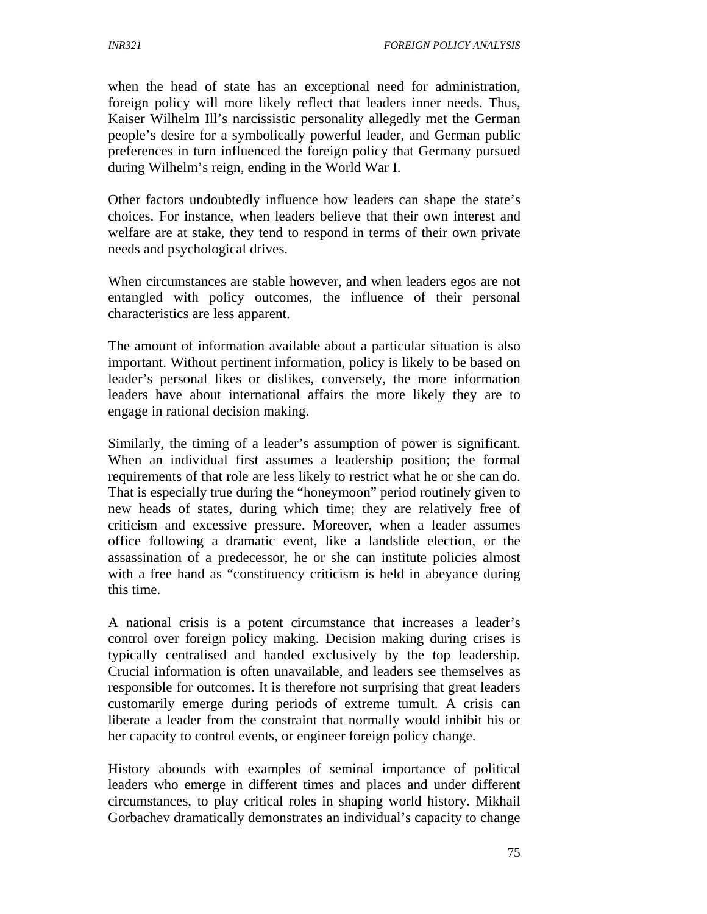when the head of state has an exceptional need for administration, foreign policy will more likely reflect that leaders inner needs. Thus, Kaiser Wilhelm Ill's narcissistic personality allegedly met the German people's desire for a symbolically powerful leader, and German public preferences in turn influenced the foreign policy that Germany pursued during Wilhelm's reign, ending in the World War I.

Other factors undoubtedly influence how leaders can shape the state's choices. For instance, when leaders believe that their own interest and welfare are at stake, they tend to respond in terms of their own private needs and psychological drives.

When circumstances are stable however, and when leaders egos are not entangled with policy outcomes, the influence of their personal characteristics are less apparent.

The amount of information available about a particular situation is also important. Without pertinent information, policy is likely to be based on leader's personal likes or dislikes, conversely, the more information leaders have about international affairs the more likely they are to engage in rational decision making.

Similarly, the timing of a leader's assumption of power is significant. When an individual first assumes a leadership position; the formal requirements of that role are less likely to restrict what he or she can do. That is especially true during the "honeymoon" period routinely given to new heads of states, during which time; they are relatively free of criticism and excessive pressure. Moreover, when a leader assumes office following a dramatic event, like a landslide election, or the assassination of a predecessor, he or she can institute policies almost with a free hand as "constituency criticism is held in abeyance during this time.

A national crisis is a potent circumstance that increases a leader's control over foreign policy making. Decision making during crises is typically centralised and handed exclusively by the top leadership. Crucial information is often unavailable, and leaders see themselves as responsible for outcomes. It is therefore not surprising that great leaders customarily emerge during periods of extreme tumult. A crisis can liberate a leader from the constraint that normally would inhibit his or her capacity to control events, or engineer foreign policy change.

History abounds with examples of seminal importance of political leaders who emerge in different times and places and under different circumstances, to play critical roles in shaping world history. Mikhail Gorbachev dramatically demonstrates an individual's capacity to change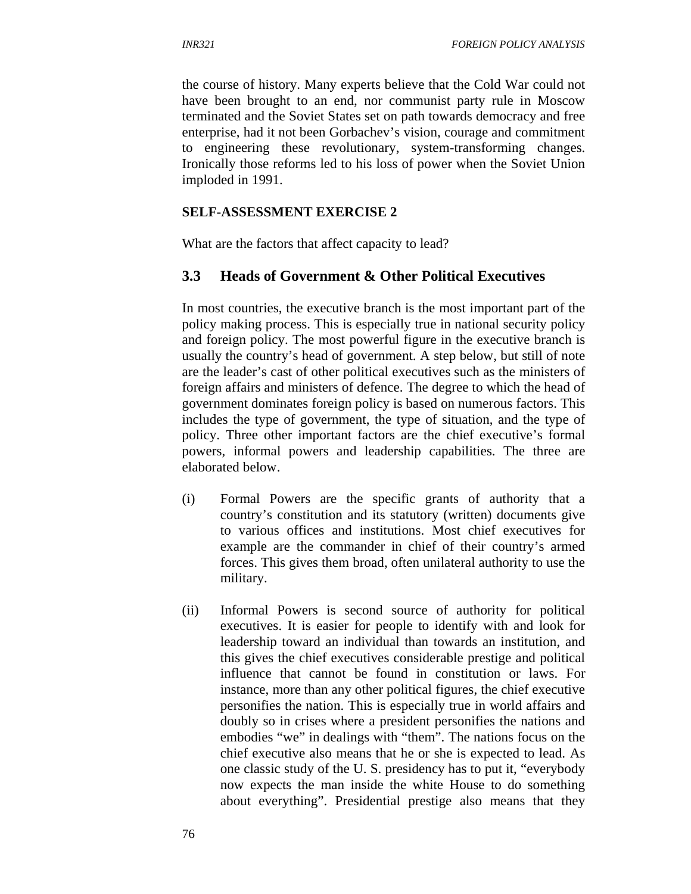the course of history. Many experts believe that the Cold War could not have been brought to an end, nor communist party rule in Moscow terminated and the Soviet States set on path towards democracy and free enterprise, had it not been Gorbachev's vision, courage and commitment to engineering these revolutionary, system-transforming changes. Ironically those reforms led to his loss of power when the Soviet Union imploded in 1991.

**SELF-ASSESSMENT EXERCISE 2**

What are the factors that affect capacity to lead?

## 3.3 Heads of Government & Other Political Executives

In most countries, the executive branch is the most important part of the policy making process. This is especially true in national security policy and foreign policy. The most powerful figure in the executive branch is usually the country's head of government. A step below, but still of note are the leader's cast of other political executives such as the ministers of foreign affairs and ministers of defence. The degree to which the head of government dominates foreign policy is based on numerous factors. This includes the type of government, the type of situation, and the type of policy. Three other important factors are the chief executive's formal powers, informal powers and leadership capabilities. The three are elaborated below.

(i) Formal Powers are the specific grants of authority that a country's constitution and its statutory (written) documents give to various offices and institutions. Most chief executives for example are the commander in chief of their country's armed forces. This gives them broad, often unilateral authority to use the military.

(ii) Informal Powers is second source of authority for political executives. It is easier for people to identify with and look for leadership toward an individual than towards an institution, and this gives the chief executives considerable prestige and political influence that cannot be found in constitution or laws. For instance, more than any other political figures, the chief executive personifies the nation. This is especially true in world affairs and doubly so in crises where a president personifies the nations and embodies "we" in dealings with "them". The nations focus on the chief executive also means that he or she is expected to lead. As one classic study of the U. S. presidency has to put it, "everybody now expects the man inside the white House to do something about everything". Presidential prestige also means that they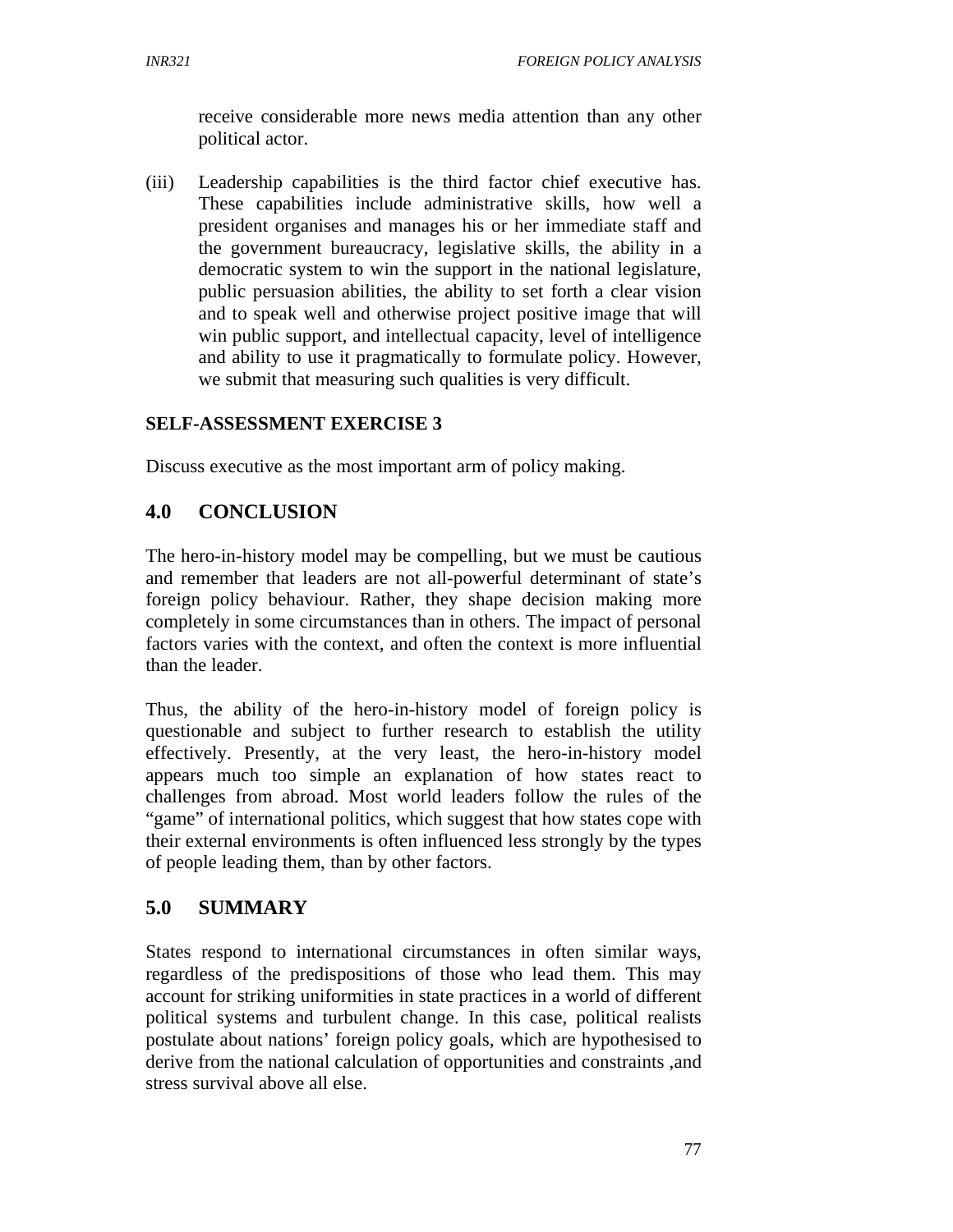receive considerable more news media attention than any other political actor.

(iii) Leadership capabilities is the third factor chief executive has. These capabilities include administrative skills, how well a president organises and manages his or her immediate staff and the government bureaucracy, legislative skills, the ability in a democratic system to win the support in the national legislature, public persuasion abilities, the ability to set forth a clear vision and to speak well and otherwise project positive image that will win public support, and intellectual capacity, level of intelligence and ability to use it pragmatically to formulate policy. However, we submit that measuring such qualities is very difficult.

**SELF-ASSESSMENT EXERCISE 3**

Discuss executive as the most important arm of policy making.

## 4.0 CONCLUSION

The hero-in-history model may be compelling, but we must be cautious and remember that leaders are not all-powerful determinant of state's foreign policy behaviour. Rather, they shape decision making more completely in some circumstances than in others. The impact of personal factors varies with the context, and often the context is more influential than the leader.

Thus, the ability of the hero-in-history model of foreign policy is questionable and subject to further research to establish the utility effectively. Presently, at the very least, the hero-in-history model appears much too simple an explanation of how states react to challenges from abroad. Most world leaders follow the rules of the "game" of international politics, which suggest that how states cope with their external environments is often influenced less strongly by the types of people leading them, than by other factors.

## 5.0 SUMMARY

States respond to international circumstances in often similar ways, regardless of the predispositions of those who lead them. This may account for striking uniformities in state practices in a world of different political systems and turbulent change. In this case, political realists postulate about nations' foreign policy goals, which are hypothesised to derive from the national calculation of opportunities and constraints ,and stress survival above all else.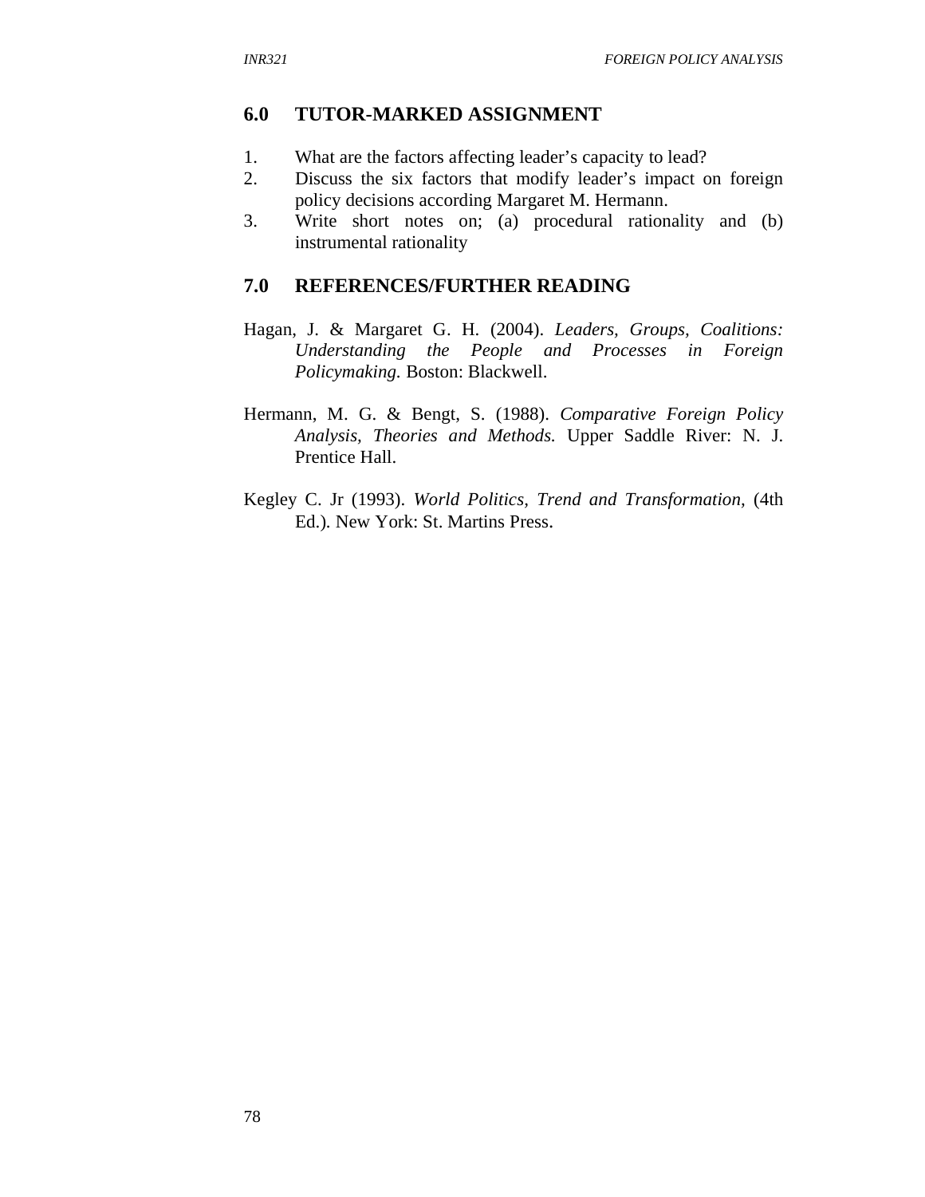## 6.0 TUTOR-MARKED ASSIGNMENT

1. What are the factors affecting leader's capacity to lead?
2. Discuss the six factors that modify leader's impact on foreign policy decisions according Margaret M. Hermann.
3. Write short notes on; (a) procedural rationality and (b) instrumental rationality

## 7.0 REFERENCES/FURTHER READING

Hagan, J. & Margaret G. H. (2004). *Leaders, Groups, Coalitions: Understanding the People and Processes in Foreign Policymaking*. Boston: Blackwell.

Hermann, M. G. & Bengt, S. (1988). *Comparative Foreign Policy Analysis, Theories and Methods.* Upper Saddle River: N. J. Prentice Hall.

Kegley C. Jr (1993). *World Politics, Trend and Transformation,* (4th Ed.). New York: St. Martins Press.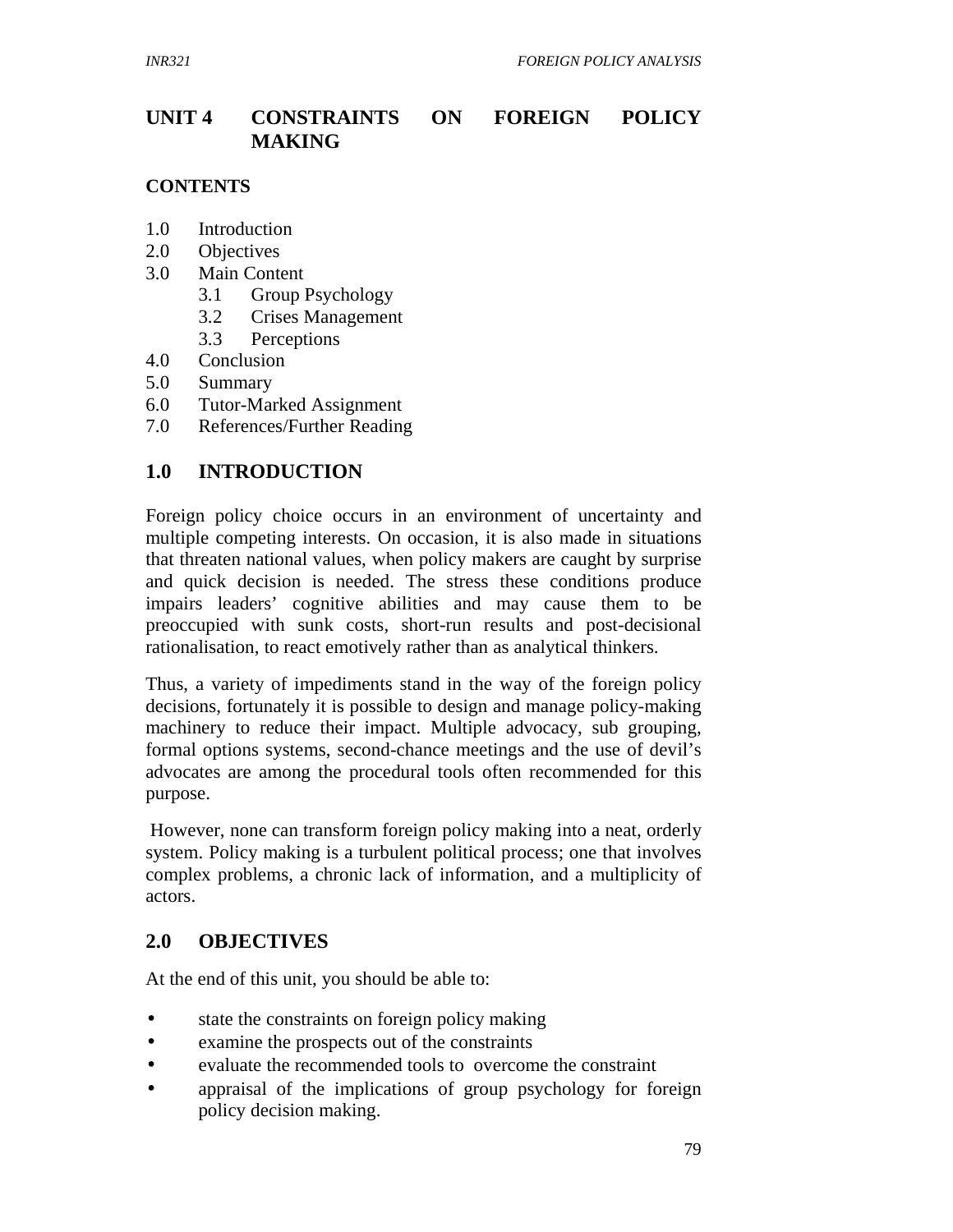## UNIT 4 CONSTRAINTS ON FOREIGN POLICY MAKING

**CONTENTS**

1.0 Introduction
2.0 Objectives
3.0 Main Content
    3.1 Group Psychology
    3.2 Crises Management
    3.3 Perceptions
4.0 Conclusion
5.0 Summary
6.0 Tutor-Marked Assignment
7.0 References/Further Reading

## 1.0 INTRODUCTION

Foreign policy choice occurs in an environment of uncertainty and multiple competing interests. On occasion, it is also made in situations that threaten national values, when policy makers are caught by surprise and quick decision is needed. The stress these conditions produce impairs leaders' cognitive abilities and may cause them to be preoccupied with sunk costs, short-run results and post-decisional rationalisation, to react emotively rather than as analytical thinkers.

Thus, a variety of impediments stand in the way of the foreign policy decisions, fortunately it is possible to design and manage policy-making machinery to reduce their impact. Multiple advocacy, sub grouping, formal options systems, second-chance meetings and the use of devil's advocates are among the procedural tools often recommended for this purpose.

However, none can transform foreign policy making into a neat, orderly system. Policy making is a turbulent political process; one that involves complex problems, a chronic lack of information, and a multiplicity of actors.

## 2.0 OBJECTIVES

At the end of this unit, you should be able to:

- state the constraints on foreign policy making
- examine the prospects out of the constraints
- evaluate the recommended tools to overcome the constraint
- appraisal of the implications of group psychology for foreign policy decision making.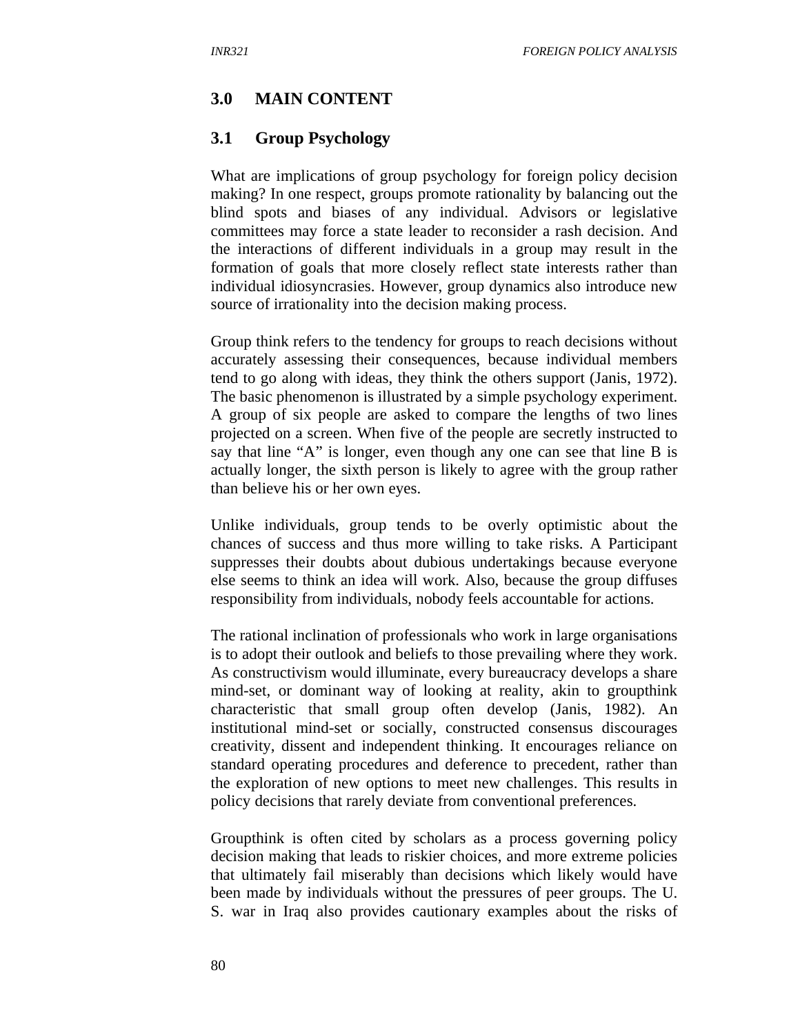## 3.0 MAIN CONTENT

### 3.1 Group Psychology

What are implications of group psychology for foreign policy decision making? In one respect, groups promote rationality by balancing out the blind spots and biases of any individual. Advisors or legislative committees may force a state leader to reconsider a rash decision. And the interactions of different individuals in a group may result in the formation of goals that more closely reflect state interests rather than individual idiosyncrasies. However, group dynamics also introduce new source of irrationality into the decision making process.

Group think refers to the tendency for groups to reach decisions without accurately assessing their consequences, because individual members tend to go along with ideas, they think the others support (Janis, 1972). The basic phenomenon is illustrated by a simple psychology experiment. A group of six people are asked to compare the lengths of two lines projected on a screen. When five of the people are secretly instructed to say that line "A" is longer, even though any one can see that line B is actually longer, the sixth person is likely to agree with the group rather than believe his or her own eyes.

Unlike individuals, group tends to be overly optimistic about the chances of success and thus more willing to take risks. A Participant suppresses their doubts about dubious undertakings because everyone else seems to think an idea will work. Also, because the group diffuses responsibility from individuals, nobody feels accountable for actions.

The rational inclination of professionals who work in large organisations is to adopt their outlook and beliefs to those prevailing where they work. As constructivism would illuminate, every bureaucracy develops a share mind-set, or dominant way of looking at reality, akin to groupthink characteristic that small group often develop (Janis, 1982). An institutional mind-set or socially, constructed consensus discourages creativity, dissent and independent thinking. It encourages reliance on standard operating procedures and deference to precedent, rather than the exploration of new options to meet new challenges. This results in policy decisions that rarely deviate from conventional preferences.

Groupthink is often cited by scholars as a process governing policy decision making that leads to riskier choices, and more extreme policies that ultimately fail miserably than decisions which likely would have been made by individuals without the pressures of peer groups. The U. S. war in Iraq also provides cautionary examples about the risks of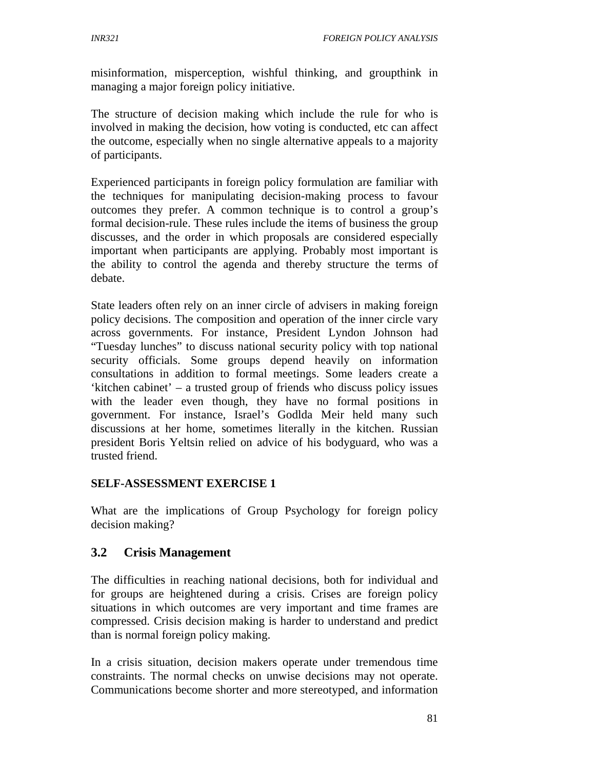misinformation, misperception, wishful thinking, and groupthink in managing a major foreign policy initiative.

The structure of decision making which include the rule for who is involved in making the decision, how voting is conducted, etc can affect the outcome, especially when no single alternative appeals to a majority of participants.

Experienced participants in foreign policy formulation are familiar with the techniques for manipulating decision-making process to favour outcomes they prefer. A common technique is to control a group's formal decision-rule. These rules include the items of business the group discusses, and the order in which proposals are considered especially important when participants are applying. Probably most important is the ability to control the agenda and thereby structure the terms of debate.

State leaders often rely on an inner circle of advisers in making foreign policy decisions. The composition and operation of the inner circle vary across governments. For instance, President Lyndon Johnson had "Tuesday lunches" to discuss national security policy with top national security officials. Some groups depend heavily on information consultations in addition to formal meetings. Some leaders create a 'kitchen cabinet' – a trusted group of friends who discuss policy issues with the leader even though, they have no formal positions in government. For instance, Israel's Godlda Meir held many such discussions at her home, sometimes literally in the kitchen. Russian president Boris Yeltsin relied on advice of his bodyguard, who was a trusted friend.

**SELF-ASSESSMENT EXERCISE 1**

What are the implications of Group Psychology for foreign policy decision making?

## 3.2 Crisis Management

The difficulties in reaching national decisions, both for individual and for groups are heightened during a crisis. Crises are foreign policy situations in which outcomes are very important and time frames are compressed. Crisis decision making is harder to understand and predict than is normal foreign policy making.

In a crisis situation, decision makers operate under tremendous time constraints. The normal checks on unwise decisions may not operate. Communications become shorter and more stereotyped, and information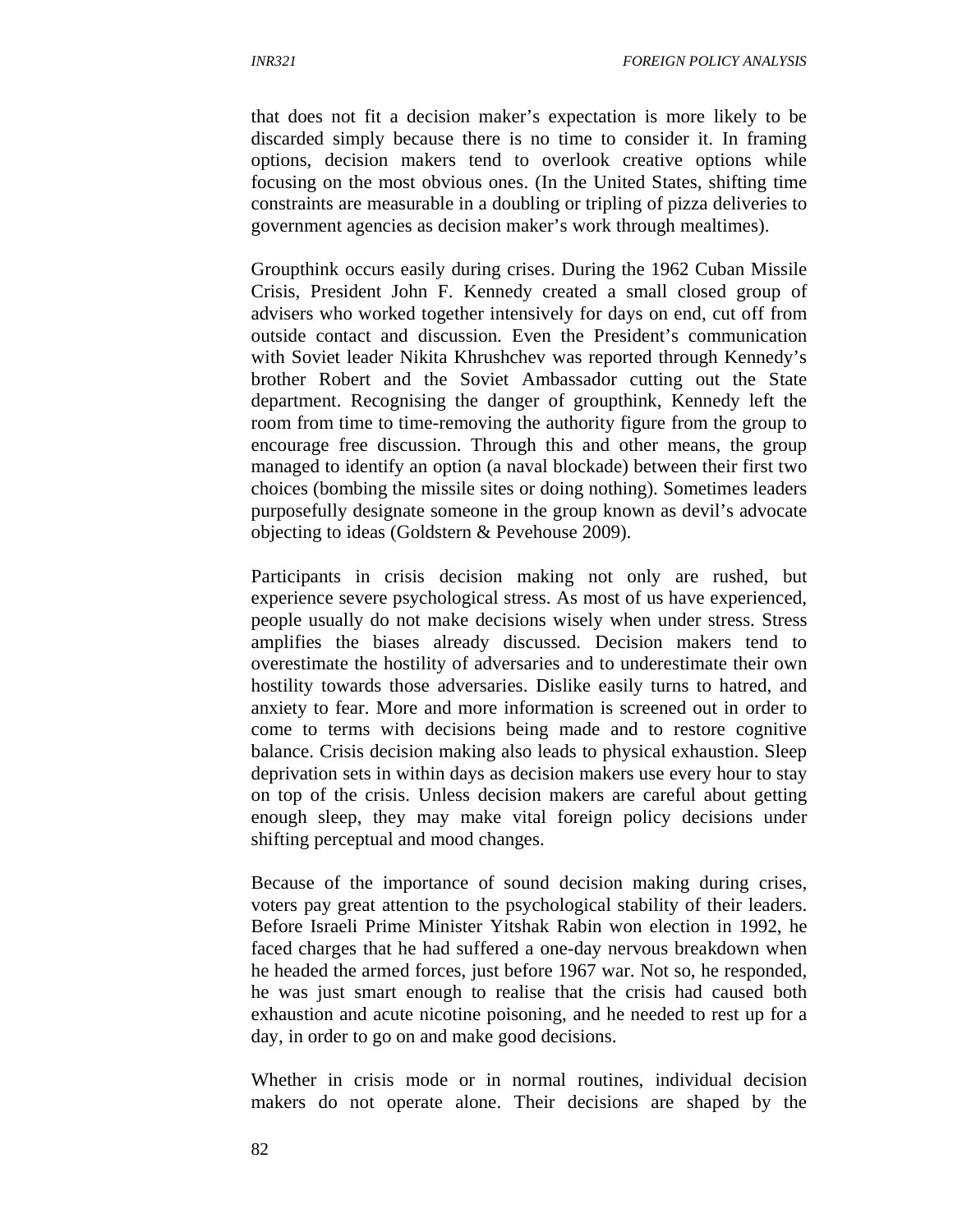that does not fit a decision maker's expectation is more likely to be discarded simply because there is no time to consider it. In framing options, decision makers tend to overlook creative options while focusing on the most obvious ones. (In the United States, shifting time constraints are measurable in a doubling or tripling of pizza deliveries to government agencies as decision maker's work through mealtimes).

Groupthink occurs easily during crises. During the 1962 Cuban Missile Crisis, President John F. Kennedy created a small closed group of advisers who worked together intensively for days on end, cut off from outside contact and discussion. Even the President's communication with Soviet leader Nikita Khrushchev was reported through Kennedy's brother Robert and the Soviet Ambassador cutting out the State department. Recognising the danger of groupthink, Kennedy left the room from time to time-removing the authority figure from the group to encourage free discussion. Through this and other means, the group managed to identify an option (a naval blockade) between their first two choices (bombing the missile sites or doing nothing). Sometimes leaders purposefully designate someone in the group known as devil's advocate objecting to ideas (Goldstern & Pevehouse 2009).

Participants in crisis decision making not only are rushed, but experience severe psychological stress. As most of us have experienced, people usually do not make decisions wisely when under stress. Stress amplifies the biases already discussed. Decision makers tend to overestimate the hostility of adversaries and to underestimate their own hostility towards those adversaries. Dislike easily turns to hatred, and anxiety to fear. More and more information is screened out in order to come to terms with decisions being made and to restore cognitive balance. Crisis decision making also leads to physical exhaustion. Sleep deprivation sets in within days as decision makers use every hour to stay on top of the crisis. Unless decision makers are careful about getting enough sleep, they may make vital foreign policy decisions under shifting perceptual and mood changes.

Because of the importance of sound decision making during crises, voters pay great attention to the psychological stability of their leaders. Before Israeli Prime Minister Yitshak Rabin won election in 1992, he faced charges that he had suffered a one-day nervous breakdown when he headed the armed forces, just before 1967 war. Not so, he responded, he was just smart enough to realise that the crisis had caused both exhaustion and acute nicotine poisoning, and he needed to rest up for a day, in order to go on and make good decisions.

Whether in crisis mode or in normal routines, individual decision makers do not operate alone. Their decisions are shaped by the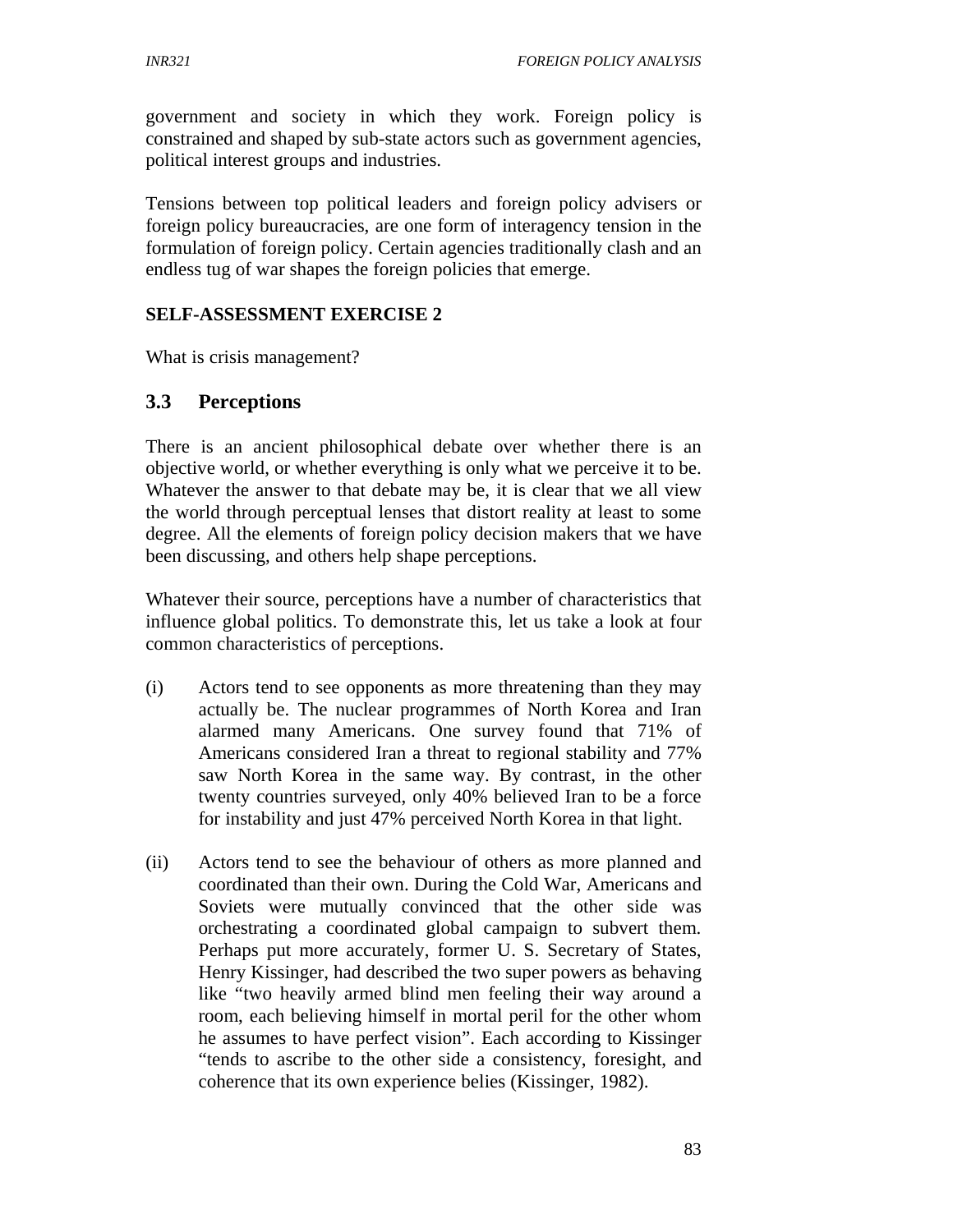government and society in which they work. Foreign policy is constrained and shaped by sub-state actors such as government agencies, political interest groups and industries.

Tensions between top political leaders and foreign policy advisers or foreign policy bureaucracies, are one form of interagency tension in the formulation of foreign policy. Certain agencies traditionally clash and an endless tug of war shapes the foreign policies that emerge.

**SELF-ASSESSMENT EXERCISE 2**

What is crisis management?

## 3.3 Perceptions

There is an ancient philosophical debate over whether there is an objective world, or whether everything is only what we perceive it to be. Whatever the answer to that debate may be, it is clear that we all view the world through perceptual lenses that distort reality at least to some degree. All the elements of foreign policy decision makers that we have been discussing, and others help shape perceptions.

Whatever their source, perceptions have a number of characteristics that influence global politics. To demonstrate this, let us take a look at four common characteristics of perceptions.

(i) Actors tend to see opponents as more threatening than they may actually be. The nuclear programmes of North Korea and Iran alarmed many Americans. One survey found that 71% of Americans considered Iran a threat to regional stability and 77% saw North Korea in the same way. By contrast, in the other twenty countries surveyed, only 40% believed Iran to be a force for instability and just 47% perceived North Korea in that light.

(ii) Actors tend to see the behaviour of others as more planned and coordinated than their own. During the Cold War, Americans and Soviets were mutually convinced that the other side was orchestrating a coordinated global campaign to subvert them. Perhaps put more accurately, former U. S. Secretary of States, Henry Kissinger, had described the two super powers as behaving like "two heavily armed blind men feeling their way around a room, each believing himself in mortal peril for the other whom he assumes to have perfect vision". Each according to Kissinger "tends to ascribe to the other side a consistency, foresight, and coherence that its own experience belies (Kissinger, 1982).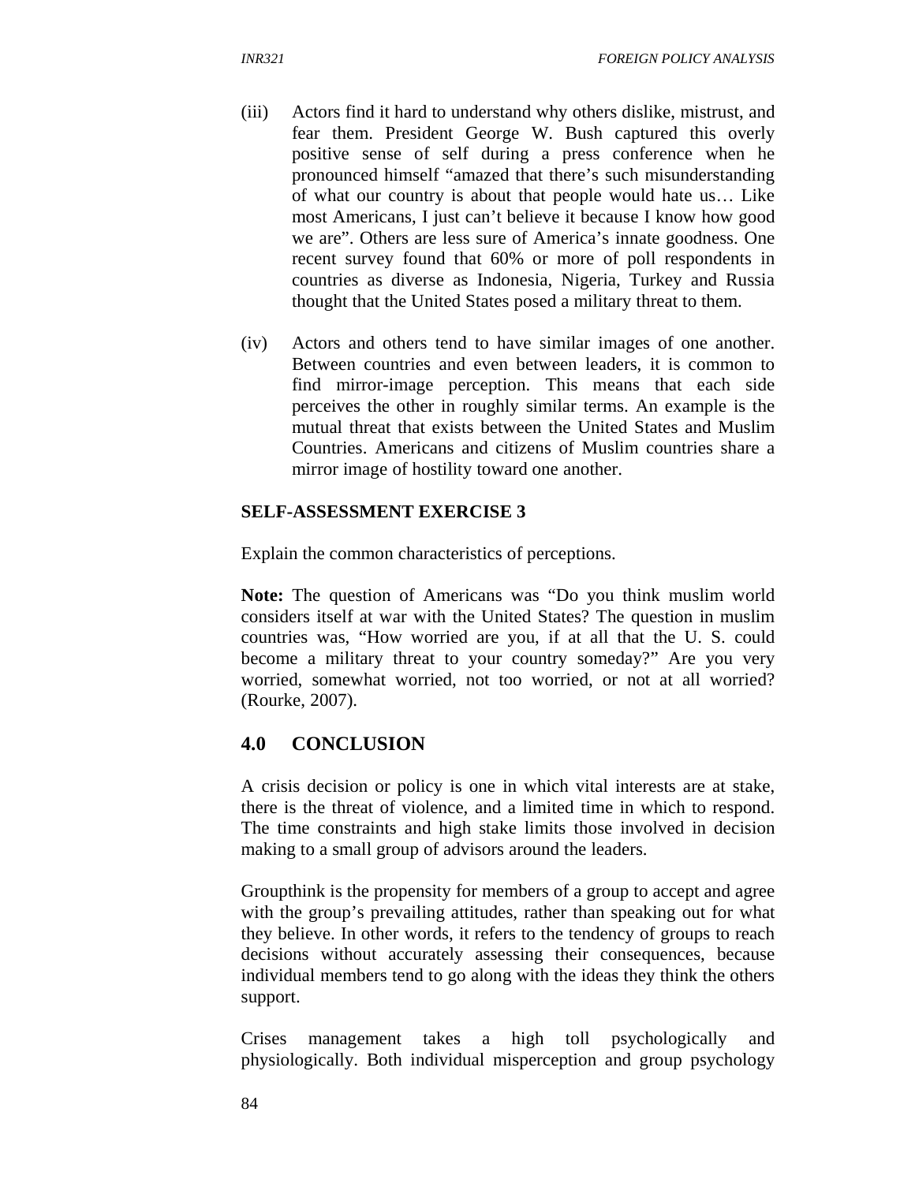(iii) Actors find it hard to understand why others dislike, mistrust, and fear them. President George W. Bush captured this overly positive sense of self during a press conference when he pronounced himself “amazed that there’s such misunderstanding of what our country is about that people would hate us… Like most Americans, I just can’t believe it because I know how good we are”. Others are less sure of America’s innate goodness. One recent survey found that 60% or more of poll respondents in countries as diverse as Indonesia, Nigeria, Turkey and Russia thought that the United States posed a military threat to them.

(iv) Actors and others tend to have similar images of one another. Between countries and even between leaders, it is common to find mirror-image perception. This means that each side perceives the other in roughly similar terms. An example is the mutual threat that exists between the United States and Muslim Countries. Americans and citizens of Muslim countries share a mirror image of hostility toward one another.

**SELF-ASSESSMENT EXERCISE 3**

Explain the common characteristics of perceptions.

**Note:** The question of Americans was “Do you think muslim world considers itself at war with the United States? The question in muslim countries was, “How worried are you, if at all that the U. S. could become a military threat to your country someday?” Are you very worried, somewhat worried, not too worried, or not at all worried? (Rourke, 2007).

## 4.0 CONCLUSION

A crisis decision or policy is one in which vital interests are at stake, there is the threat of violence, and a limited time in which to respond. The time constraints and high stake limits those involved in decision making to a small group of advisors around the leaders.

Groupthink is the propensity for members of a group to accept and agree with the group’s prevailing attitudes, rather than speaking out for what they believe. In other words, it refers to the tendency of groups to reach decisions without accurately assessing their consequences, because individual members tend to go along with the ideas they think the others support.

Crises management takes a high toll psychologically and physiologically. Both individual misperception and group psychology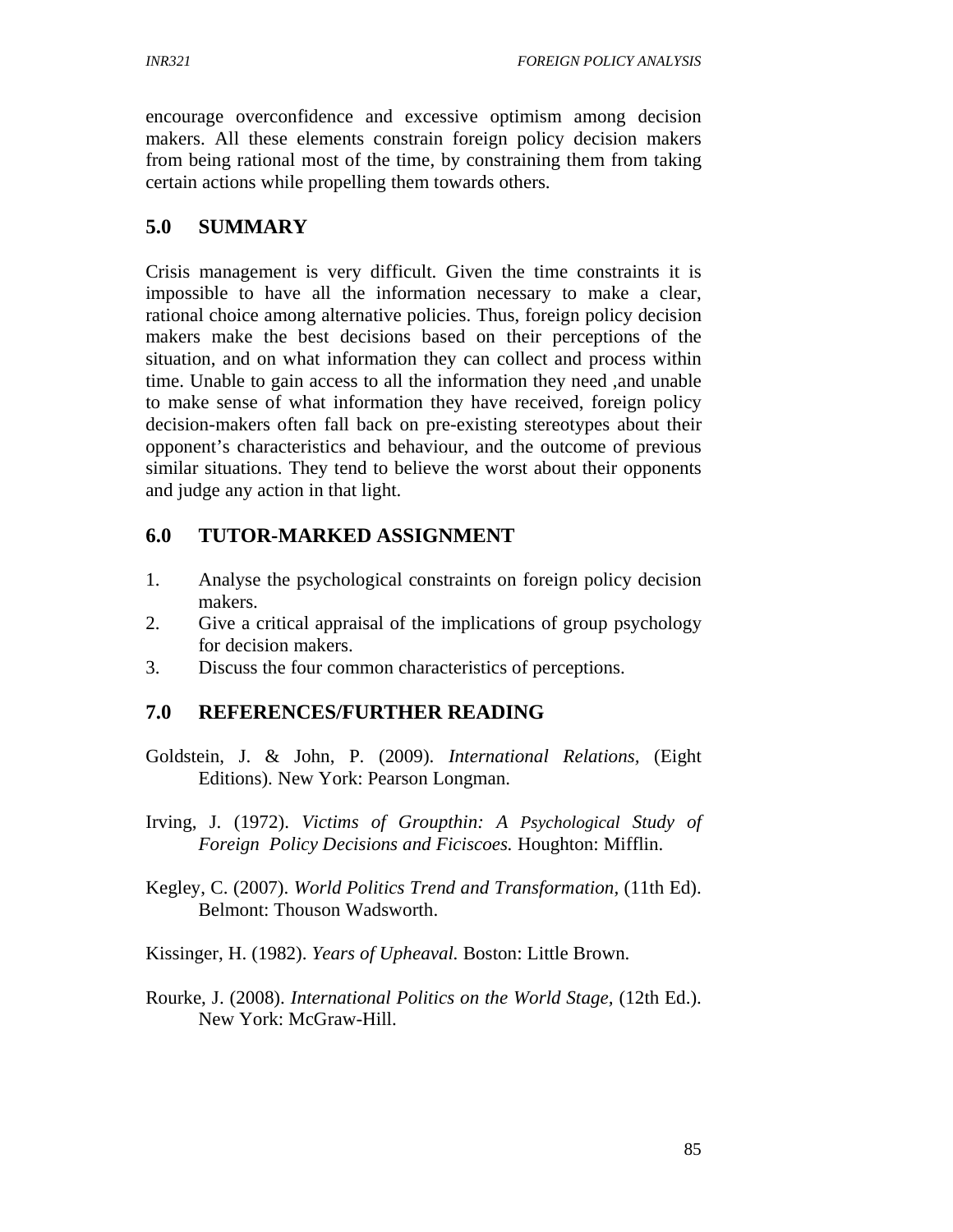encourage overconfidence and excessive optimism among decision makers. All these elements constrain foreign policy decision makers from being rational most of the time, by constraining them from taking certain actions while propelling them towards others.

## 5.0 SUMMARY

Crisis management is very difficult. Given the time constraints it is impossible to have all the information necessary to make a clear, rational choice among alternative policies. Thus, foreign policy decision makers make the best decisions based on their perceptions of the situation, and on what information they can collect and process within time. Unable to gain access to all the information they need ,and unable to make sense of what information they have received, foreign policy decision-makers often fall back on pre-existing stereotypes about their opponent's characteristics and behaviour, and the outcome of previous similar situations. They tend to believe the worst about their opponents and judge any action in that light.

## 6.0 TUTOR-MARKED ASSIGNMENT

1. Analyse the psychological constraints on foreign policy decision makers.
2. Give a critical appraisal of the implications of group psychology for decision makers.
3. Discuss the four common characteristics of perceptions.

## 7.0 REFERENCES/FURTHER READING

Goldstein, J. & John, P. (2009). *International Relations,* (Eight Editions). New York: Pearson Longman.

Irving, J. (1972). *Victims of Groupthin: A Psychological Study of Foreign Policy Decisions and Ficiscoes.* Houghton: Mifflin.

Kegley, C. (2007). *World Politics Trend and Transformation,* (11th Ed). Belmont: Thouson Wadsworth.

Kissinger, H. (1982). *Years of Upheaval.* Boston: Little Brown.

Rourke, J. (2008). *International Politics on the World Stage,* (12th Ed.). New York: McGraw-Hill.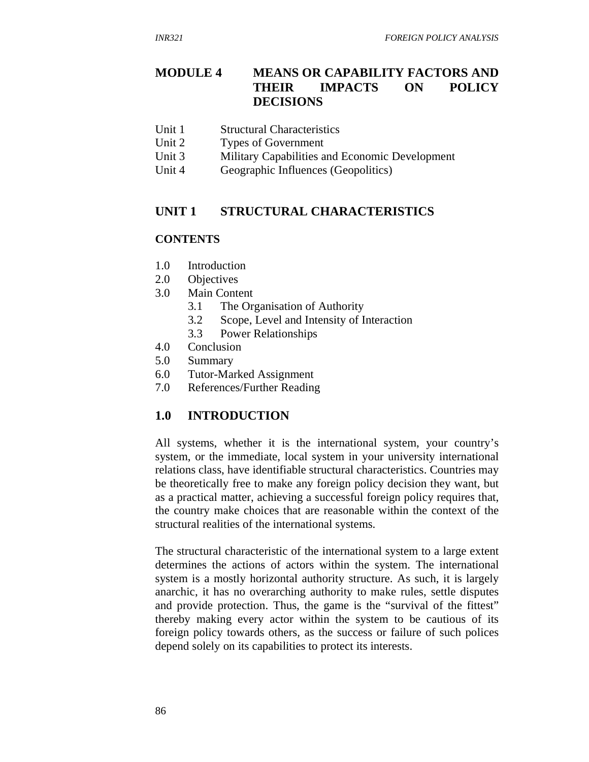# MODULE 4 MEANS OR CAPABILITY FACTORS AND THEIR IMPACTS ON POLICY DECISIONS

Unit 1 Structural Characteristics
Unit 2 Types of Government
Unit 3 Military Capabilities and Economic Development
Unit 4 Geographic Influences (Geopolitics)

## UNIT 1 STRUCTURAL CHARACTERISTICS

**CONTENTS**

1.0 Introduction
2.0 Objectives
3.0 Main Content
  3.1 The Organisation of Authority
  3.2 Scope, Level and Intensity of Interaction
  3.3 Power Relationships
4.0 Conclusion
5.0 Summary
6.0 Tutor-Marked Assignment
7.0 References/Further Reading

## 1.0 INTRODUCTION

All systems, whether it is the international system, your country's system, or the immediate, local system in your university international relations class, have identifiable structural characteristics. Countries may be theoretically free to make any foreign policy decision they want, but as a practical matter, achieving a successful foreign policy requires that, the country make choices that are reasonable within the context of the structural realities of the international systems.

The structural characteristic of the international system to a large extent determines the actions of actors within the system. The international system is a mostly horizontal authority structure. As such, it is largely anarchic, it has no overarching authority to make rules, settle disputes and provide protection. Thus, the game is the "survival of the fittest" thereby making every actor within the system to be cautious of its foreign policy towards others, as the success or failure of such polices depend solely on its capabilities to protect its interests.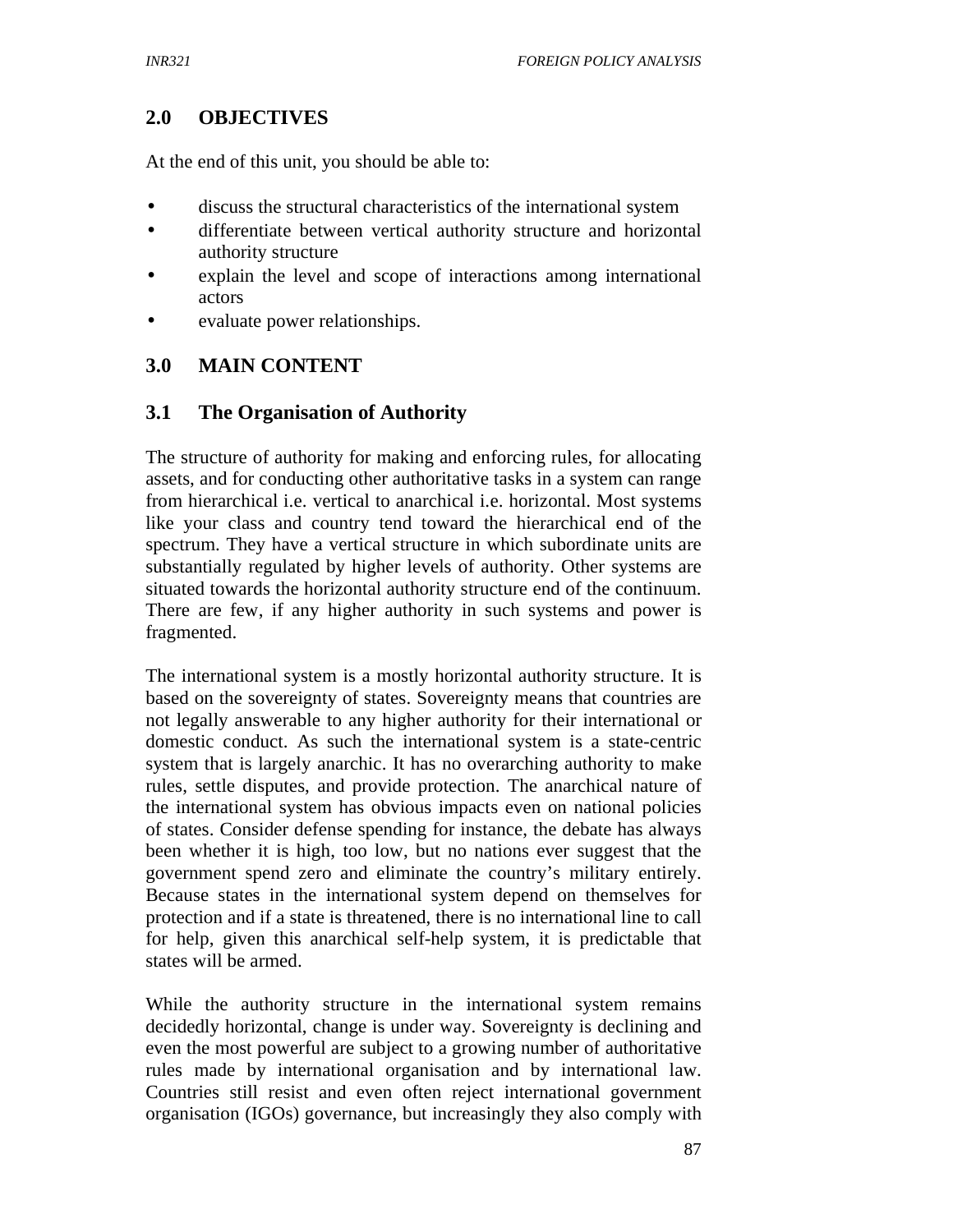## 2.0 OBJECTIVES

At the end of this unit, you should be able to:

- discuss the structural characteristics of the international system
- differentiate between vertical authority structure and horizontal authority structure
- explain the level and scope of interactions among international actors
- evaluate power relationships.

## 3.0 MAIN CONTENT

### 3.1 The Organisation of Authority

The structure of authority for making and enforcing rules, for allocating assets, and for conducting other authoritative tasks in a system can range from hierarchical i.e. vertical to anarchical i.e. horizontal. Most systems like your class and country tend toward the hierarchical end of the spectrum. They have a vertical structure in which subordinate units are substantially regulated by higher levels of authority. Other systems are situated towards the horizontal authority structure end of the continuum. There are few, if any higher authority in such systems and power is fragmented.

The international system is a mostly horizontal authority structure. It is based on the sovereignty of states. Sovereignty means that countries are not legally answerable to any higher authority for their international or domestic conduct. As such the international system is a state-centric system that is largely anarchic. It has no overarching authority to make rules, settle disputes, and provide protection. The anarchical nature of the international system has obvious impacts even on national policies of states. Consider defense spending for instance, the debate has always been whether it is high, too low, but no nations ever suggest that the government spend zero and eliminate the country's military entirely. Because states in the international system depend on themselves for protection and if a state is threatened, there is no international line to call for help, given this anarchical self-help system, it is predictable that states will be armed.

While the authority structure in the international system remains decidedly horizontal, change is under way. Sovereignty is declining and even the most powerful are subject to a growing number of authoritative rules made by international organisation and by international law. Countries still resist and even often reject international government organisation (IGOs) governance, but increasingly they also comply with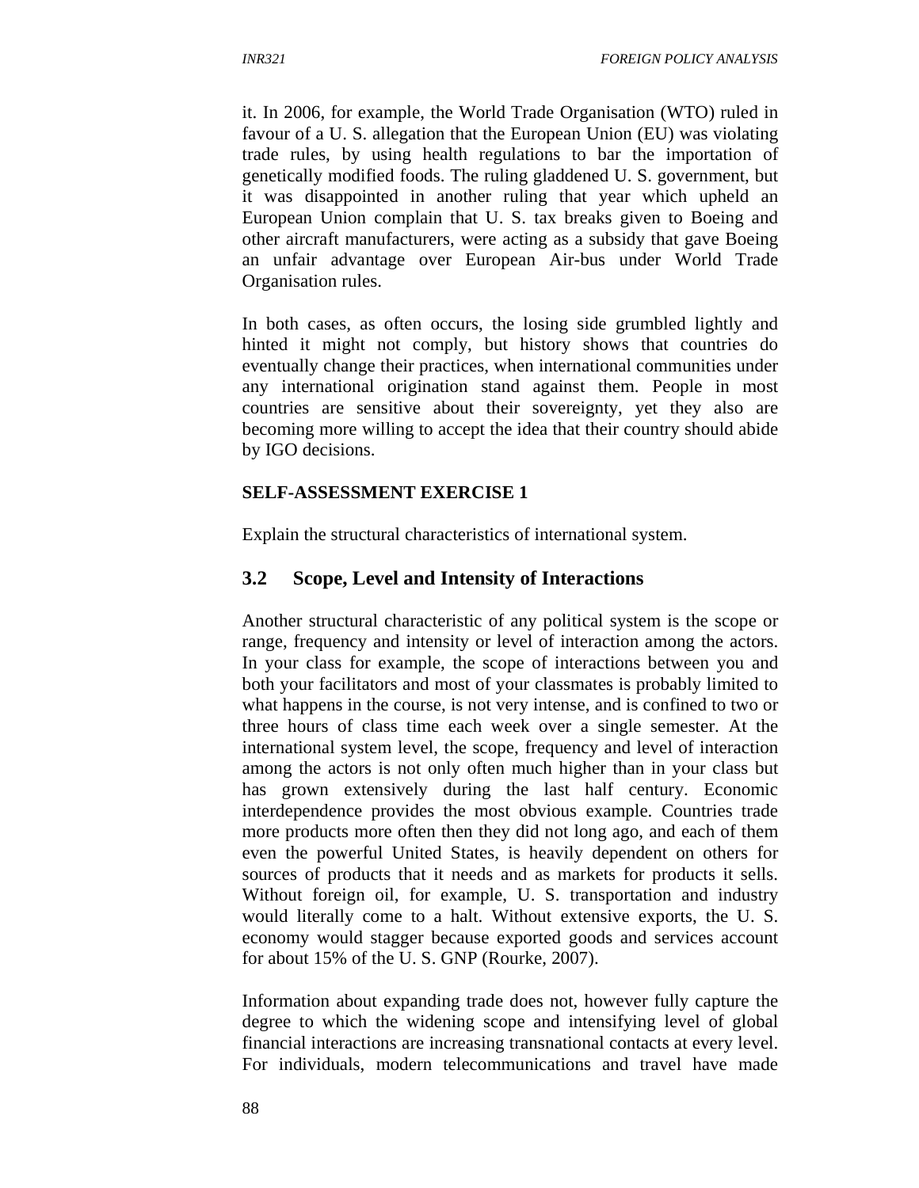it. In 2006, for example, the World Trade Organisation (WTO) ruled in favour of a U. S. allegation that the European Union (EU) was violating trade rules, by using health regulations to bar the importation of genetically modified foods. The ruling gladdened U. S. government, but it was disappointed in another ruling that year which upheld an European Union complain that U. S. tax breaks given to Boeing and other aircraft manufacturers, were acting as a subsidy that gave Boeing an unfair advantage over European Air-bus under World Trade Organisation rules.

In both cases, as often occurs, the losing side grumbled lightly and hinted it might not comply, but history shows that countries do eventually change their practices, when international communities under any international origination stand against them. People in most countries are sensitive about their sovereignty, yet they also are becoming more willing to accept the idea that their country should abide by IGO decisions.

**SELF-ASSESSMENT EXERCISE 1**

Explain the structural characteristics of international system.

## 3.2 Scope, Level and Intensity of Interactions

Another structural characteristic of any political system is the scope or range, frequency and intensity or level of interaction among the actors. In your class for example, the scope of interactions between you and both your facilitators and most of your classmates is probably limited to what happens in the course, is not very intense, and is confined to two or three hours of class time each week over a single semester. At the international system level, the scope, frequency and level of interaction among the actors is not only often much higher than in your class but has grown extensively during the last half century. Economic interdependence provides the most obvious example. Countries trade more products more often then they did not long ago, and each of them even the powerful United States, is heavily dependent on others for sources of products that it needs and as markets for products it sells. Without foreign oil, for example, U. S. transportation and industry would literally come to a halt. Without extensive exports, the U. S. economy would stagger because exported goods and services account for about 15% of the U. S. GNP (Rourke, 2007).

Information about expanding trade does not, however fully capture the degree to which the widening scope and intensifying level of global financial interactions are increasing transnational contacts at every level. For individuals, modern telecommunications and travel have made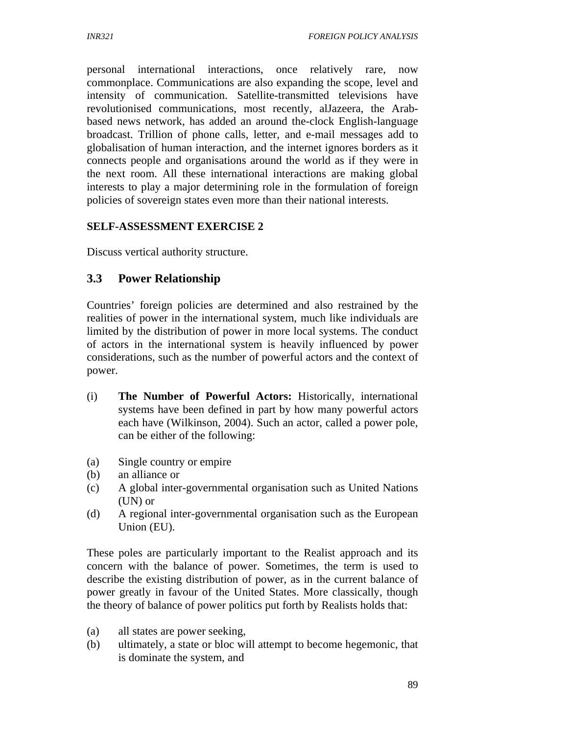personal international interactions, once relatively rare, now commonplace. Communications are also expanding the scope, level and intensity of communication. Satellite-transmitted televisions have revolutionised communications, most recently, alJazeera, the Arab-based news network, has added an around the-clock English-language broadcast. Trillion of phone calls, letter, and e-mail messages add to globalisation of human interaction, and the internet ignores borders as it connects people and organisations around the world as if they were in the next room. All these international interactions are making global interests to play a major determining role in the formulation of foreign policies of sovereign states even more than their national interests.

**SELF-ASSESSMENT EXERCISE 2**

Discuss vertical authority structure.

## 3.3 Power Relationship

Countries' foreign policies are determined and also restrained by the realities of power in the international system, much like individuals are limited by the distribution of power in more local systems. The conduct of actors in the international system is heavily influenced by power considerations, such as the number of powerful actors and the context of power.

(i) **The Number of Powerful Actors:** Historically, international systems have been defined in part by how many powerful actors each have (Wilkinson, 2004). Such an actor, called a power pole, can be either of the following:

(a) Single country or empire
(b) an alliance or
(c) A global inter-governmental organisation such as United Nations (UN) or
(d) A regional inter-governmental organisation such as the European Union (EU).

These poles are particularly important to the Realist approach and its concern with the balance of power. Sometimes, the term is used to describe the existing distribution of power, as in the current balance of power greatly in favour of the United States. More classically, though the theory of balance of power politics put forth by Realists holds that:

(a) all states are power seeking,
(b) ultimately, a state or bloc will attempt to become hegemonic, that is dominate the system, and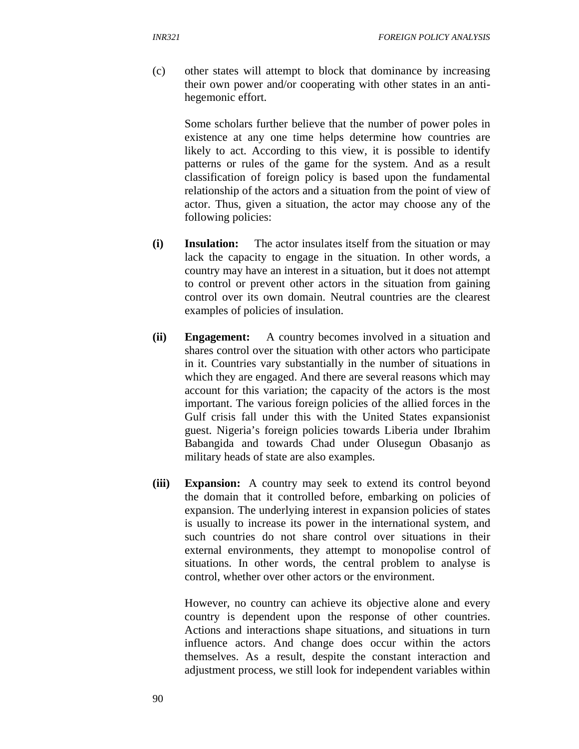(c) other states will attempt to block that dominance by increasing their own power and/or cooperating with other states in an anti-hegemonic effort.

Some scholars further believe that the number of power poles in existence at any one time helps determine how countries are likely to act. According to this view, it is possible to identify patterns or rules of the game for the system. And as a result classification of foreign policy is based upon the fundamental relationship of the actors and a situation from the point of view of actor. Thus, given a situation, the actor may choose any of the following policies:

**(i) Insulation:** The actor insulates itself from the situation or may lack the capacity to engage in the situation. In other words, a country may have an interest in a situation, but it does not attempt to control or prevent other actors in the situation from gaining control over its own domain. Neutral countries are the clearest examples of policies of insulation.

**(ii) Engagement:** A country becomes involved in a situation and shares control over the situation with other actors who participate in it. Countries vary substantially in the number of situations in which they are engaged. And there are several reasons which may account for this variation; the capacity of the actors is the most important. The various foreign policies of the allied forces in the Gulf crisis fall under this with the United States expansionist guest. Nigeria's foreign policies towards Liberia under Ibrahim Babangida and towards Chad under Olusegun Obasanjo as military heads of state are also examples.

**(iii) Expansion:** A country may seek to extend its control beyond the domain that it controlled before, embarking on policies of expansion. The underlying interest in expansion policies of states is usually to increase its power in the international system, and such countries do not share control over situations in their external environments, they attempt to monopolise control of situations. In other words, the central problem to analyse is control, whether over other actors or the environment.

However, no country can achieve its objective alone and every country is dependent upon the response of other countries. Actions and interactions shape situations, and situations in turn influence actors. And change does occur within the actors themselves. As a result, despite the constant interaction and adjustment process, we still look for independent variables within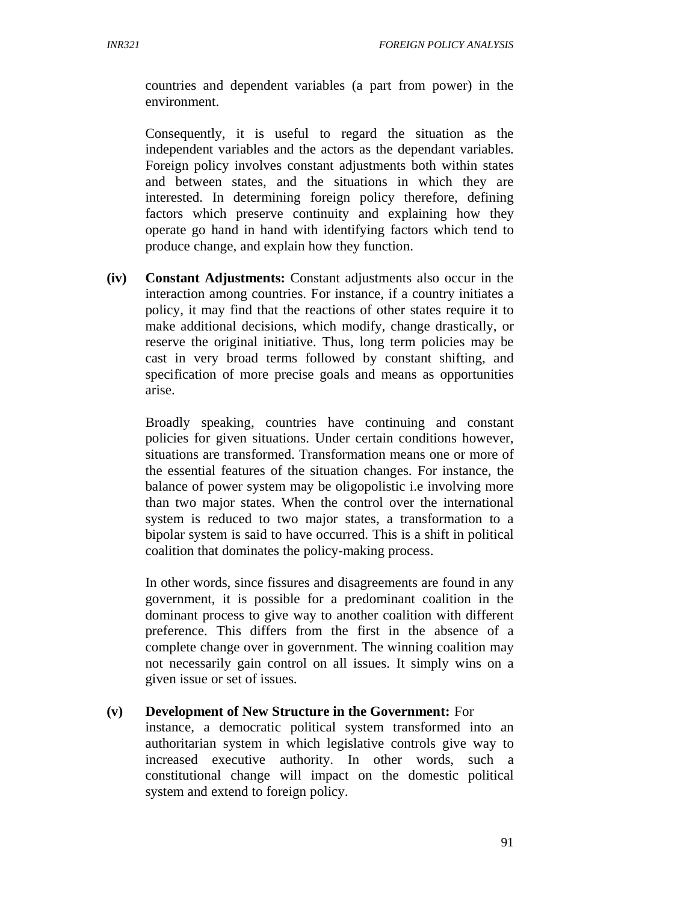countries and dependent variables (a part from power) in the environment.

Consequently, it is useful to regard the situation as the independent variables and the actors as the dependant variables. Foreign policy involves constant adjustments both within states and between states, and the situations in which they are interested. In determining foreign policy therefore, defining factors which preserve continuity and explaining how they operate go hand in hand with identifying factors which tend to produce change, and explain how they function.

**(iv) Constant Adjustments:** Constant adjustments also occur in the interaction among countries. For instance, if a country initiates a policy, it may find that the reactions of other states require it to make additional decisions, which modify, change drastically, or reserve the original initiative. Thus, long term policies may be cast in very broad terms followed by constant shifting, and specification of more precise goals and means as opportunities arise.

Broadly speaking, countries have continuing and constant policies for given situations. Under certain conditions however, situations are transformed. Transformation means one or more of the essential features of the situation changes. For instance, the balance of power system may be oligopolistic i.e involving more than two major states. When the control over the international system is reduced to two major states, a transformation to a bipolar system is said to have occurred. This is a shift in political coalition that dominates the policy-making process.

In other words, since fissures and disagreements are found in any government, it is possible for a predominant coalition in the dominant process to give way to another coalition with different preference. This differs from the first in the absence of a complete change over in government. The winning coalition may not necessarily gain control on all issues. It simply wins on a given issue or set of issues.

**(v) Development of New Structure in the Government:** For instance, a democratic political system transformed into an authoritarian system in which legislative controls give way to increased executive authority. In other words, such a constitutional change will impact on the domestic political system and extend to foreign policy.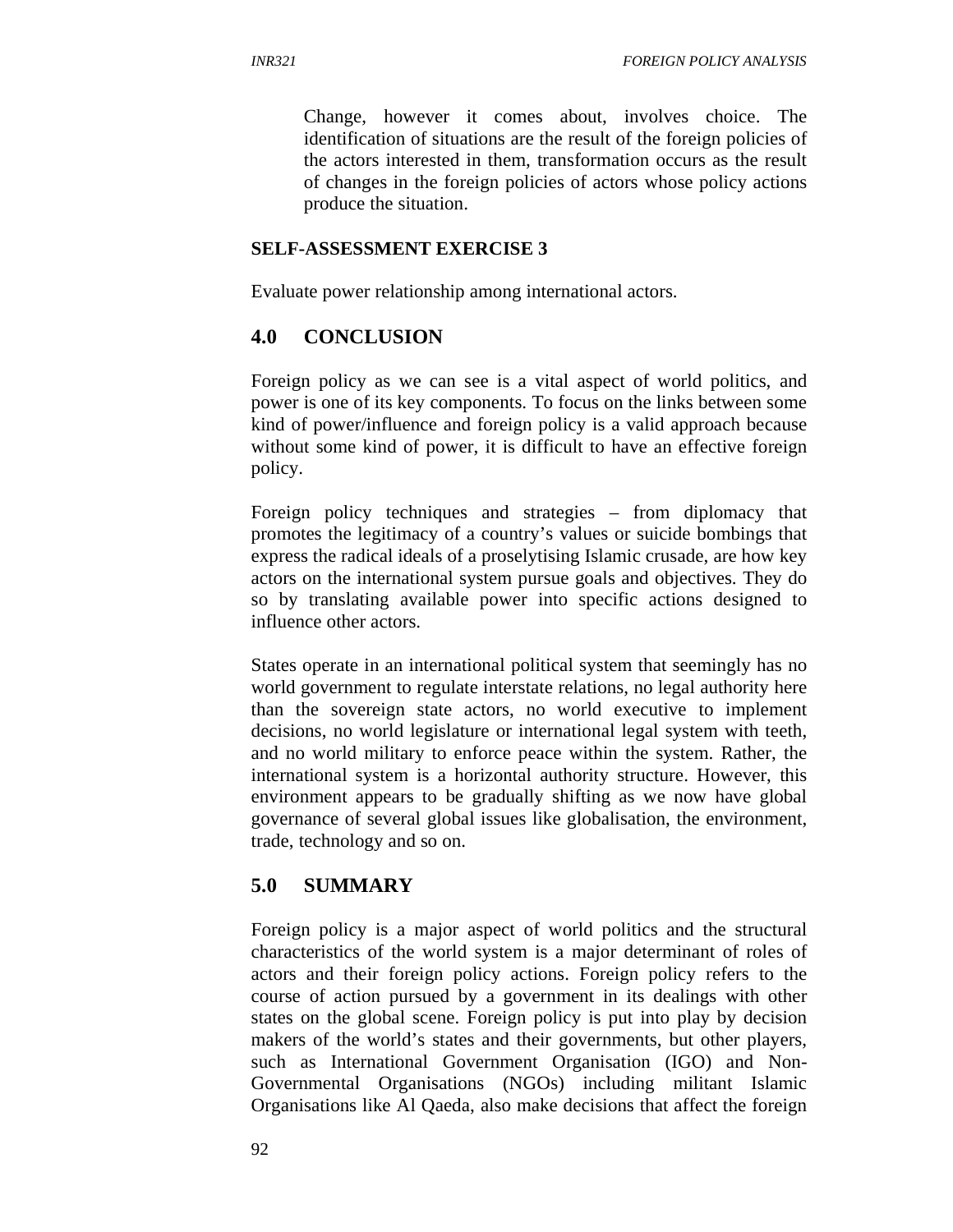> Change, however it comes about, involves choice. The identification of situations are the result of the foreign policies of the actors interested in them, transformation occurs as the result of changes in the foreign policies of actors whose policy actions produce the situation.

**SELF-ASSESSMENT EXERCISE 3**

Evaluate power relationship among international actors.

## 4.0 CONCLUSION

Foreign policy as we can see is a vital aspect of world politics, and power is one of its key components. To focus on the links between some kind of power/influence and foreign policy is a valid approach because without some kind of power, it is difficult to have an effective foreign policy.

Foreign policy techniques and strategies – from diplomacy that promotes the legitimacy of a country's values or suicide bombings that express the radical ideals of a proselytising Islamic crusade, are how key actors on the international system pursue goals and objectives. They do so by translating available power into specific actions designed to influence other actors.

States operate in an international political system that seemingly has no world government to regulate interstate relations, no legal authority here than the sovereign state actors, no world executive to implement decisions, no world legislature or international legal system with teeth, and no world military to enforce peace within the system. Rather, the international system is a horizontal authority structure. However, this environment appears to be gradually shifting as we now have global governance of several global issues like globalisation, the environment, trade, technology and so on.

## 5.0 SUMMARY

Foreign policy is a major aspect of world politics and the structural characteristics of the world system is a major determinant of roles of actors and their foreign policy actions. Foreign policy refers to the course of action pursued by a government in its dealings with other states on the global scene. Foreign policy is put into play by decision makers of the world's states and their governments, but other players, such as International Government Organisation (IGO) and Non-Governmental Organisations (NGOs) including militant Islamic Organisations like Al Qaeda, also make decisions that affect the foreign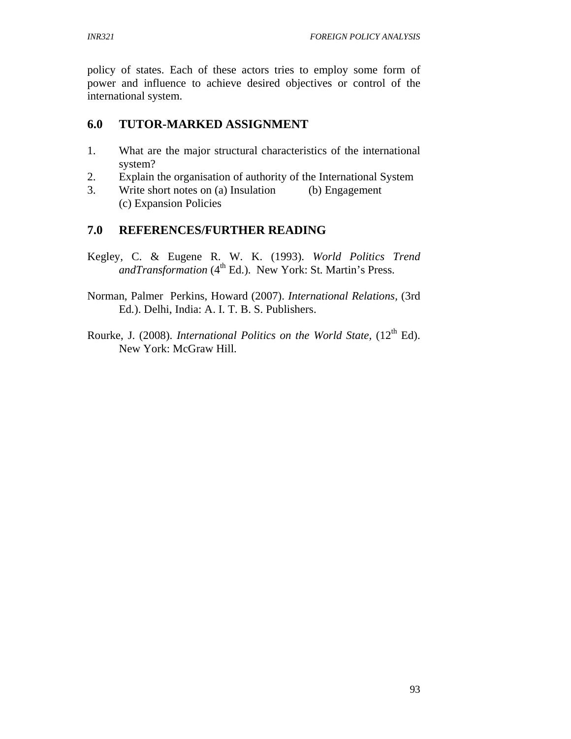policy of states. Each of these actors tries to employ some form of power and influence to achieve desired objectives or control of the international system.

## 6.0 TUTOR-MARKED ASSIGNMENT

1. What are the major structural characteristics of the international system?
2. Explain the organisation of authority of the International System
3. Write short notes on (a) Insulation (b) Engagement (c) Expansion Policies

## 7.0 REFERENCES/FURTHER READING

Kegley, C. & Eugene R. W. K. (1993). *World Politics Trend andTransformation* (4th Ed.). New York: St. Martin's Press.

Norman, Palmer Perkins, Howard (2007). *International Relations,* (3rd Ed.). Delhi, India: A. I. T. B. S. Publishers.

Rourke, J. (2008). *International Politics on the World State,* (12th Ed). New York: McGraw Hill.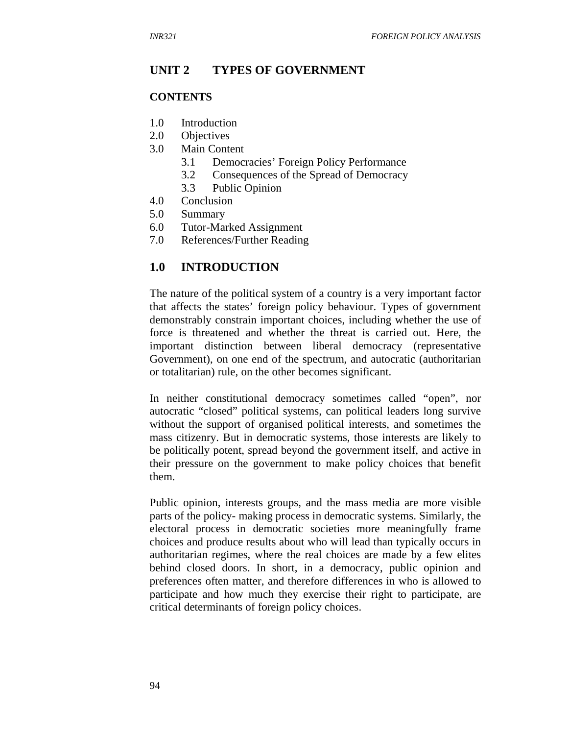## UNIT 2 TYPES OF GOVERNMENT

### CONTENTS

1.0 Introduction
2.0 Objectives
3.0 Main Content
  3.1 Democracies' Foreign Policy Performance
  3.2 Consequences of the Spread of Democracy
  3.3 Public Opinion
4.0 Conclusion
5.0 Summary
6.0 Tutor-Marked Assignment
7.0 References/Further Reading

### 1.0 INTRODUCTION

The nature of the political system of a country is a very important factor that affects the states' foreign policy behaviour. Types of government demonstrably constrain important choices, including whether the use of force is threatened and whether the threat is carried out. Here, the important distinction between liberal democracy (representative Government), on one end of the spectrum, and autocratic (authoritarian or totalitarian) rule, on the other becomes significant.

In neither constitutional democracy sometimes called "open", nor autocratic "closed" political systems, can political leaders long survive without the support of organised political interests, and sometimes the mass citizenry. But in democratic systems, those interests are likely to be politically potent, spread beyond the government itself, and active in their pressure on the government to make policy choices that benefit them.

Public opinion, interests groups, and the mass media are more visible parts of the policy- making process in democratic systems. Similarly, the electoral process in democratic societies more meaningfully frame choices and produce results about who will lead than typically occurs in authoritarian regimes, where the real choices are made by a few elites behind closed doors. In short, in a democracy, public opinion and preferences often matter, and therefore differences in who is allowed to participate and how much they exercise their right to participate, are critical determinants of foreign policy choices.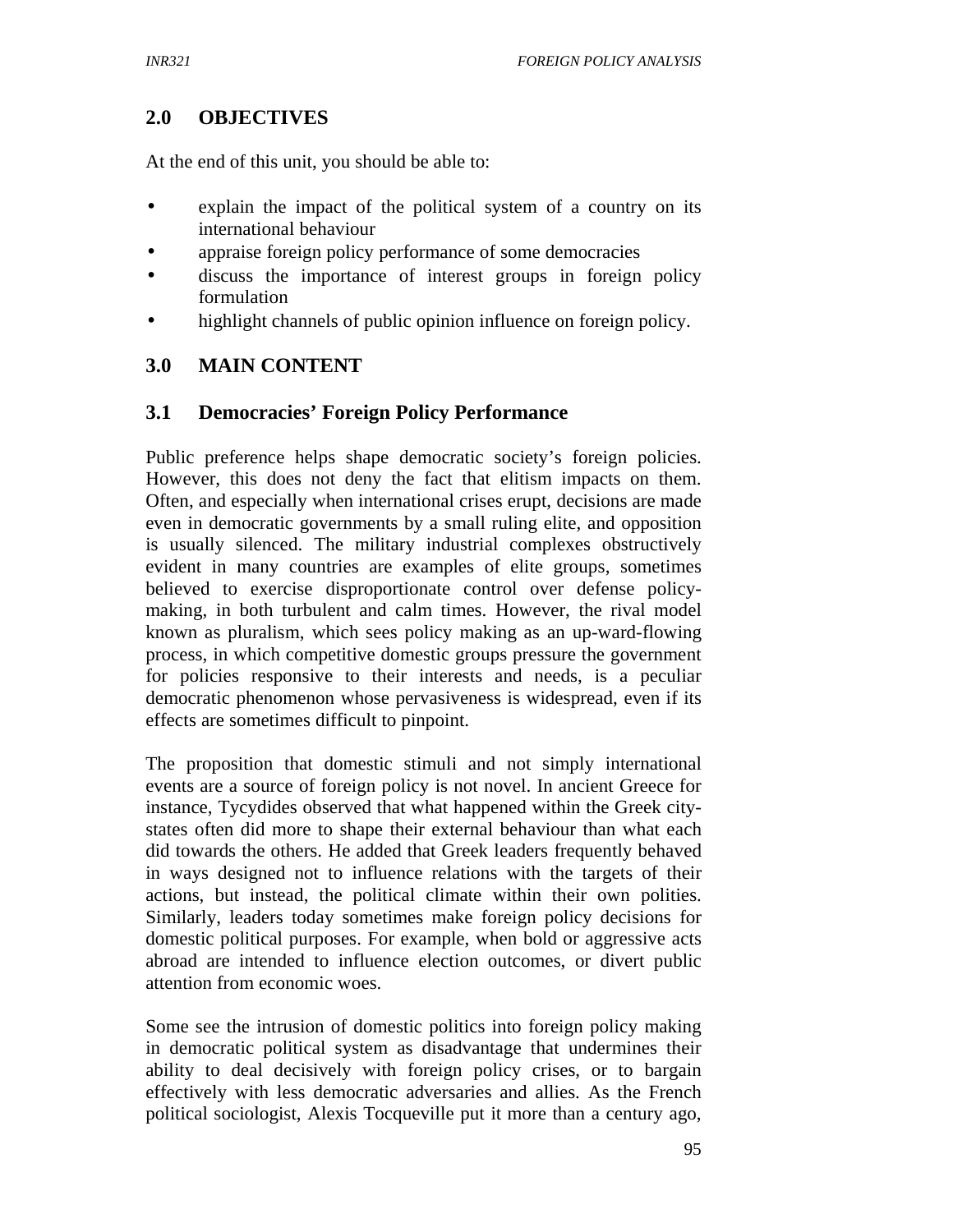## 2.0 OBJECTIVES

At the end of this unit, you should be able to:

- explain the impact of the political system of a country on its international behaviour
- appraise foreign policy performance of some democracies
- discuss the importance of interest groups in foreign policy formulation
- highlight channels of public opinion influence on foreign policy.

## 3.0 MAIN CONTENT

### 3.1 Democracies' Foreign Policy Performance

Public preference helps shape democratic society's foreign policies. However, this does not deny the fact that elitism impacts on them. Often, and especially when international crises erupt, decisions are made even in democratic governments by a small ruling elite, and opposition is usually silenced. The military industrial complexes obstructively evident in many countries are examples of elite groups, sometimes believed to exercise disproportionate control over defense policy-making, in both turbulent and calm times. However, the rival model known as pluralism, which sees policy making as an up-ward-flowing process, in which competitive domestic groups pressure the government for policies responsive to their interests and needs, is a peculiar democratic phenomenon whose pervasiveness is widespread, even if its effects are sometimes difficult to pinpoint.

The proposition that domestic stimuli and not simply international events are a source of foreign policy is not novel. In ancient Greece for instance, Tycydides observed that what happened within the Greek city-states often did more to shape their external behaviour than what each did towards the others. He added that Greek leaders frequently behaved in ways designed not to influence relations with the targets of their actions, but instead, the political climate within their own polities. Similarly, leaders today sometimes make foreign policy decisions for domestic political purposes. For example, when bold or aggressive acts abroad are intended to influence election outcomes, or divert public attention from economic woes.

Some see the intrusion of domestic politics into foreign policy making in democratic political system as disadvantage that undermines their ability to deal decisively with foreign policy crises, or to bargain effectively with less democratic adversaries and allies. As the French political sociologist, Alexis Tocqueville put it more than a century ago,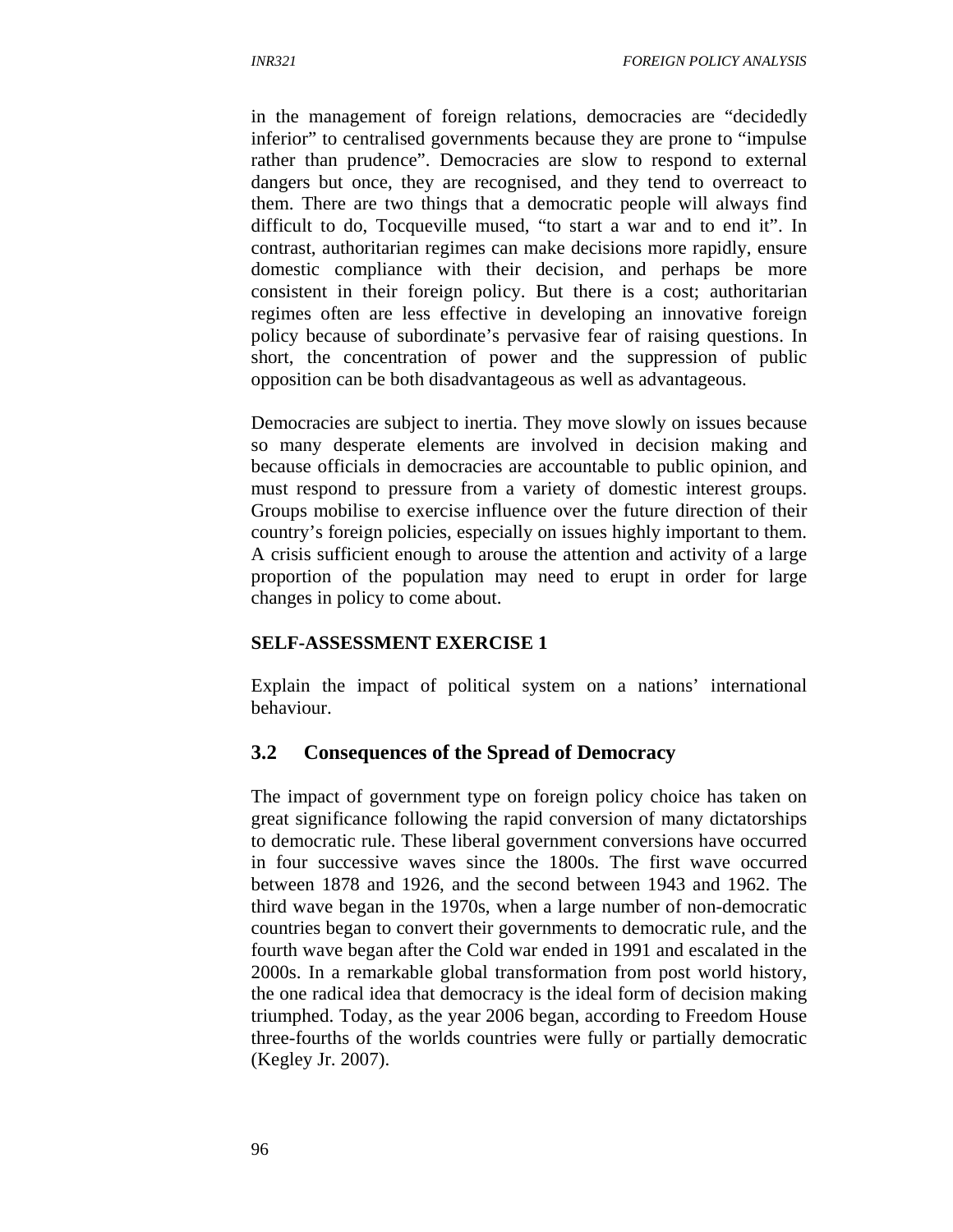in the management of foreign relations, democracies are "decidedly inferior" to centralised governments because they are prone to "impulse rather than prudence". Democracies are slow to respond to external dangers but once, they are recognised, and they tend to overreact to them. There are two things that a democratic people will always find difficult to do, Tocqueville mused, "to start a war and to end it". In contrast, authoritarian regimes can make decisions more rapidly, ensure domestic compliance with their decision, and perhaps be more consistent in their foreign policy. But there is a cost; authoritarian regimes often are less effective in developing an innovative foreign policy because of subordinate's pervasive fear of raising questions. In short, the concentration of power and the suppression of public opposition can be both disadvantageous as well as advantageous.

Democracies are subject to inertia. They move slowly on issues because so many desperate elements are involved in decision making and because officials in democracies are accountable to public opinion, and must respond to pressure from a variety of domestic interest groups. Groups mobilise to exercise influence over the future direction of their country's foreign policies, especially on issues highly important to them. A crisis sufficient enough to arouse the attention and activity of a large proportion of the population may need to erupt in order for large changes in policy to come about.

**SELF-ASSESSMENT EXERCISE 1**

Explain the impact of political system on a nations' international behaviour.

## 3.2 Consequences of the Spread of Democracy

The impact of government type on foreign policy choice has taken on great significance following the rapid conversion of many dictatorships to democratic rule. These liberal government conversions have occurred in four successive waves since the 1800s. The first wave occurred between 1878 and 1926, and the second between 1943 and 1962. The third wave began in the 1970s, when a large number of non-democratic countries began to convert their governments to democratic rule, and the fourth wave began after the Cold war ended in 1991 and escalated in the 2000s. In a remarkable global transformation from post world history, the one radical idea that democracy is the ideal form of decision making triumphed. Today, as the year 2006 began, according to Freedom House three-fourths of the worlds countries were fully or partially democratic (Kegley Jr. 2007).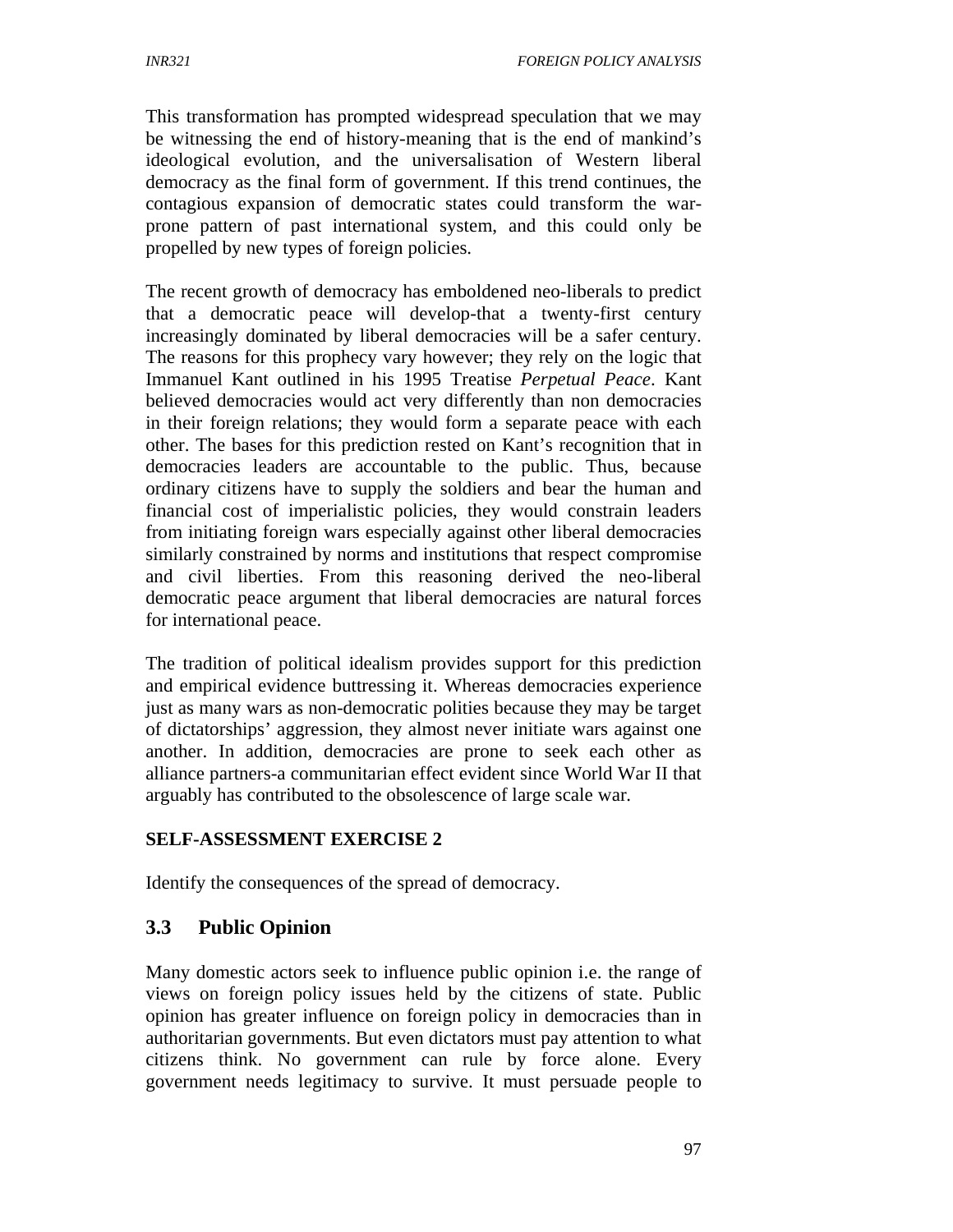This transformation has prompted widespread speculation that we may be witnessing the end of history-meaning that is the end of mankind's ideological evolution, and the universalisation of Western liberal democracy as the final form of government. If this trend continues, the contagious expansion of democratic states could transform the war-prone pattern of past international system, and this could only be propelled by new types of foreign policies.

The recent growth of democracy has emboldened neo-liberals to predict that a democratic peace will develop-that a twenty-first century increasingly dominated by liberal democracies will be a safer century. The reasons for this prophecy vary however; they rely on the logic that Immanuel Kant outlined in his 1995 Treatise *Perpetual Peace*. Kant believed democracies would act very differently than non democracies in their foreign relations; they would form a separate peace with each other. The bases for this prediction rested on Kant's recognition that in democracies leaders are accountable to the public. Thus, because ordinary citizens have to supply the soldiers and bear the human and financial cost of imperialistic policies, they would constrain leaders from initiating foreign wars especially against other liberal democracies similarly constrained by norms and institutions that respect compromise and civil liberties. From this reasoning derived the neo-liberal democratic peace argument that liberal democracies are natural forces for international peace.

The tradition of political idealism provides support for this prediction and empirical evidence buttressing it. Whereas democracies experience just as many wars as non-democratic polities because they may be target of dictatorships' aggression, they almost never initiate wars against one another. In addition, democracies are prone to seek each other as alliance partners-a communitarian effect evident since World War II that arguably has contributed to the obsolescence of large scale war.

**SELF-ASSESSMENT EXERCISE 2**

Identify the consequences of the spread of democracy.

## 3.3 Public Opinion

Many domestic actors seek to influence public opinion i.e. the range of views on foreign policy issues held by the citizens of state. Public opinion has greater influence on foreign policy in democracies than in authoritarian governments. But even dictators must pay attention to what citizens think. No government can rule by force alone. Every government needs legitimacy to survive. It must persuade people to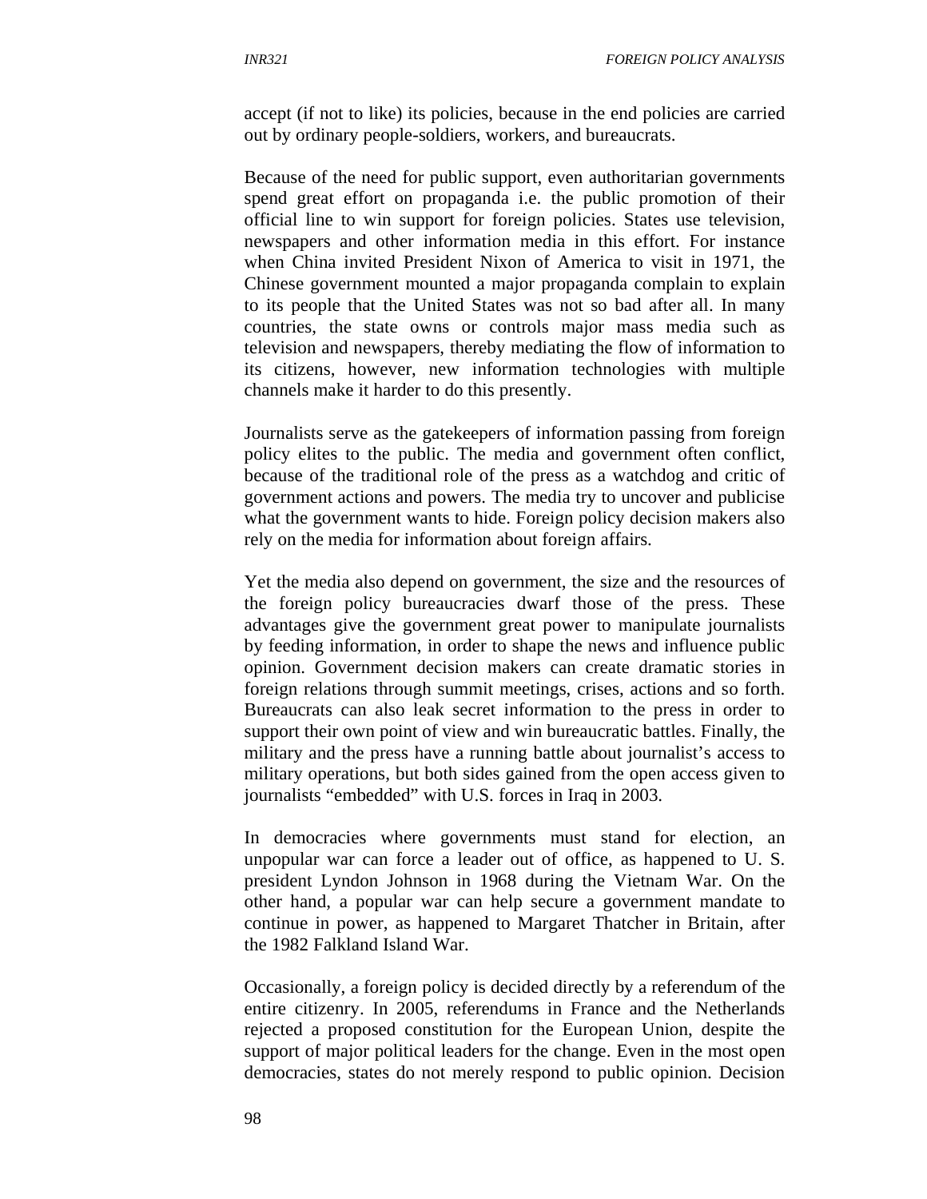accept (if not to like) its policies, because in the end policies are carried out by ordinary people-soldiers, workers, and bureaucrats.

Because of the need for public support, even authoritarian governments spend great effort on propaganda i.e. the public promotion of their official line to win support for foreign policies. States use television, newspapers and other information media in this effort. For instance when China invited President Nixon of America to visit in 1971, the Chinese government mounted a major propaganda complain to explain to its people that the United States was not so bad after all. In many countries, the state owns or controls major mass media such as television and newspapers, thereby mediating the flow of information to its citizens, however, new information technologies with multiple channels make it harder to do this presently.

Journalists serve as the gatekeepers of information passing from foreign policy elites to the public. The media and government often conflict, because of the traditional role of the press as a watchdog and critic of government actions and powers. The media try to uncover and publicise what the government wants to hide. Foreign policy decision makers also rely on the media for information about foreign affairs.

Yet the media also depend on government, the size and the resources of the foreign policy bureaucracies dwarf those of the press. These advantages give the government great power to manipulate journalists by feeding information, in order to shape the news and influence public opinion. Government decision makers can create dramatic stories in foreign relations through summit meetings, crises, actions and so forth. Bureaucrats can also leak secret information to the press in order to support their own point of view and win bureaucratic battles. Finally, the military and the press have a running battle about journalist's access to military operations, but both sides gained from the open access given to journalists "embedded" with U.S. forces in Iraq in 2003.

In democracies where governments must stand for election, an unpopular war can force a leader out of office, as happened to U. S. president Lyndon Johnson in 1968 during the Vietnam War. On the other hand, a popular war can help secure a government mandate to continue in power, as happened to Margaret Thatcher in Britain, after the 1982 Falkland Island War.

Occasionally, a foreign policy is decided directly by a referendum of the entire citizenry. In 2005, referendums in France and the Netherlands rejected a proposed constitution for the European Union, despite the support of major political leaders for the change. Even in the most open democracies, states do not merely respond to public opinion. Decision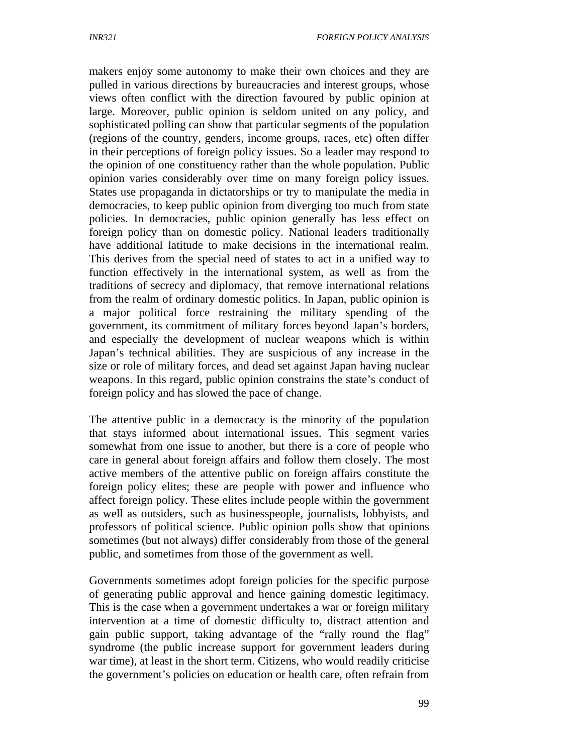makers enjoy some autonomy to make their own choices and they are pulled in various directions by bureaucracies and interest groups, whose views often conflict with the direction favoured by public opinion at large. Moreover, public opinion is seldom united on any policy, and sophisticated polling can show that particular segments of the population (regions of the country, genders, income groups, races, etc) often differ in their perceptions of foreign policy issues. So a leader may respond to the opinion of one constituency rather than the whole population. Public opinion varies considerably over time on many foreign policy issues. States use propaganda in dictatorships or try to manipulate the media in democracies, to keep public opinion from diverging too much from state policies. In democracies, public opinion generally has less effect on foreign policy than on domestic policy. National leaders traditionally have additional latitude to make decisions in the international realm. This derives from the special need of states to act in a unified way to function effectively in the international system, as well as from the traditions of secrecy and diplomacy, that remove international relations from the realm of ordinary domestic politics. In Japan, public opinion is a major political force restraining the military spending of the government, its commitment of military forces beyond Japan's borders, and especially the development of nuclear weapons which is within Japan's technical abilities. They are suspicious of any increase in the size or role of military forces, and dead set against Japan having nuclear weapons. In this regard, public opinion constrains the state's conduct of foreign policy and has slowed the pace of change.

The attentive public in a democracy is the minority of the population that stays informed about international issues. This segment varies somewhat from one issue to another, but there is a core of people who care in general about foreign affairs and follow them closely. The most active members of the attentive public on foreign affairs constitute the foreign policy elites; these are people with power and influence who affect foreign policy. These elites include people within the government as well as outsiders, such as businesspeople, journalists, lobbyists, and professors of political science. Public opinion polls show that opinions sometimes (but not always) differ considerably from those of the general public, and sometimes from those of the government as well.

Governments sometimes adopt foreign policies for the specific purpose of generating public approval and hence gaining domestic legitimacy. This is the case when a government undertakes a war or foreign military intervention at a time of domestic difficulty to, distract attention and gain public support, taking advantage of the "rally round the flag" syndrome (the public increase support for government leaders during war time), at least in the short term. Citizens, who would readily criticise the government's policies on education or health care, often refrain from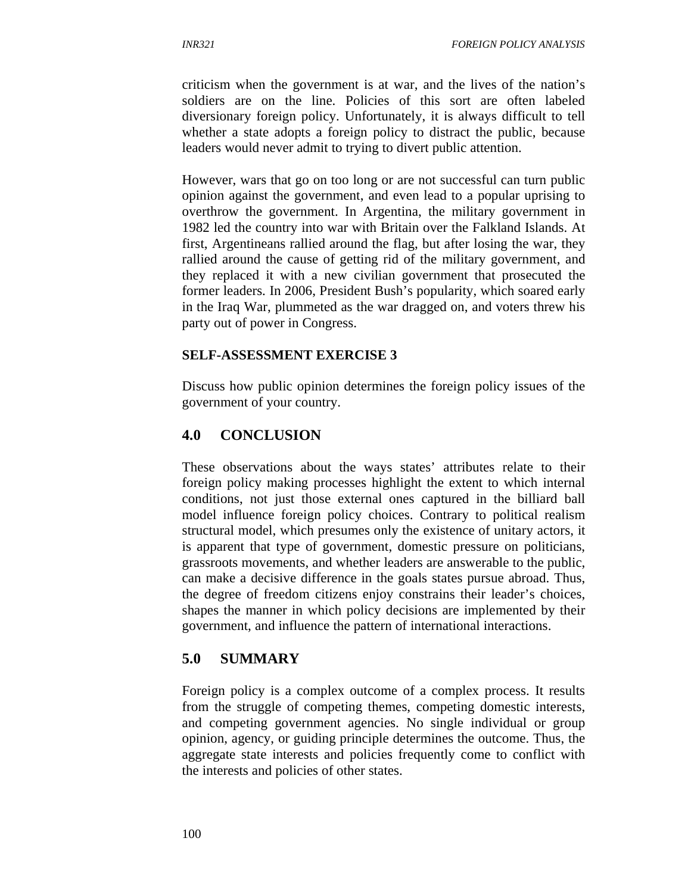criticism when the government is at war, and the lives of the nation's soldiers are on the line. Policies of this sort are often labeled diversionary foreign policy. Unfortunately, it is always difficult to tell whether a state adopts a foreign policy to distract the public, because leaders would never admit to trying to divert public attention.

However, wars that go on too long or are not successful can turn public opinion against the government, and even lead to a popular uprising to overthrow the government. In Argentina, the military government in 1982 led the country into war with Britain over the Falkland Islands. At first, Argentineans rallied around the flag, but after losing the war, they rallied around the cause of getting rid of the military government, and they replaced it with a new civilian government that prosecuted the former leaders. In 2006, President Bush's popularity, which soared early in the Iraq War, plummeted as the war dragged on, and voters threw his party out of power in Congress.

**SELF-ASSESSMENT EXERCISE 3**

Discuss how public opinion determines the foreign policy issues of the government of your country.

## 4.0 CONCLUSION

These observations about the ways states' attributes relate to their foreign policy making processes highlight the extent to which internal conditions, not just those external ones captured in the billiard ball model influence foreign policy choices. Contrary to political realism structural model, which presumes only the existence of unitary actors, it is apparent that type of government, domestic pressure on politicians, grassroots movements, and whether leaders are answerable to the public, can make a decisive difference in the goals states pursue abroad. Thus, the degree of freedom citizens enjoy constrains their leader's choices, shapes the manner in which policy decisions are implemented by their government, and influence the pattern of international interactions.

## 5.0 SUMMARY

Foreign policy is a complex outcome of a complex process. It results from the struggle of competing themes, competing domestic interests, and competing government agencies. No single individual or group opinion, agency, or guiding principle determines the outcome. Thus, the aggregate state interests and policies frequently come to conflict with the interests and policies of other states.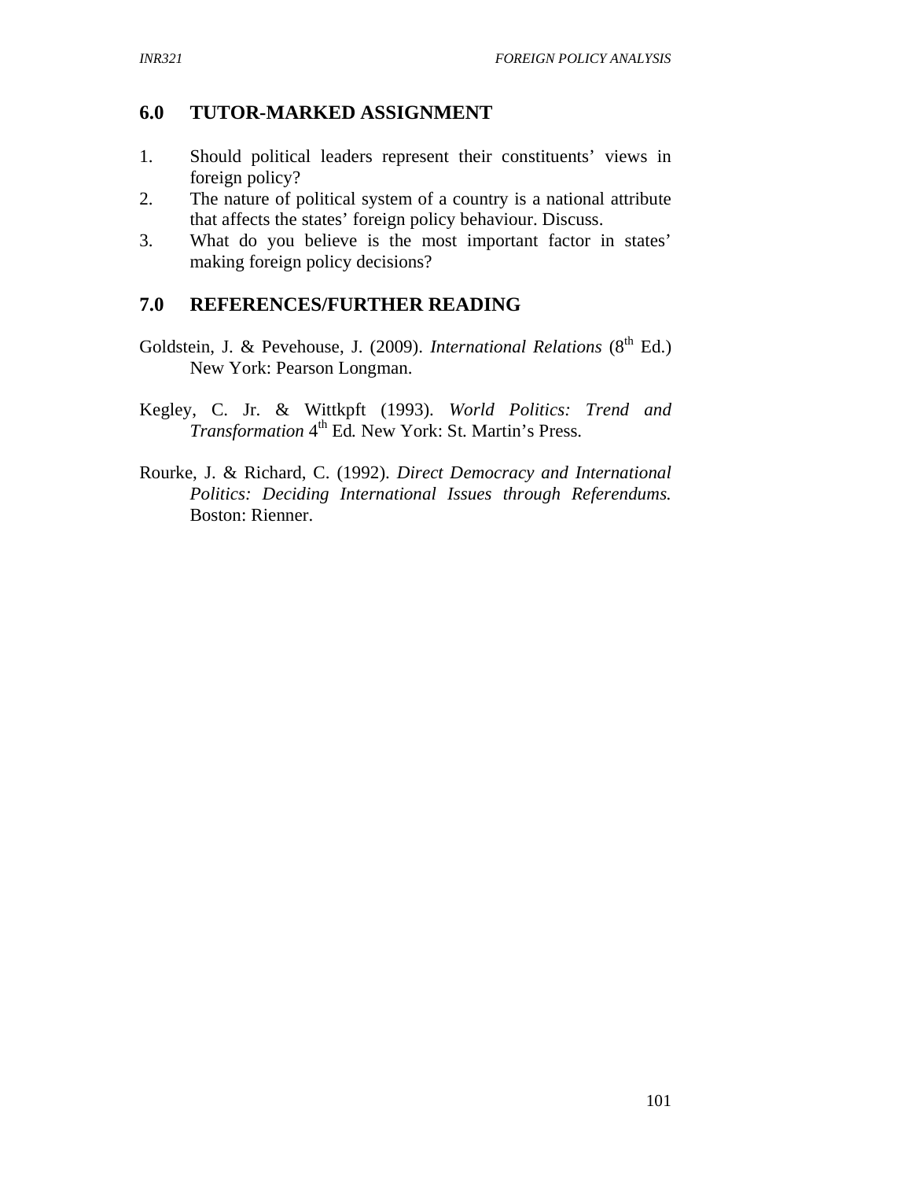## 6.0 TUTOR-MARKED ASSIGNMENT

1. Should political leaders represent their constituents' views in foreign policy?
2. The nature of political system of a country is a national attribute that affects the states' foreign policy behaviour. Discuss.
3. What do you believe is the most important factor in states' making foreign policy decisions?

## 7.0 REFERENCES/FURTHER READING

Goldstein, J. & Pevehouse, J. (2009). *International Relations* (8th Ed.) New York: Pearson Longman.

Kegley, C. Jr. & Wittkpft (1993). *World Politics: Trend and Transformation* 4th Ed. New York: St. Martin's Press.

Rourke, J. & Richard, C. (1992). *Direct Democracy and International Politics: Deciding International Issues through Referendums.* Boston: Rienner.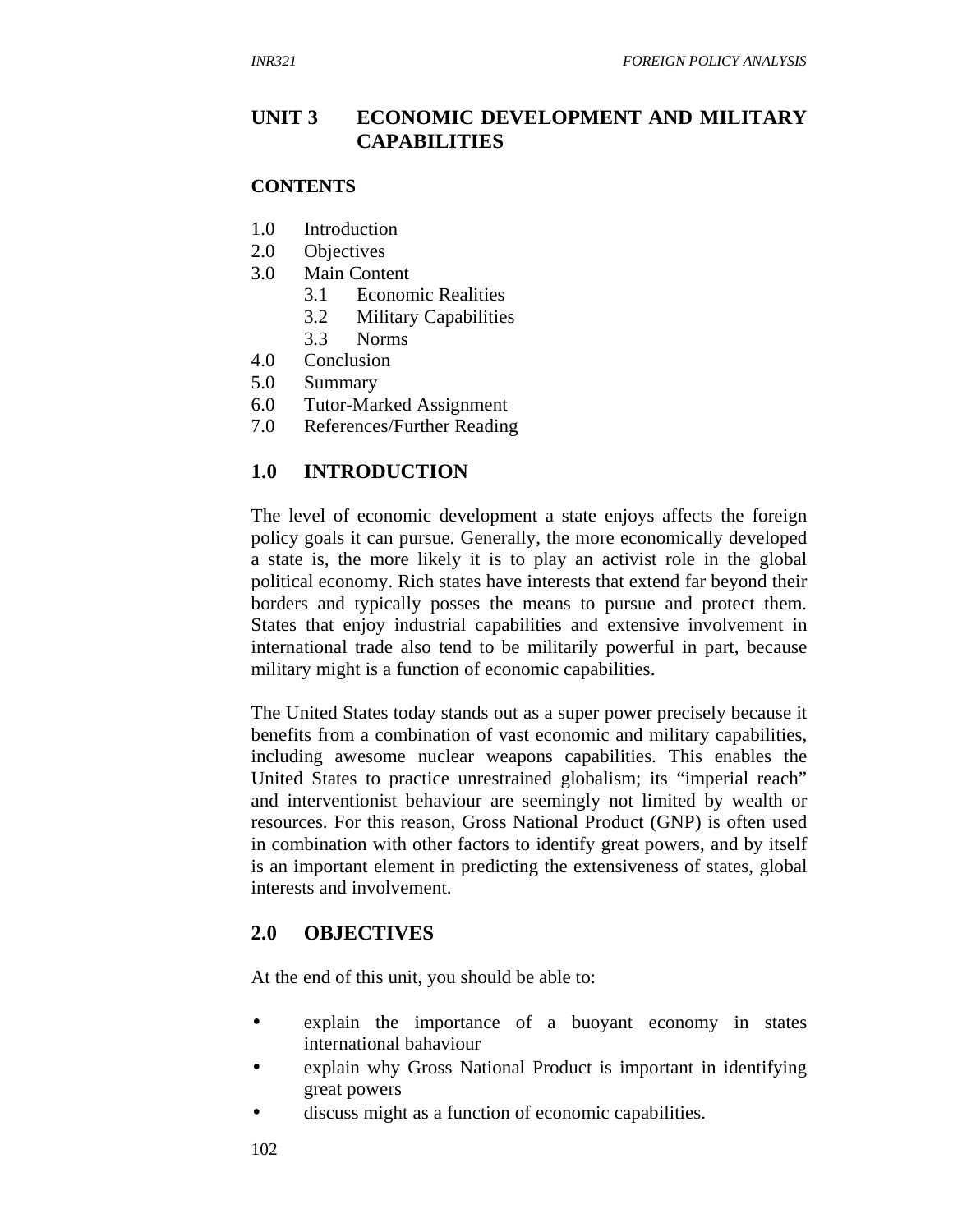# UNIT 3 ECONOMIC DEVELOPMENT AND MILITARY CAPABILITIES

**CONTENTS**

1.0 Introduction
2.0 Objectives
3.0 Main Content
 3.1 Economic Realities
 3.2 Military Capabilities
 3.3 Norms
4.0 Conclusion
5.0 Summary
6.0 Tutor-Marked Assignment
7.0 References/Further Reading

## 1.0 INTRODUCTION

The level of economic development a state enjoys affects the foreign policy goals it can pursue. Generally, the more economically developed a state is, the more likely it is to play an activist role in the global political economy. Rich states have interests that extend far beyond their borders and typically posses the means to pursue and protect them. States that enjoy industrial capabilities and extensive involvement in international trade also tend to be militarily powerful in part, because military might is a function of economic capabilities.

The United States today stands out as a super power precisely because it benefits from a combination of vast economic and military capabilities, including awesome nuclear weapons capabilities. This enables the United States to practice unrestrained globalism; its "imperial reach" and interventionist behaviour are seemingly not limited by wealth or resources. For this reason, Gross National Product (GNP) is often used in combination with other factors to identify great powers, and by itself is an important element in predicting the extensiveness of states, global interests and involvement.

## 2.0 OBJECTIVES

At the end of this unit, you should be able to:

- explain the importance of a buoyant economy in states international bahaviour
- explain why Gross National Product is important in identifying great powers
- discuss might as a function of economic capabilities.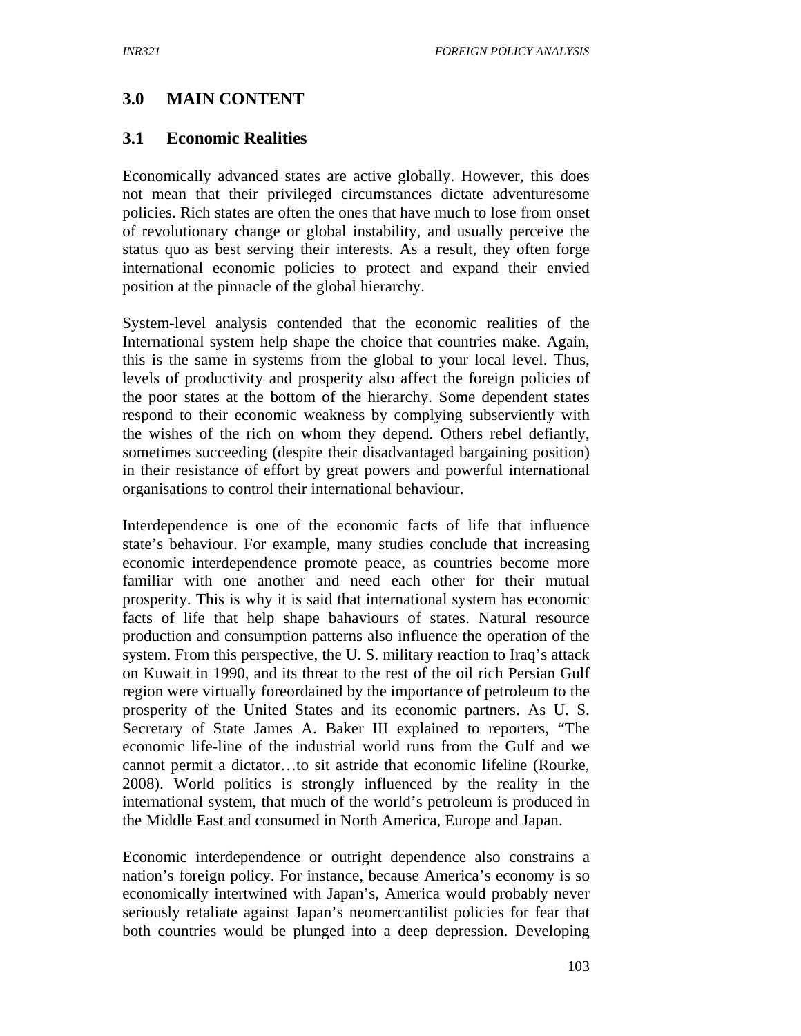## 3.0 MAIN CONTENT

### 3.1 Economic Realities

Economically advanced states are active globally. However, this does not mean that their privileged circumstances dictate adventuresome policies. Rich states are often the ones that have much to lose from onset of revolutionary change or global instability, and usually perceive the status quo as best serving their interests. As a result, they often forge international economic policies to protect and expand their envied position at the pinnacle of the global hierarchy.

System-level analysis contended that the economic realities of the International system help shape the choice that countries make. Again, this is the same in systems from the global to your local level. Thus, levels of productivity and prosperity also affect the foreign policies of the poor states at the bottom of the hierarchy. Some dependent states respond to their economic weakness by complying subserviently with the wishes of the rich on whom they depend. Others rebel defiantly, sometimes succeeding (despite their disadvantaged bargaining position) in their resistance of effort by great powers and powerful international organisations to control their international behaviour.

Interdependence is one of the economic facts of life that influence state's behaviour. For example, many studies conclude that increasing economic interdependence promote peace, as countries become more familiar with one another and need each other for their mutual prosperity. This is why it is said that international system has economic facts of life that help shape bahaviours of states. Natural resource production and consumption patterns also influence the operation of the system. From this perspective, the U. S. military reaction to Iraq's attack on Kuwait in 1990, and its threat to the rest of the oil rich Persian Gulf region were virtually foreordained by the importance of petroleum to the prosperity of the United States and its economic partners. As U. S. Secretary of State James A. Baker III explained to reporters, "The economic life-line of the industrial world runs from the Gulf and we cannot permit a dictator…to sit astride that economic lifeline (Rourke, 2008). World politics is strongly influenced by the reality in the international system, that much of the world's petroleum is produced in the Middle East and consumed in North America, Europe and Japan.

Economic interdependence or outright dependence also constrains a nation's foreign policy. For instance, because America's economy is so economically intertwined with Japan's, America would probably never seriously retaliate against Japan's neomercantilist policies for fear that both countries would be plunged into a deep depression. Developing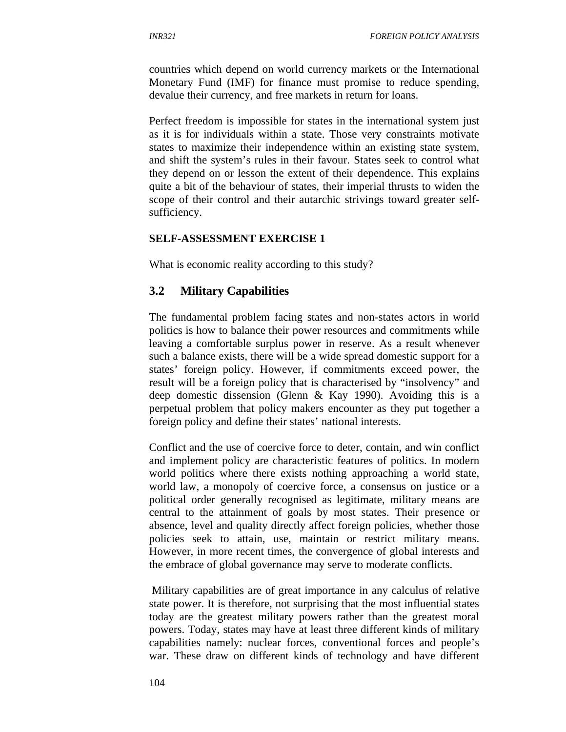countries which depend on world currency markets or the International Monetary Fund (IMF) for finance must promise to reduce spending, devalue their currency, and free markets in return for loans.

Perfect freedom is impossible for states in the international system just as it is for individuals within a state. Those very constraints motivate states to maximize their independence within an existing state system, and shift the system's rules in their favour. States seek to control what they depend on or lesson the extent of their dependence. This explains quite a bit of the behaviour of states, their imperial thrusts to widen the scope of their control and their autarchic strivings toward greater self-sufficiency.

**SELF-ASSESSMENT EXERCISE 1**

What is economic reality according to this study?

## 3.2 Military Capabilities

The fundamental problem facing states and non-states actors in world politics is how to balance their power resources and commitments while leaving a comfortable surplus power in reserve. As a result whenever such a balance exists, there will be a wide spread domestic support for a states' foreign policy. However, if commitments exceed power, the result will be a foreign policy that is characterised by "insolvency" and deep domestic dissension (Glenn & Kay 1990). Avoiding this is a perpetual problem that policy makers encounter as they put together a foreign policy and define their states' national interests.

Conflict and the use of coercive force to deter, contain, and win conflict and implement policy are characteristic features of politics. In modern world politics where there exists nothing approaching a world state, world law, a monopoly of coercive force, a consensus on justice or a political order generally recognised as legitimate, military means are central to the attainment of goals by most states. Their presence or absence, level and quality directly affect foreign policies, whether those policies seek to attain, use, maintain or restrict military means. However, in more recent times, the convergence of global interests and the embrace of global governance may serve to moderate conflicts.

Military capabilities are of great importance in any calculus of relative state power. It is therefore, not surprising that the most influential states today are the greatest military powers rather than the greatest moral powers. Today, states may have at least three different kinds of military capabilities namely: nuclear forces, conventional forces and people's war. These draw on different kinds of technology and have different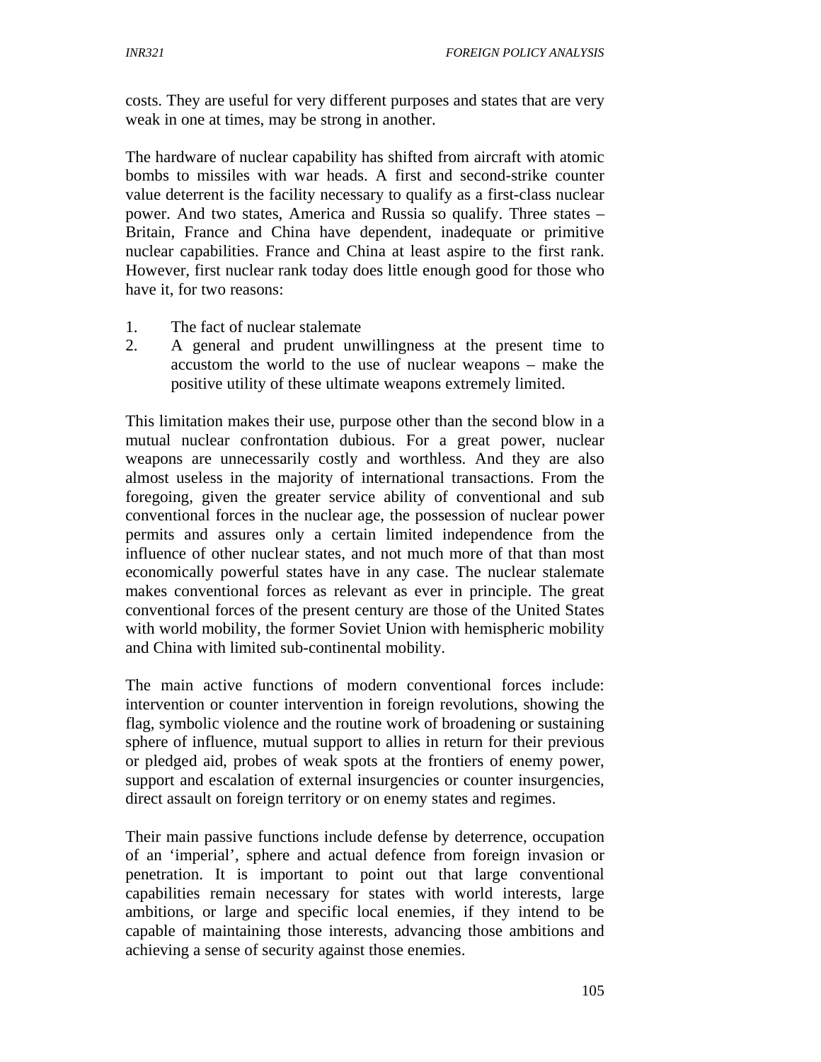costs. They are useful for very different purposes and states that are very weak in one at times, may be strong in another.

The hardware of nuclear capability has shifted from aircraft with atomic bombs to missiles with war heads. A first and second-strike counter value deterrent is the facility necessary to qualify as a first-class nuclear power. And two states, America and Russia so qualify. Three states – Britain, France and China have dependent, inadequate or primitive nuclear capabilities. France and China at least aspire to the first rank. However, first nuclear rank today does little enough good for those who have it, for two reasons:

1. The fact of nuclear stalemate
2. A general and prudent unwillingness at the present time to accustom the world to the use of nuclear weapons – make the positive utility of these ultimate weapons extremely limited.

This limitation makes their use, purpose other than the second blow in a mutual nuclear confrontation dubious. For a great power, nuclear weapons are unnecessarily costly and worthless. And they are also almost useless in the majority of international transactions. From the foregoing, given the greater service ability of conventional and sub conventional forces in the nuclear age, the possession of nuclear power permits and assures only a certain limited independence from the influence of other nuclear states, and not much more of that than most economically powerful states have in any case. The nuclear stalemate makes conventional forces as relevant as ever in principle. The great conventional forces of the present century are those of the United States with world mobility, the former Soviet Union with hemispheric mobility and China with limited sub-continental mobility.

The main active functions of modern conventional forces include: intervention or counter intervention in foreign revolutions, showing the flag, symbolic violence and the routine work of broadening or sustaining sphere of influence, mutual support to allies in return for their previous or pledged aid, probes of weak spots at the frontiers of enemy power, support and escalation of external insurgencies or counter insurgencies, direct assault on foreign territory or on enemy states and regimes.

Their main passive functions include defense by deterrence, occupation of an 'imperial', sphere and actual defence from foreign invasion or penetration. It is important to point out that large conventional capabilities remain necessary for states with world interests, large ambitions, or large and specific local enemies, if they intend to be capable of maintaining those interests, advancing those ambitions and achieving a sense of security against those enemies.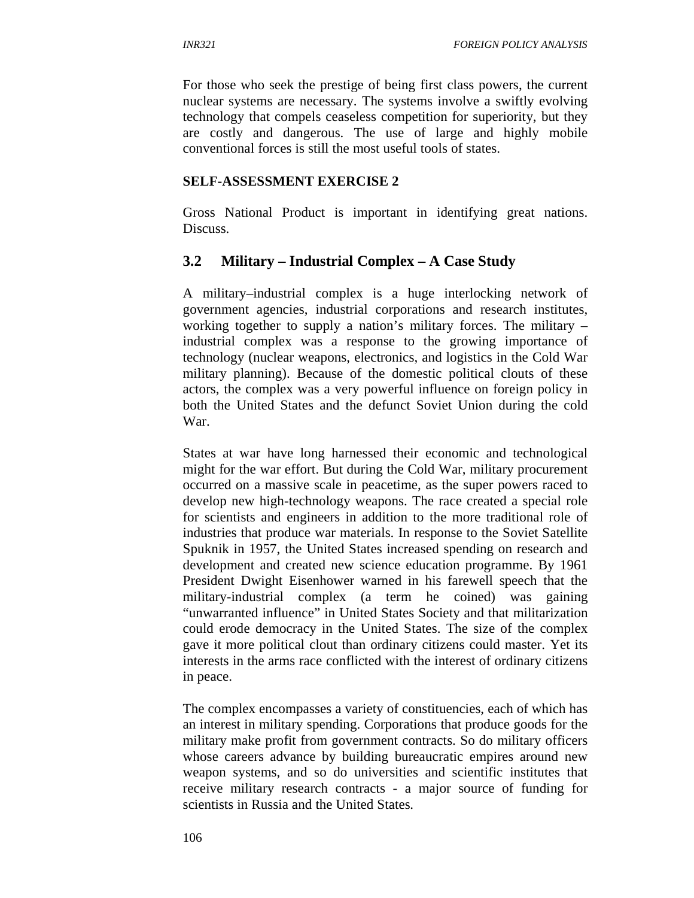For those who seek the prestige of being first class powers, the current nuclear systems are necessary. The systems involve a swiftly evolving technology that compels ceaseless competition for superiority, but they are costly and dangerous. The use of large and highly mobile conventional forces is still the most useful tools of states.

**SELF-ASSESSMENT EXERCISE 2**

Gross National Product is important in identifying great nations. Discuss.

## 3.2 Military – Industrial Complex – A Case Study

A military–industrial complex is a huge interlocking network of government agencies, industrial corporations and research institutes, working together to supply a nation's military forces. The military – industrial complex was a response to the growing importance of technology (nuclear weapons, electronics, and logistics in the Cold War military planning). Because of the domestic political clouts of these actors, the complex was a very powerful influence on foreign policy in both the United States and the defunct Soviet Union during the cold War.

States at war have long harnessed their economic and technological might for the war effort. But during the Cold War, military procurement occurred on a massive scale in peacetime, as the super powers raced to develop new high-technology weapons. The race created a special role for scientists and engineers in addition to the more traditional role of industries that produce war materials. In response to the Soviet Satellite Spuknik in 1957, the United States increased spending on research and development and created new science education programme. By 1961 President Dwight Eisenhower warned in his farewell speech that the military-industrial complex (a term he coined) was gaining "unwarranted influence" in United States Society and that militarization could erode democracy in the United States. The size of the complex gave it more political clout than ordinary citizens could master. Yet its interests in the arms race conflicted with the interest of ordinary citizens in peace.

The complex encompasses a variety of constituencies, each of which has an interest in military spending. Corporations that produce goods for the military make profit from government contracts. So do military officers whose careers advance by building bureaucratic empires around new weapon systems, and so do universities and scientific institutes that receive military research contracts - a major source of funding for scientists in Russia and the United States.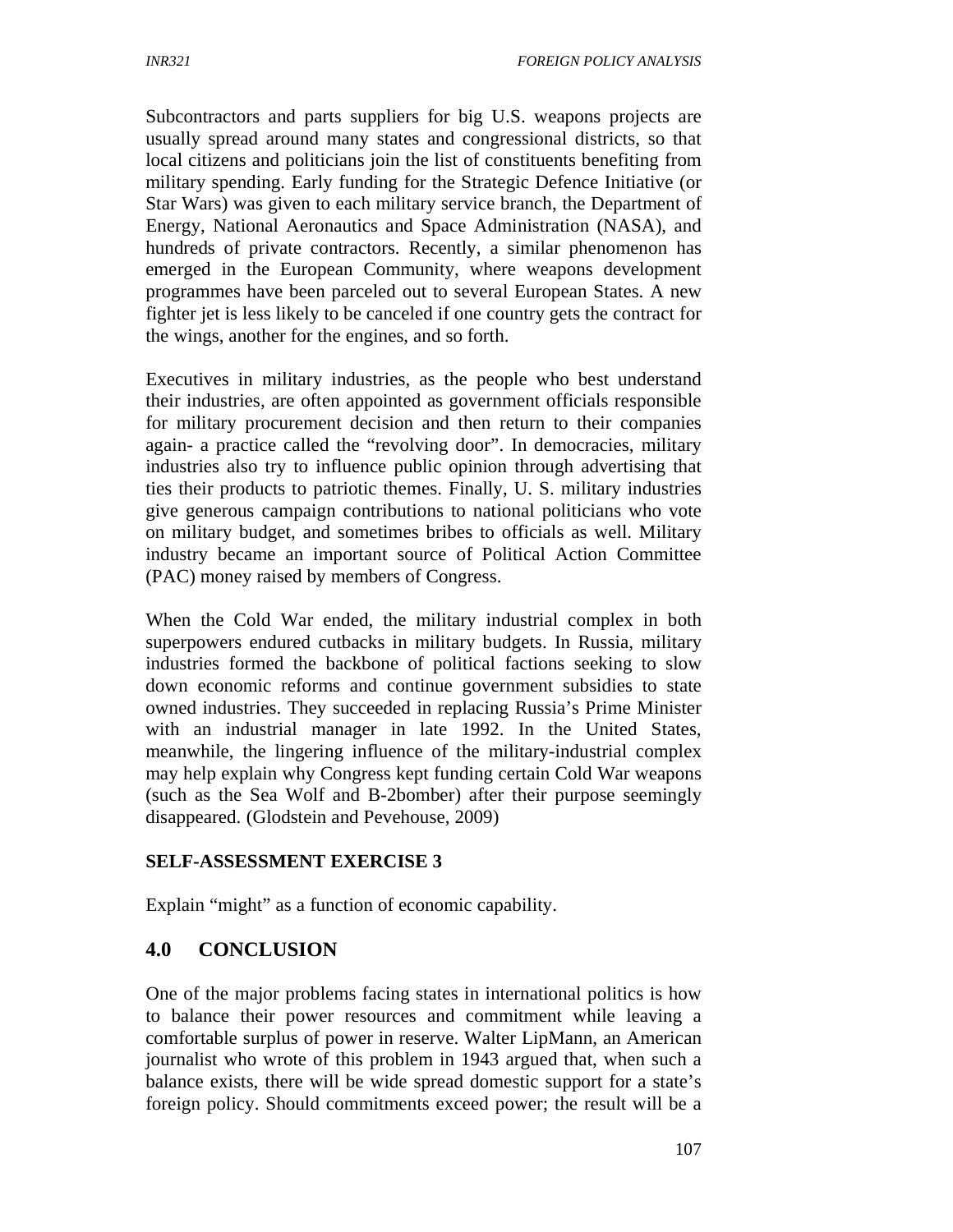Subcontractors and parts suppliers for big U.S. weapons projects are usually spread around many states and congressional districts, so that local citizens and politicians join the list of constituents benefiting from military spending. Early funding for the Strategic Defence Initiative (or Star Wars) was given to each military service branch, the Department of Energy, National Aeronautics and Space Administration (NASA), and hundreds of private contractors. Recently, a similar phenomenon has emerged in the European Community, where weapons development programmes have been parceled out to several European States. A new fighter jet is less likely to be canceled if one country gets the contract for the wings, another for the engines, and so forth.

Executives in military industries, as the people who best understand their industries, are often appointed as government officials responsible for military procurement decision and then return to their companies again- a practice called the "revolving door". In democracies, military industries also try to influence public opinion through advertising that ties their products to patriotic themes. Finally, U. S. military industries give generous campaign contributions to national politicians who vote on military budget, and sometimes bribes to officials as well. Military industry became an important source of Political Action Committee (PAC) money raised by members of Congress.

When the Cold War ended, the military industrial complex in both superpowers endured cutbacks in military budgets. In Russia, military industries formed the backbone of political factions seeking to slow down economic reforms and continue government subsidies to state owned industries. They succeeded in replacing Russia's Prime Minister with an industrial manager in late 1992. In the United States, meanwhile, the lingering influence of the military-industrial complex may help explain why Congress kept funding certain Cold War weapons (such as the Sea Wolf and B-2bomber) after their purpose seemingly disappeared. (Glodstein and Pevehouse, 2009)

**SELF-ASSESSMENT EXERCISE 3**

Explain "might" as a function of economic capability.

## 4.0 CONCLUSION

One of the major problems facing states in international politics is how to balance their power resources and commitment while leaving a comfortable surplus of power in reserve. Walter LipMann, an American journalist who wrote of this problem in 1943 argued that, when such a balance exists, there will be wide spread domestic support for a state's foreign policy. Should commitments exceed power; the result will be a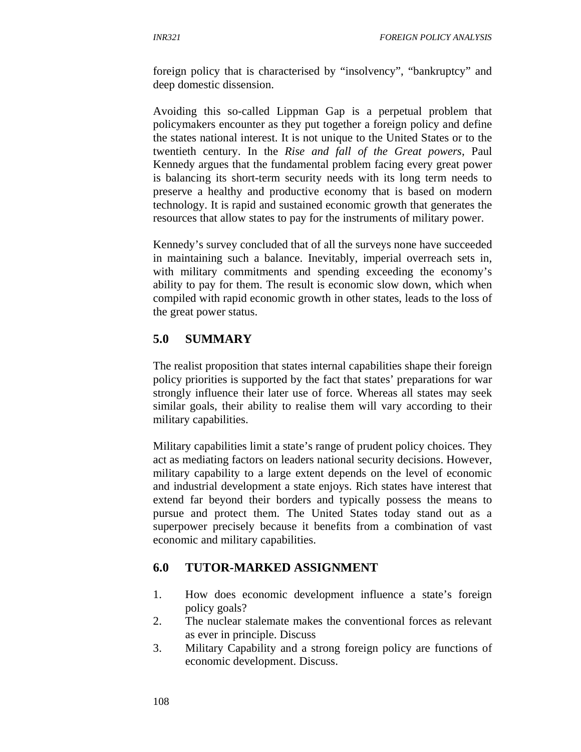foreign policy that is characterised by "insolvency", "bankruptcy" and deep domestic dissension.

Avoiding this so-called Lippman Gap is a perpetual problem that policymakers encounter as they put together a foreign policy and define the states national interest. It is not unique to the United States or to the twentieth century. In the *Rise and fall of the Great powers*, Paul Kennedy argues that the fundamental problem facing every great power is balancing its short-term security needs with its long term needs to preserve a healthy and productive economy that is based on modern technology. It is rapid and sustained economic growth that generates the resources that allow states to pay for the instruments of military power.

Kennedy's survey concluded that of all the surveys none have succeeded in maintaining such a balance. Inevitably, imperial overreach sets in, with military commitments and spending exceeding the economy's ability to pay for them. The result is economic slow down, which when compiled with rapid economic growth in other states, leads to the loss of the great power status.

## 5.0 SUMMARY

The realist proposition that states internal capabilities shape their foreign policy priorities is supported by the fact that states' preparations for war strongly influence their later use of force. Whereas all states may seek similar goals, their ability to realise them will vary according to their military capabilities.

Military capabilities limit a state's range of prudent policy choices. They act as mediating factors on leaders national security decisions. However, military capability to a large extent depends on the level of economic and industrial development a state enjoys. Rich states have interest that extend far beyond their borders and typically possess the means to pursue and protect them. The United States today stand out as a superpower precisely because it benefits from a combination of vast economic and military capabilities.

## 6.0 TUTOR-MARKED ASSIGNMENT

1. How does economic development influence a state's foreign policy goals?
2. The nuclear stalemate makes the conventional forces as relevant as ever in principle. Discuss
3. Military Capability and a strong foreign policy are functions of economic development. Discuss.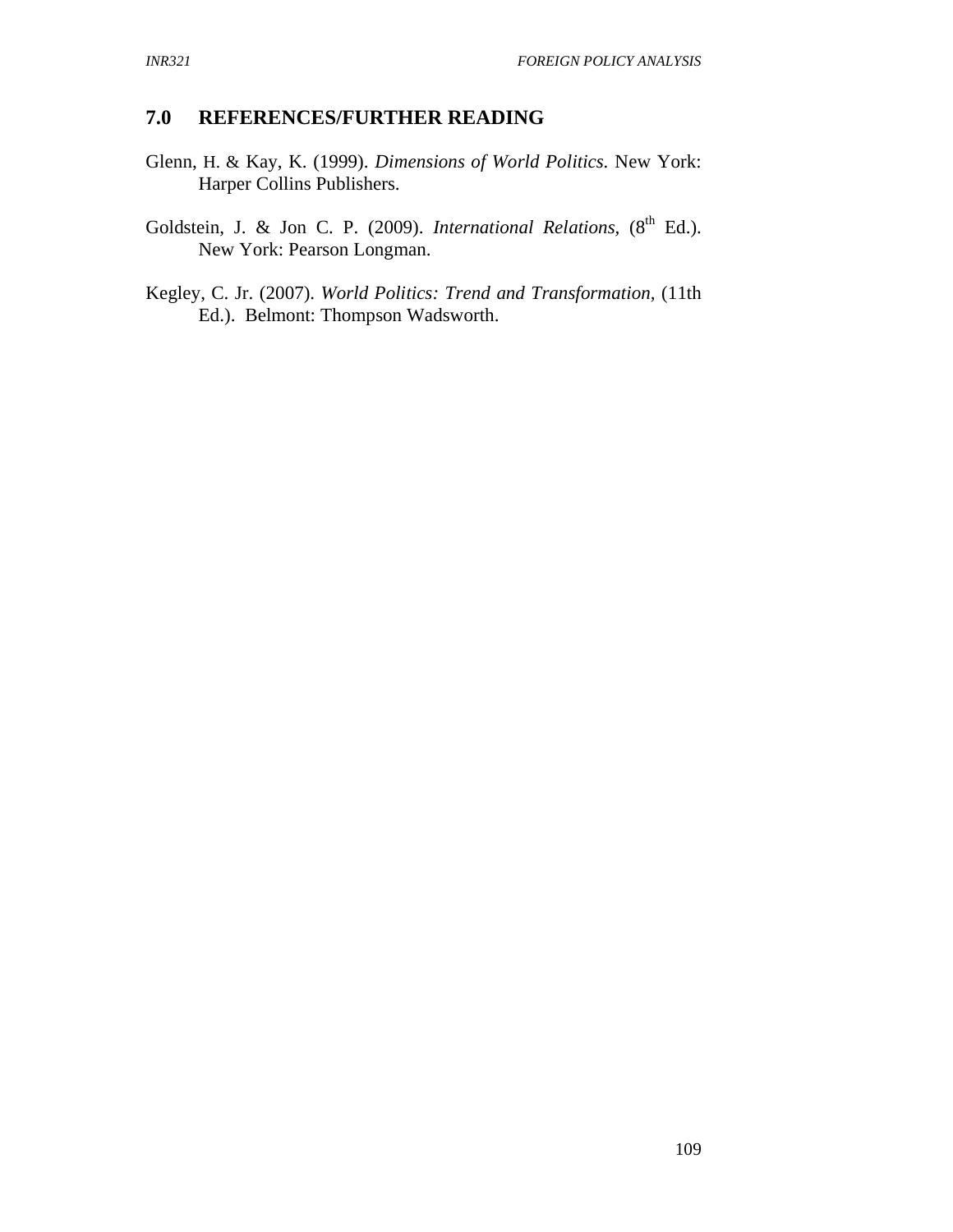## 7.0 REFERENCES/FURTHER READING

Glenn, H. & Kay, K. (1999). *Dimensions of World Politics.* New York: Harper Collins Publishers.

Goldstein, J. & Jon C. P. (2009). *International Relations,* (8th Ed.). New York: Pearson Longman.

Kegley, C. Jr. (2007). *World Politics: Trend and Transformation,* (11th Ed.). Belmont: Thompson Wadsworth.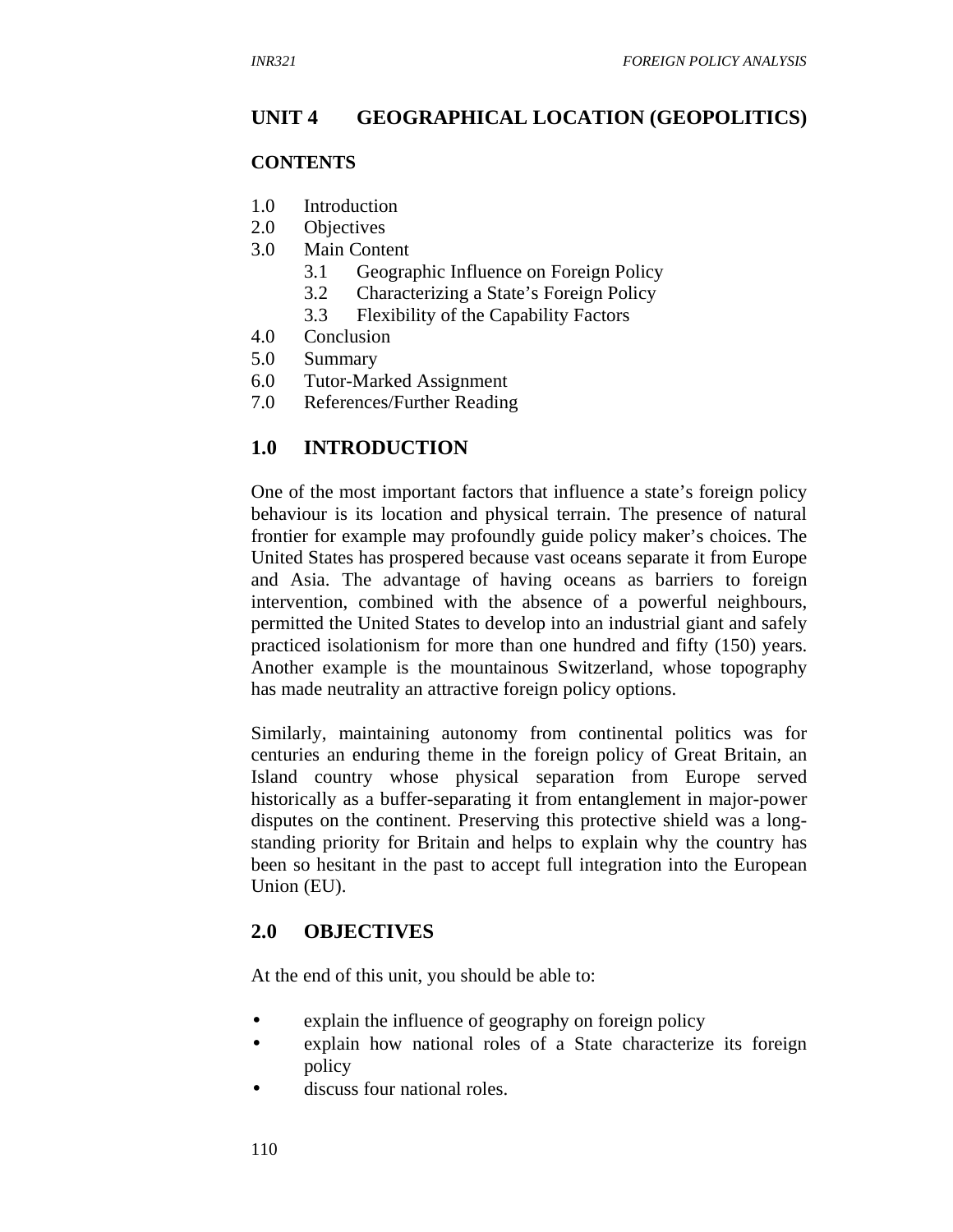## UNIT 4 GEOGRAPHICAL LOCATION (GEOPOLITICS)

**CONTENTS**

1.0 Introduction
2.0 Objectives
3.0 Main Content
   3.1 Geographic Influence on Foreign Policy
   3.2 Characterizing a State's Foreign Policy
   3.3 Flexibility of the Capability Factors
4.0 Conclusion
5.0 Summary
6.0 Tutor-Marked Assignment
7.0 References/Further Reading

## 1.0 INTRODUCTION

One of the most important factors that influence a state's foreign policy behaviour is its location and physical terrain. The presence of natural frontier for example may profoundly guide policy maker's choices. The United States has prospered because vast oceans separate it from Europe and Asia. The advantage of having oceans as barriers to foreign intervention, combined with the absence of a powerful neighbours, permitted the United States to develop into an industrial giant and safely practiced isolationism for more than one hundred and fifty (150) years. Another example is the mountainous Switzerland, whose topography has made neutrality an attractive foreign policy options.

Similarly, maintaining autonomy from continental politics was for centuries an enduring theme in the foreign policy of Great Britain, an Island country whose physical separation from Europe served historically as a buffer-separating it from entanglement in major-power disputes on the continent. Preserving this protective shield was a long-standing priority for Britain and helps to explain why the country has been so hesitant in the past to accept full integration into the European Union (EU).

## 2.0 OBJECTIVES

At the end of this unit, you should be able to:

- explain the influence of geography on foreign policy
- explain how national roles of a State characterize its foreign policy
- discuss four national roles.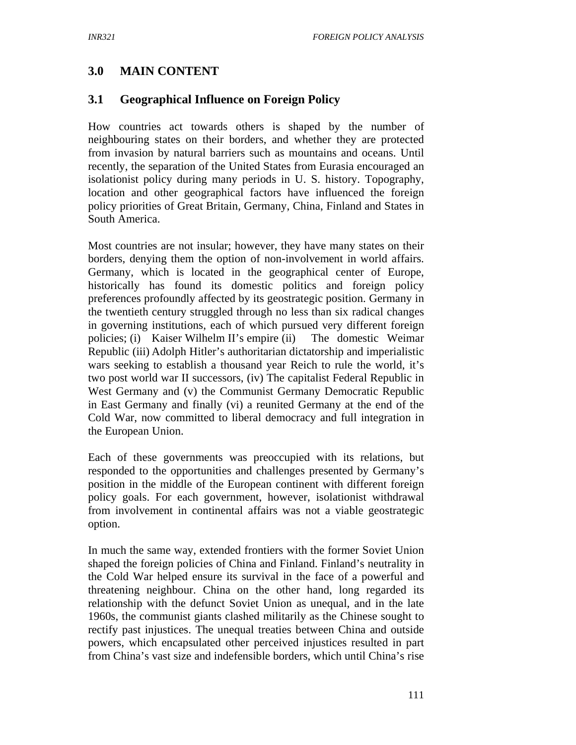## 3.0 MAIN CONTENT

### 3.1 Geographical Influence on Foreign Policy

How countries act towards others is shaped by the number of neighbouring states on their borders, and whether they are protected from invasion by natural barriers such as mountains and oceans. Until recently, the separation of the United States from Eurasia encouraged an isolationist policy during many periods in U. S. history. Topography, location and other geographical factors have influenced the foreign policy priorities of Great Britain, Germany, China, Finland and States in South America.

Most countries are not insular; however, they have many states on their borders, denying them the option of non-involvement in world affairs. Germany, which is located in the geographical center of Europe, historically has found its domestic politics and foreign policy preferences profoundly affected by its geostrategic position. Germany in the twentieth century struggled through no less than six radical changes in governing institutions, each of which pursued very different foreign policies; (i) Kaiser Wilhelm II's empire (ii) The domestic Weimar Republic (iii) Adolph Hitler's authoritarian dictatorship and imperialistic wars seeking to establish a thousand year Reich to rule the world, it's two post world war II successors, (iv) The capitalist Federal Republic in West Germany and (v) the Communist Germany Democratic Republic in East Germany and finally (vi) a reunited Germany at the end of the Cold War, now committed to liberal democracy and full integration in the European Union.

Each of these governments was preoccupied with its relations, but responded to the opportunities and challenges presented by Germany's position in the middle of the European continent with different foreign policy goals. For each government, however, isolationist withdrawal from involvement in continental affairs was not a viable geostrategic option.

In much the same way, extended frontiers with the former Soviet Union shaped the foreign policies of China and Finland. Finland's neutrality in the Cold War helped ensure its survival in the face of a powerful and threatening neighbour. China on the other hand, long regarded its relationship with the defunct Soviet Union as unequal, and in the late 1960s, the communist giants clashed militarily as the Chinese sought to rectify past injustices. The unequal treaties between China and outside powers, which encapsulated other perceived injustices resulted in part from China's vast size and indefensible borders, which until China's rise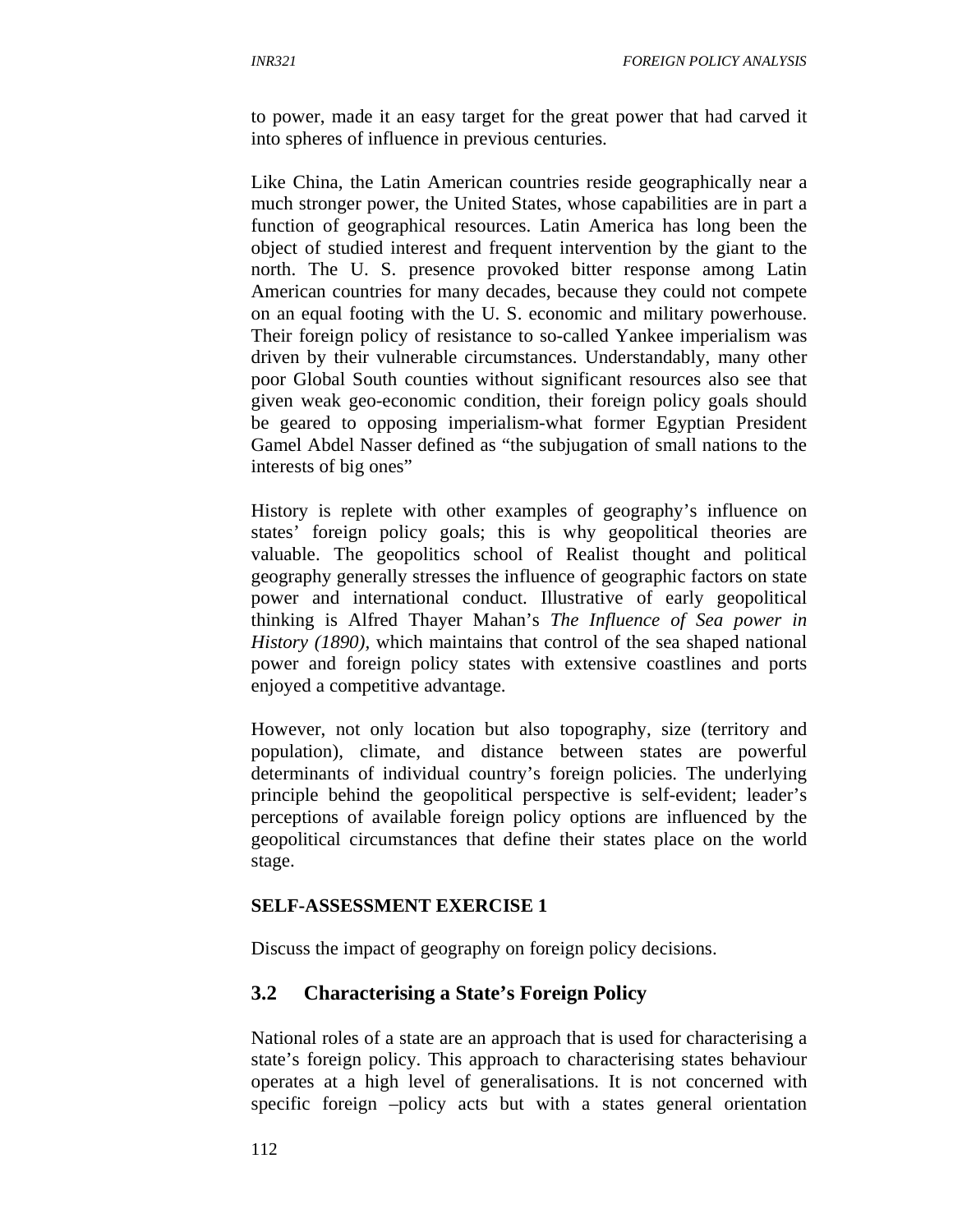to power, made it an easy target for the great power that had carved it into spheres of influence in previous centuries.

Like China, the Latin American countries reside geographically near a much stronger power, the United States, whose capabilities are in part a function of geographical resources. Latin America has long been the object of studied interest and frequent intervention by the giant to the north. The U. S. presence provoked bitter response among Latin American countries for many decades, because they could not compete on an equal footing with the U. S. economic and military powerhouse. Their foreign policy of resistance to so-called Yankee imperialism was driven by their vulnerable circumstances. Understandably, many other poor Global South counties without significant resources also see that given weak geo-economic condition, their foreign policy goals should be geared to opposing imperialism-what former Egyptian President Gamel Abdel Nasser defined as "the subjugation of small nations to the interests of big ones"

History is replete with other examples of geography's influence on states' foreign policy goals; this is why geopolitical theories are valuable. The geopolitics school of Realist thought and political geography generally stresses the influence of geographic factors on state power and international conduct. Illustrative of early geopolitical thinking is Alfred Thayer Mahan's *The Influence of Sea power in History (1890),* which maintains that control of the sea shaped national power and foreign policy states with extensive coastlines and ports enjoyed a competitive advantage.

However, not only location but also topography, size (territory and population), climate, and distance between states are powerful determinants of individual country's foreign policies. The underlying principle behind the geopolitical perspective is self-evident; leader's perceptions of available foreign policy options are influenced by the geopolitical circumstances that define their states place on the world stage.

**SELF-ASSESSMENT EXERCISE 1**

Discuss the impact of geography on foreign policy decisions.

## 3.2 Characterising a State's Foreign Policy

National roles of a state are an approach that is used for characterising a state's foreign policy. This approach to characterising states behaviour operates at a high level of generalisations. It is not concerned with specific foreign –policy acts but with a states general orientation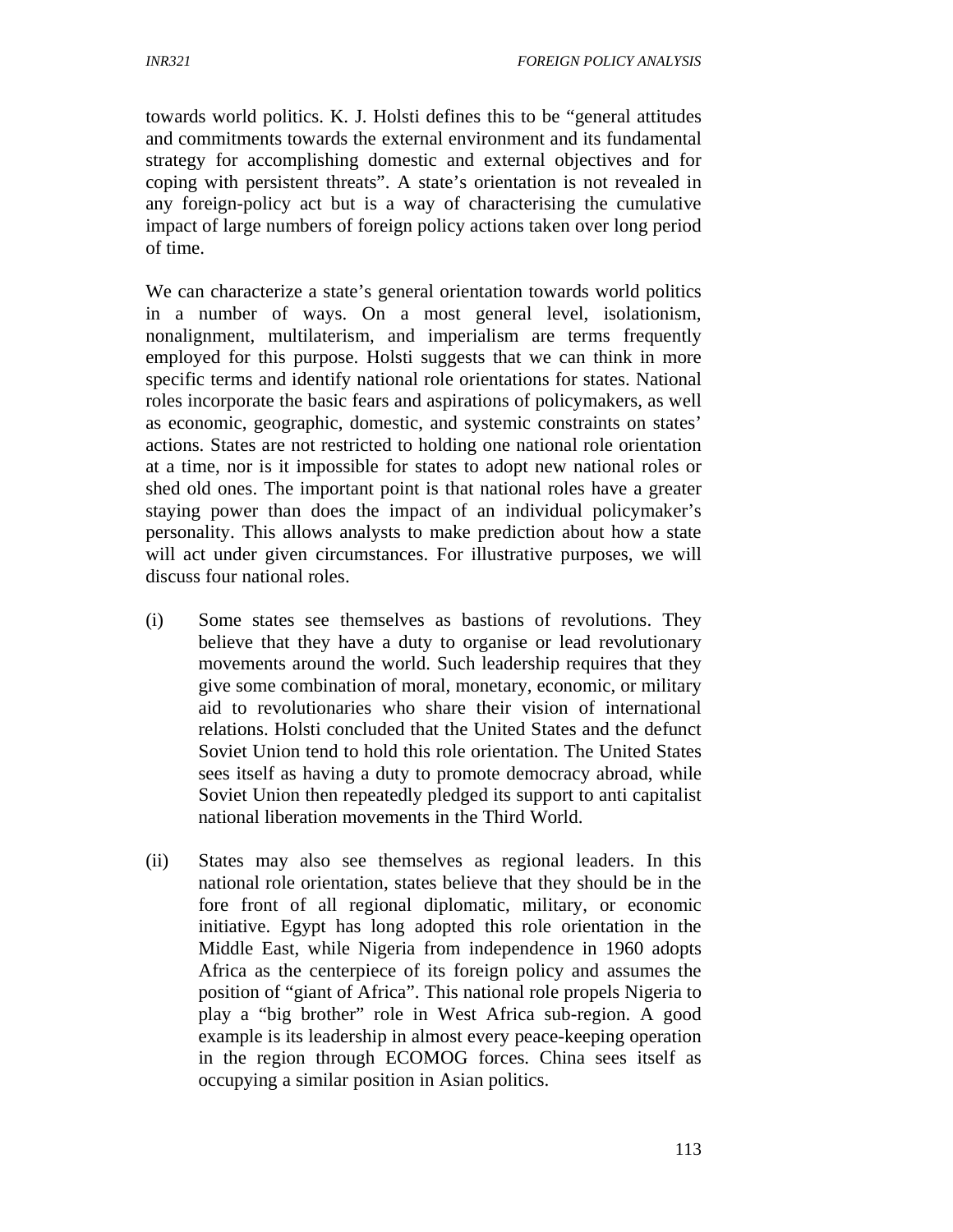towards world politics. K. J. Holsti defines this to be "general attitudes and commitments towards the external environment and its fundamental strategy for accomplishing domestic and external objectives and for coping with persistent threats". A state's orientation is not revealed in any foreign-policy act but is a way of characterising the cumulative impact of large numbers of foreign policy actions taken over long period of time.

We can characterize a state's general orientation towards world politics in a number of ways. On a most general level, isolationism, nonalignment, multilaterism, and imperialism are terms frequently employed for this purpose. Holsti suggests that we can think in more specific terms and identify national role orientations for states. National roles incorporate the basic fears and aspirations of policymakers, as well as economic, geographic, domestic, and systemic constraints on states' actions. States are not restricted to holding one national role orientation at a time, nor is it impossible for states to adopt new national roles or shed old ones. The important point is that national roles have a greater staying power than does the impact of an individual policymaker's personality. This allows analysts to make prediction about how a state will act under given circumstances. For illustrative purposes, we will discuss four national roles.

(i) Some states see themselves as bastions of revolutions. They believe that they have a duty to organise or lead revolutionary movements around the world. Such leadership requires that they give some combination of moral, monetary, economic, or military aid to revolutionaries who share their vision of international relations. Holsti concluded that the United States and the defunct Soviet Union tend to hold this role orientation. The United States sees itself as having a duty to promote democracy abroad, while Soviet Union then repeatedly pledged its support to anti capitalist national liberation movements in the Third World.

(ii) States may also see themselves as regional leaders. In this national role orientation, states believe that they should be in the fore front of all regional diplomatic, military, or economic initiative. Egypt has long adopted this role orientation in the Middle East, while Nigeria from independence in 1960 adopts Africa as the centerpiece of its foreign policy and assumes the position of "giant of Africa". This national role propels Nigeria to play a "big brother" role in West Africa sub-region. A good example is its leadership in almost every peace-keeping operation in the region through ECOMOG forces. China sees itself as occupying a similar position in Asian politics.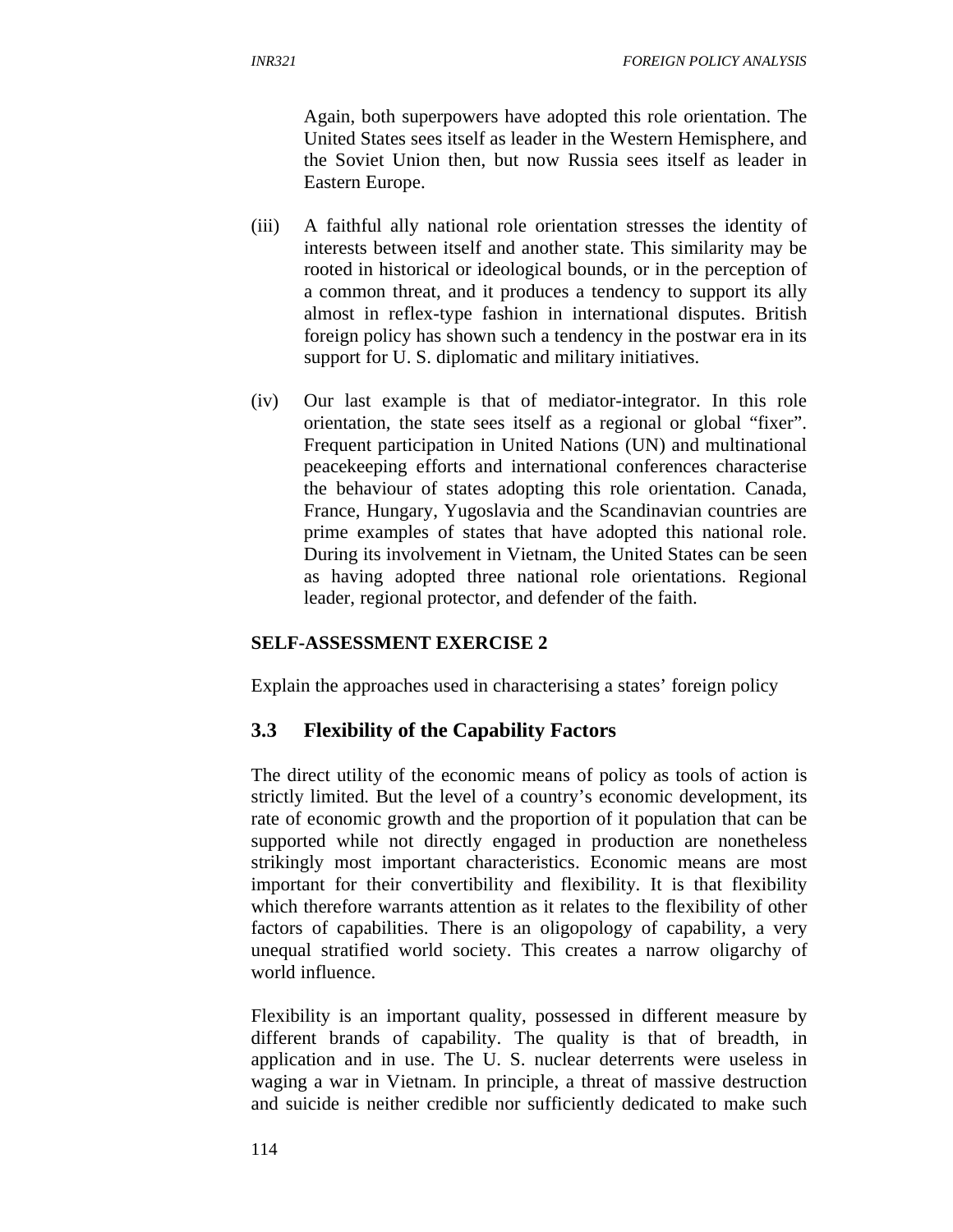Again, both superpowers have adopted this role orientation. The United States sees itself as leader in the Western Hemisphere, and the Soviet Union then, but now Russia sees itself as leader in Eastern Europe.

(iii) A faithful ally national role orientation stresses the identity of interests between itself and another state. This similarity may be rooted in historical or ideological bounds, or in the perception of a common threat, and it produces a tendency to support its ally almost in reflex-type fashion in international disputes. British foreign policy has shown such a tendency in the postwar era in its support for U. S. diplomatic and military initiatives.

(iv) Our last example is that of mediator-integrator. In this role orientation, the state sees itself as a regional or global "fixer". Frequent participation in United Nations (UN) and multinational peacekeeping efforts and international conferences characterise the behaviour of states adopting this role orientation. Canada, France, Hungary, Yugoslavia and the Scandinavian countries are prime examples of states that have adopted this national role. During its involvement in Vietnam, the United States can be seen as having adopted three national role orientations. Regional leader, regional protector, and defender of the faith.

**SELF-ASSESSMENT EXERCISE 2**

Explain the approaches used in characterising a states' foreign policy

## 3.3 Flexibility of the Capability Factors

The direct utility of the economic means of policy as tools of action is strictly limited. But the level of a country's economic development, its rate of economic growth and the proportion of it population that can be supported while not directly engaged in production are nonetheless strikingly most important characteristics. Economic means are most important for their convertibility and flexibility. It is that flexibility which therefore warrants attention as it relates to the flexibility of other factors of capabilities. There is an oligopology of capability, a very unequal stratified world society. This creates a narrow oligarchy of world influence.

Flexibility is an important quality, possessed in different measure by different brands of capability. The quality is that of breadth, in application and in use. The U. S. nuclear deterrents were useless in waging a war in Vietnam. In principle, a threat of massive destruction and suicide is neither credible nor sufficiently dedicated to make such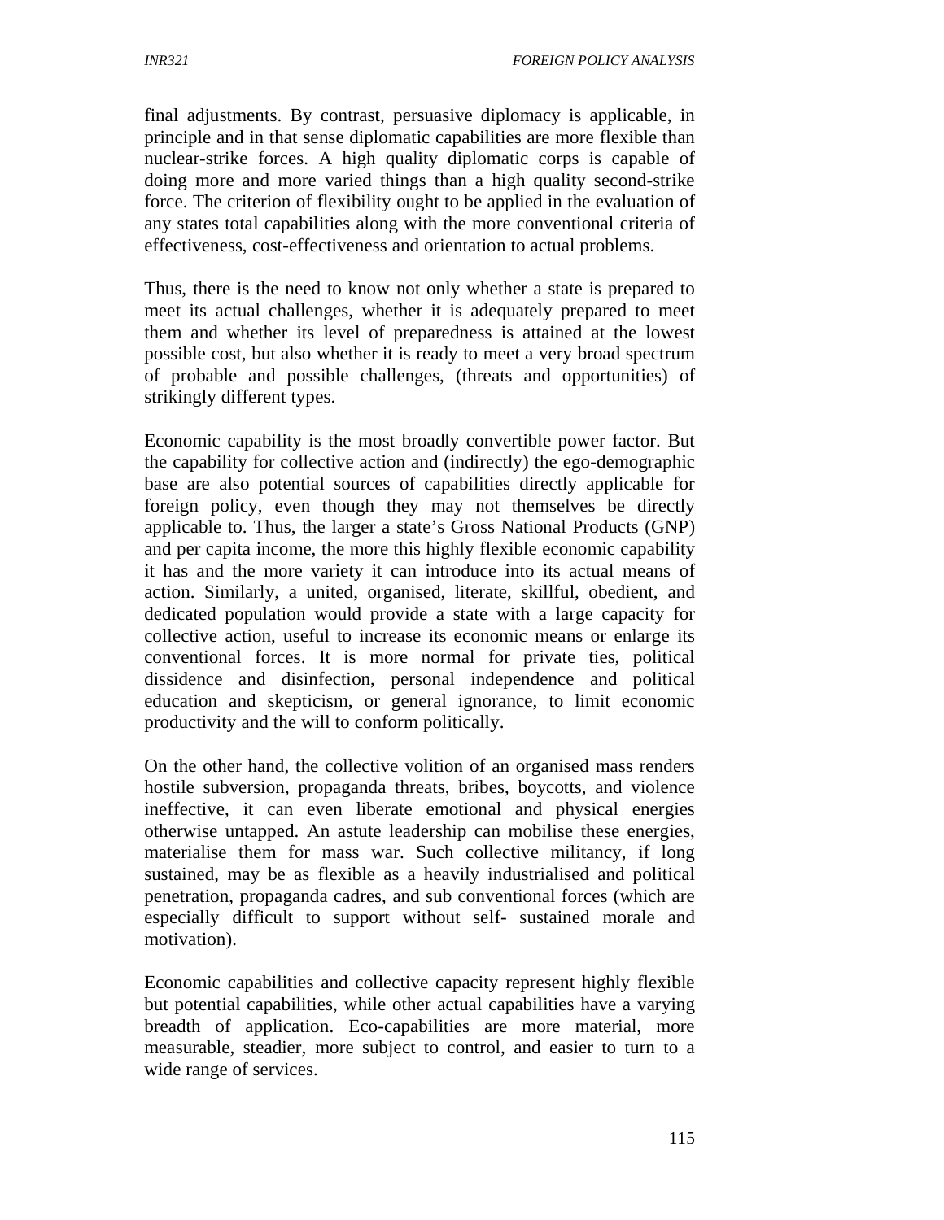final adjustments. By contrast, persuasive diplomacy is applicable, in principle and in that sense diplomatic capabilities are more flexible than nuclear-strike forces. A high quality diplomatic corps is capable of doing more and more varied things than a high quality second-strike force. The criterion of flexibility ought to be applied in the evaluation of any states total capabilities along with the more conventional criteria of effectiveness, cost-effectiveness and orientation to actual problems.

Thus, there is the need to know not only whether a state is prepared to meet its actual challenges, whether it is adequately prepared to meet them and whether its level of preparedness is attained at the lowest possible cost, but also whether it is ready to meet a very broad spectrum of probable and possible challenges, (threats and opportunities) of strikingly different types.

Economic capability is the most broadly convertible power factor. But the capability for collective action and (indirectly) the ego-demographic base are also potential sources of capabilities directly applicable for foreign policy, even though they may not themselves be directly applicable to. Thus, the larger a state's Gross National Products (GNP) and per capita income, the more this highly flexible economic capability it has and the more variety it can introduce into its actual means of action. Similarly, a united, organised, literate, skillful, obedient, and dedicated population would provide a state with a large capacity for collective action, useful to increase its economic means or enlarge its conventional forces. It is more normal for private ties, political dissidence and disinfection, personal independence and political education and skepticism, or general ignorance, to limit economic productivity and the will to conform politically.

On the other hand, the collective volition of an organised mass renders hostile subversion, propaganda threats, bribes, boycotts, and violence ineffective, it can even liberate emotional and physical energies otherwise untapped. An astute leadership can mobilise these energies, materialise them for mass war. Such collective militancy, if long sustained, may be as flexible as a heavily industrialised and political penetration, propaganda cadres, and sub conventional forces (which are especially difficult to support without self- sustained morale and motivation).

Economic capabilities and collective capacity represent highly flexible but potential capabilities, while other actual capabilities have a varying breadth of application. Eco-capabilities are more material, more measurable, steadier, more subject to control, and easier to turn to a wide range of services.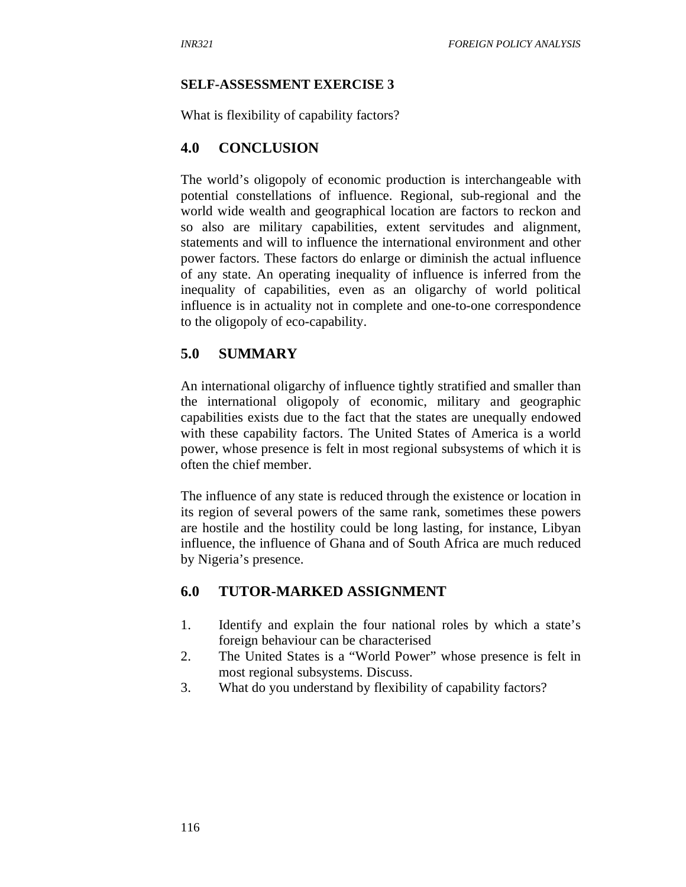**SELF-ASSESSMENT EXERCISE 3**

What is flexibility of capability factors?

## 4.0 CONCLUSION

The world's oligopoly of economic production is interchangeable with potential constellations of influence. Regional, sub-regional and the world wide wealth and geographical location are factors to reckon and so also are military capabilities, extent servitudes and alignment, statements and will to influence the international environment and other power factors. These factors do enlarge or diminish the actual influence of any state. An operating inequality of influence is inferred from the inequality of capabilities, even as an oligarchy of world political influence is in actuality not in complete and one-to-one correspondence to the oligopoly of eco-capability.

## 5.0 SUMMARY

An international oligarchy of influence tightly stratified and smaller than the international oligopoly of economic, military and geographic capabilities exists due to the fact that the states are unequally endowed with these capability factors. The United States of America is a world power, whose presence is felt in most regional subsystems of which it is often the chief member.

The influence of any state is reduced through the existence or location in its region of several powers of the same rank, sometimes these powers are hostile and the hostility could be long lasting, for instance, Libyan influence, the influence of Ghana and of South Africa are much reduced by Nigeria's presence.

## 6.0 TUTOR-MARKED ASSIGNMENT

1. Identify and explain the four national roles by which a state's foreign behaviour can be characterised
2. The United States is a "World Power" whose presence is felt in most regional subsystems. Discuss.
3. What do you understand by flexibility of capability factors?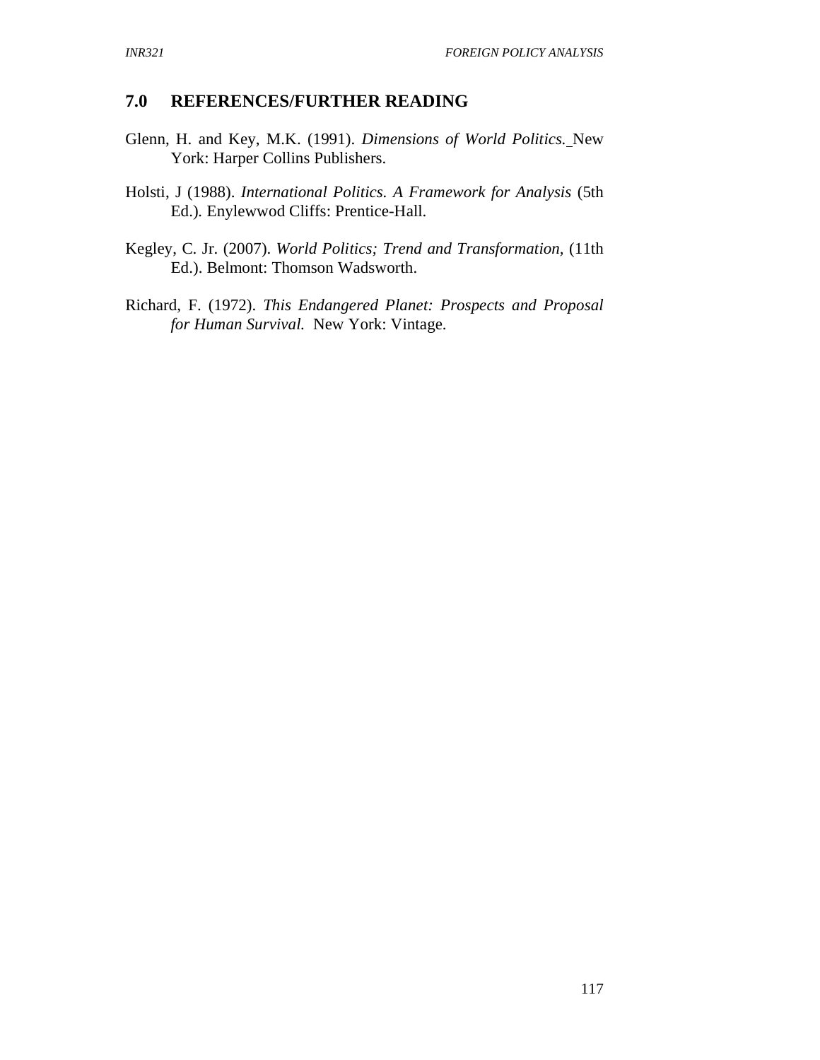## 7.0 REFERENCES/FURTHER READING

Glenn, H. and Key, M.K. (1991). *Dimensions of World Politics.* New York: Harper Collins Publishers.

Holsti, J (1988). *International Politics. A Framework for Analysis* (5th Ed.). Enylewwod Cliffs: Prentice-Hall.

Kegley, C. Jr. (2007). *World Politics; Trend and Transformation,* (11th Ed.). Belmont: Thomson Wadsworth.

Richard, F. (1972). *This Endangered Planet: Prospects and Proposal for Human Survival.* New York: Vintage.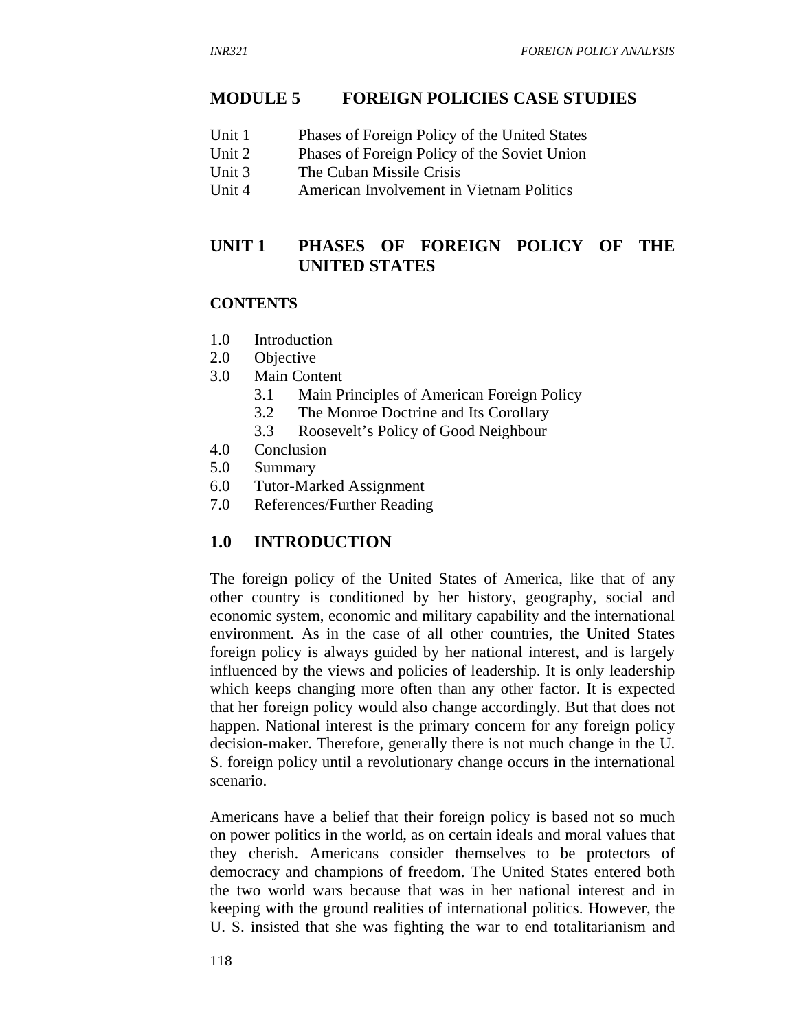# MODULE 5 FOREIGN POLICIES CASE STUDIES

Unit 1 Phases of Foreign Policy of the United States
Unit 2 Phases of Foreign Policy of the Soviet Union
Unit 3 The Cuban Missile Crisis
Unit 4 American Involvement in Vietnam Politics

## UNIT 1 PHASES OF FOREIGN POLICY OF THE UNITED STATES

**CONTENTS**

1.0 Introduction
2.0 Objective
3.0 Main Content
  3.1 Main Principles of American Foreign Policy
  3.2 The Monroe Doctrine and Its Corollary
  3.3 Roosevelt's Policy of Good Neighbour
4.0 Conclusion
5.0 Summary
6.0 Tutor-Marked Assignment
7.0 References/Further Reading

## 1.0 INTRODUCTION

The foreign policy of the United States of America, like that of any other country is conditioned by her history, geography, social and economic system, economic and military capability and the international environment. As in the case of all other countries, the United States foreign policy is always guided by her national interest, and is largely influenced by the views and policies of leadership. It is only leadership which keeps changing more often than any other factor. It is expected that her foreign policy would also change accordingly. But that does not happen. National interest is the primary concern for any foreign policy decision-maker. Therefore, generally there is not much change in the U. S. foreign policy until a revolutionary change occurs in the international scenario.

Americans have a belief that their foreign policy is based not so much on power politics in the world, as on certain ideals and moral values that they cherish. Americans consider themselves to be protectors of democracy and champions of freedom. The United States entered both the two world wars because that was in her national interest and in keeping with the ground realities of international politics. However, the U. S. insisted that she was fighting the war to end totalitarianism and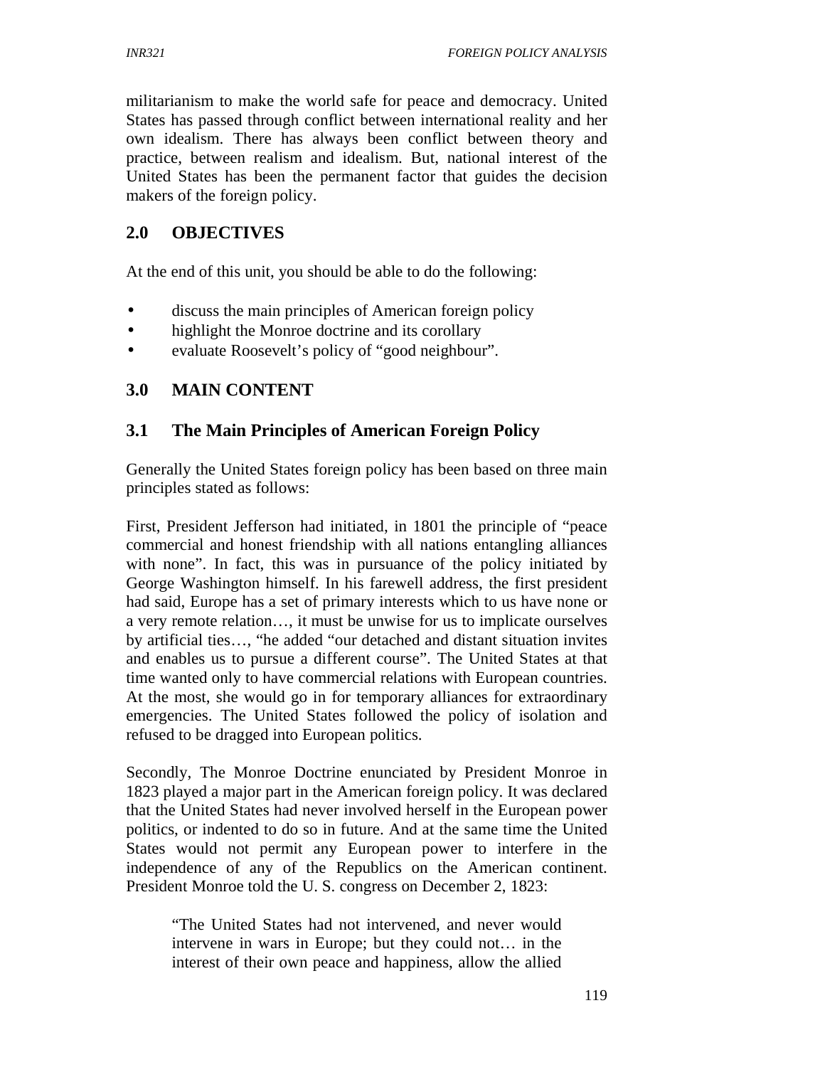militarianism to make the world safe for peace and democracy. United States has passed through conflict between international reality and her own idealism. There has always been conflict between theory and practice, between realism and idealism. But, national interest of the United States has been the permanent factor that guides the decision makers of the foreign policy.

## 2.0 OBJECTIVES

At the end of this unit, you should be able to do the following:

- discuss the main principles of American foreign policy
- highlight the Monroe doctrine and its corollary
- evaluate Roosevelt's policy of "good neighbour".

## 3.0 MAIN CONTENT

### 3.1 The Main Principles of American Foreign Policy

Generally the United States foreign policy has been based on three main principles stated as follows:

First, President Jefferson had initiated, in 1801 the principle of "peace commercial and honest friendship with all nations entangling alliances with none". In fact, this was in pursuance of the policy initiated by George Washington himself. In his farewell address, the first president had said, Europe has a set of primary interests which to us have none or a very remote relation…, it must be unwise for us to implicate ourselves by artificial ties…, "he added "our detached and distant situation invites and enables us to pursue a different course". The United States at that time wanted only to have commercial relations with European countries. At the most, she would go in for temporary alliances for extraordinary emergencies. The United States followed the policy of isolation and refused to be dragged into European politics.

Secondly, The Monroe Doctrine enunciated by President Monroe in 1823 played a major part in the American foreign policy. It was declared that the United States had never involved herself in the European power politics, or indented to do so in future. And at the same time the United States would not permit any European power to interfere in the independence of any of the Republics on the American continent. President Monroe told the U. S. congress on December 2, 1823:

> "The United States had not intervened, and never would intervene in wars in Europe; but they could not… in the interest of their own peace and happiness, allow the allied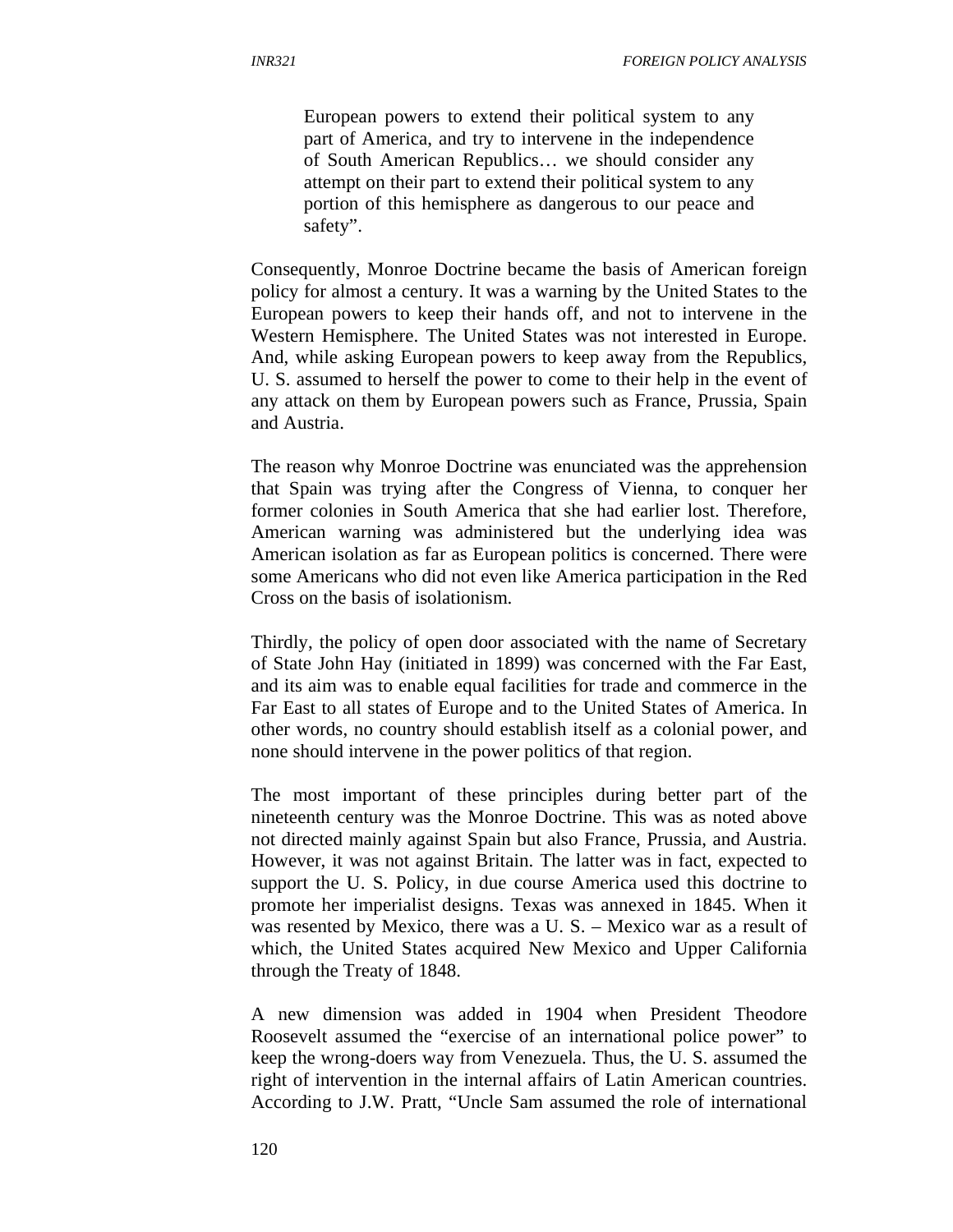> European powers to extend their political system to any part of America, and try to intervene in the independence of South American Republics… we should consider any attempt on their part to extend their political system to any portion of this hemisphere as dangerous to our peace and safety".

Consequently, Monroe Doctrine became the basis of American foreign policy for almost a century. It was a warning by the United States to the European powers to keep their hands off, and not to intervene in the Western Hemisphere. The United States was not interested in Europe. And, while asking European powers to keep away from the Republics, U. S. assumed to herself the power to come to their help in the event of any attack on them by European powers such as France, Prussia, Spain and Austria.

The reason why Monroe Doctrine was enunciated was the apprehension that Spain was trying after the Congress of Vienna, to conquer her former colonies in South America that she had earlier lost. Therefore, American warning was administered but the underlying idea was American isolation as far as European politics is concerned. There were some Americans who did not even like America participation in the Red Cross on the basis of isolationism.

Thirdly, the policy of open door associated with the name of Secretary of State John Hay (initiated in 1899) was concerned with the Far East, and its aim was to enable equal facilities for trade and commerce in the Far East to all states of Europe and to the United States of America. In other words, no country should establish itself as a colonial power, and none should intervene in the power politics of that region.

The most important of these principles during better part of the nineteenth century was the Monroe Doctrine. This was as noted above not directed mainly against Spain but also France, Prussia, and Austria. However, it was not against Britain. The latter was in fact, expected to support the U. S. Policy, in due course America used this doctrine to promote her imperialist designs. Texas was annexed in 1845. When it was resented by Mexico, there was a U. S. – Mexico war as a result of which, the United States acquired New Mexico and Upper California through the Treaty of 1848.

A new dimension was added in 1904 when President Theodore Roosevelt assumed the "exercise of an international police power" to keep the wrong-doers way from Venezuela. Thus, the U. S. assumed the right of intervention in the internal affairs of Latin American countries. According to J.W. Pratt, "Uncle Sam assumed the role of international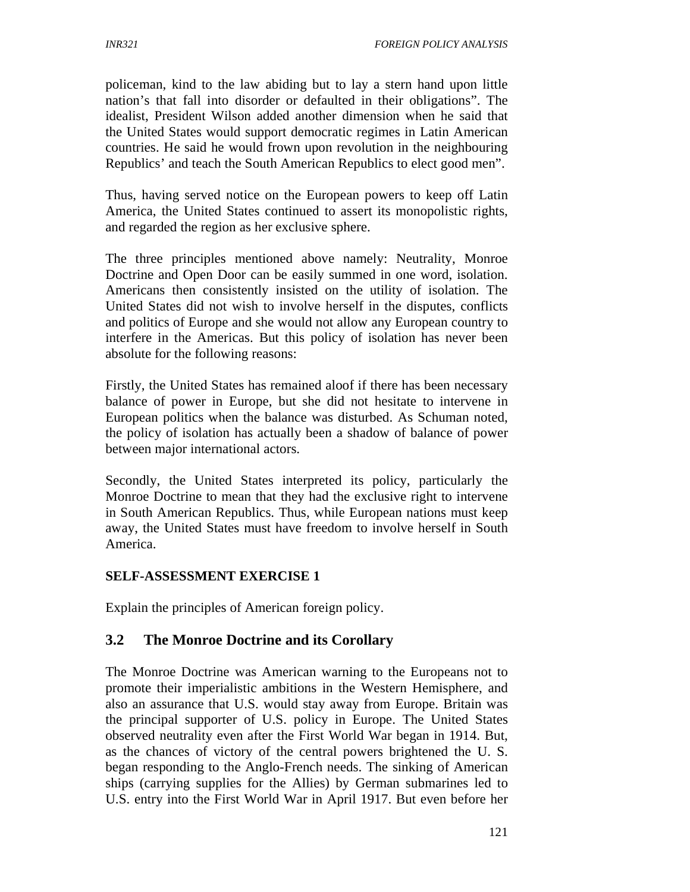policeman, kind to the law abiding but to lay a stern hand upon little nation's that fall into disorder or defaulted in their obligations". The idealist, President Wilson added another dimension when he said that the United States would support democratic regimes in Latin American countries. He said he would frown upon revolution in the neighbouring Republics' and teach the South American Republics to elect good men".

Thus, having served notice on the European powers to keep off Latin America, the United States continued to assert its monopolistic rights, and regarded the region as her exclusive sphere.

The three principles mentioned above namely: Neutrality, Monroe Doctrine and Open Door can be easily summed in one word, isolation. Americans then consistently insisted on the utility of isolation. The United States did not wish to involve herself in the disputes, conflicts and politics of Europe and she would not allow any European country to interfere in the Americas. But this policy of isolation has never been absolute for the following reasons:

Firstly, the United States has remained aloof if there has been necessary balance of power in Europe, but she did not hesitate to intervene in European politics when the balance was disturbed. As Schuman noted, the policy of isolation has actually been a shadow of balance of power between major international actors.

Secondly, the United States interpreted its policy, particularly the Monroe Doctrine to mean that they had the exclusive right to intervene in South American Republics. Thus, while European nations must keep away, the United States must have freedom to involve herself in South America.

**SELF-ASSESSMENT EXERCISE 1**

Explain the principles of American foreign policy.

## 3.2 The Monroe Doctrine and its Corollary

The Monroe Doctrine was American warning to the Europeans not to promote their imperialistic ambitions in the Western Hemisphere, and also an assurance that U.S. would stay away from Europe. Britain was the principal supporter of U.S. policy in Europe. The United States observed neutrality even after the First World War began in 1914. But, as the chances of victory of the central powers brightened the U. S. began responding to the Anglo-French needs. The sinking of American ships (carrying supplies for the Allies) by German submarines led to U.S. entry into the First World War in April 1917. But even before her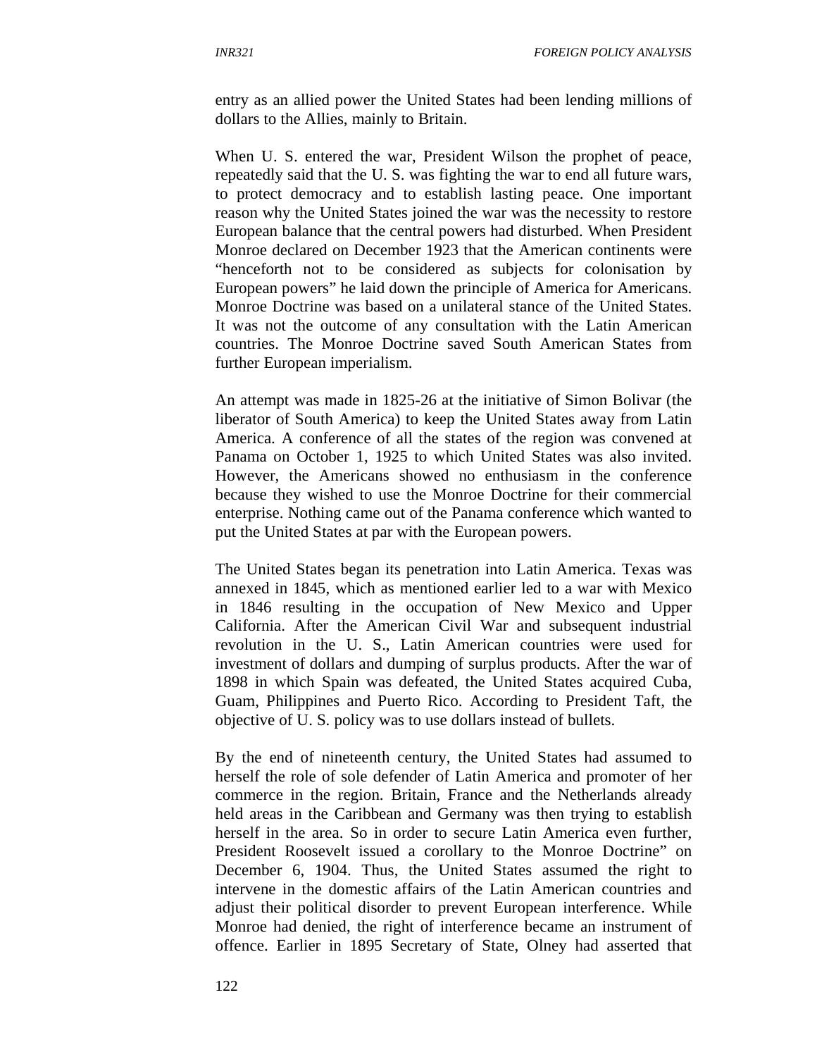entry as an allied power the United States had been lending millions of dollars to the Allies, mainly to Britain.

When U. S. entered the war, President Wilson the prophet of peace, repeatedly said that the U. S. was fighting the war to end all future wars, to protect democracy and to establish lasting peace. One important reason why the United States joined the war was the necessity to restore European balance that the central powers had disturbed. When President Monroe declared on December 1923 that the American continents were "henceforth not to be considered as subjects for colonisation by European powers" he laid down the principle of America for Americans. Monroe Doctrine was based on a unilateral stance of the United States. It was not the outcome of any consultation with the Latin American countries. The Monroe Doctrine saved South American States from further European imperialism.

An attempt was made in 1825-26 at the initiative of Simon Bolivar (the liberator of South America) to keep the United States away from Latin America. A conference of all the states of the region was convened at Panama on October 1, 1925 to which United States was also invited. However, the Americans showed no enthusiasm in the conference because they wished to use the Monroe Doctrine for their commercial enterprise. Nothing came out of the Panama conference which wanted to put the United States at par with the European powers.

The United States began its penetration into Latin America. Texas was annexed in 1845, which as mentioned earlier led to a war with Mexico in 1846 resulting in the occupation of New Mexico and Upper California. After the American Civil War and subsequent industrial revolution in the U. S., Latin American countries were used for investment of dollars and dumping of surplus products. After the war of 1898 in which Spain was defeated, the United States acquired Cuba, Guam, Philippines and Puerto Rico. According to President Taft, the objective of U. S. policy was to use dollars instead of bullets.

By the end of nineteenth century, the United States had assumed to herself the role of sole defender of Latin America and promoter of her commerce in the region. Britain, France and the Netherlands already held areas in the Caribbean and Germany was then trying to establish herself in the area. So in order to secure Latin America even further, President Roosevelt issued a corollary to the Monroe Doctrine" on December 6, 1904. Thus, the United States assumed the right to intervene in the domestic affairs of the Latin American countries and adjust their political disorder to prevent European interference. While Monroe had denied, the right of interference became an instrument of offence. Earlier in 1895 Secretary of State, Olney had asserted that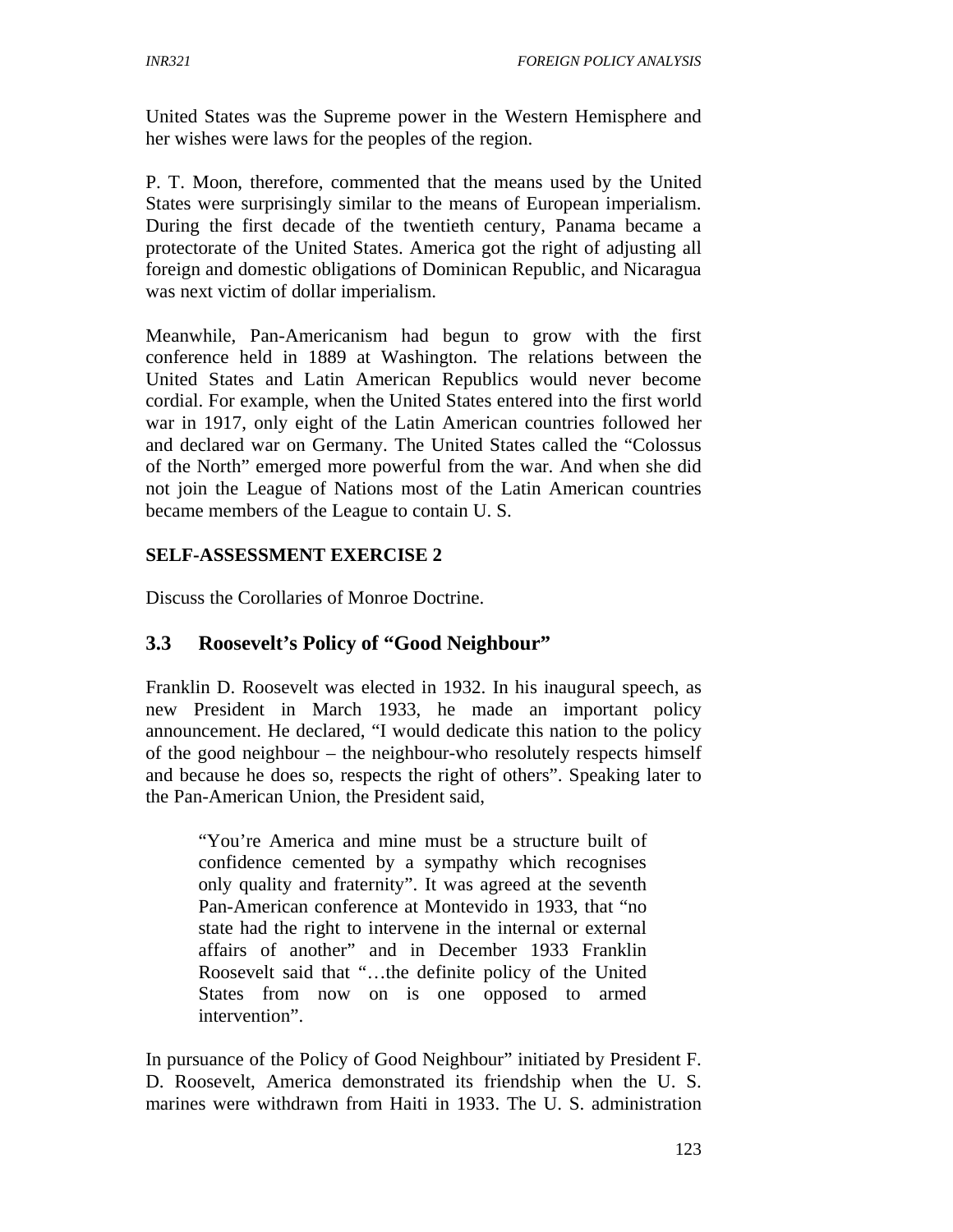United States was the Supreme power in the Western Hemisphere and her wishes were laws for the peoples of the region.

P. T. Moon, therefore, commented that the means used by the United States were surprisingly similar to the means of European imperialism. During the first decade of the twentieth century, Panama became a protectorate of the United States. America got the right of adjusting all foreign and domestic obligations of Dominican Republic, and Nicaragua was next victim of dollar imperialism.

Meanwhile, Pan-Americanism had begun to grow with the first conference held in 1889 at Washington. The relations between the United States and Latin American Republics would never become cordial. For example, when the United States entered into the first world war in 1917, only eight of the Latin American countries followed her and declared war on Germany. The United States called the "Colossus of the North" emerged more powerful from the war. And when she did not join the League of Nations most of the Latin American countries became members of the League to contain U. S.

**SELF-ASSESSMENT EXERCISE 2**

Discuss the Corollaries of Monroe Doctrine.

## 3.3 Roosevelt's Policy of "Good Neighbour"

Franklin D. Roosevelt was elected in 1932. In his inaugural speech, as new President in March 1933, he made an important policy announcement. He declared, "I would dedicate this nation to the policy of the good neighbour – the neighbour-who resolutely respects himself and because he does so, respects the right of others". Speaking later to the Pan-American Union, the President said,

> "You're America and mine must be a structure built of confidence cemented by a sympathy which recognises only quality and fraternity". It was agreed at the seventh Pan-American conference at Montevido in 1933, that "no state had the right to intervene in the internal or external affairs of another" and in December 1933 Franklin Roosevelt said that "…the definite policy of the United States from now on is one opposed to armed intervention".

In pursuance of the Policy of Good Neighbour" initiated by President F. D. Roosevelt, America demonstrated its friendship when the U. S. marines were withdrawn from Haiti in 1933. The U. S. administration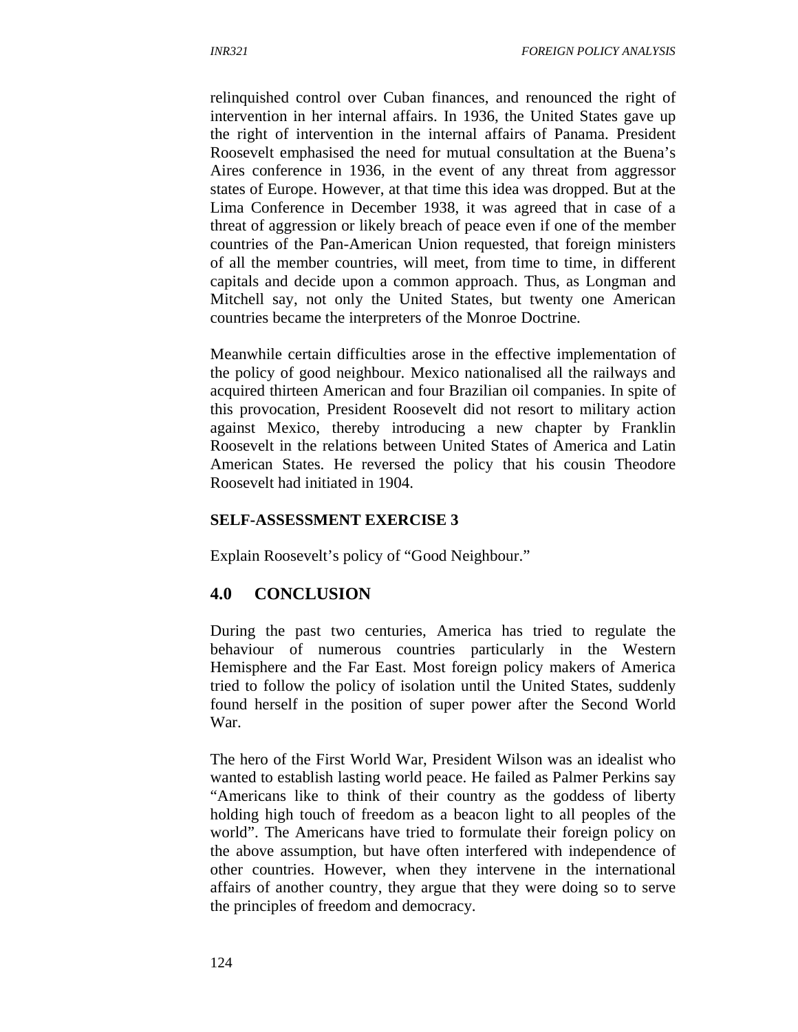relinquished control over Cuban finances, and renounced the right of intervention in her internal affairs. In 1936, the United States gave up the right of intervention in the internal affairs of Panama. President Roosevelt emphasised the need for mutual consultation at the Buena's Aires conference in 1936, in the event of any threat from aggressor states of Europe. However, at that time this idea was dropped. But at the Lima Conference in December 1938, it was agreed that in case of a threat of aggression or likely breach of peace even if one of the member countries of the Pan-American Union requested, that foreign ministers of all the member countries, will meet, from time to time, in different capitals and decide upon a common approach. Thus, as Longman and Mitchell say, not only the United States, but twenty one American countries became the interpreters of the Monroe Doctrine.

Meanwhile certain difficulties arose in the effective implementation of the policy of good neighbour. Mexico nationalised all the railways and acquired thirteen American and four Brazilian oil companies. In spite of this provocation, President Roosevelt did not resort to military action against Mexico, thereby introducing a new chapter by Franklin Roosevelt in the relations between United States of America and Latin American States. He reversed the policy that his cousin Theodore Roosevelt had initiated in 1904.

**SELF-ASSESSMENT EXERCISE 3**

Explain Roosevelt's policy of "Good Neighbour."

## 4.0 CONCLUSION

During the past two centuries, America has tried to regulate the behaviour of numerous countries particularly in the Western Hemisphere and the Far East. Most foreign policy makers of America tried to follow the policy of isolation until the United States, suddenly found herself in the position of super power after the Second World War.

The hero of the First World War, President Wilson was an idealist who wanted to establish lasting world peace. He failed as Palmer Perkins say "Americans like to think of their country as the goddess of liberty holding high touch of freedom as a beacon light to all peoples of the world". The Americans have tried to formulate their foreign policy on the above assumption, but have often interfered with independence of other countries. However, when they intervene in the international affairs of another country, they argue that they were doing so to serve the principles of freedom and democracy.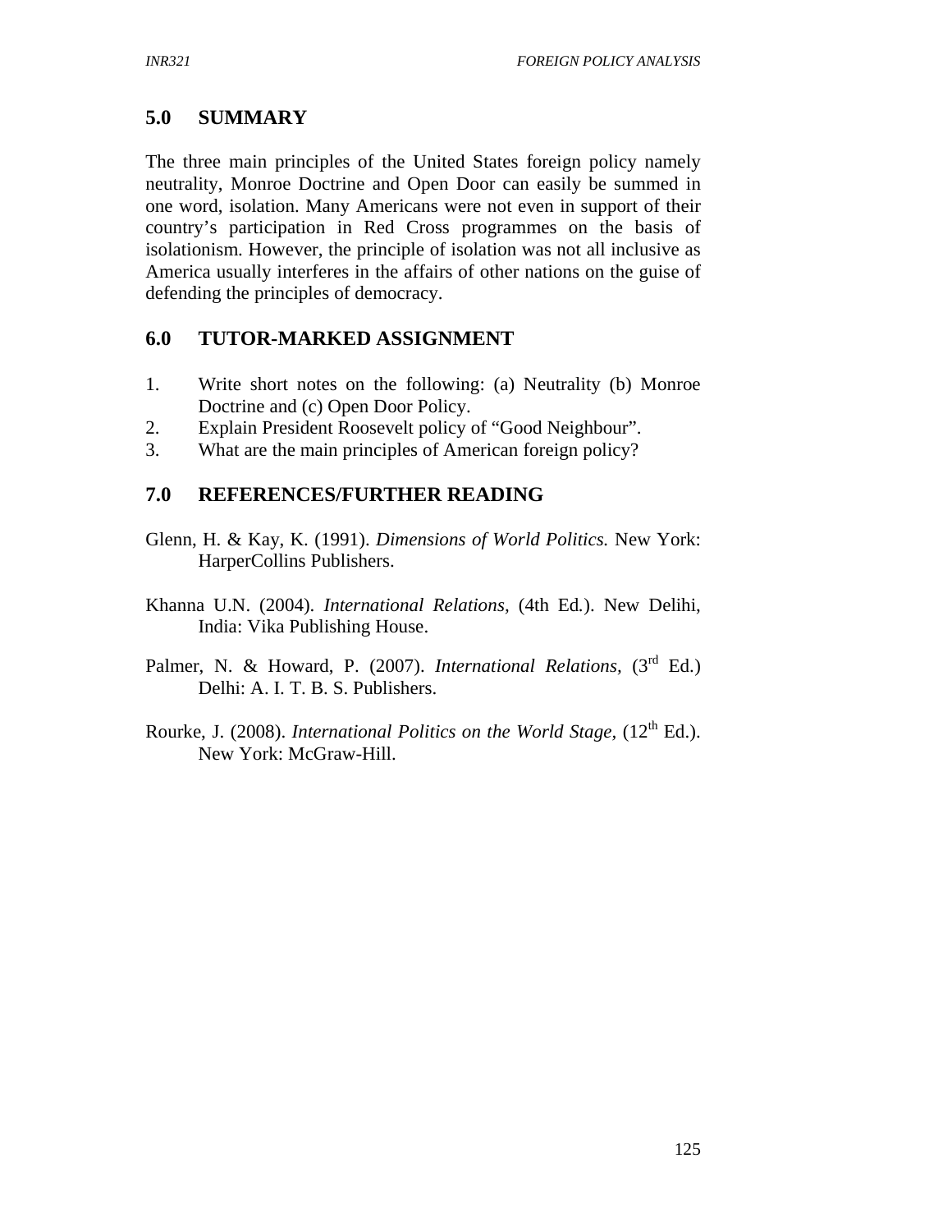## 5.0 SUMMARY

The three main principles of the United States foreign policy namely neutrality, Monroe Doctrine and Open Door can easily be summed in one word, isolation. Many Americans were not even in support of their country's participation in Red Cross programmes on the basis of isolationism. However, the principle of isolation was not all inclusive as America usually interferes in the affairs of other nations on the guise of defending the principles of democracy.

## 6.0 TUTOR-MARKED ASSIGNMENT

1. Write short notes on the following: (a) Neutrality (b) Monroe Doctrine and (c) Open Door Policy.
2. Explain President Roosevelt policy of "Good Neighbour".
3. What are the main principles of American foreign policy?

## 7.0 REFERENCES/FURTHER READING

Glenn, H. & Kay, K. (1991). *Dimensions of World Politics.* New York: HarperCollins Publishers.

Khanna U.N. (2004). *International Relations,* (4th Ed.). New Delihi, India: Vika Publishing House.

Palmer, N. & Howard, P. (2007). *International Relations*, (3rd Ed.) Delhi: A. I. T. B. S. Publishers.

Rourke, J. (2008). *International Politics on the World Stage,* (12th Ed.). New York: McGraw-Hill.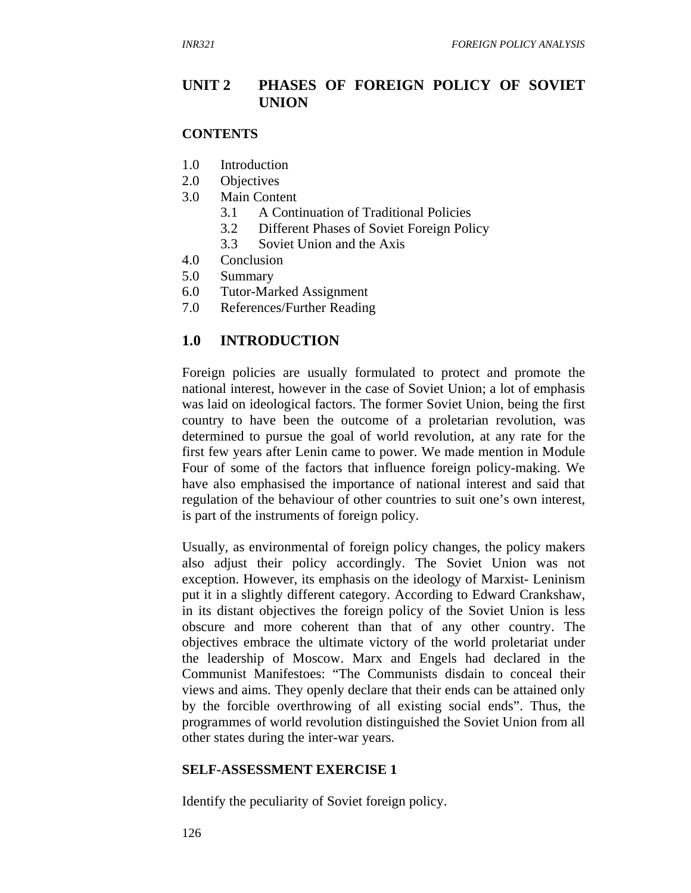## UNIT 2 PHASES OF FOREIGN POLICY OF SOVIET UNION

### CONTENTS

1.0 Introduction
2.0 Objectives
3.0 Main Content
    3.1 A Continuation of Traditional Policies
    3.2 Different Phases of Soviet Foreign Policy
    3.3 Soviet Union and the Axis
4.0 Conclusion
5.0 Summary
6.0 Tutor-Marked Assignment
7.0 References/Further Reading

### 1.0 INTRODUCTION

Foreign policies are usually formulated to protect and promote the national interest, however in the case of Soviet Union; a lot of emphasis was laid on ideological factors. The former Soviet Union, being the first country to have been the outcome of a proletarian revolution, was determined to pursue the goal of world revolution, at any rate for the first few years after Lenin came to power. We made mention in Module Four of some of the factors that influence foreign policy-making. We have also emphasised the importance of national interest and said that regulation of the behaviour of other countries to suit one's own interest, is part of the instruments of foreign policy.

Usually, as environmental of foreign policy changes, the policy makers also adjust their policy accordingly. The Soviet Union was not exception. However, its emphasis on the ideology of Marxist- Leninism put it in a slightly different category. According to Edward Crankshaw, in its distant objectives the foreign policy of the Soviet Union is less obscure and more coherent than that of any other country. The objectives embrace the ultimate victory of the world proletariat under the leadership of Moscow. Marx and Engels had declared in the Communist Manifestoes: "The Communists disdain to conceal their views and aims. They openly declare that their ends can be attained only by the forcible overthrowing of all existing social ends". Thus, the programmes of world revolution distinguished the Soviet Union from all other states during the inter-war years.

#### SELF-ASSESSMENT EXERCISE 1

Identify the peculiarity of Soviet foreign policy.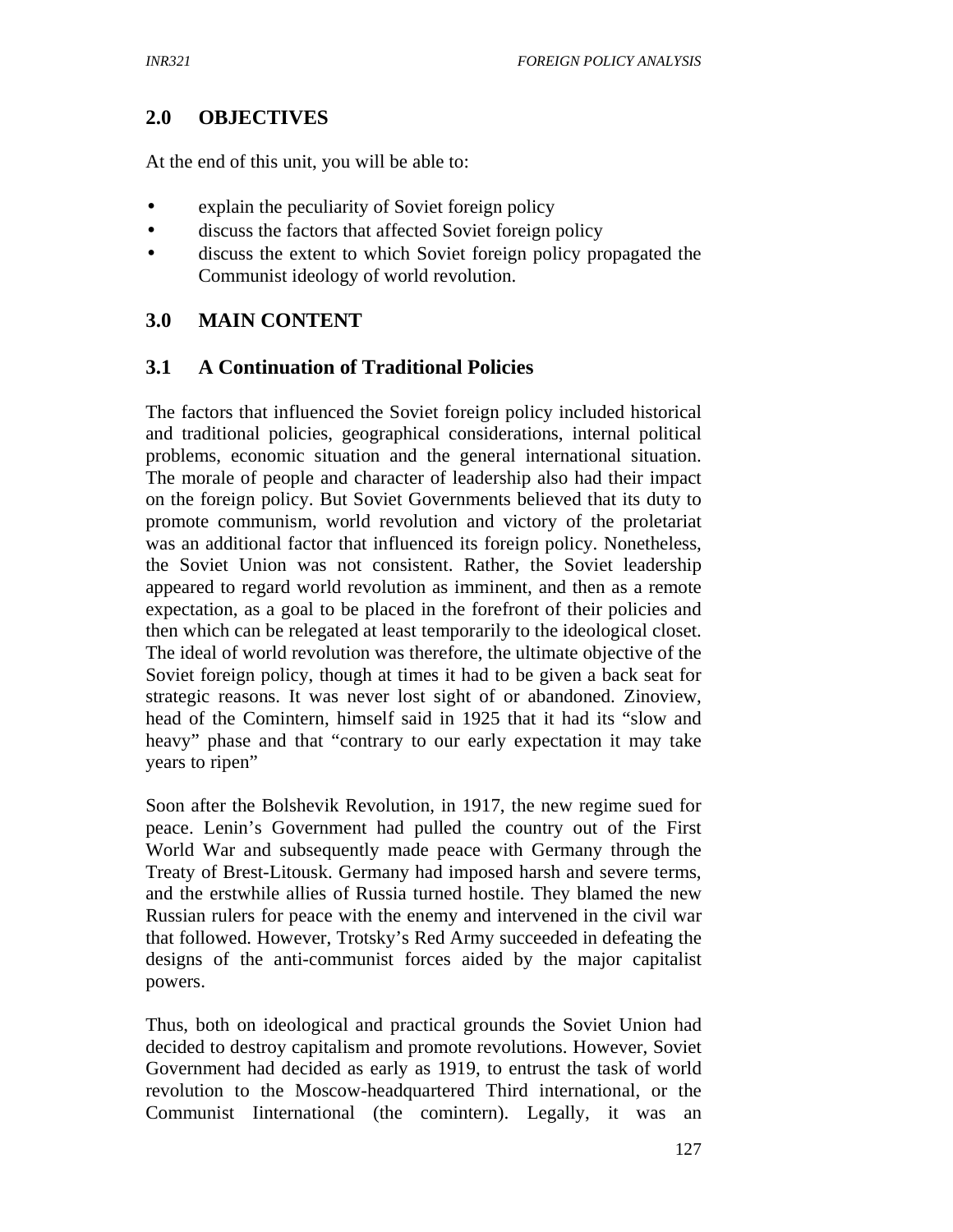## 2.0 OBJECTIVES

At the end of this unit, you will be able to:

- explain the peculiarity of Soviet foreign policy
- discuss the factors that affected Soviet foreign policy
- discuss the extent to which Soviet foreign policy propagated the Communist ideology of world revolution.

## 3.0 MAIN CONTENT

### 3.1 A Continuation of Traditional Policies

The factors that influenced the Soviet foreign policy included historical and traditional policies, geographical considerations, internal political problems, economic situation and the general international situation. The morale of people and character of leadership also had their impact on the foreign policy. But Soviet Governments believed that its duty to promote communism, world revolution and victory of the proletariat was an additional factor that influenced its foreign policy. Nonetheless, the Soviet Union was not consistent. Rather, the Soviet leadership appeared to regard world revolution as imminent, and then as a remote expectation, as a goal to be placed in the forefront of their policies and then which can be relegated at least temporarily to the ideological closet. The ideal of world revolution was therefore, the ultimate objective of the Soviet foreign policy, though at times it had to be given a back seat for strategic reasons. It was never lost sight of or abandoned. Zinoview, head of the Comintern, himself said in 1925 that it had its "slow and heavy" phase and that "contrary to our early expectation it may take years to ripen"

Soon after the Bolshevik Revolution, in 1917, the new regime sued for peace. Lenin's Government had pulled the country out of the First World War and subsequently made peace with Germany through the Treaty of Brest-Litousk. Germany had imposed harsh and severe terms, and the erstwhile allies of Russia turned hostile. They blamed the new Russian rulers for peace with the enemy and intervened in the civil war that followed. However, Trotsky's Red Army succeeded in defeating the designs of the anti-communist forces aided by the major capitalist powers.

Thus, both on ideological and practical grounds the Soviet Union had decided to destroy capitalism and promote revolutions. However, Soviet Government had decided as early as 1919, to entrust the task of world revolution to the Moscow-headquartered Third international, or the Communist Iinternational (the comintern). Legally, it was an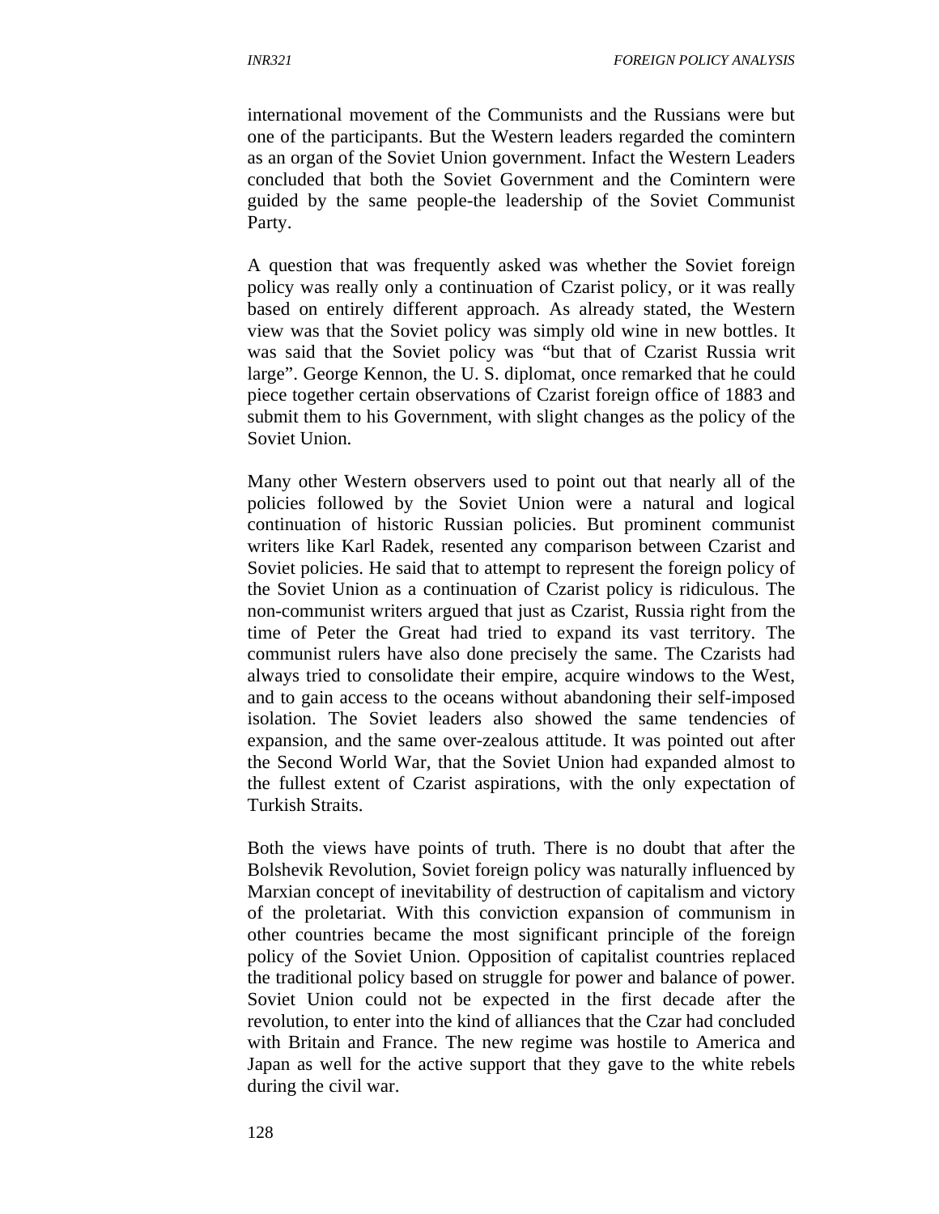international movement of the Communists and the Russians were but one of the participants. But the Western leaders regarded the comintern as an organ of the Soviet Union government. Infact the Western Leaders concluded that both the Soviet Government and the Comintern were guided by the same people-the leadership of the Soviet Communist Party.

A question that was frequently asked was whether the Soviet foreign policy was really only a continuation of Czarist policy, or it was really based on entirely different approach. As already stated, the Western view was that the Soviet policy was simply old wine in new bottles. It was said that the Soviet policy was "but that of Czarist Russia writ large". George Kennon, the U. S. diplomat, once remarked that he could piece together certain observations of Czarist foreign office of 1883 and submit them to his Government, with slight changes as the policy of the Soviet Union.

Many other Western observers used to point out that nearly all of the policies followed by the Soviet Union were a natural and logical continuation of historic Russian policies. But prominent communist writers like Karl Radek, resented any comparison between Czarist and Soviet policies. He said that to attempt to represent the foreign policy of the Soviet Union as a continuation of Czarist policy is ridiculous. The non-communist writers argued that just as Czarist, Russia right from the time of Peter the Great had tried to expand its vast territory. The communist rulers have also done precisely the same. The Czarists had always tried to consolidate their empire, acquire windows to the West, and to gain access to the oceans without abandoning their self-imposed isolation. The Soviet leaders also showed the same tendencies of expansion, and the same over-zealous attitude. It was pointed out after the Second World War, that the Soviet Union had expanded almost to the fullest extent of Czarist aspirations, with the only expectation of Turkish Straits.

Both the views have points of truth. There is no doubt that after the Bolshevik Revolution, Soviet foreign policy was naturally influenced by Marxian concept of inevitability of destruction of capitalism and victory of the proletariat. With this conviction expansion of communism in other countries became the most significant principle of the foreign policy of the Soviet Union. Opposition of capitalist countries replaced the traditional policy based on struggle for power and balance of power. Soviet Union could not be expected in the first decade after the revolution, to enter into the kind of alliances that the Czar had concluded with Britain and France. The new regime was hostile to America and Japan as well for the active support that they gave to the white rebels during the civil war.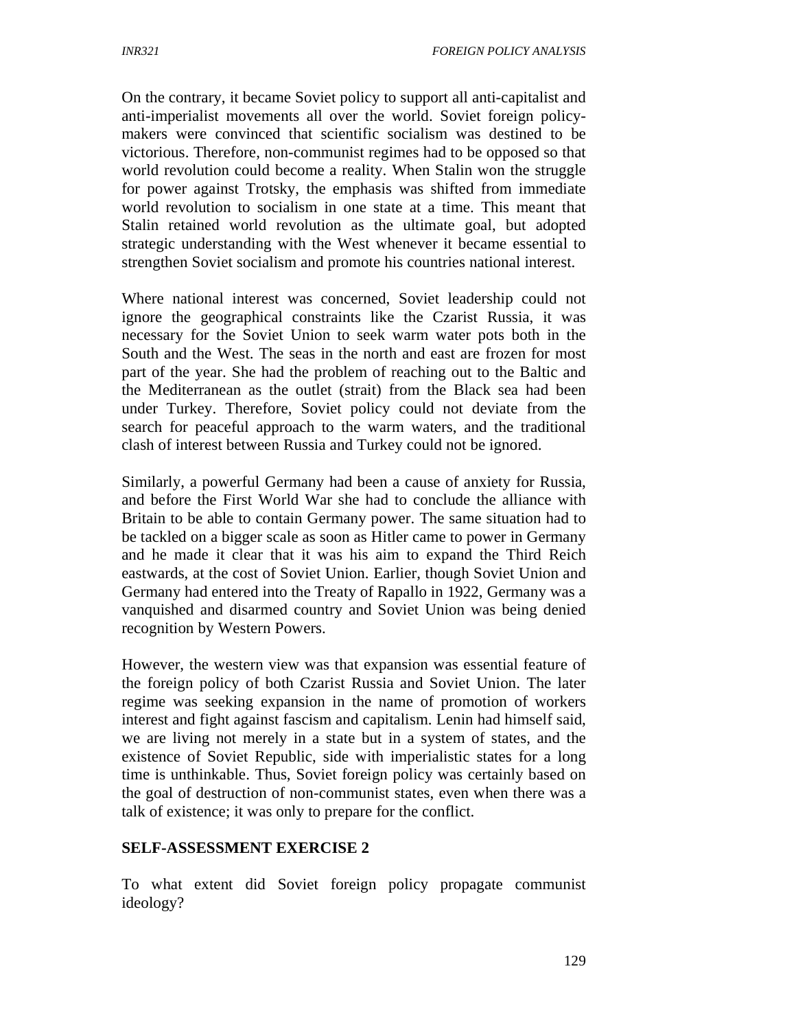On the contrary, it became Soviet policy to support all anti-capitalist and anti-imperialist movements all over the world. Soviet foreign policy-makers were convinced that scientific socialism was destined to be victorious. Therefore, non-communist regimes had to be opposed so that world revolution could become a reality. When Stalin won the struggle for power against Trotsky, the emphasis was shifted from immediate world revolution to socialism in one state at a time. This meant that Stalin retained world revolution as the ultimate goal, but adopted strategic understanding with the West whenever it became essential to strengthen Soviet socialism and promote his countries national interest.

Where national interest was concerned, Soviet leadership could not ignore the geographical constraints like the Czarist Russia, it was necessary for the Soviet Union to seek warm water pots both in the South and the West. The seas in the north and east are frozen for most part of the year. She had the problem of reaching out to the Baltic and the Mediterranean as the outlet (strait) from the Black sea had been under Turkey. Therefore, Soviet policy could not deviate from the search for peaceful approach to the warm waters, and the traditional clash of interest between Russia and Turkey could not be ignored.

Similarly, a powerful Germany had been a cause of anxiety for Russia, and before the First World War she had to conclude the alliance with Britain to be able to contain Germany power. The same situation had to be tackled on a bigger scale as soon as Hitler came to power in Germany and he made it clear that it was his aim to expand the Third Reich eastwards, at the cost of Soviet Union. Earlier, though Soviet Union and Germany had entered into the Treaty of Rapallo in 1922, Germany was a vanquished and disarmed country and Soviet Union was being denied recognition by Western Powers.

However, the western view was that expansion was essential feature of the foreign policy of both Czarist Russia and Soviet Union. The later regime was seeking expansion in the name of promotion of workers interest and fight against fascism and capitalism. Lenin had himself said, we are living not merely in a state but in a system of states, and the existence of Soviet Republic, side with imperialistic states for a long time is unthinkable. Thus, Soviet foreign policy was certainly based on the goal of destruction of non-communist states, even when there was a talk of existence; it was only to prepare for the conflict.

## SELF-ASSESSMENT EXERCISE 2

To what extent did Soviet foreign policy propagate communist ideology?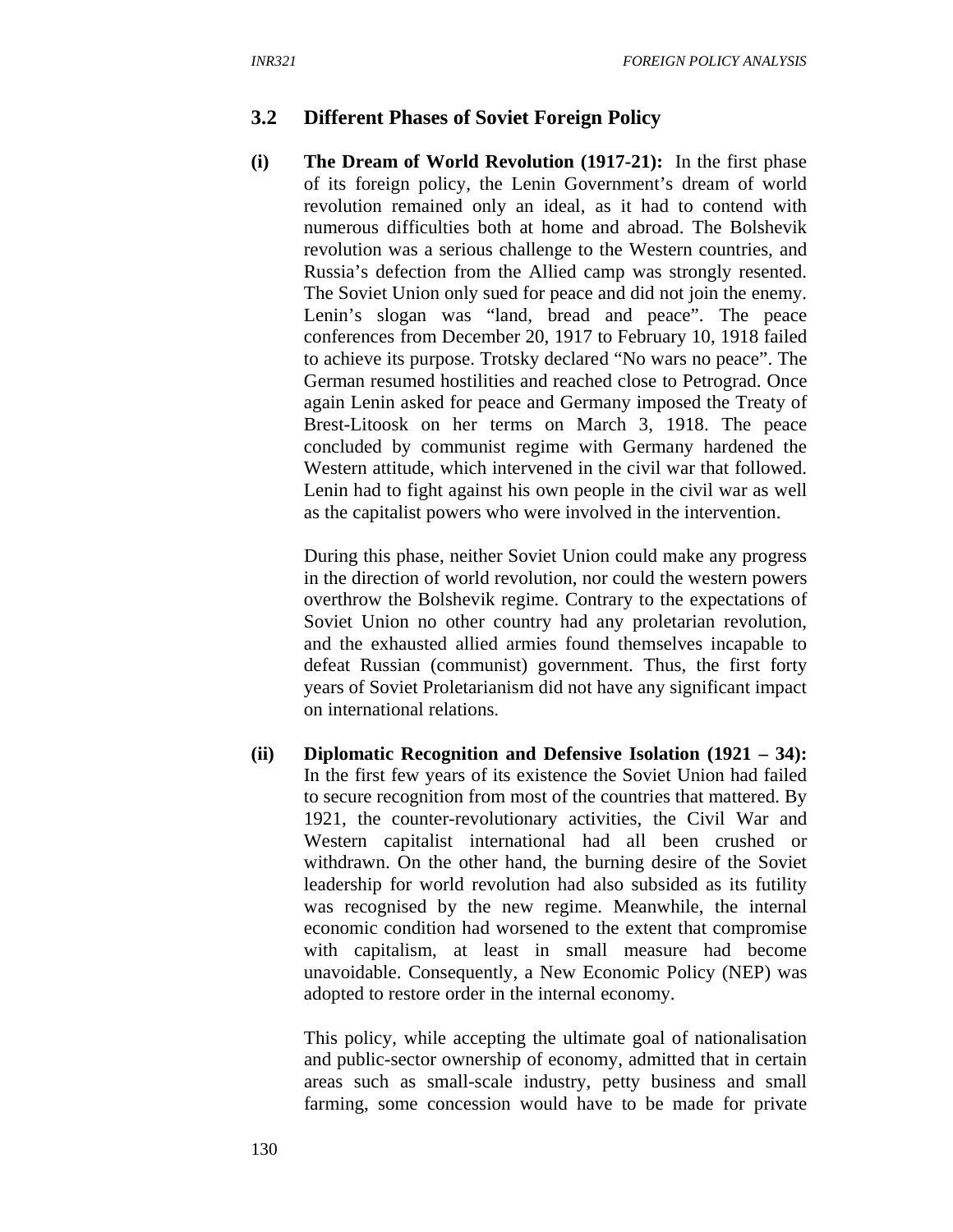## 3.2 Different Phases of Soviet Foreign Policy

**(i) The Dream of World Revolution (1917-21):** In the first phase of its foreign policy, the Lenin Government's dream of world revolution remained only an ideal, as it had to contend with numerous difficulties both at home and abroad. The Bolshevik revolution was a serious challenge to the Western countries, and Russia's defection from the Allied camp was strongly resented. The Soviet Union only sued for peace and did not join the enemy. Lenin's slogan was "land, bread and peace". The peace conferences from December 20, 1917 to February 10, 1918 failed to achieve its purpose. Trotsky declared "No wars no peace". The German resumed hostilities and reached close to Petrograd. Once again Lenin asked for peace and Germany imposed the Treaty of Brest-Litoosk on her terms on March 3, 1918. The peace concluded by communist regime with Germany hardened the Western attitude, which intervened in the civil war that followed. Lenin had to fight against his own people in the civil war as well as the capitalist powers who were involved in the intervention.

During this phase, neither Soviet Union could make any progress in the direction of world revolution, nor could the western powers overthrow the Bolshevik regime. Contrary to the expectations of Soviet Union no other country had any proletarian revolution, and the exhausted allied armies found themselves incapable to defeat Russian (communist) government. Thus, the first forty years of Soviet Proletarianism did not have any significant impact on international relations.

**(ii) Diplomatic Recognition and Defensive Isolation (1921 – 34):** In the first few years of its existence the Soviet Union had failed to secure recognition from most of the countries that mattered. By 1921, the counter-revolutionary activities, the Civil War and Western capitalist international had all been crushed or withdrawn. On the other hand, the burning desire of the Soviet leadership for world revolution had also subsided as its futility was recognised by the new regime. Meanwhile, the internal economic condition had worsened to the extent that compromise with capitalism, at least in small measure had become unavoidable. Consequently, a New Economic Policy (NEP) was adopted to restore order in the internal economy.

This policy, while accepting the ultimate goal of nationalisation and public-sector ownership of economy, admitted that in certain areas such as small-scale industry, petty business and small farming, some concession would have to be made for private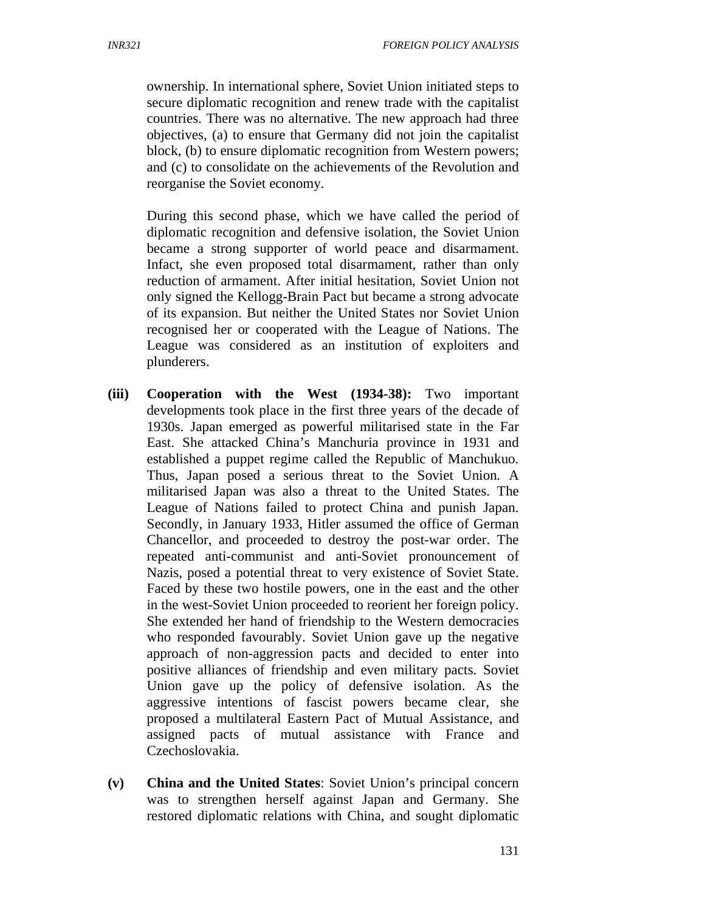ownership. In international sphere, Soviet Union initiated steps to secure diplomatic recognition and renew trade with the capitalist countries. There was no alternative. The new approach had three objectives, (a) to ensure that Germany did not join the capitalist block, (b) to ensure diplomatic recognition from Western powers; and (c) to consolidate on the achievements of the Revolution and reorganise the Soviet economy.

During this second phase, which we have called the period of diplomatic recognition and defensive isolation, the Soviet Union became a strong supporter of world peace and disarmament. Infact, she even proposed total disarmament, rather than only reduction of armament. After initial hesitation, Soviet Union not only signed the Kellogg-Brain Pact but became a strong advocate of its expansion. But neither the United States nor Soviet Union recognised her or cooperated with the League of Nations. The League was considered as an institution of exploiters and plunderers.

**(iii)** **Cooperation with the West (1934-38):** Two important developments took place in the first three years of the decade of 1930s. Japan emerged as powerful militarised state in the Far East. She attacked China's Manchuria province in 1931 and established a puppet regime called the Republic of Manchukuo. Thus, Japan posed a serious threat to the Soviet Union. A militarised Japan was also a threat to the United States. The League of Nations failed to protect China and punish Japan. Secondly, in January 1933, Hitler assumed the office of German Chancellor, and proceeded to destroy the post-war order. The repeated anti-communist and anti-Soviet pronouncement of Nazis, posed a potential threat to very existence of Soviet State. Faced by these two hostile powers, one in the east and the other in the west-Soviet Union proceeded to reorient her foreign policy. She extended her hand of friendship to the Western democracies who responded favourably. Soviet Union gave up the negative approach of non-aggression pacts and decided to enter into positive alliances of friendship and even military pacts. Soviet Union gave up the policy of defensive isolation. As the aggressive intentions of fascist powers became clear, she proposed a multilateral Eastern Pact of Mutual Assistance, and assigned pacts of mutual assistance with France and Czechoslovakia.

**(v)** **China and the United States**: Soviet Union's principal concern was to strengthen herself against Japan and Germany. She restored diplomatic relations with China, and sought diplomatic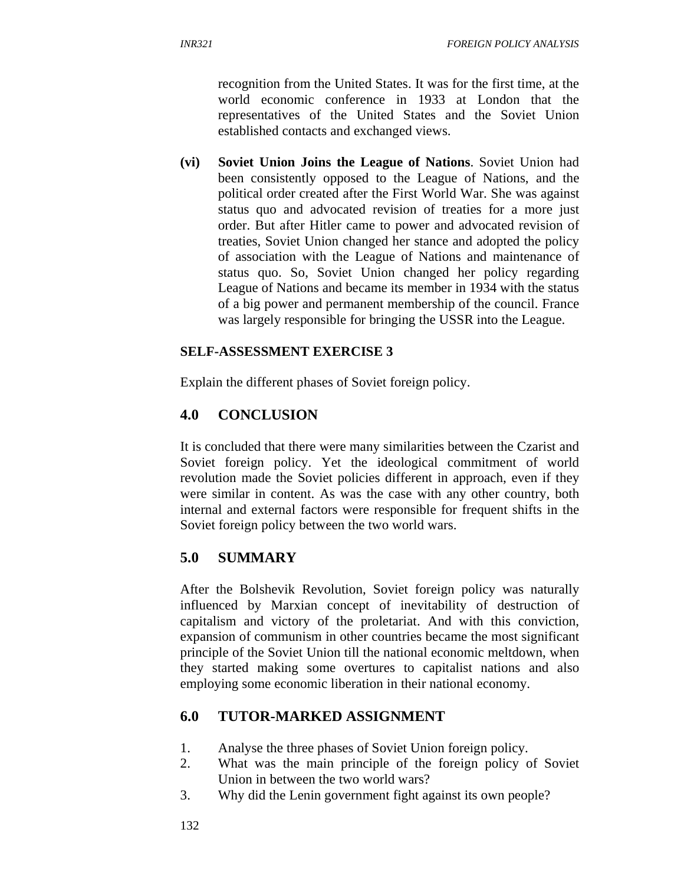recognition from the United States. It was for the first time, at the world economic conference in 1933 at London that the representatives of the United States and the Soviet Union established contacts and exchanged views.

**(vi) Soviet Union Joins the League of Nations**. Soviet Union had been consistently opposed to the League of Nations, and the political order created after the First World War. She was against status quo and advocated revision of treaties for a more just order. But after Hitler came to power and advocated revision of treaties, Soviet Union changed her stance and adopted the policy of association with the League of Nations and maintenance of status quo. So, Soviet Union changed her policy regarding League of Nations and became its member in 1934 with the status of a big power and permanent membership of the council. France was largely responsible for bringing the USSR into the League.

**SELF-ASSESSMENT EXERCISE 3**

Explain the different phases of Soviet foreign policy.

## 4.0 CONCLUSION

It is concluded that there were many similarities between the Czarist and Soviet foreign policy. Yet the ideological commitment of world revolution made the Soviet policies different in approach, even if they were similar in content. As was the case with any other country, both internal and external factors were responsible for frequent shifts in the Soviet foreign policy between the two world wars.

## 5.0 SUMMARY

After the Bolshevik Revolution, Soviet foreign policy was naturally influenced by Marxian concept of inevitability of destruction of capitalism and victory of the proletariat. And with this conviction, expansion of communism in other countries became the most significant principle of the Soviet Union till the national economic meltdown, when they started making some overtures to capitalist nations and also employing some economic liberation in their national economy.

## 6.0 TUTOR-MARKED ASSIGNMENT

1. Analyse the three phases of Soviet Union foreign policy.
2. What was the main principle of the foreign policy of Soviet Union in between the two world wars?
3. Why did the Lenin government fight against its own people?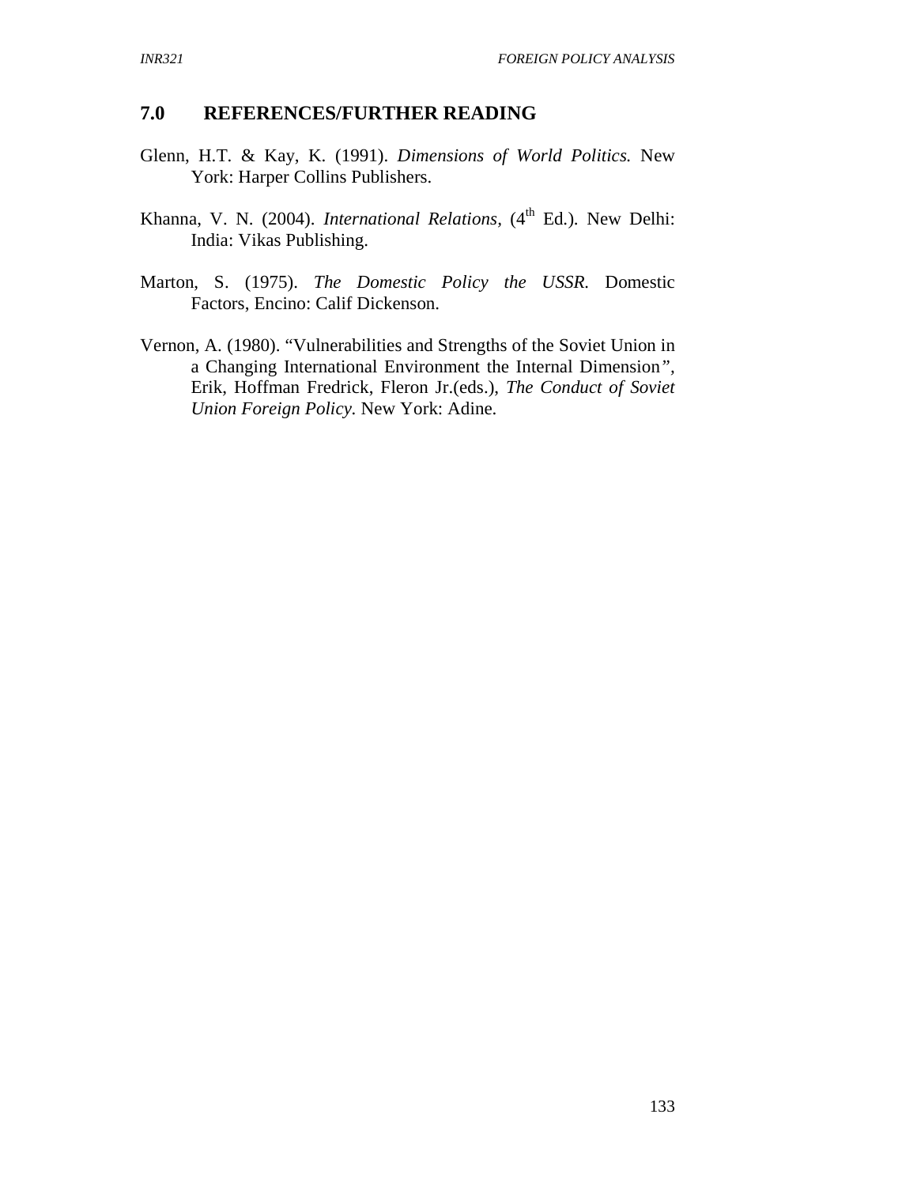## 7.0 REFERENCES/FURTHER READING

Glenn, H.T. & Kay, K. (1991). *Dimensions of World Politics.* New York: Harper Collins Publishers.

Khanna, V. N. (2004). *International Relations*, (4th Ed.). New Delhi: India: Vikas Publishing.

Marton, S. (1975). *The Domestic Policy the USSR.* Domestic Factors, Encino: Calif Dickenson.

Vernon, A. (1980). "Vulnerabilities and Strengths of the Soviet Union in a Changing International Environment the Internal Dimension", Erik, Hoffman Fredrick, Fleron Jr.(eds.), *The Conduct of Soviet Union Foreign Policy.* New York: Adine.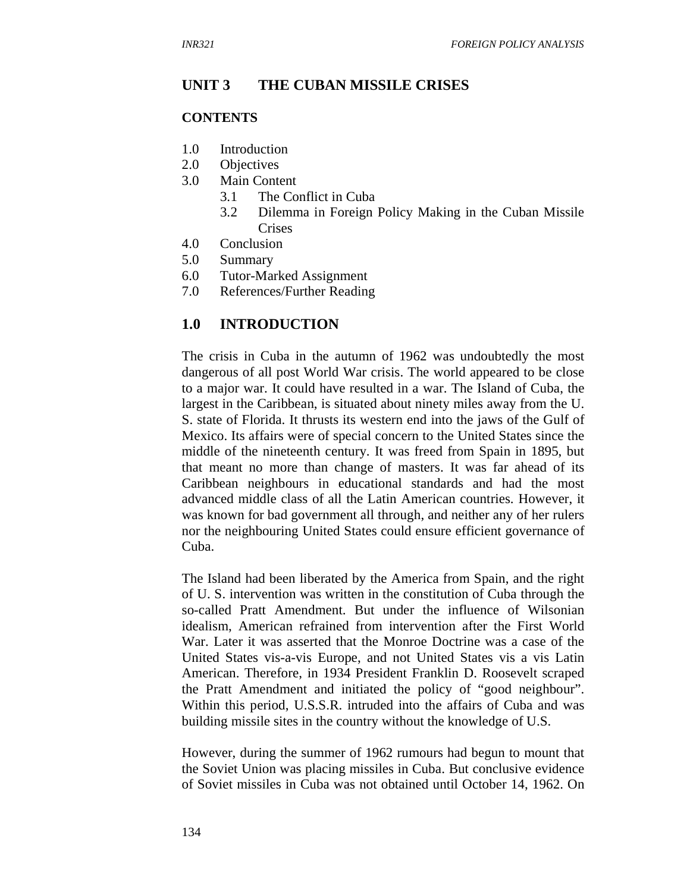# UNIT 3 THE CUBAN MISSILE CRISES

## CONTENTS

1.0 Introduction
2.0 Objectives
3.0 Main Content
    3.1 The Conflict in Cuba
    3.2 Dilemma in Foreign Policy Making in the Cuban Missile Crises
4.0 Conclusion
5.0 Summary
6.0 Tutor-Marked Assignment
7.0 References/Further Reading

## 1.0 INTRODUCTION

The crisis in Cuba in the autumn of 1962 was undoubtedly the most dangerous of all post World War crisis. The world appeared to be close to a major war. It could have resulted in a war. The Island of Cuba, the largest in the Caribbean, is situated about ninety miles away from the U. S. state of Florida. It thrusts its western end into the jaws of the Gulf of Mexico. Its affairs were of special concern to the United States since the middle of the nineteenth century. It was freed from Spain in 1895, but that meant no more than change of masters. It was far ahead of its Caribbean neighbours in educational standards and had the most advanced middle class of all the Latin American countries. However, it was known for bad government all through, and neither any of her rulers nor the neighbouring United States could ensure efficient governance of Cuba.

The Island had been liberated by the America from Spain, and the right of U. S. intervention was written in the constitution of Cuba through the so-called Pratt Amendment. But under the influence of Wilsonian idealism, American refrained from intervention after the First World War. Later it was asserted that the Monroe Doctrine was a case of the United States vis-a-vis Europe, and not United States vis a vis Latin American. Therefore, in 1934 President Franklin D. Roosevelt scraped the Pratt Amendment and initiated the policy of "good neighbour". Within this period, U.S.S.R. intruded into the affairs of Cuba and was building missile sites in the country without the knowledge of U.S.

However, during the summer of 1962 rumours had begun to mount that the Soviet Union was placing missiles in Cuba. But conclusive evidence of Soviet missiles in Cuba was not obtained until October 14, 1962. On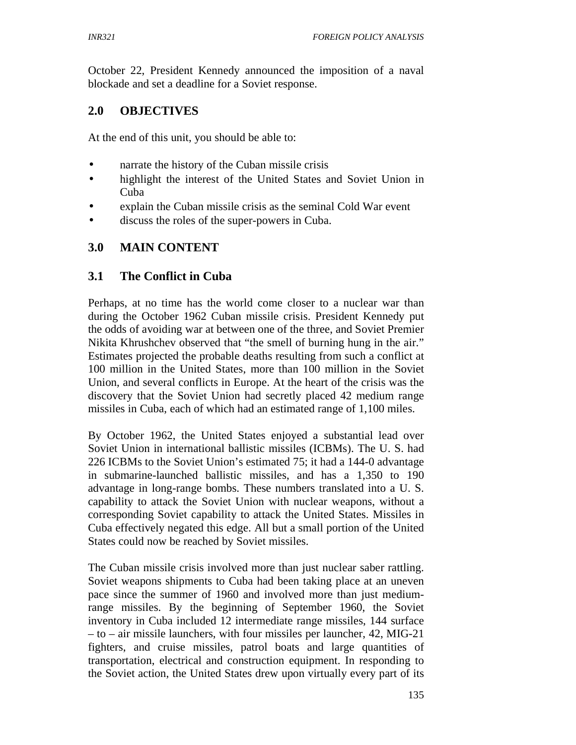October 22, President Kennedy announced the imposition of a naval blockade and set a deadline for a Soviet response.

## 2.0 OBJECTIVES

At the end of this unit, you should be able to:

- narrate the history of the Cuban missile crisis
- highlight the interest of the United States and Soviet Union in Cuba
- explain the Cuban missile crisis as the seminal Cold War event
- discuss the roles of the super-powers in Cuba.

## 3.0 MAIN CONTENT

### 3.1 The Conflict in Cuba

Perhaps, at no time has the world come closer to a nuclear war than during the October 1962 Cuban missile crisis. President Kennedy put the odds of avoiding war at between one of the three, and Soviet Premier Nikita Khrushchev observed that "the smell of burning hung in the air." Estimates projected the probable deaths resulting from such a conflict at 100 million in the United States, more than 100 million in the Soviet Union, and several conflicts in Europe. At the heart of the crisis was the discovery that the Soviet Union had secretly placed 42 medium range missiles in Cuba, each of which had an estimated range of 1,100 miles.

By October 1962, the United States enjoyed a substantial lead over Soviet Union in international ballistic missiles (ICBMs). The U. S. had 226 ICBMs to the Soviet Union's estimated 75; it had a 144-0 advantage in submarine-launched ballistic missiles, and has a 1,350 to 190 advantage in long-range bombs. These numbers translated into a U. S. capability to attack the Soviet Union with nuclear weapons, without a corresponding Soviet capability to attack the United States. Missiles in Cuba effectively negated this edge. All but a small portion of the United States could now be reached by Soviet missiles.

The Cuban missile crisis involved more than just nuclear saber rattling. Soviet weapons shipments to Cuba had been taking place at an uneven pace since the summer of 1960 and involved more than just medium-range missiles. By the beginning of September 1960, the Soviet inventory in Cuba included 12 intermediate range missiles, 144 surface – to – air missile launchers, with four missiles per launcher, 42, MIG-21 fighters, and cruise missiles, patrol boats and large quantities of transportation, electrical and construction equipment. In responding to the Soviet action, the United States drew upon virtually every part of its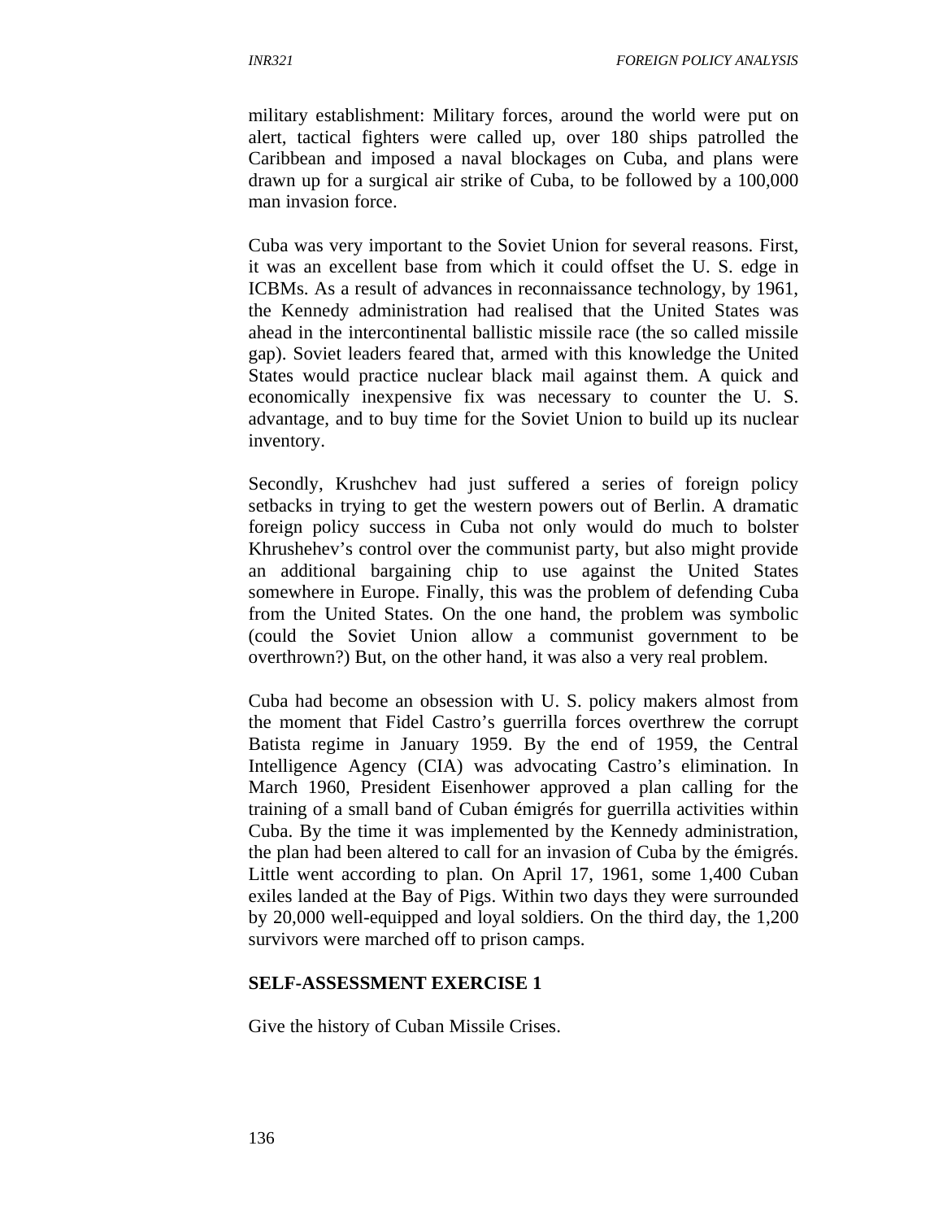military establishment: Military forces, around the world were put on alert, tactical fighters were called up, over 180 ships patrolled the Caribbean and imposed a naval blockages on Cuba, and plans were drawn up for a surgical air strike of Cuba, to be followed by a 100,000 man invasion force.

Cuba was very important to the Soviet Union for several reasons. First, it was an excellent base from which it could offset the U. S. edge in ICBMs. As a result of advances in reconnaissance technology, by 1961, the Kennedy administration had realised that the United States was ahead in the intercontinental ballistic missile race (the so called missile gap). Soviet leaders feared that, armed with this knowledge the United States would practice nuclear black mail against them. A quick and economically inexpensive fix was necessary to counter the U. S. advantage, and to buy time for the Soviet Union to build up its nuclear inventory.

Secondly, Krushchev had just suffered a series of foreign policy setbacks in trying to get the western powers out of Berlin. A dramatic foreign policy success in Cuba not only would do much to bolster Khrushehev's control over the communist party, but also might provide an additional bargaining chip to use against the United States somewhere in Europe. Finally, this was the problem of defending Cuba from the United States. On the one hand, the problem was symbolic (could the Soviet Union allow a communist government to be overthrown?) But, on the other hand, it was also a very real problem.

Cuba had become an obsession with U. S. policy makers almost from the moment that Fidel Castro's guerrilla forces overthrew the corrupt Batista regime in January 1959. By the end of 1959, the Central Intelligence Agency (CIA) was advocating Castro's elimination. In March 1960, President Eisenhower approved a plan calling for the training of a small band of Cuban émigrés for guerrilla activities within Cuba. By the time it was implemented by the Kennedy administration, the plan had been altered to call for an invasion of Cuba by the émigrés. Little went according to plan. On April 17, 1961, some 1,400 Cuban exiles landed at the Bay of Pigs. Within two days they were surrounded by 20,000 well-equipped and loyal soldiers. On the third day, the 1,200 survivors were marched off to prison camps.

**SELF-ASSESSMENT EXERCISE 1**

Give the history of Cuban Missile Crises.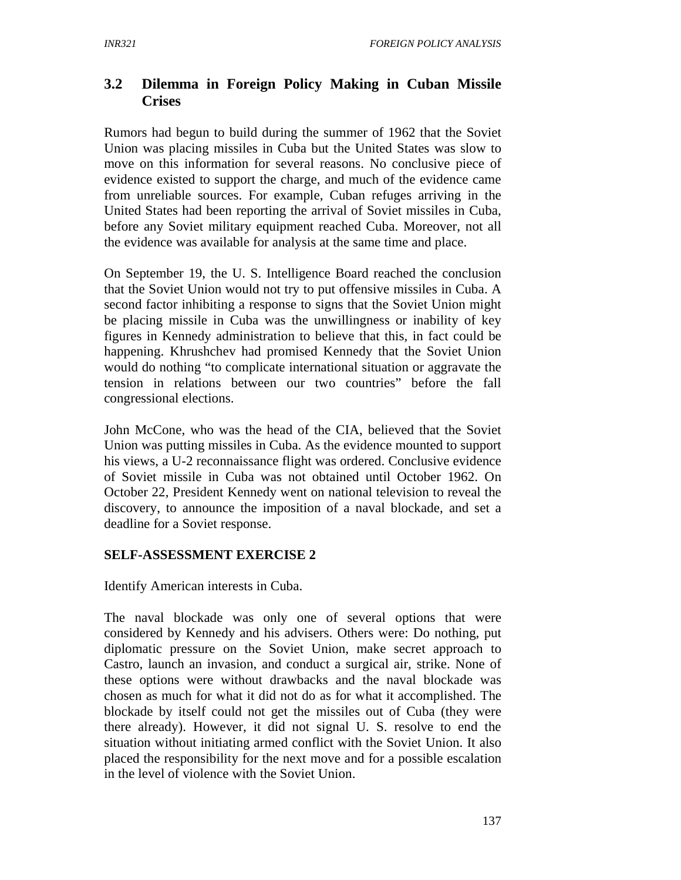## 3.2 Dilemma in Foreign Policy Making in Cuban Missile Crises

Rumors had begun to build during the summer of 1962 that the Soviet Union was placing missiles in Cuba but the United States was slow to move on this information for several reasons. No conclusive piece of evidence existed to support the charge, and much of the evidence came from unreliable sources. For example, Cuban refuges arriving in the United States had been reporting the arrival of Soviet missiles in Cuba, before any Soviet military equipment reached Cuba. Moreover, not all the evidence was available for analysis at the same time and place.

On September 19, the U. S. Intelligence Board reached the conclusion that the Soviet Union would not try to put offensive missiles in Cuba. A second factor inhibiting a response to signs that the Soviet Union might be placing missile in Cuba was the unwillingness or inability of key figures in Kennedy administration to believe that this, in fact could be happening. Khrushchev had promised Kennedy that the Soviet Union would do nothing "to complicate international situation or aggravate the tension in relations between our two countries" before the fall congressional elections.

John McCone, who was the head of the CIA, believed that the Soviet Union was putting missiles in Cuba. As the evidence mounted to support his views, a U-2 reconnaissance flight was ordered. Conclusive evidence of Soviet missile in Cuba was not obtained until October 1962. On October 22, President Kennedy went on national television to reveal the discovery, to announce the imposition of a naval blockade, and set a deadline for a Soviet response.

**SELF-ASSESSMENT EXERCISE 2**

Identify American interests in Cuba.

The naval blockade was only one of several options that were considered by Kennedy and his advisers. Others were: Do nothing, put diplomatic pressure on the Soviet Union, make secret approach to Castro, launch an invasion, and conduct a surgical air, strike. None of these options were without drawbacks and the naval blockade was chosen as much for what it did not do as for what it accomplished. The blockade by itself could not get the missiles out of Cuba (they were there already). However, it did not signal U. S. resolve to end the situation without initiating armed conflict with the Soviet Union. It also placed the responsibility for the next move and for a possible escalation in the level of violence with the Soviet Union.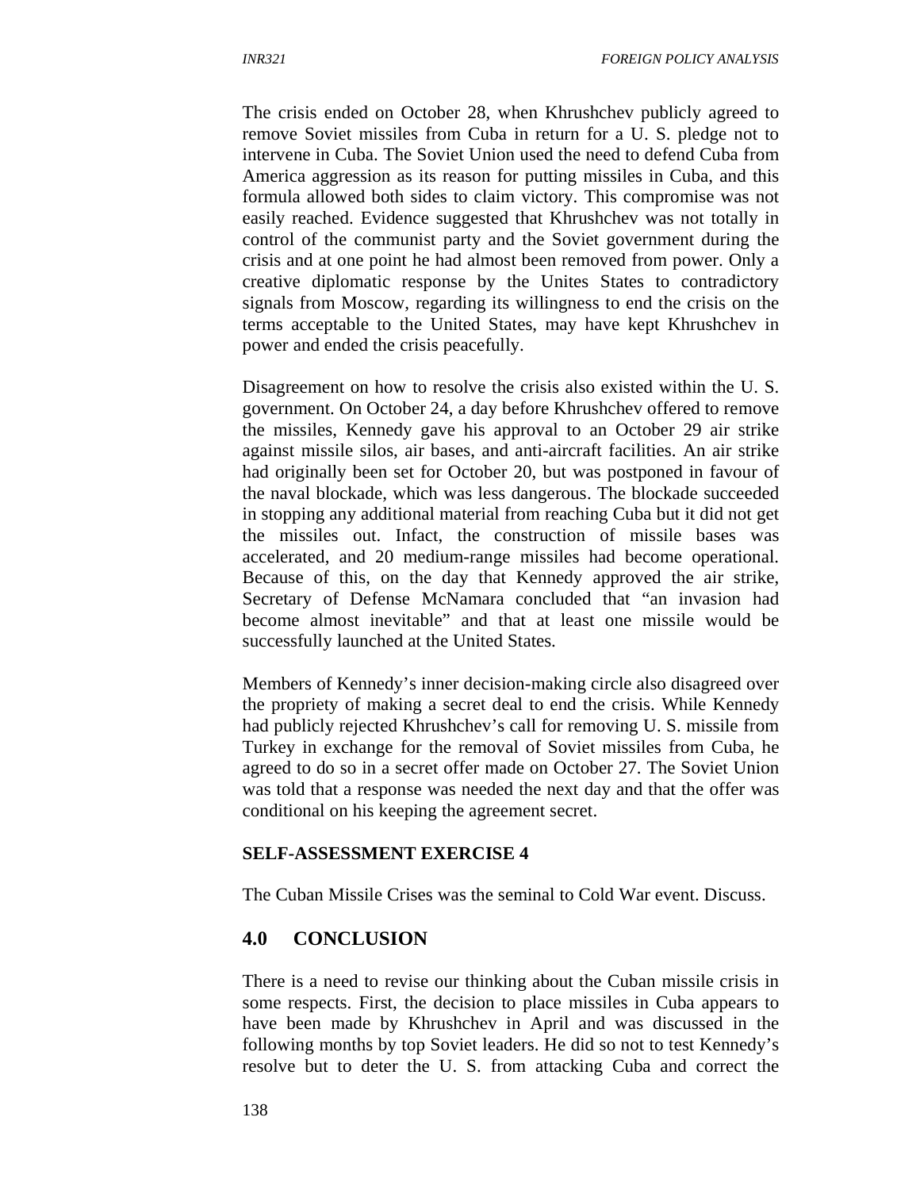The crisis ended on October 28, when Khrushchev publicly agreed to remove Soviet missiles from Cuba in return for a U. S. pledge not to intervene in Cuba. The Soviet Union used the need to defend Cuba from America aggression as its reason for putting missiles in Cuba, and this formula allowed both sides to claim victory. This compromise was not easily reached. Evidence suggested that Khrushchev was not totally in control of the communist party and the Soviet government during the crisis and at one point he had almost been removed from power. Only a creative diplomatic response by the Unites States to contradictory signals from Moscow, regarding its willingness to end the crisis on the terms acceptable to the United States, may have kept Khrushchev in power and ended the crisis peacefully.

Disagreement on how to resolve the crisis also existed within the U. S. government. On October 24, a day before Khrushchev offered to remove the missiles, Kennedy gave his approval to an October 29 air strike against missile silos, air bases, and anti-aircraft facilities. An air strike had originally been set for October 20, but was postponed in favour of the naval blockade, which was less dangerous. The blockade succeeded in stopping any additional material from reaching Cuba but it did not get the missiles out. Infact, the construction of missile bases was accelerated, and 20 medium-range missiles had become operational. Because of this, on the day that Kennedy approved the air strike, Secretary of Defense McNamara concluded that "an invasion had become almost inevitable" and that at least one missile would be successfully launched at the United States.

Members of Kennedy's inner decision-making circle also disagreed over the propriety of making a secret deal to end the crisis. While Kennedy had publicly rejected Khrushchev's call for removing U. S. missile from Turkey in exchange for the removal of Soviet missiles from Cuba, he agreed to do so in a secret offer made on October 27. The Soviet Union was told that a response was needed the next day and that the offer was conditional on his keeping the agreement secret.

**SELF-ASSESSMENT EXERCISE 4**

The Cuban Missile Crises was the seminal to Cold War event. Discuss.

## 4.0 CONCLUSION

There is a need to revise our thinking about the Cuban missile crisis in some respects. First, the decision to place missiles in Cuba appears to have been made by Khrushchev in April and was discussed in the following months by top Soviet leaders. He did so not to test Kennedy's resolve but to deter the U. S. from attacking Cuba and correct the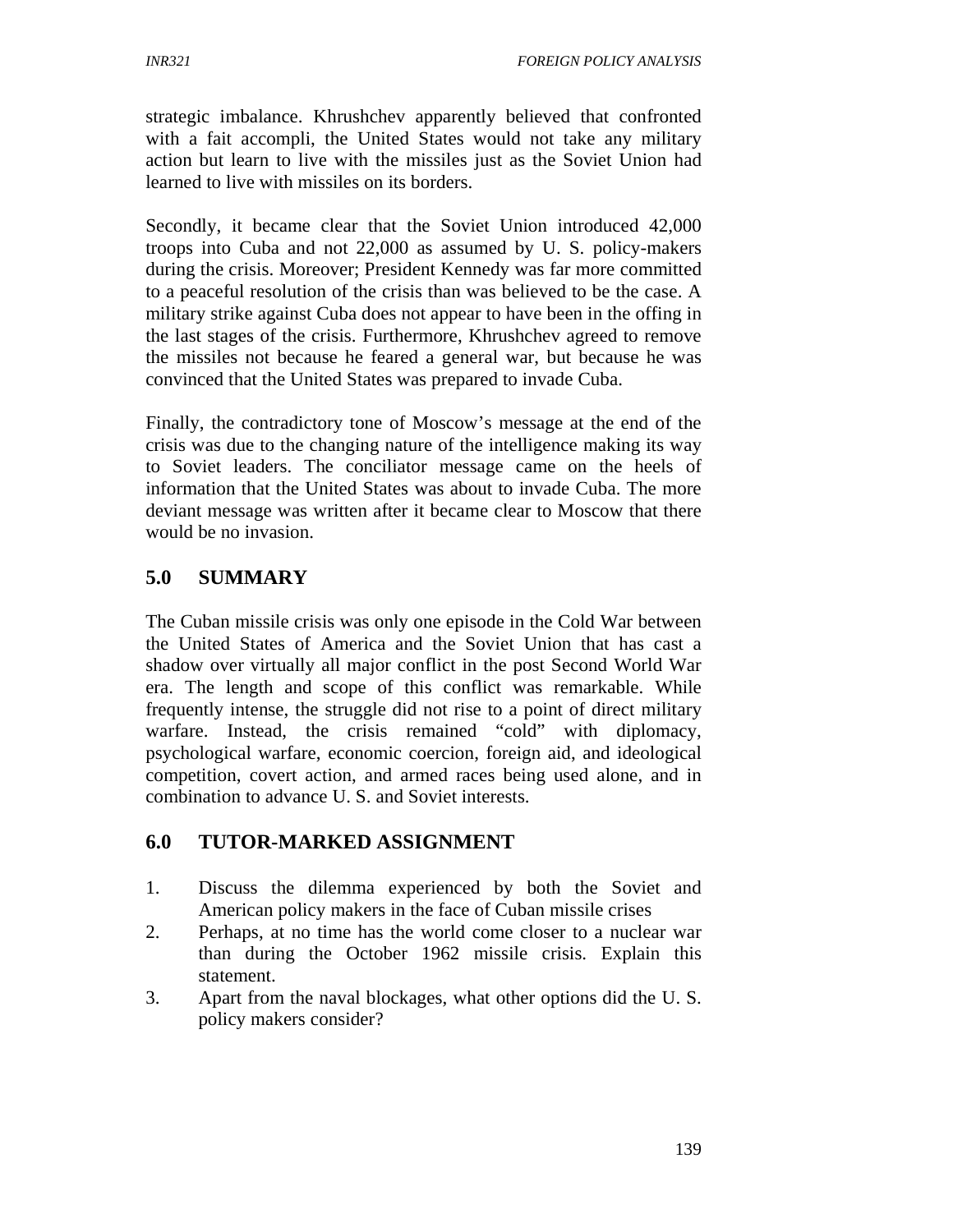strategic imbalance. Khrushchev apparently believed that confronted with a fait accompli, the United States would not take any military action but learn to live with the missiles just as the Soviet Union had learned to live with missiles on its borders.

Secondly, it became clear that the Soviet Union introduced 42,000 troops into Cuba and not 22,000 as assumed by U. S. policy-makers during the crisis. Moreover; President Kennedy was far more committed to a peaceful resolution of the crisis than was believed to be the case. A military strike against Cuba does not appear to have been in the offing in the last stages of the crisis. Furthermore, Khrushchev agreed to remove the missiles not because he feared a general war, but because he was convinced that the United States was prepared to invade Cuba.

Finally, the contradictory tone of Moscow's message at the end of the crisis was due to the changing nature of the intelligence making its way to Soviet leaders. The conciliator message came on the heels of information that the United States was about to invade Cuba. The more deviant message was written after it became clear to Moscow that there would be no invasion.

## 5.0 SUMMARY

The Cuban missile crisis was only one episode in the Cold War between the United States of America and the Soviet Union that has cast a shadow over virtually all major conflict in the post Second World War era. The length and scope of this conflict was remarkable. While frequently intense, the struggle did not rise to a point of direct military warfare. Instead, the crisis remained "cold" with diplomacy, psychological warfare, economic coercion, foreign aid, and ideological competition, covert action, and armed races being used alone, and in combination to advance U. S. and Soviet interests.

## 6.0 TUTOR-MARKED ASSIGNMENT

1. Discuss the dilemma experienced by both the Soviet and American policy makers in the face of Cuban missile crises
2. Perhaps, at no time has the world come closer to a nuclear war than during the October 1962 missile crisis. Explain this statement.
3. Apart from the naval blockages, what other options did the U. S. policy makers consider?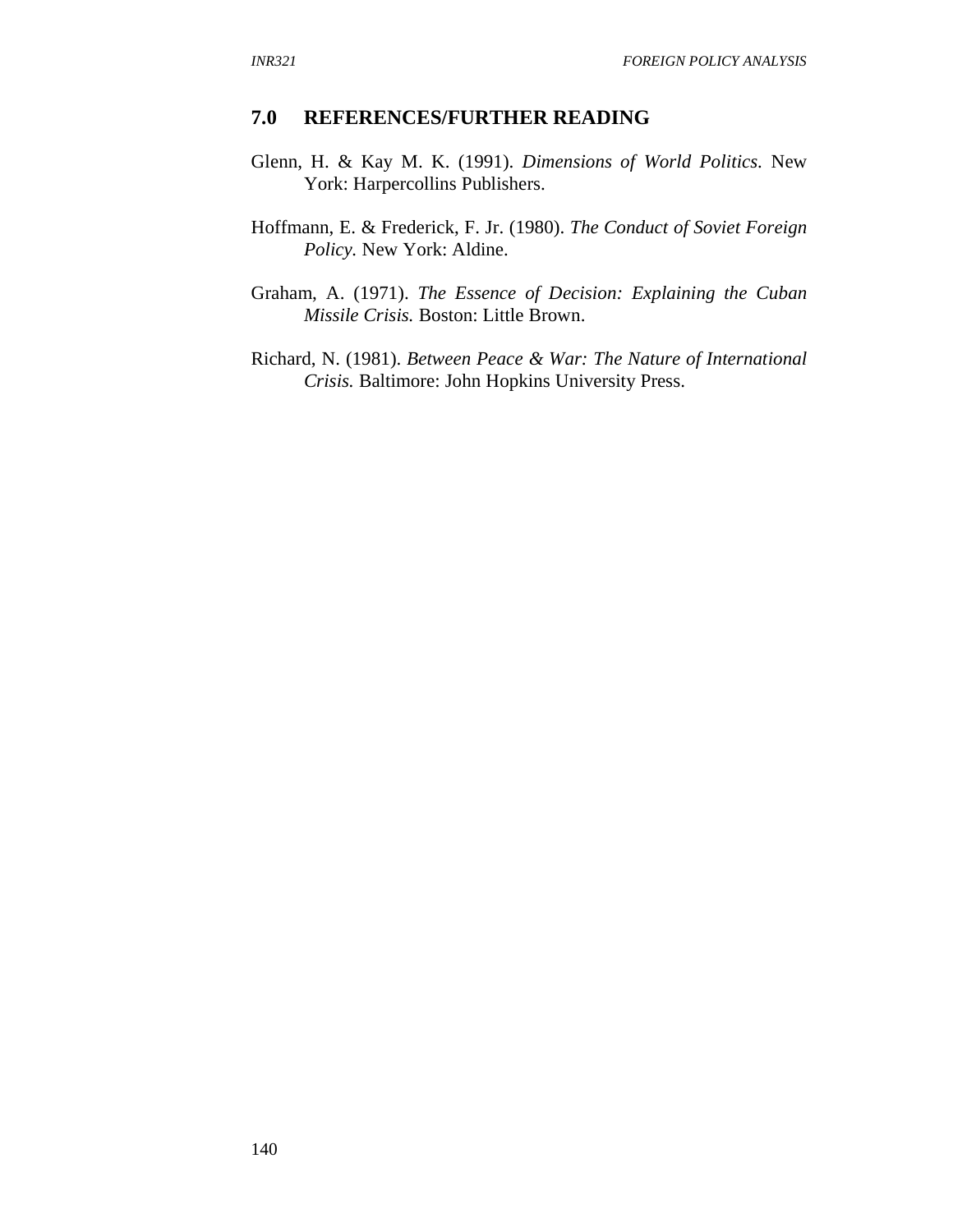## 7.0 REFERENCES/FURTHER READING

Glenn, H. & Kay M. K. (1991). *Dimensions of World Politics*. New York: Harpercollins Publishers.

Hoffmann, E. & Frederick, F. Jr. (1980). *The Conduct of Soviet Foreign Policy*. New York: Aldine.

Graham, A. (1971). *The Essence of Decision: Explaining the Cuban Missile Crisis.* Boston: Little Brown.

Richard, N. (1981). *Between Peace & War: The Nature of International Crisis.* Baltimore: John Hopkins University Press.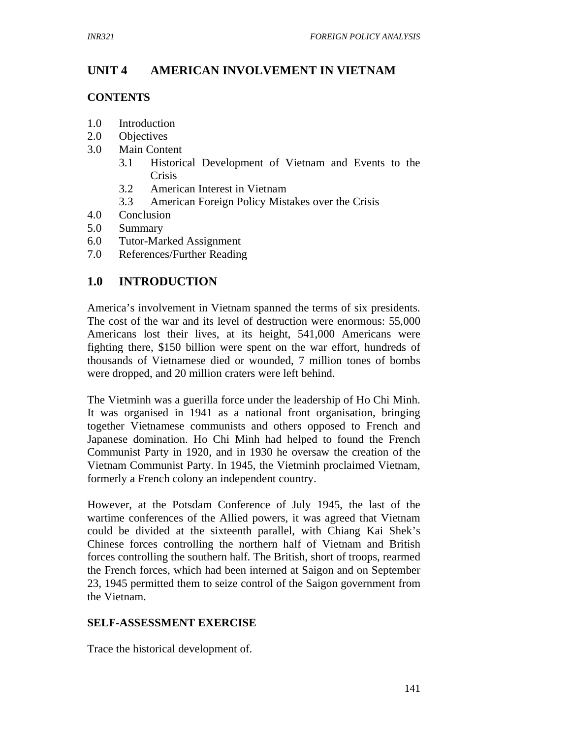## UNIT 4 AMERICAN INVOLVEMENT IN VIETNAM

### CONTENTS

1.0 Introduction
2.0 Objectives
3.0 Main Content
  3.1 Historical Development of Vietnam and Events to the Crisis
  3.2 American Interest in Vietnam
  3.3 American Foreign Policy Mistakes over the Crisis
4.0 Conclusion
5.0 Summary
6.0 Tutor-Marked Assignment
7.0 References/Further Reading

## 1.0 INTRODUCTION

America's involvement in Vietnam spanned the terms of six presidents. The cost of the war and its level of destruction were enormous: 55,000 Americans lost their lives, at its height, 541,000 Americans were fighting there, $150 billion were spent on the war effort, hundreds of thousands of Vietnamese died or wounded, 7 million tones of bombs were dropped, and 20 million craters were left behind.

The Vietminh was a guerilla force under the leadership of Ho Chi Minh. It was organised in 1941 as a national front organisation, bringing together Vietnamese communists and others opposed to French and Japanese domination. Ho Chi Minh had helped to found the French Communist Party in 1920, and in 1930 he oversaw the creation of the Vietnam Communist Party. In 1945, the Vietminh proclaimed Vietnam, formerly a French colony an independent country.

However, at the Potsdam Conference of July 1945, the last of the wartime conferences of the Allied powers, it was agreed that Vietnam could be divided at the sixteenth parallel, with Chiang Kai Shek's Chinese forces controlling the northern half of Vietnam and British forces controlling the southern half. The British, short of troops, rearmed the French forces, which had been interned at Saigon and on September 23, 1945 permitted them to seize control of the Saigon government from the Vietnam.

### SELF-ASSESSMENT EXERCISE

Trace the historical development of.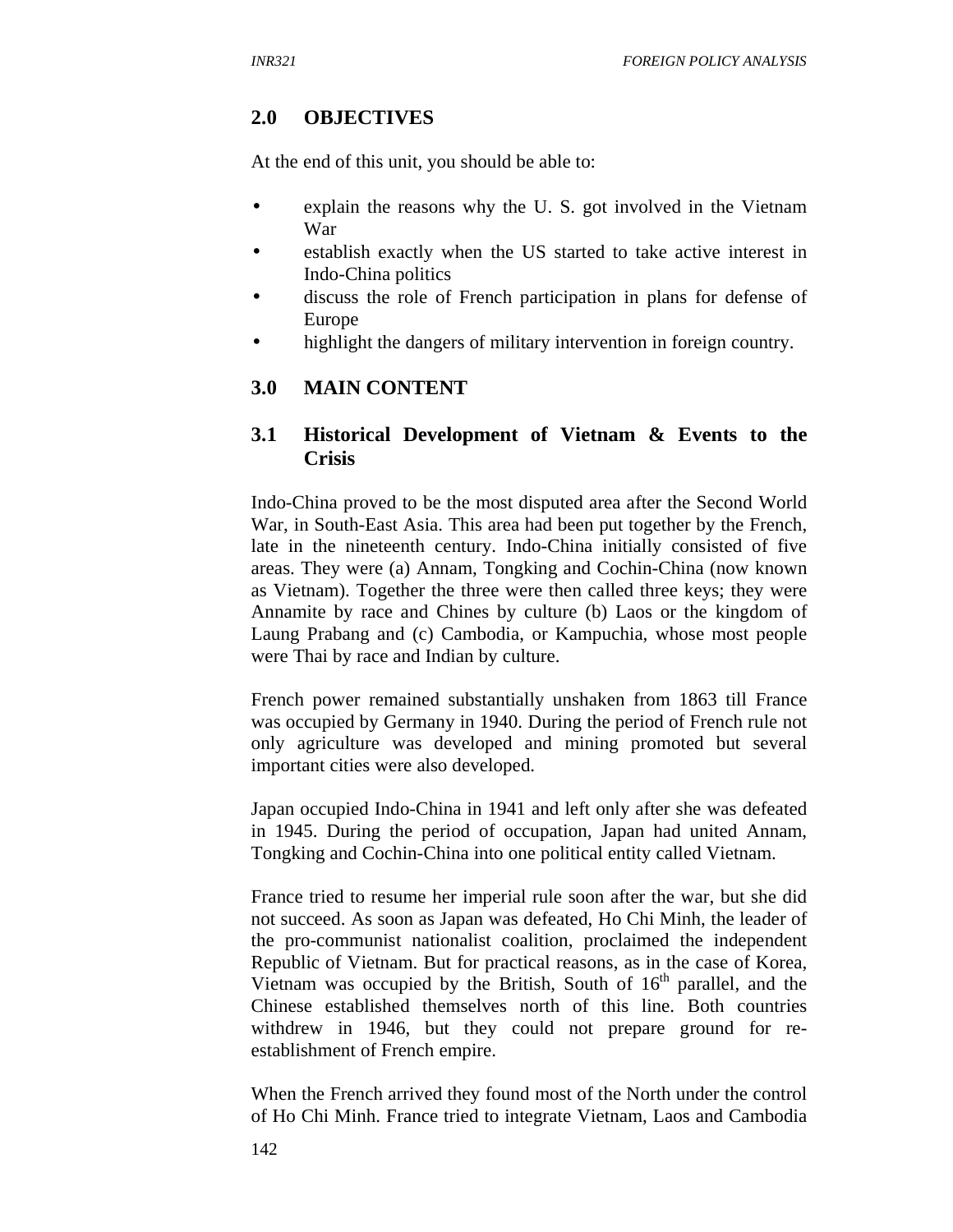## 2.0 OBJECTIVES

At the end of this unit, you should be able to:

- explain the reasons why the U. S. got involved in the Vietnam War
- establish exactly when the US started to take active interest in Indo-China politics
- discuss the role of French participation in plans for defense of Europe
- highlight the dangers of military intervention in foreign country.

## 3.0 MAIN CONTENT

### 3.1 Historical Development of Vietnam & Events to the Crisis

Indo-China proved to be the most disputed area after the Second World War, in South-East Asia. This area had been put together by the French, late in the nineteenth century. Indo-China initially consisted of five areas. They were (a) Annam, Tongking and Cochin-China (now known as Vietnam). Together the three were then called three keys; they were Annamite by race and Chines by culture (b) Laos or the kingdom of Laung Prabang and (c) Cambodia, or Kampuchia, whose most people were Thai by race and Indian by culture.

French power remained substantially unshaken from 1863 till France was occupied by Germany in 1940. During the period of French rule not only agriculture was developed and mining promoted but several important cities were also developed.

Japan occupied Indo-China in 1941 and left only after she was defeated in 1945. During the period of occupation, Japan had united Annam, Tongking and Cochin-China into one political entity called Vietnam.

France tried to resume her imperial rule soon after the war, but she did not succeed. As soon as Japan was defeated, Ho Chi Minh, the leader of the pro-communist nationalist coalition, proclaimed the independent Republic of Vietnam. But for practical reasons, as in the case of Korea, Vietnam was occupied by the British, South of 16th parallel, and the Chinese established themselves north of this line. Both countries withdrew in 1946, but they could not prepare ground for re-establishment of French empire.

When the French arrived they found most of the North under the control of Ho Chi Minh. France tried to integrate Vietnam, Laos and Cambodia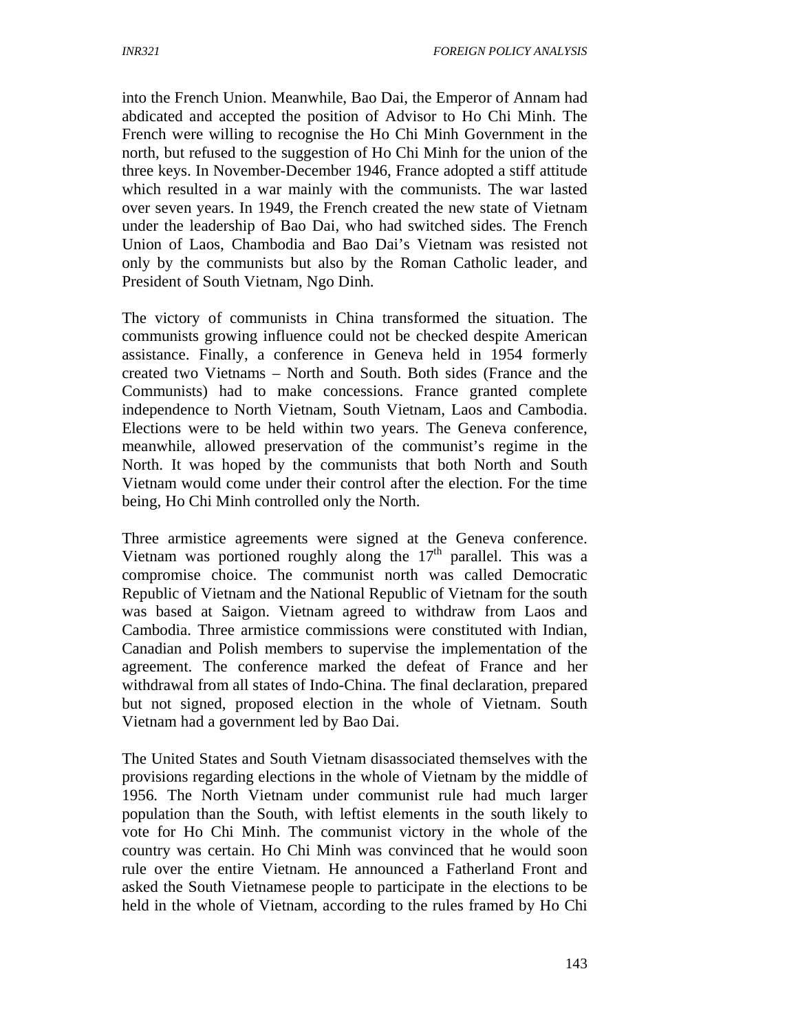into the French Union. Meanwhile, Bao Dai, the Emperor of Annam had abdicated and accepted the position of Advisor to Ho Chi Minh. The French were willing to recognise the Ho Chi Minh Government in the north, but refused to the suggestion of Ho Chi Minh for the union of the three keys. In November-December 1946, France adopted a stiff attitude which resulted in a war mainly with the communists. The war lasted over seven years. In 1949, the French created the new state of Vietnam under the leadership of Bao Dai, who had switched sides. The French Union of Laos, Chambodia and Bao Dai's Vietnam was resisted not only by the communists but also by the Roman Catholic leader, and President of South Vietnam, Ngo Dinh.

The victory of communists in China transformed the situation. The communists growing influence could not be checked despite American assistance. Finally, a conference in Geneva held in 1954 formerly created two Vietnams – North and South. Both sides (France and the Communists) had to make concessions. France granted complete independence to North Vietnam, South Vietnam, Laos and Cambodia. Elections were to be held within two years. The Geneva conference, meanwhile, allowed preservation of the communist's regime in the North. It was hoped by the communists that both North and South Vietnam would come under their control after the election. For the time being, Ho Chi Minh controlled only the North.

Three armistice agreements were signed at the Geneva conference. Vietnam was portioned roughly along the 17th parallel. This was a compromise choice. The communist north was called Democratic Republic of Vietnam and the National Republic of Vietnam for the south was based at Saigon. Vietnam agreed to withdraw from Laos and Cambodia. Three armistice commissions were constituted with Indian, Canadian and Polish members to supervise the implementation of the agreement. The conference marked the defeat of France and her withdrawal from all states of Indo-China. The final declaration, prepared but not signed, proposed election in the whole of Vietnam. South Vietnam had a government led by Bao Dai.

The United States and South Vietnam disassociated themselves with the provisions regarding elections in the whole of Vietnam by the middle of 1956. The North Vietnam under communist rule had much larger population than the South, with leftist elements in the south likely to vote for Ho Chi Minh. The communist victory in the whole of the country was certain. Ho Chi Minh was convinced that he would soon rule over the entire Vietnam. He announced a Fatherland Front and asked the South Vietnamese people to participate in the elections to be held in the whole of Vietnam, according to the rules framed by Ho Chi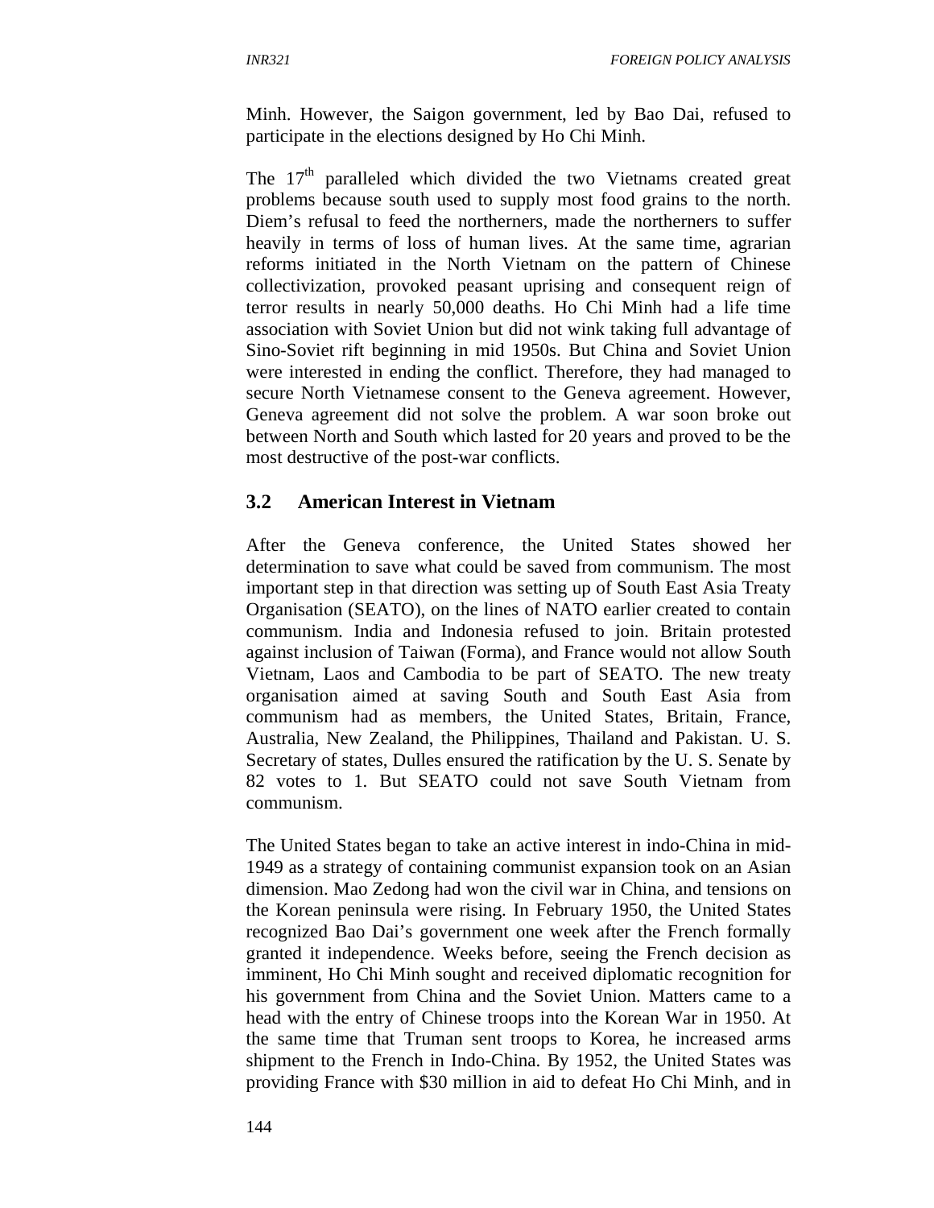Minh. However, the Saigon government, led by Bao Dai, refused to participate in the elections designed by Ho Chi Minh.

The 17th paralleled which divided the two Vietnams created great problems because south used to supply most food grains to the north. Diem's refusal to feed the northerners, made the northerners to suffer heavily in terms of loss of human lives. At the same time, agrarian reforms initiated in the North Vietnam on the pattern of Chinese collectivization, provoked peasant uprising and consequent reign of terror results in nearly 50,000 deaths. Ho Chi Minh had a life time association with Soviet Union but did not wink taking full advantage of Sino-Soviet rift beginning in mid 1950s. But China and Soviet Union were interested in ending the conflict. Therefore, they had managed to secure North Vietnamese consent to the Geneva agreement. However, Geneva agreement did not solve the problem. A war soon broke out between North and South which lasted for 20 years and proved to be the most destructive of the post-war conflicts.

## 3.2 American Interest in Vietnam

After the Geneva conference, the United States showed her determination to save what could be saved from communism. The most important step in that direction was setting up of South East Asia Treaty Organisation (SEATO), on the lines of NATO earlier created to contain communism. India and Indonesia refused to join. Britain protested against inclusion of Taiwan (Forma), and France would not allow South Vietnam, Laos and Cambodia to be part of SEATO. The new treaty organisation aimed at saving South and South East Asia from communism had as members, the United States, Britain, France, Australia, New Zealand, the Philippines, Thailand and Pakistan. U. S. Secretary of states, Dulles ensured the ratification by the U. S. Senate by 82 votes to 1. But SEATO could not save South Vietnam from communism.

The United States began to take an active interest in indo-China in mid-1949 as a strategy of containing communist expansion took on an Asian dimension. Mao Zedong had won the civil war in China, and tensions on the Korean peninsula were rising. In February 1950, the United States recognized Bao Dai's government one week after the French formally granted it independence. Weeks before, seeing the French decision as imminent, Ho Chi Minh sought and received diplomatic recognition for his government from China and the Soviet Union. Matters came to a head with the entry of Chinese troops into the Korean War in 1950. At the same time that Truman sent troops to Korea, he increased arms shipment to the French in Indo-China. By 1952, the United States was providing France with $30 million in aid to defeat Ho Chi Minh, and in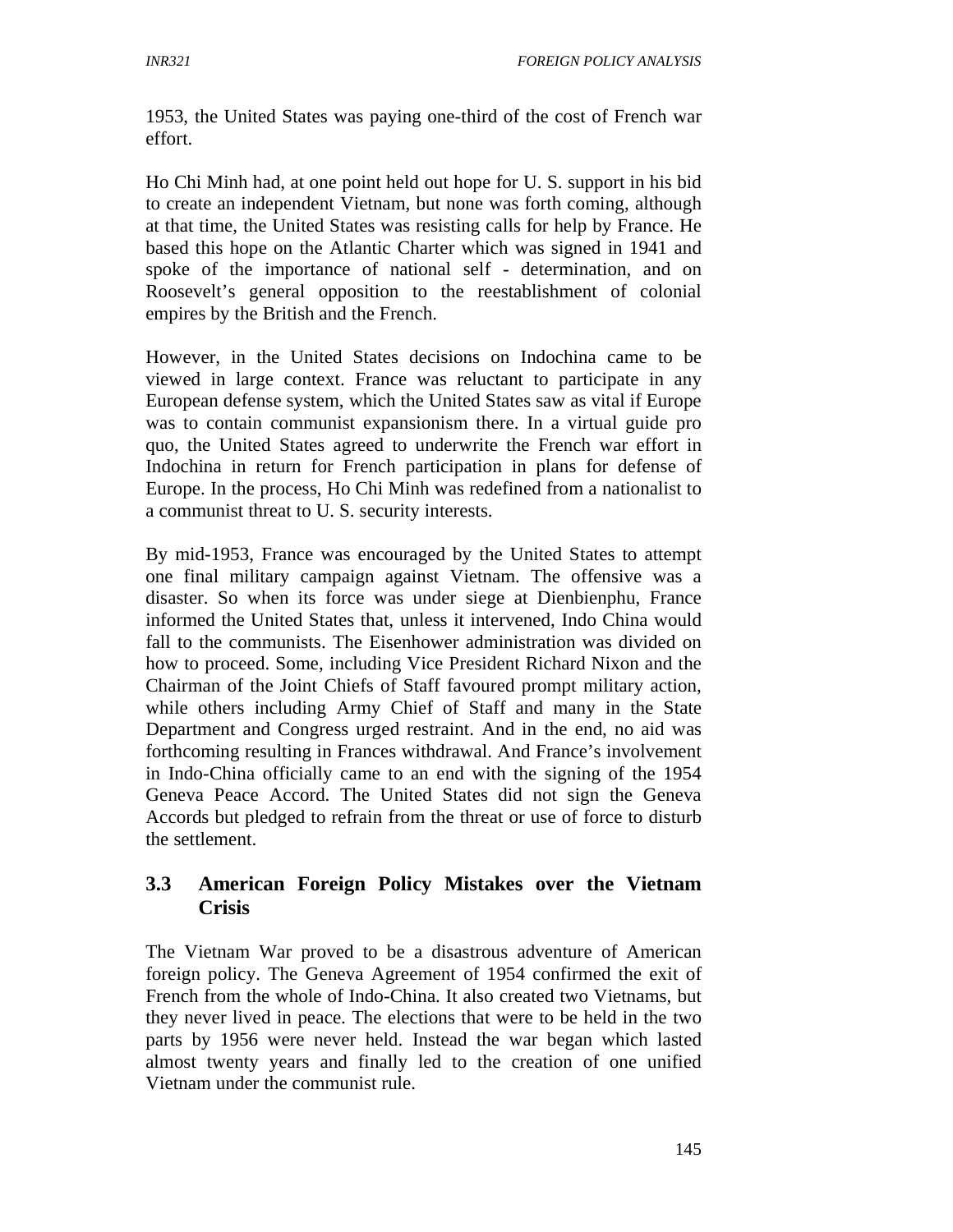1953, the United States was paying one-third of the cost of French war effort.

Ho Chi Minh had, at one point held out hope for U. S. support in his bid to create an independent Vietnam, but none was forth coming, although at that time, the United States was resisting calls for help by France. He based this hope on the Atlantic Charter which was signed in 1941 and spoke of the importance of national self - determination, and on Roosevelt's general opposition to the reestablishment of colonial empires by the British and the French.

However, in the United States decisions on Indochina came to be viewed in large context. France was reluctant to participate in any European defense system, which the United States saw as vital if Europe was to contain communist expansionism there. In a virtual guide pro quo, the United States agreed to underwrite the French war effort in Indochina in return for French participation in plans for defense of Europe. In the process, Ho Chi Minh was redefined from a nationalist to a communist threat to U. S. security interests.

By mid-1953, France was encouraged by the United States to attempt one final military campaign against Vietnam. The offensive was a disaster. So when its force was under siege at Dienbienphu, France informed the United States that, unless it intervened, Indo China would fall to the communists. The Eisenhower administration was divided on how to proceed. Some, including Vice President Richard Nixon and the Chairman of the Joint Chiefs of Staff favoured prompt military action, while others including Army Chief of Staff and many in the State Department and Congress urged restraint. And in the end, no aid was forthcoming resulting in Frances withdrawal. And France's involvement in Indo-China officially came to an end with the signing of the 1954 Geneva Peace Accord. The United States did not sign the Geneva Accords but pledged to refrain from the threat or use of force to disturb the settlement.

### 3.3 American Foreign Policy Mistakes over the Vietnam Crisis

The Vietnam War proved to be a disastrous adventure of American foreign policy. The Geneva Agreement of 1954 confirmed the exit of French from the whole of Indo-China. It also created two Vietnams, but they never lived in peace. The elections that were to be held in the two parts by 1956 were never held. Instead the war began which lasted almost twenty years and finally led to the creation of one unified Vietnam under the communist rule.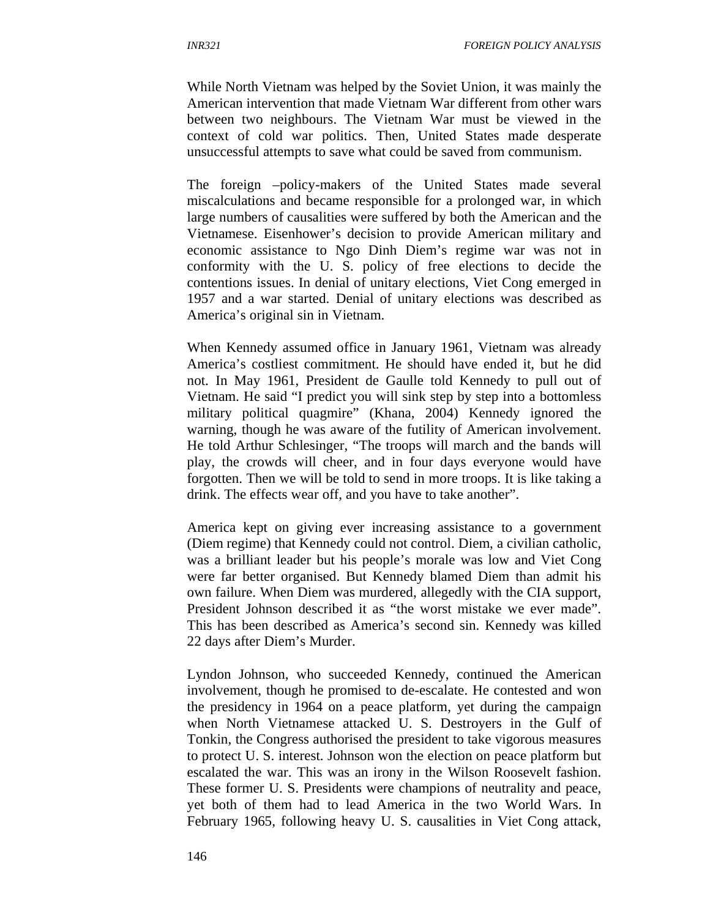While North Vietnam was helped by the Soviet Union, it was mainly the American intervention that made Vietnam War different from other wars between two neighbours. The Vietnam War must be viewed in the context of cold war politics. Then, United States made desperate unsuccessful attempts to save what could be saved from communism.

The foreign –policy-makers of the United States made several miscalculations and became responsible for a prolonged war, in which large numbers of causalities were suffered by both the American and the Vietnamese. Eisenhower's decision to provide American military and economic assistance to Ngo Dinh Diem's regime war was not in conformity with the U. S. policy of free elections to decide the contentions issues. In denial of unitary elections, Viet Cong emerged in 1957 and a war started. Denial of unitary elections was described as America's original sin in Vietnam.

When Kennedy assumed office in January 1961, Vietnam was already America's costliest commitment. He should have ended it, but he did not. In May 1961, President de Gaulle told Kennedy to pull out of Vietnam. He said "I predict you will sink step by step into a bottomless military political quagmire" (Khana, 2004) Kennedy ignored the warning, though he was aware of the futility of American involvement. He told Arthur Schlesinger, "The troops will march and the bands will play, the crowds will cheer, and in four days everyone would have forgotten. Then we will be told to send in more troops. It is like taking a drink. The effects wear off, and you have to take another".

America kept on giving ever increasing assistance to a government (Diem regime) that Kennedy could not control. Diem, a civilian catholic, was a brilliant leader but his people's morale was low and Viet Cong were far better organised. But Kennedy blamed Diem than admit his own failure. When Diem was murdered, allegedly with the CIA support, President Johnson described it as "the worst mistake we ever made". This has been described as America's second sin. Kennedy was killed 22 days after Diem's Murder.

Lyndon Johnson, who succeeded Kennedy, continued the American involvement, though he promised to de-escalate. He contested and won the presidency in 1964 on a peace platform, yet during the campaign when North Vietnamese attacked U. S. Destroyers in the Gulf of Tonkin, the Congress authorised the president to take vigorous measures to protect U. S. interest. Johnson won the election on peace platform but escalated the war. This was an irony in the Wilson Roosevelt fashion. These former U. S. Presidents were champions of neutrality and peace, yet both of them had to lead America in the two World Wars. In February 1965, following heavy U. S. causalities in Viet Cong attack,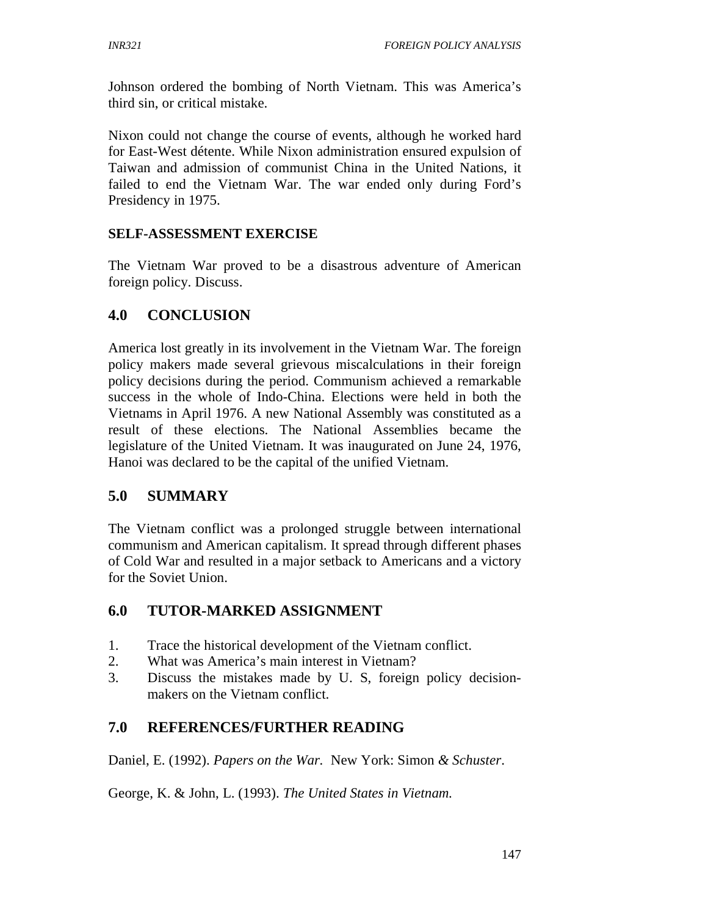Johnson ordered the bombing of North Vietnam. This was America's third sin, or critical mistake.

Nixon could not change the course of events, although he worked hard for East-West détente. While Nixon administration ensured expulsion of Taiwan and admission of communist China in the United Nations, it failed to end the Vietnam War. The war ended only during Ford's Presidency in 1975.

**SELF-ASSESSMENT EXERCISE**

The Vietnam War proved to be a disastrous adventure of American foreign policy. Discuss.

## 4.0 CONCLUSION

America lost greatly in its involvement in the Vietnam War. The foreign policy makers made several grievous miscalculations in their foreign policy decisions during the period. Communism achieved a remarkable success in the whole of Indo-China. Elections were held in both the Vietnams in April 1976. A new National Assembly was constituted as a result of these elections. The National Assemblies became the legislature of the United Vietnam. It was inaugurated on June 24, 1976, Hanoi was declared to be the capital of the unified Vietnam.

## 5.0 SUMMARY

The Vietnam conflict was a prolonged struggle between international communism and American capitalism. It spread through different phases of Cold War and resulted in a major setback to Americans and a victory for the Soviet Union.

## 6.0 TUTOR-MARKED ASSIGNMENT

1. Trace the historical development of the Vietnam conflict.
2. What was America's main interest in Vietnam?
3. Discuss the mistakes made by U. S, foreign policy decision-makers on the Vietnam conflict.

## 7.0 REFERENCES/FURTHER READING

Daniel, E. (1992). *Papers on the War.* New York: Simon *& Schuster*.

George, K. & John, L. (1993). *The United States in Vietnam.*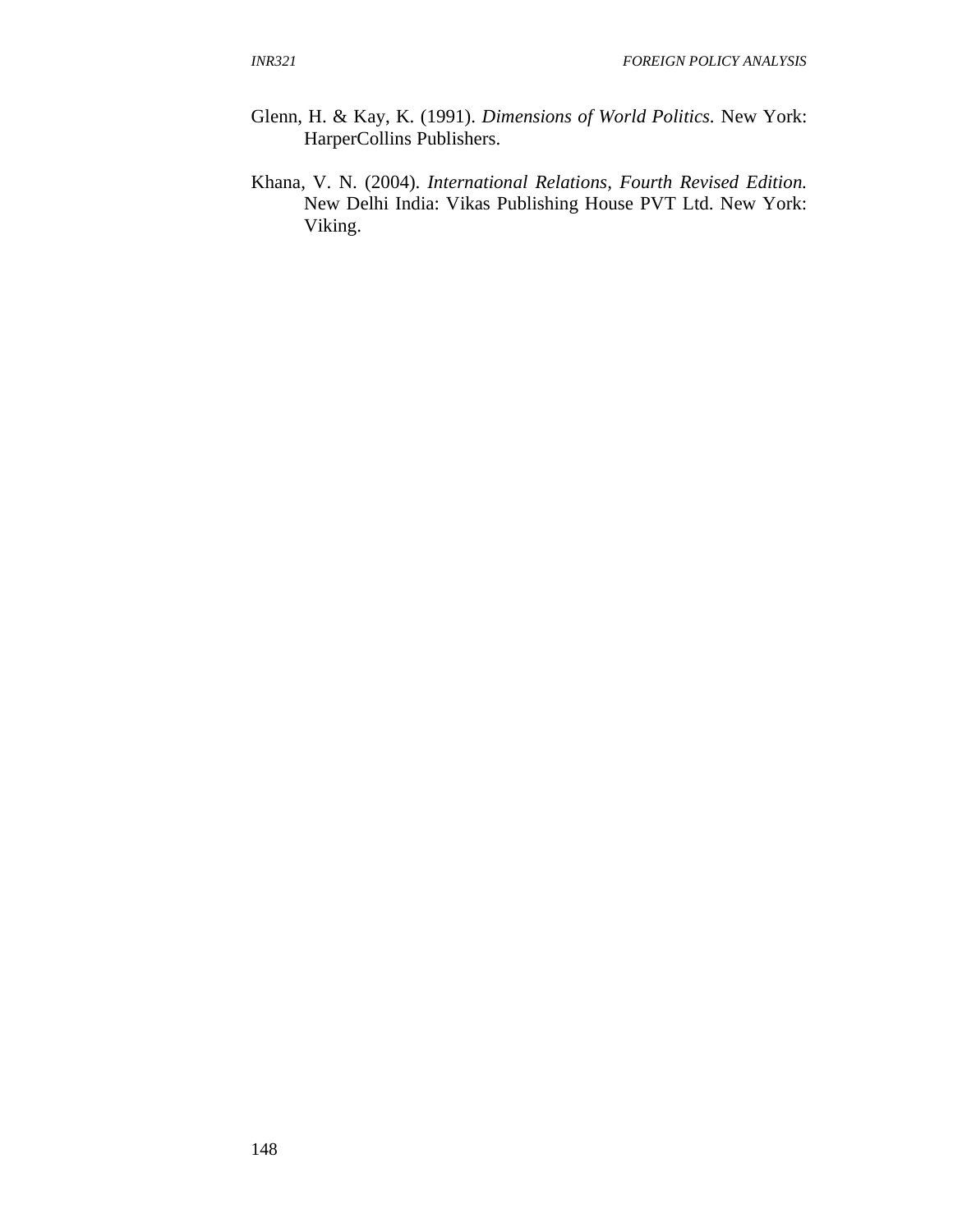Glenn, H. & Kay, K. (1991). *Dimensions of World Politics.* New York: HarperCollins Publishers.

Khana, V. N. (2004). *International Relations, Fourth Revised Edition.* New Delhi India: Vikas Publishing House PVT Ltd. New York: Viking.